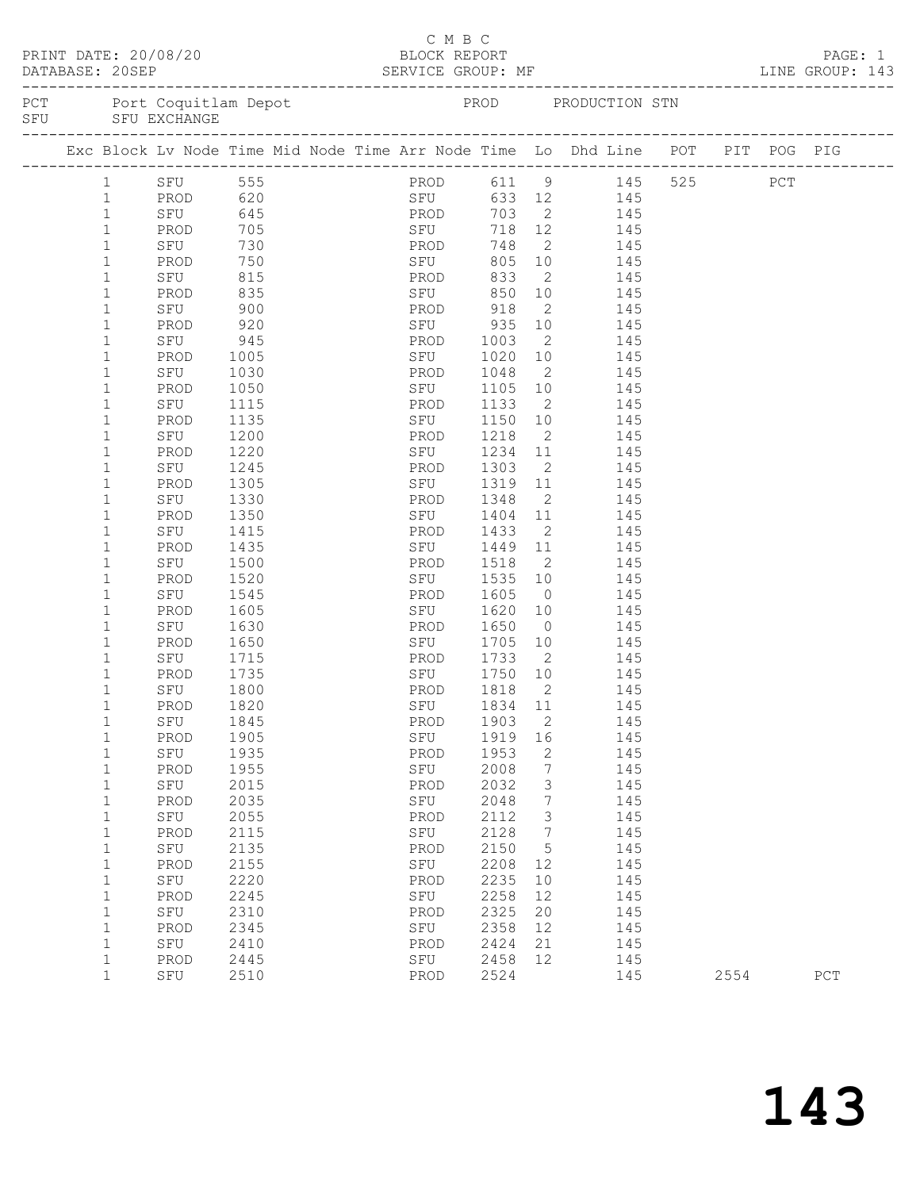C M B C

PRINT DATE: 20/08/20 BLOCK REPORT

DATABASE: 20SEP SERVICE GROUP: MF LINE GROUP: 143

PCT Port Coquitlam Depot PROD PRODUCTION STN
SFU SFU EXCHANGE

| Exc | Block | Lv Node | Time | Mid Node | Time | Arr Node | Time | Lo | Dhd Line | POT | PIT | POG | PIG |
|---|---|---|---|---|---|---|---|---|---|---|---|---|---|
| | 1 | SFU | 555 | | | PROD | 611 | 9 | 145 | 525 | | PCT | |
| | 1 | PROD | 620 | | | SFU | 633 | 12 | 145 | | | | |
| | 1 | SFU | 645 | | | PROD | 703 | 2 | 145 | | | | |
| | 1 | PROD | 705 | | | SFU | 718 | 12 | 145 | | | | |
| | 1 | SFU | 730 | | | PROD | 748 | 2 | 145 | | | | |
| | 1 | PROD | 750 | | | SFU | 805 | 10 | 145 | | | | |
| | 1 | SFU | 815 | | | PROD | 833 | 2 | 145 | | | | |
| | 1 | PROD | 835 | | | SFU | 850 | 10 | 145 | | | | |
| | 1 | SFU | 900 | | | PROD | 918 | 2 | 145 | | | | |
| | 1 | PROD | 920 | | | SFU | 935 | 10 | 145 | | | | |
| | 1 | SFU | 945 | | | PROD | 1003 | 2 | 145 | | | | |
| | 1 | PROD | 1005 | | | SFU | 1020 | 10 | 145 | | | | |
| | 1 | SFU | 1030 | | | PROD | 1048 | 2 | 145 | | | | |
| | 1 | PROD | 1050 | | | SFU | 1105 | 10 | 145 | | | | |
| | 1 | SFU | 1115 | | | PROD | 1133 | 2 | 145 | | | | |
| | 1 | PROD | 1135 | | | SFU | 1150 | 10 | 145 | | | | |
| | 1 | SFU | 1200 | | | PROD | 1218 | 2 | 145 | | | | |
| | 1 | PROD | 1220 | | | SFU | 1234 | 11 | 145 | | | | |
| | 1 | SFU | 1245 | | | PROD | 1303 | 2 | 145 | | | | |
| | 1 | PROD | 1305 | | | SFU | 1319 | 11 | 145 | | | | |
| | 1 | SFU | 1330 | | | PROD | 1348 | 2 | 145 | | | | |
| | 1 | PROD | 1350 | | | SFU | 1404 | 11 | 145 | | | | |
| | 1 | SFU | 1415 | | | PROD | 1433 | 2 | 145 | | | | |
| | 1 | PROD | 1435 | | | SFU | 1449 | 11 | 145 | | | | |
| | 1 | SFU | 1500 | | | PROD | 1518 | 2 | 145 | | | | |
| | 1 | PROD | 1520 | | | SFU | 1535 | 10 | 145 | | | | |
| | 1 | SFU | 1545 | | | PROD | 1605 | 0 | 145 | | | | |
| | 1 | PROD | 1605 | | | SFU | 1620 | 10 | 145 | | | | |
| | 1 | SFU | 1630 | | | PROD | 1650 | 0 | 145 | | | | |
| | 1 | PROD | 1650 | | | SFU | 1705 | 10 | 145 | | | | |
| | 1 | SFU | 1715 | | | PROD | 1733 | 2 | 145 | | | | |
| | 1 | PROD | 1735 | | | SFU | 1750 | 10 | 145 | | | | |
| | 1 | SFU | 1800 | | | PROD | 1818 | 2 | 145 | | | | |
| | 1 | PROD | 1820 | | | SFU | 1834 | 11 | 145 | | | | |
| | 1 | SFU | 1845 | | | PROD | 1903 | 2 | 145 | | | | |
| | 1 | PROD | 1905 | | | SFU | 1919 | 16 | 145 | | | | |
| | 1 | SFU | 1935 | | | PROD | 1953 | 2 | 145 | | | | |
| | 1 | PROD | 1955 | | | SFU | 2008 | 7 | 145 | | | | |
| | 1 | SFU | 2015 | | | PROD | 2032 | 3 | 145 | | | | |
| | 1 | PROD | 2035 | | | SFU | 2048 | 7 | 145 | | | | |
| | 1 | SFU | 2055 | | | PROD | 2112 | 3 | 145 | | | | |
| | 1 | PROD | 2115 | | | SFU | 2128 | 7 | 145 | | | | |
| | 1 | SFU | 2135 | | | PROD | 2150 | 5 | 145 | | | | |
| | 1 | PROD | 2155 | | | SFU | 2208 | 12 | 145 | | | | |
| | 1 | SFU | 2220 | | | PROD | 2235 | 10 | 145 | | | | |
| | 1 | PROD | 2245 | | | SFU | 2258 | 12 | 145 | | | | |
| | 1 | SFU | 2310 | | | PROD | 2325 | 20 | 145 | | | | |
| | 1 | PROD | 2345 | | | SFU | 2358 | 12 | 145 | | | | |
| | 1 | SFU | 2410 | | | PROD | 2424 | 21 | 145 | | | | |
| | 1 | PROD | 2445 | | | SFU | 2458 | 12 | 145 | | | | |
| | 1 | SFU | 2510 | | | PROD | 2524 | | 145 | | 2554 | | PCT |

# 143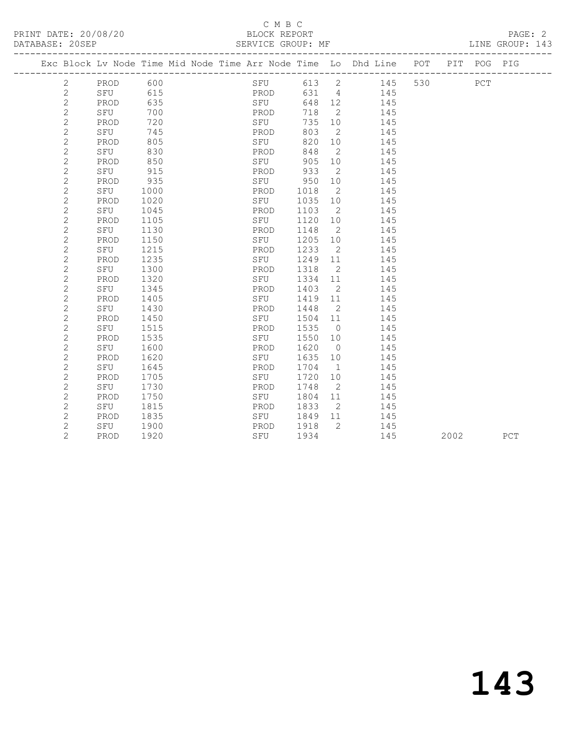C M B C

PRINT DATE: 20/08/20 BLOCK REPORT

DATABASE: 20SEP SERVICE GROUP: MF LINE GROUP: 143

| Exc | Block | Lv | Node | Time | Mid Node | Time | Arr Node | Time | Lo | Dhd Line | POT | PIT | POG | PIG |
|---|---|---|---|---|---|---|---|---|---|---|---|---|---|---|
| | 2 | | PROD | 600 | | | SFU | 613 | 2 | 145 | 530 | | PCT | |
| | 2 | | SFU | 615 | | | PROD | 631 | 4 | 145 | | | | |
| | 2 | | PROD | 635 | | | SFU | 648 | 12 | 145 | | | | |
| | 2 | | SFU | 700 | | | PROD | 718 | 2 | 145 | | | | |
| | 2 | | PROD | 720 | | | SFU | 735 | 10 | 145 | | | | |
| | 2 | | SFU | 745 | | | PROD | 803 | 2 | 145 | | | | |
| | 2 | | PROD | 805 | | | SFU | 820 | 10 | 145 | | | | |
| | 2 | | SFU | 830 | | | PROD | 848 | 2 | 145 | | | | |
| | 2 | | PROD | 850 | | | SFU | 905 | 10 | 145 | | | | |
| | 2 | | SFU | 915 | | | PROD | 933 | 2 | 145 | | | | |
| | 2 | | PROD | 935 | | | SFU | 950 | 10 | 145 | | | | |
| | 2 | | SFU | 1000 | | | PROD | 1018 | 2 | 145 | | | | |
| | 2 | | PROD | 1020 | | | SFU | 1035 | 10 | 145 | | | | |
| | 2 | | SFU | 1045 | | | PROD | 1103 | 2 | 145 | | | | |
| | 2 | | PROD | 1105 | | | SFU | 1120 | 10 | 145 | | | | |
| | 2 | | SFU | 1130 | | | PROD | 1148 | 2 | 145 | | | | |
| | 2 | | PROD | 1150 | | | SFU | 1205 | 10 | 145 | | | | |
| | 2 | | SFU | 1215 | | | PROD | 1233 | 2 | 145 | | | | |
| | 2 | | PROD | 1235 | | | SFU | 1249 | 11 | 145 | | | | |
| | 2 | | SFU | 1300 | | | PROD | 1318 | 2 | 145 | | | | |
| | 2 | | PROD | 1320 | | | SFU | 1334 | 11 | 145 | | | | |
| | 2 | | SFU | 1345 | | | PROD | 1403 | 2 | 145 | | | | |
| | 2 | | PROD | 1405 | | | SFU | 1419 | 11 | 145 | | | | |
| | 2 | | SFU | 1430 | | | PROD | 1448 | 2 | 145 | | | | |
| | 2 | | PROD | 1450 | | | SFU | 1504 | 11 | 145 | | | | |
| | 2 | | SFU | 1515 | | | PROD | 1535 | 0 | 145 | | | | |
| | 2 | | PROD | 1535 | | | SFU | 1550 | 10 | 145 | | | | |
| | 2 | | SFU | 1600 | | | PROD | 1620 | 0 | 145 | | | | |
| | 2 | | PROD | 1620 | | | SFU | 1635 | 10 | 145 | | | | |
| | 2 | | SFU | 1645 | | | PROD | 1704 | 1 | 145 | | | | |
| | 2 | | PROD | 1705 | | | SFU | 1720 | 10 | 145 | | | | |
| | 2 | | SFU | 1730 | | | PROD | 1748 | 2 | 145 | | | | |
| | 2 | | PROD | 1750 | | | SFU | 1804 | 11 | 145 | | | | |
| | 2 | | SFU | 1815 | | | PROD | 1833 | 2 | 145 | | | | |
| | 2 | | PROD | 1835 | | | SFU | 1849 | 11 | 145 | | | | |
| | 2 | | SFU | 1900 | | | PROD | 1918 | 2 | 145 | | | | |
| | 2 | | PROD | 1920 | | | SFU | 1934 | | 145 | | 2002 | | PCT |

# 143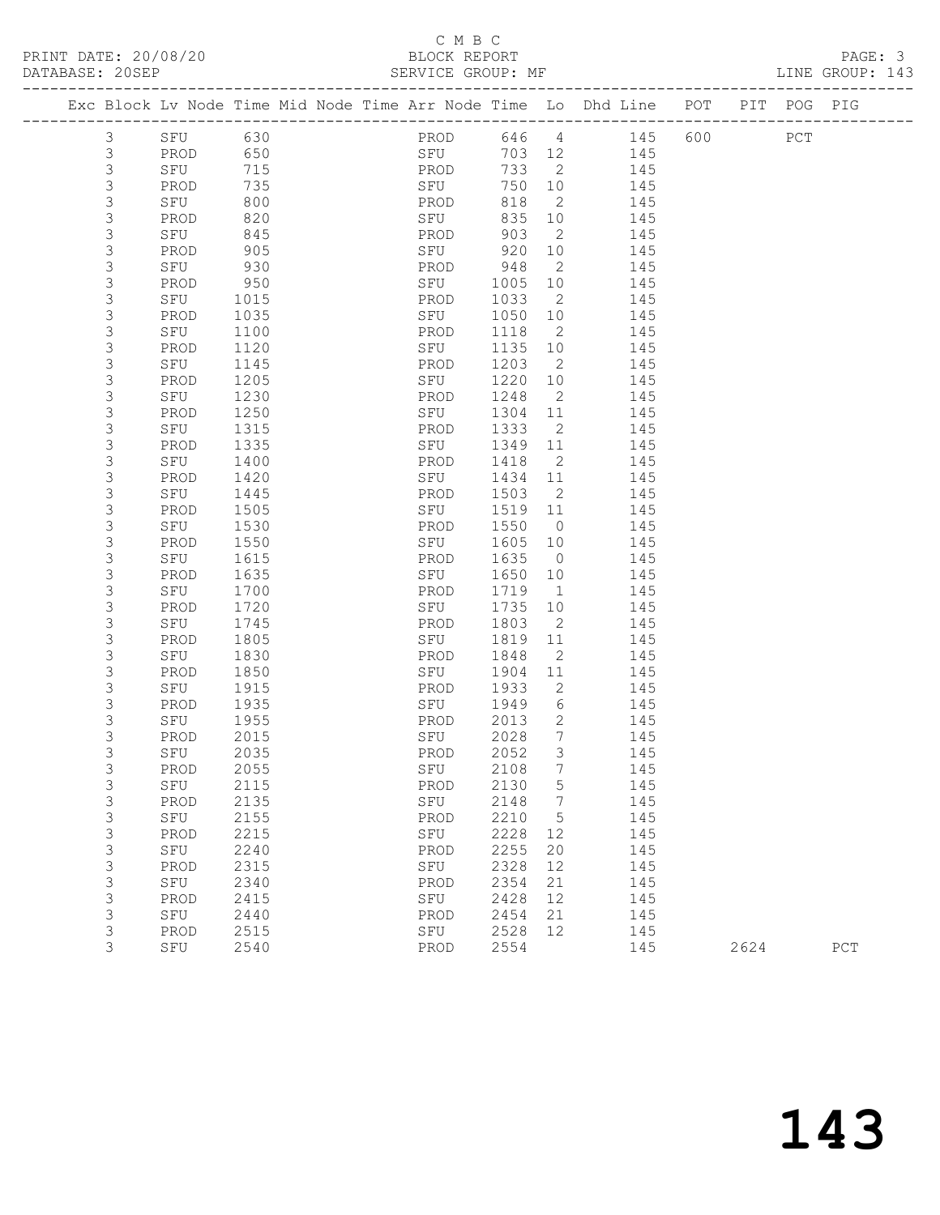C M B C

PRINT DATE: 20/08/20 BLOCK REPORT

DATABASE: 20SEP SERVICE GROUP: MF LINE GROUP: 143

| Exc | Block | Lv | Node | Time | Mid | Node | Time | Arr | Node | Time | Lo | Dhd | Line | POT | PIT | POG | PIG |
|---|---|---|---|---|---|---|---|---|---|---|---|---|---|---|---|---|---|
| | 3 | | SFU | 630 | | | | | PROD | 646 | 4 | | 145 | 600 | | PCT | |
| | 3 | | PROD | 650 | | | | | SFU | 703 | 12 | | 145 | | | | |
| | 3 | | SFU | 715 | | | | | PROD | 733 | 2 | | 145 | | | | |
| | 3 | | PROD | 735 | | | | | SFU | 750 | 10 | | 145 | | | | |
| | 3 | | SFU | 800 | | | | | PROD | 818 | 2 | | 145 | | | | |
| | 3 | | PROD | 820 | | | | | SFU | 835 | 10 | | 145 | | | | |
| | 3 | | SFU | 845 | | | | | PROD | 903 | 2 | | 145 | | | | |
| | 3 | | PROD | 905 | | | | | SFU | 920 | 10 | | 145 | | | | |
| | 3 | | SFU | 930 | | | | | PROD | 948 | 2 | | 145 | | | | |
| | 3 | | PROD | 950 | | | | | SFU | 1005 | 10 | | 145 | | | | |
| | 3 | | SFU | 1015 | | | | | PROD | 1033 | 2 | | 145 | | | | |
| | 3 | | PROD | 1035 | | | | | SFU | 1050 | 10 | | 145 | | | | |
| | 3 | | SFU | 1100 | | | | | PROD | 1118 | 2 | | 145 | | | | |
| | 3 | | PROD | 1120 | | | | | SFU | 1135 | 10 | | 145 | | | | |
| | 3 | | SFU | 1145 | | | | | PROD | 1203 | 2 | | 145 | | | | |
| | 3 | | PROD | 1205 | | | | | SFU | 1220 | 10 | | 145 | | | | |
| | 3 | | SFU | 1230 | | | | | PROD | 1248 | 2 | | 145 | | | | |
| | 3 | | PROD | 1250 | | | | | SFU | 1304 | 11 | | 145 | | | | |
| | 3 | | SFU | 1315 | | | | | PROD | 1333 | 2 | | 145 | | | | |
| | 3 | | PROD | 1335 | | | | | SFU | 1349 | 11 | | 145 | | | | |
| | 3 | | SFU | 1400 | | | | | PROD | 1418 | 2 | | 145 | | | | |
| | 3 | | PROD | 1420 | | | | | SFU | 1434 | 11 | | 145 | | | | |
| | 3 | | SFU | 1445 | | | | | PROD | 1503 | 2 | | 145 | | | | |
| | 3 | | PROD | 1505 | | | | | SFU | 1519 | 11 | | 145 | | | | |
| | 3 | | SFU | 1530 | | | | | PROD | 1550 | 0 | | 145 | | | | |
| | 3 | | PROD | 1550 | | | | | SFU | 1605 | 10 | | 145 | | | | |
| | 3 | | SFU | 1615 | | | | | PROD | 1635 | 0 | | 145 | | | | |
| | 3 | | PROD | 1635 | | | | | SFU | 1650 | 10 | | 145 | | | | |
| | 3 | | SFU | 1700 | | | | | PROD | 1719 | 1 | | 145 | | | | |
| | 3 | | PROD | 1720 | | | | | SFU | 1735 | 10 | | 145 | | | | |
| | 3 | | SFU | 1745 | | | | | PROD | 1803 | 2 | | 145 | | | | |
| | 3 | | PROD | 1805 | | | | | SFU | 1819 | 11 | | 145 | | | | |
| | 3 | | SFU | 1830 | | | | | PROD | 1848 | 2 | | 145 | | | | |
| | 3 | | PROD | 1850 | | | | | SFU | 1904 | 11 | | 145 | | | | |
| | 3 | | SFU | 1915 | | | | | PROD | 1933 | 2 | | 145 | | | | |
| | 3 | | PROD | 1935 | | | | | SFU | 1949 | 6 | | 145 | | | | |
| | 3 | | SFU | 1955 | | | | | PROD | 2013 | 2 | | 145 | | | | |
| | 3 | | PROD | 2015 | | | | | SFU | 2028 | 7 | | 145 | | | | |
| | 3 | | SFU | 2035 | | | | | PROD | 2052 | 3 | | 145 | | | | |
| | 3 | | PROD | 2055 | | | | | SFU | 2108 | 7 | | 145 | | | | |
| | 3 | | SFU | 2115 | | | | | PROD | 2130 | 5 | | 145 | | | | |
| | 3 | | PROD | 2135 | | | | | SFU | 2148 | 7 | | 145 | | | | |
| | 3 | | SFU | 2155 | | | | | PROD | 2210 | 5 | | 145 | | | | |
| | 3 | | PROD | 2215 | | | | | SFU | 2228 | 12 | | 145 | | | | |
| | 3 | | SFU | 2240 | | | | | PROD | 2255 | 20 | | 145 | | | | |
| | 3 | | PROD | 2315 | | | | | SFU | 2328 | 12 | | 145 | | | | |
| | 3 | | SFU | 2340 | | | | | PROD | 2354 | 21 | | 145 | | | | |
| | 3 | | PROD | 2415 | | | | | SFU | 2428 | 12 | | 145 | | | | |
| | 3 | | SFU | 2440 | | | | | PROD | 2454 | 21 | | 145 | | | | |
| | 3 | | PROD | 2515 | | | | | SFU | 2528 | 12 | | 145 | | | | |
| | 3 | | SFU | 2540 | | | | | PROD | 2554 | | | 145 | | 2624 | | PCT |

# 143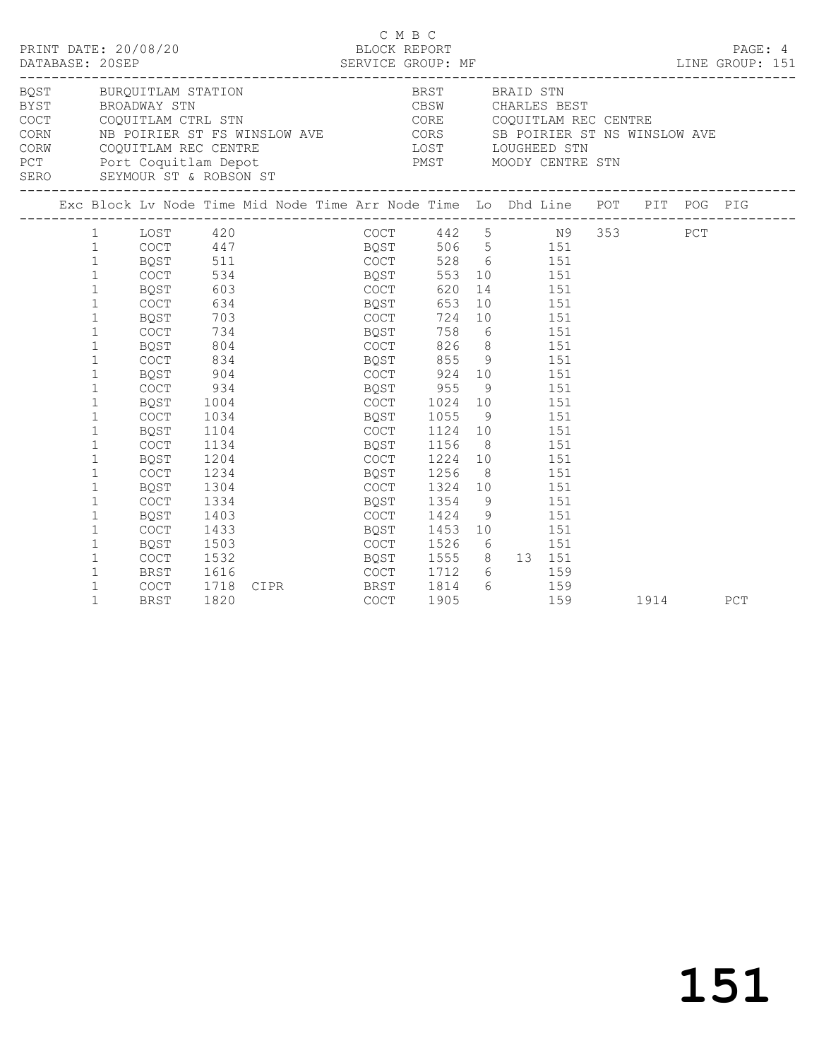C M B C

PRINT DATE: 20/08/20 BLOCK REPORT PAGE: 4
DATABASE: 20SEP SERVICE GROUP: MF LINE GROUP: 151

| Code | Description | Code | Description |
|---|---|---|---|
| BQST | BURQUITLAM STATION | BRST | BRAID STN |
| BYST | BROADWAY STN | CBSW | CHARLES BEST |
| COCT | COQUITLAM CTRL STN | CORE | COQUITLAM REC CENTRE |
| CORN | NB POIRIER ST FS WINSLOW AVE | CORS | SB POIRIER ST NS WINSLOW AVE |
| CORW | COQUITLAM REC CENTRE | LOST | LOUGHEED STN |
| PCT | Port Coquitlam Depot | PMST | MOODY CENTRE STN |
| SERO | SEYMOUR ST & ROBSON ST | | |

| Exc | Block | Lv Node | Time | Mid Node | Time | Arr Node | Time | Lo | Dhd | Line | POT | PIT | POG | PIG |
|---|---|---|---|---|---|---|---|---|---|---|---|---|---|---|
| | 1 | LOST | 420 | | | COCT | 442 | 5 | | N9 | 353 | | PCT | |
| | 1 | COCT | 447 | | | BQST | 506 | 5 | | 151 | | | | |
| | 1 | BQST | 511 | | | COCT | 528 | 6 | | 151 | | | | |
| | 1 | COCT | 534 | | | BQST | 553 | 10 | | 151 | | | | |
| | 1 | BQST | 603 | | | COCT | 620 | 14 | | 151 | | | | |
| | 1 | COCT | 634 | | | BQST | 653 | 10 | | 151 | | | | |
| | 1 | BQST | 703 | | | COCT | 724 | 10 | | 151 | | | | |
| | 1 | COCT | 734 | | | BQST | 758 | 6 | | 151 | | | | |
| | 1 | BQST | 804 | | | COCT | 826 | 8 | | 151 | | | | |
| | 1 | COCT | 834 | | | BQST | 855 | 9 | | 151 | | | | |
| | 1 | BQST | 904 | | | COCT | 924 | 10 | | 151 | | | | |
| | 1 | COCT | 934 | | | BQST | 955 | 9 | | 151 | | | | |
| | 1 | BQST | 1004 | | | COCT | 1024 | 10 | | 151 | | | | |
| | 1 | COCT | 1034 | | | BQST | 1055 | 9 | | 151 | | | | |
| | 1 | BQST | 1104 | | | COCT | 1124 | 10 | | 151 | | | | |
| | 1 | COCT | 1134 | | | BQST | 1156 | 8 | | 151 | | | | |
| | 1 | BQST | 1204 | | | COCT | 1224 | 10 | | 151 | | | | |
| | 1 | COCT | 1234 | | | BQST | 1256 | 8 | | 151 | | | | |
| | 1 | BQST | 1304 | | | COCT | 1324 | 10 | | 151 | | | | |
| | 1 | COCT | 1334 | | | BQST | 1354 | 9 | | 151 | | | | |
| | 1 | BQST | 1403 | | | COCT | 1424 | 9 | | 151 | | | | |
| | 1 | COCT | 1433 | | | BQST | 1453 | 10 | | 151 | | | | |
| | 1 | BQST | 1503 | | | COCT | 1526 | 6 | | 151 | | | | |
| | 1 | COCT | 1532 | | | BQST | 1555 | 8 | 13 | 151 | | | | |
| | 1 | BRST | 1616 | | | COCT | 1712 | 6 | | 159 | | | | |
| | 1 | COCT | 1718 | CIPR | | BRST | 1814 | 6 | | 159 | | | | |
| | 1 | BRST | 1820 | | | COCT | 1905 | | | 159 | | 1914 | | PCT |

151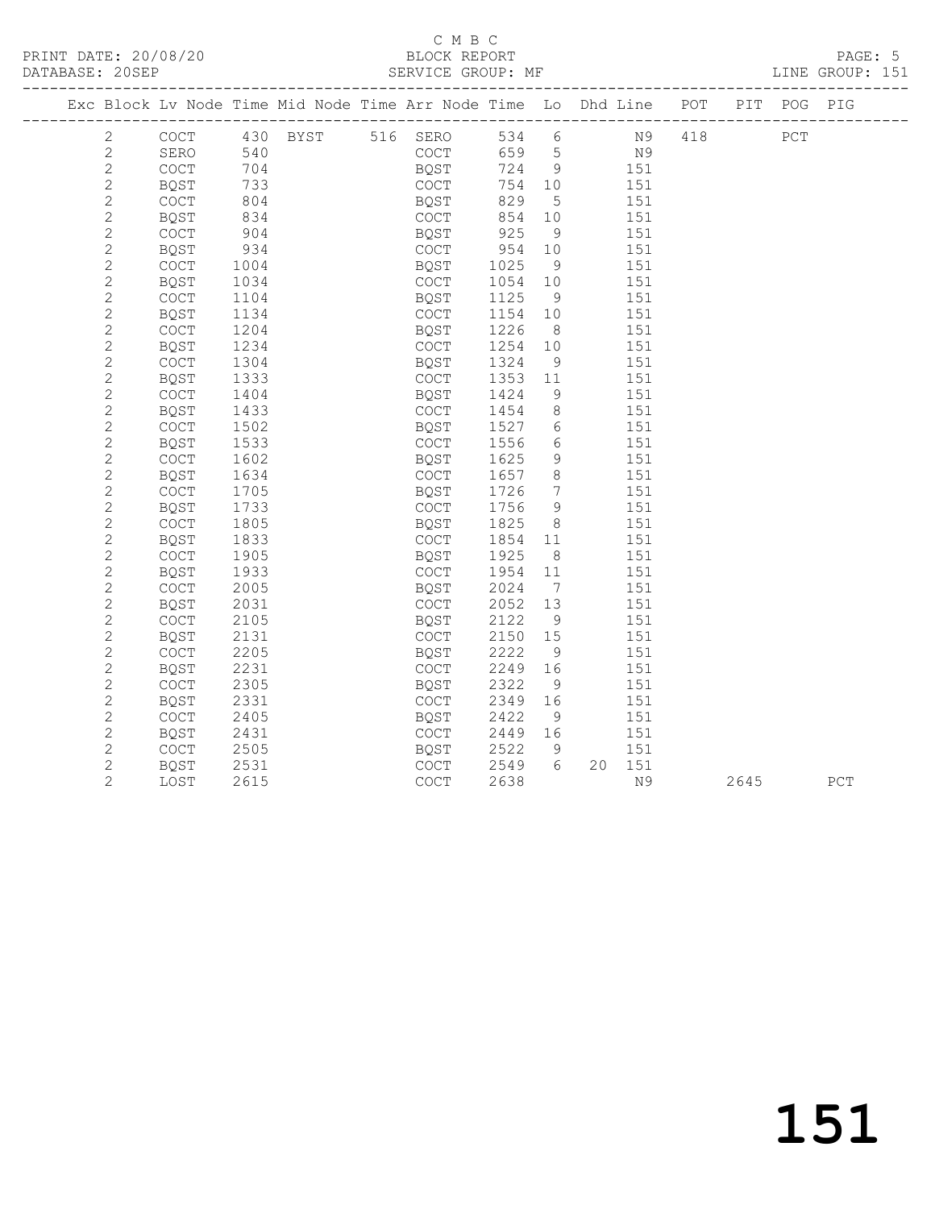C M B C

PRINT DATE: 20/08/20 BLOCK REPORT

DATABASE: 20SEP SERVICE GROUP: MF LINE GROUP: 151

| Exc | Block | Lv | Node | Time | Mid Node | Time | Arr Node | Time | Lo | Dhd | Line | POT | PIT | POG | PIG |
|---|---|---|---|---|---|---|---|---|---|---|---|---|---|---|---|
| | 2 | | COCT | 430 | BYST | 516 | SERO | 534 | 6 | | N9 | 418 | | PCT | |
| | 2 | | SERO | 540 | | | COCT | 659 | 5 | | N9 | | | | |
| | 2 | | COCT | 704 | | | BQST | 724 | 9 | | 151 | | | | |
| | 2 | | BQST | 733 | | | COCT | 754 | 10 | | 151 | | | | |
| | 2 | | COCT | 804 | | | BQST | 829 | 5 | | 151 | | | | |
| | 2 | | BQST | 834 | | | COCT | 854 | 10 | | 151 | | | | |
| | 2 | | COCT | 904 | | | BQST | 925 | 9 | | 151 | | | | |
| | 2 | | BQST | 934 | | | COCT | 954 | 10 | | 151 | | | | |
| | 2 | | COCT | 1004 | | | BQST | 1025 | 9 | | 151 | | | | |
| | 2 | | BQST | 1034 | | | COCT | 1054 | 10 | | 151 | | | | |
| | 2 | | COCT | 1104 | | | BQST | 1125 | 9 | | 151 | | | | |
| | 2 | | BQST | 1134 | | | COCT | 1154 | 10 | | 151 | | | | |
| | 2 | | COCT | 1204 | | | BQST | 1226 | 8 | | 151 | | | | |
| | 2 | | BQST | 1234 | | | COCT | 1254 | 10 | | 151 | | | | |
| | 2 | | COCT | 1304 | | | BQST | 1324 | 9 | | 151 | | | | |
| | 2 | | BQST | 1333 | | | COCT | 1353 | 11 | | 151 | | | | |
| | 2 | | COCT | 1404 | | | BQST | 1424 | 9 | | 151 | | | | |
| | 2 | | BQST | 1433 | | | COCT | 1454 | 8 | | 151 | | | | |
| | 2 | | COCT | 1502 | | | BQST | 1527 | 6 | | 151 | | | | |
| | 2 | | BQST | 1533 | | | COCT | 1556 | 6 | | 151 | | | | |
| | 2 | | COCT | 1602 | | | BQST | 1625 | 9 | | 151 | | | | |
| | 2 | | BQST | 1634 | | | COCT | 1657 | 8 | | 151 | | | | |
| | 2 | | COCT | 1705 | | | BQST | 1726 | 7 | | 151 | | | | |
| | 2 | | BQST | 1733 | | | COCT | 1756 | 9 | | 151 | | | | |
| | 2 | | COCT | 1805 | | | BQST | 1825 | 8 | | 151 | | | | |
| | 2 | | BQST | 1833 | | | COCT | 1854 | 11 | | 151 | | | | |
| | 2 | | COCT | 1905 | | | BQST | 1925 | 8 | | 151 | | | | |
| | 2 | | BQST | 1933 | | | COCT | 1954 | 11 | | 151 | | | | |
| | 2 | | COCT | 2005 | | | BQST | 2024 | 7 | | 151 | | | | |
| | 2 | | BQST | 2031 | | | COCT | 2052 | 13 | | 151 | | | | |
| | 2 | | COCT | 2105 | | | BQST | 2122 | 9 | | 151 | | | | |
| | 2 | | BQST | 2131 | | | COCT | 2150 | 15 | | 151 | | | | |
| | 2 | | COCT | 2205 | | | BQST | 2222 | 9 | | 151 | | | | |
| | 2 | | BQST | 2231 | | | COCT | 2249 | 16 | | 151 | | | | |
| | 2 | | COCT | 2305 | | | BQST | 2322 | 9 | | 151 | | | | |
| | 2 | | BQST | 2331 | | | COCT | 2349 | 16 | | 151 | | | | |
| | 2 | | COCT | 2405 | | | BQST | 2422 | 9 | | 151 | | | | |
| | 2 | | BQST | 2431 | | | COCT | 2449 | 16 | | 151 | | | | |
| | 2 | | COCT | 2505 | | | BQST | 2522 | 9 | | 151 | | | | |
| | 2 | | BQST | 2531 | | | COCT | 2549 | 6 | 20 | 151 | | | | |
| | 2 | | LOST | 2615 | | | COCT | 2638 | | | N9 | | 2645 | | PCT |

151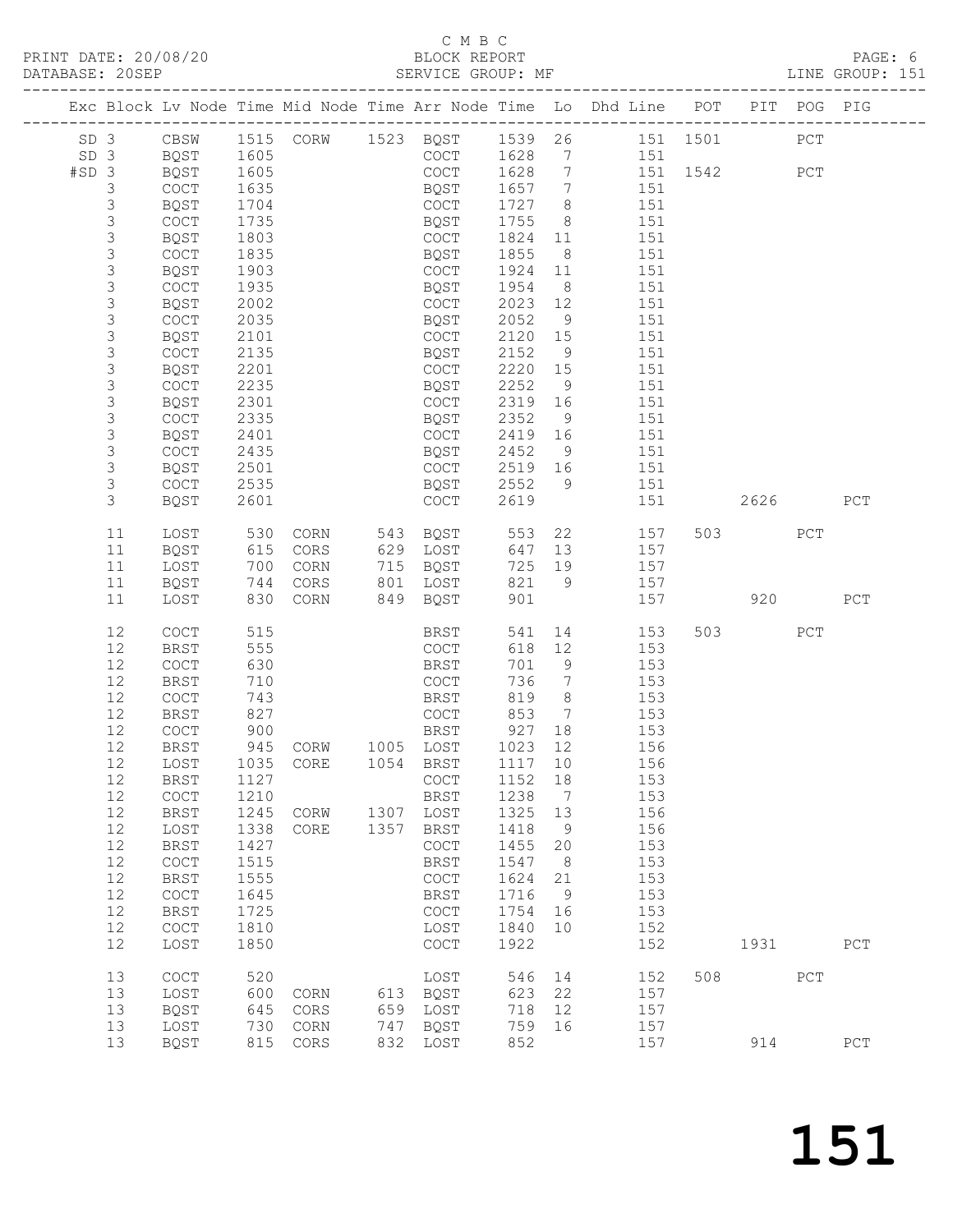C M B C
BLOCK REPORT
SERVICE GROUP: MF

PRINT DATE: 20/08/20
DATABASE: 20SEP
LINE GROUP: 151

| Exc | Block | Lv | Node | Time | Mid Node | Time | Arr Node | Time | Lo | Dhd Line | POT | PIT | POG | PIG |
|---|---|---|---|---|---|---|---|---|---|---|---|---|---|---|
| SD | 3 | | CBSW | 1515 | CORW | 1523 | BQST | 1539 | 26 | 151 | 1501 | | PCT | |
| SD | 3 | | BQST | 1605 | | | COCT | 1628 | 7 | 151 | | | | |
| #SD | 3 | | BQST | 1605 | | | COCT | 1628 | 7 | 151 | 1542 | | PCT | |
| | 3 | | COCT | 1635 | | | BQST | 1657 | 7 | 151 | | | | |
| | 3 | | BQST | 1704 | | | COCT | 1727 | 8 | 151 | | | | |
| | 3 | | COCT | 1735 | | | BQST | 1755 | 8 | 151 | | | | |
| | 3 | | BQST | 1803 | | | COCT | 1824 | 11 | 151 | | | | |
| | 3 | | COCT | 1835 | | | BQST | 1855 | 8 | 151 | | | | |
| | 3 | | BQST | 1903 | | | COCT | 1924 | 11 | 151 | | | | |
| | 3 | | COCT | 1935 | | | BQST | 1954 | 8 | 151 | | | | |
| | 3 | | BQST | 2002 | | | COCT | 2023 | 12 | 151 | | | | |
| | 3 | | COCT | 2035 | | | BQST | 2052 | 9 | 151 | | | | |
| | 3 | | BQST | 2101 | | | COCT | 2120 | 15 | 151 | | | | |
| | 3 | | COCT | 2135 | | | BQST | 2152 | 9 | 151 | | | | |
| | 3 | | BQST | 2201 | | | COCT | 2220 | 15 | 151 | | | | |
| | 3 | | COCT | 2235 | | | BQST | 2252 | 9 | 151 | | | | |
| | 3 | | BQST | 2301 | | | COCT | 2319 | 16 | 151 | | | | |
| | 3 | | COCT | 2335 | | | BQST | 2352 | 9 | 151 | | | | |
| | 3 | | BQST | 2401 | | | COCT | 2419 | 16 | 151 | | | | |
| | 3 | | COCT | 2435 | | | BQST | 2452 | 9 | 151 | | | | |
| | 3 | | BQST | 2501 | | | COCT | 2519 | 16 | 151 | | | | |
| | 3 | | COCT | 2535 | | | BQST | 2552 | 9 | 151 | | | | |
| | 3 | | BQST | 2601 | | | COCT | 2619 | | 151 | | 2626 | | PCT |
| | 11 | | LOST | 530 | CORN | 543 | BQST | 553 | 22 | 157 | 503 | | PCT | |
| | 11 | | BQST | 615 | CORS | 629 | LOST | 647 | 13 | 157 | | | | |
| | 11 | | LOST | 700 | CORN | 715 | BQST | 725 | 19 | 157 | | | | |
| | 11 | | BQST | 744 | CORS | 801 | LOST | 821 | 9 | 157 | | | | |
| | 11 | | LOST | 830 | CORN | 849 | BQST | 901 | | 157 | | 920 | | PCT |
| | 12 | | COCT | 515 | | | BRST | 541 | 14 | 153 | 503 | | PCT | |
| | 12 | | BRST | 555 | | | COCT | 618 | 12 | 153 | | | | |
| | 12 | | COCT | 630 | | | BRST | 701 | 9 | 153 | | | | |
| | 12 | | BRST | 710 | | | COCT | 736 | 7 | 153 | | | | |
| | 12 | | COCT | 743 | | | BRST | 819 | 8 | 153 | | | | |
| | 12 | | BRST | 827 | | | COCT | 853 | 7 | 153 | | | | |
| | 12 | | COCT | 900 | | | BRST | 927 | 18 | 153 | | | | |
| | 12 | | BRST | 945 | CORW | 1005 | LOST | 1023 | 12 | 156 | | | | |
| | 12 | | LOST | 1035 | CORE | 1054 | BRST | 1117 | 10 | 156 | | | | |
| | 12 | | BRST | 1127 | | | COCT | 1152 | 18 | 153 | | | | |
| | 12 | | COCT | 1210 | | | BRST | 1238 | 7 | 153 | | | | |
| | 12 | | BRST | 1245 | CORW | 1307 | LOST | 1325 | 13 | 156 | | | | |
| | 12 | | LOST | 1338 | CORE | 1357 | BRST | 1418 | 9 | 156 | | | | |
| | 12 | | BRST | 1427 | | | COCT | 1455 | 20 | 153 | | | | |
| | 12 | | COCT | 1515 | | | BRST | 1547 | 8 | 153 | | | | |
| | 12 | | BRST | 1555 | | | COCT | 1624 | 21 | 153 | | | | |
| | 12 | | COCT | 1645 | | | BRST | 1716 | 9 | 153 | | | | |
| | 12 | | BRST | 1725 | | | COCT | 1754 | 16 | 153 | | | | |
| | 12 | | COCT | 1810 | | | LOST | 1840 | 10 | 152 | | | | |
| | 12 | | LOST | 1850 | | | COCT | 1922 | | 152 | | 1931 | | PCT |
| | 13 | | COCT | 520 | | | LOST | 546 | 14 | 152 | 508 | | PCT | |
| | 13 | | LOST | 600 | CORN | 613 | BQST | 623 | 22 | 157 | | | | |
| | 13 | | BQST | 645 | CORS | 659 | LOST | 718 | 12 | 157 | | | | |
| | 13 | | LOST | 730 | CORN | 747 | BQST | 759 | 16 | 157 | | | | |
| | 13 | | BQST | 815 | CORS | 832 | LOST | 852 | | 157 | | 914 | | PCT |

# 151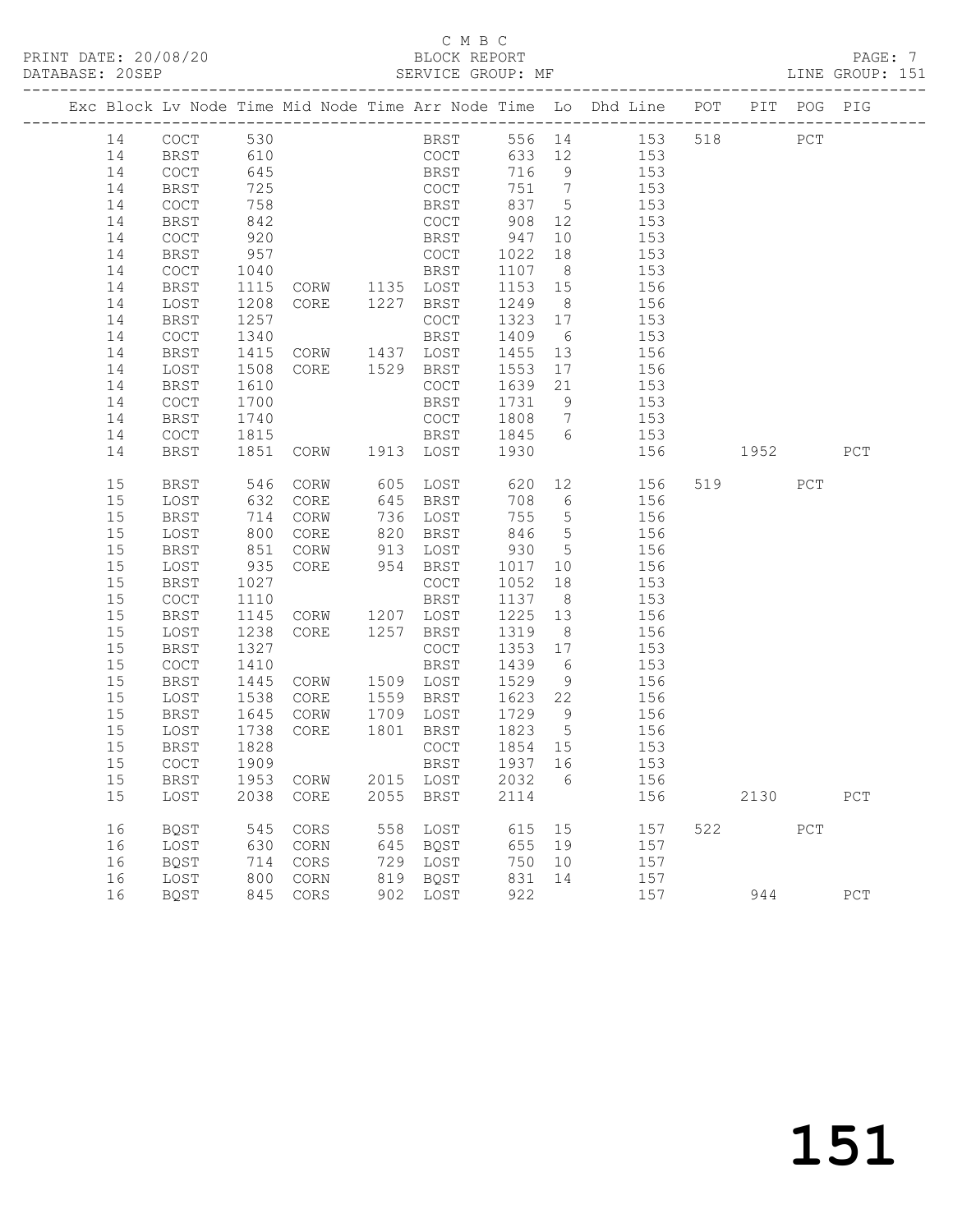C M B C
BLOCK REPORT
SERVICE GROUP: MF

PRINT DATE: 20/08/20
DATABASE: 20SEP
LINE GROUP: 151

| Exc | Block | Lv Node | Time | Mid Node | Time | Arr Node | Time | Lo | Dhd Line | POT | PIT | POG | PIG |
|---|---|---|---|---|---|---|---|---|---|---|---|---|---|
| | 14 | COCT | 530 | | | BRST | 556 | 14 | 153 | 518 | | PCT | |
| | 14 | BRST | 610 | | | COCT | 633 | 12 | 153 | | | | |
| | 14 | COCT | 645 | | | BRST | 716 | 9 | 153 | | | | |
| | 14 | BRST | 725 | | | COCT | 751 | 7 | 153 | | | | |
| | 14 | COCT | 758 | | | BRST | 837 | 5 | 153 | | | | |
| | 14 | BRST | 842 | | | COCT | 908 | 12 | 153 | | | | |
| | 14 | COCT | 920 | | | BRST | 947 | 10 | 153 | | | | |
| | 14 | BRST | 957 | | | COCT | 1022 | 18 | 153 | | | | |
| | 14 | COCT | 1040 | | | BRST | 1107 | 8 | 153 | | | | |
| | 14 | BRST | 1115 | CORW | 1135 | LOST | 1153 | 15 | 156 | | | | |
| | 14 | LOST | 1208 | CORE | 1227 | BRST | 1249 | 8 | 156 | | | | |
| | 14 | BRST | 1257 | | | COCT | 1323 | 17 | 153 | | | | |
| | 14 | COCT | 1340 | | | BRST | 1409 | 6 | 153 | | | | |
| | 14 | BRST | 1415 | CORW | 1437 | LOST | 1455 | 13 | 156 | | | | |
| | 14 | LOST | 1508 | CORE | 1529 | BRST | 1553 | 17 | 156 | | | | |
| | 14 | BRST | 1610 | | | COCT | 1639 | 21 | 153 | | | | |
| | 14 | COCT | 1700 | | | BRST | 1731 | 9 | 153 | | | | |
| | 14 | BRST | 1740 | | | COCT | 1808 | 7 | 153 | | | | |
| | 14 | COCT | 1815 | | | BRST | 1845 | 6 | 153 | | | | |
| | 14 | BRST | 1851 | CORW | 1913 | LOST | 1930 | | 156 | | 1952 | | PCT |
| | 15 | BRST | 546 | CORW | 605 | LOST | 620 | 12 | 156 | 519 | | PCT | |
| | 15 | LOST | 632 | CORE | 645 | BRST | 708 | 6 | 156 | | | | |
| | 15 | BRST | 714 | CORW | 736 | LOST | 755 | 5 | 156 | | | | |
| | 15 | LOST | 800 | CORE | 820 | BRST | 846 | 5 | 156 | | | | |
| | 15 | BRST | 851 | CORW | 913 | LOST | 930 | 5 | 156 | | | | |
| | 15 | LOST | 935 | CORE | 954 | BRST | 1017 | 10 | 156 | | | | |
| | 15 | BRST | 1027 | | | COCT | 1052 | 18 | 153 | | | | |
| | 15 | COCT | 1110 | | | BRST | 1137 | 8 | 153 | | | | |
| | 15 | BRST | 1145 | CORW | 1207 | LOST | 1225 | 13 | 156 | | | | |
| | 15 | LOST | 1238 | CORE | 1257 | BRST | 1319 | 8 | 156 | | | | |
| | 15 | BRST | 1327 | | | COCT | 1353 | 17 | 153 | | | | |
| | 15 | COCT | 1410 | | | BRST | 1439 | 6 | 153 | | | | |
| | 15 | BRST | 1445 | CORW | 1509 | LOST | 1529 | 9 | 156 | | | | |
| | 15 | LOST | 1538 | CORE | 1559 | BRST | 1623 | 22 | 156 | | | | |
| | 15 | BRST | 1645 | CORW | 1709 | LOST | 1729 | 9 | 156 | | | | |
| | 15 | LOST | 1738 | CORE | 1801 | BRST | 1823 | 5 | 156 | | | | |
| | 15 | BRST | 1828 | | | COCT | 1854 | 15 | 153 | | | | |
| | 15 | COCT | 1909 | | | BRST | 1937 | 16 | 153 | | | | |
| | 15 | BRST | 1953 | CORW | 2015 | LOST | 2032 | 6 | 156 | | | | |
| | 15 | LOST | 2038 | CORE | 2055 | BRST | 2114 | | 156 | | 2130 | | PCT |
| | 16 | BQST | 545 | CORS | 558 | LOST | 615 | 15 | 157 | 522 | | PCT | |
| | 16 | LOST | 630 | CORN | 645 | BQST | 655 | 19 | 157 | | | | |
| | 16 | BQST | 714 | CORS | 729 | LOST | 750 | 10 | 157 | | | | |
| | 16 | LOST | 800 | CORN | 819 | BQST | 831 | 14 | 157 | | | | |
| | 16 | BQST | 845 | CORS | 902 | LOST | 922 | | 157 | | 944 | | PCT |

151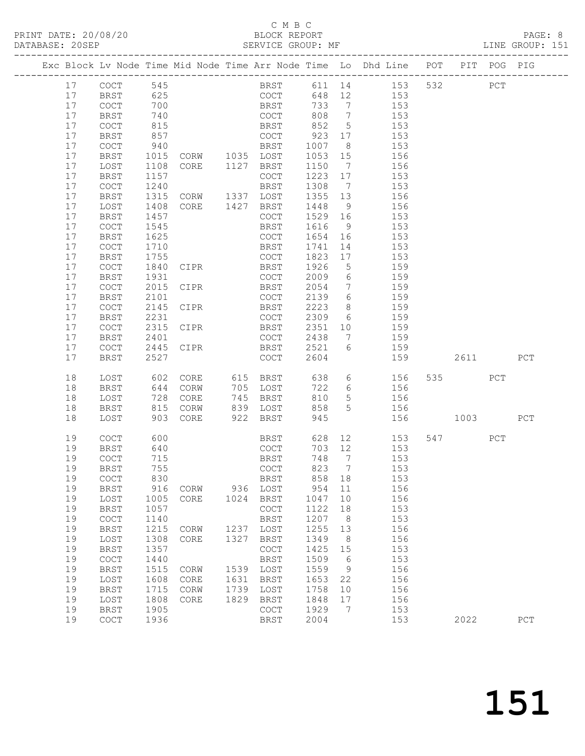C M B C

PRINT DATE: 20/08/20 BLOCK REPORT PAGE: 8
DATABASE: 20SEP SERVICE GROUP: MF LINE GROUP: 151

| Exc | Block | Lv | Node | Time | Mid Node | Time | Arr Node | Time | Lo | Dhd Line | POT | PIT | POG | PIG |
|---|---|---|---|---|---|---|---|---|---|---|---|---|---|---|
| | 17 | | COCT | 545 | | | BRST | 611 | 14 | 153 | 532 | | PCT | |
| | 17 | | BRST | 625 | | | COCT | 648 | 12 | 153 | | | | |
| | 17 | | COCT | 700 | | | BRST | 733 | 7 | 153 | | | | |
| | 17 | | BRST | 740 | | | COCT | 808 | 7 | 153 | | | | |
| | 17 | | COCT | 815 | | | BRST | 852 | 5 | 153 | | | | |
| | 17 | | BRST | 857 | | | COCT | 923 | 17 | 153 | | | | |
| | 17 | | COCT | 940 | | | BRST | 1007 | 8 | 153 | | | | |
| | 17 | | BRST | 1015 | CORW | 1035 | LOST | 1053 | 15 | 156 | | | | |
| | 17 | | LOST | 1108 | CORE | 1127 | BRST | 1150 | 7 | 156 | | | | |
| | 17 | | BRST | 1157 | | | COCT | 1223 | 17 | 153 | | | | |
| | 17 | | COCT | 1240 | | | BRST | 1308 | 7 | 153 | | | | |
| | 17 | | BRST | 1315 | CORW | 1337 | LOST | 1355 | 13 | 156 | | | | |
| | 17 | | LOST | 1408 | CORE | 1427 | BRST | 1448 | 9 | 156 | | | | |
| | 17 | | BRST | 1457 | | | COCT | 1529 | 16 | 153 | | | | |
| | 17 | | COCT | 1545 | | | BRST | 1616 | 9 | 153 | | | | |
| | 17 | | BRST | 1625 | | | COCT | 1654 | 16 | 153 | | | | |
| | 17 | | COCT | 1710 | | | BRST | 1741 | 14 | 153 | | | | |
| | 17 | | BRST | 1755 | | | COCT | 1823 | 17 | 153 | | | | |
| | 17 | | COCT | 1840 | CIPR | | BRST | 1926 | 5 | 159 | | | | |
| | 17 | | BRST | 1931 | | | COCT | 2009 | 6 | 159 | | | | |
| | 17 | | COCT | 2015 | CIPR | | BRST | 2054 | 7 | 159 | | | | |
| | 17 | | BRST | 2101 | | | COCT | 2139 | 6 | 159 | | | | |
| | 17 | | COCT | 2145 | CIPR | | BRST | 2223 | 8 | 159 | | | | |
| | 17 | | BRST | 2231 | | | COCT | 2309 | 6 | 159 | | | | |
| | 17 | | COCT | 2315 | CIPR | | BRST | 2351 | 10 | 159 | | | | |
| | 17 | | BRST | 2401 | | | COCT | 2438 | 7 | 159 | | | | |
| | 17 | | COCT | 2445 | CIPR | | BRST | 2521 | 6 | 159 | | | | |
| | 17 | | BRST | 2527 | | | COCT | 2604 | | 159 | | 2611 | | PCT |
| | 18 | | LOST | 602 | CORE | 615 | BRST | 638 | 6 | 156 | 535 | | PCT | |
| | 18 | | BRST | 644 | CORW | 705 | LOST | 722 | 6 | 156 | | | | |
| | 18 | | LOST | 728 | CORE | 745 | BRST | 810 | 5 | 156 | | | | |
| | 18 | | BRST | 815 | CORW | 839 | LOST | 858 | 5 | 156 | | | | |
| | 18 | | LOST | 903 | CORE | 922 | BRST | 945 | | 156 | | 1003 | | PCT |
| | 19 | | COCT | 600 | | | BRST | 628 | 12 | 153 | 547 | | PCT | |
| | 19 | | BRST | 640 | | | COCT | 703 | 12 | 153 | | | | |
| | 19 | | COCT | 715 | | | BRST | 748 | 7 | 153 | | | | |
| | 19 | | BRST | 755 | | | COCT | 823 | 7 | 153 | | | | |
| | 19 | | COCT | 830 | | | BRST | 858 | 18 | 153 | | | | |
| | 19 | | BRST | 916 | CORW | 936 | LOST | 954 | 11 | 156 | | | | |
| | 19 | | LOST | 1005 | CORE | 1024 | BRST | 1047 | 10 | 156 | | | | |
| | 19 | | BRST | 1057 | | | COCT | 1122 | 18 | 153 | | | | |
| | 19 | | COCT | 1140 | | | BRST | 1207 | 8 | 153 | | | | |
| | 19 | | BRST | 1215 | CORW | 1237 | LOST | 1255 | 13 | 156 | | | | |
| | 19 | | LOST | 1308 | CORE | 1327 | BRST | 1349 | 8 | 156 | | | | |
| | 19 | | BRST | 1357 | | | COCT | 1425 | 15 | 153 | | | | |
| | 19 | | COCT | 1440 | | | BRST | 1509 | 6 | 153 | | | | |
| | 19 | | BRST | 1515 | CORW | 1539 | LOST | 1559 | 9 | 156 | | | | |
| | 19 | | LOST | 1608 | CORE | 1631 | BRST | 1653 | 22 | 156 | | | | |
| | 19 | | BRST | 1715 | CORW | 1739 | LOST | 1758 | 10 | 156 | | | | |
| | 19 | | LOST | 1808 | CORE | 1829 | BRST | 1848 | 17 | 156 | | | | |
| | 19 | | BRST | 1905 | | | COCT | 1929 | 7 | 153 | | | | |
| | 19 | | COCT | 1936 | | | BRST | 2004 | | 153 | | 2022 | | PCT |

151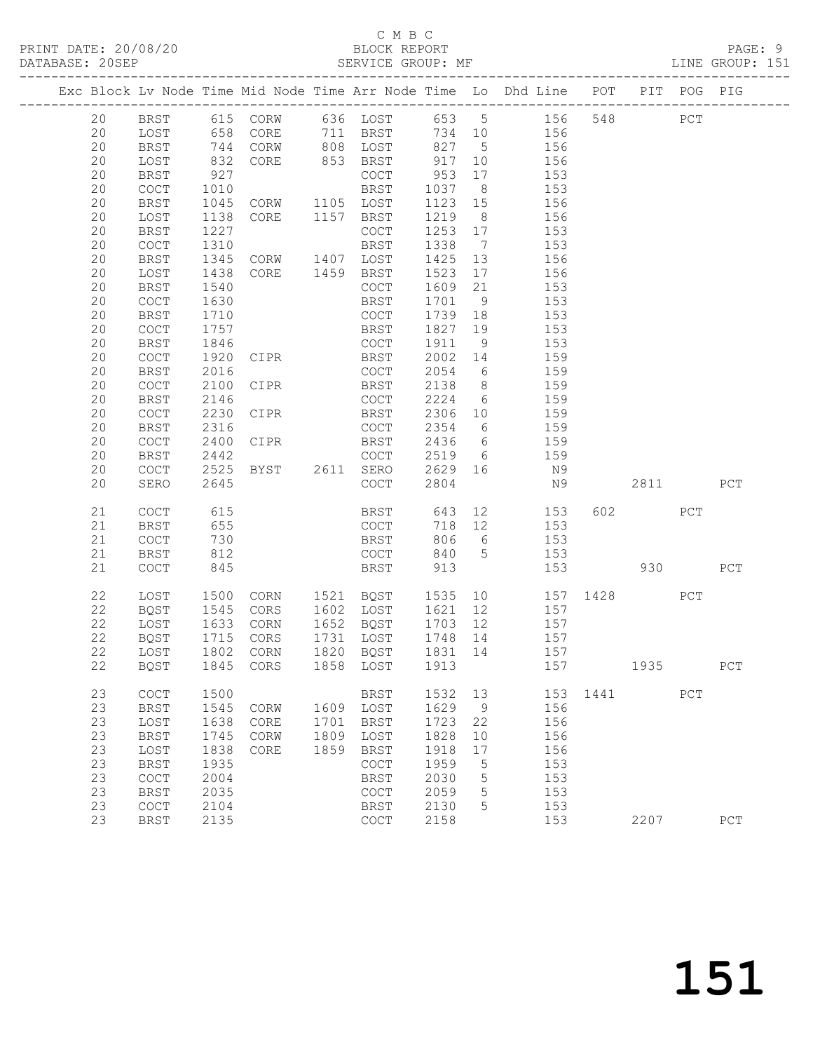C M B C

PRINT DATE: 20/08/20 BLOCK REPORT
DATABASE: 20SEP SERVICE GROUP: MF LINE GROUP: 151

| Exc | Block | Lv | Node | Time | Mid Node | Time | Arr Node | Time | Lo | Dhd Line | POT | PIT | POG | PIG |
|---|---|---|---|---|---|---|---|---|---|---|---|---|---|---|
| | 20 | | BRST | 615 | CORW | 636 | LOST | 653 | 5 | 156 | 548 | | PCT | |
| | 20 | | LOST | 658 | CORE | 711 | BRST | 734 | 10 | 156 | | | | |
| | 20 | | BRST | 744 | CORW | 808 | LOST | 827 | 5 | 156 | | | | |
| | 20 | | LOST | 832 | CORE | 853 | BRST | 917 | 10 | 156 | | | | |
| | 20 | | BRST | 927 | | | COCT | 953 | 17 | 153 | | | | |
| | 20 | | COCT | 1010 | | | BRST | 1037 | 8 | 153 | | | | |
| | 20 | | BRST | 1045 | CORW | 1105 | LOST | 1123 | 15 | 156 | | | | |
| | 20 | | LOST | 1138 | CORE | 1157 | BRST | 1219 | 8 | 156 | | | | |
| | 20 | | BRST | 1227 | | | COCT | 1253 | 17 | 153 | | | | |
| | 20 | | COCT | 1310 | | | BRST | 1338 | 7 | 153 | | | | |
| | 20 | | BRST | 1345 | CORW | 1407 | LOST | 1425 | 13 | 156 | | | | |
| | 20 | | LOST | 1438 | CORE | 1459 | BRST | 1523 | 17 | 156 | | | | |
| | 20 | | BRST | 1540 | | | COCT | 1609 | 21 | 153 | | | | |
| | 20 | | COCT | 1630 | | | BRST | 1701 | 9 | 153 | | | | |
| | 20 | | BRST | 1710 | | | COCT | 1739 | 18 | 153 | | | | |
| | 20 | | COCT | 1757 | | | BRST | 1827 | 19 | 153 | | | | |
| | 20 | | BRST | 1846 | | | COCT | 1911 | 9 | 153 | | | | |
| | 20 | | COCT | 1920 | CIPR | | BRST | 2002 | 14 | 159 | | | | |
| | 20 | | BRST | 2016 | | | COCT | 2054 | 6 | 159 | | | | |
| | 20 | | COCT | 2100 | CIPR | | BRST | 2138 | 8 | 159 | | | | |
| | 20 | | BRST | 2146 | | | COCT | 2224 | 6 | 159 | | | | |
| | 20 | | COCT | 2230 | CIPR | | BRST | 2306 | 10 | 159 | | | | |
| | 20 | | BRST | 2316 | | | COCT | 2354 | 6 | 159 | | | | |
| | 20 | | COCT | 2400 | CIPR | | BRST | 2436 | 6 | 159 | | | | |
| | 20 | | BRST | 2442 | | | COCT | 2519 | 6 | 159 | | | | |
| | 20 | | COCT | 2525 | BYST | 2611 | SERO | 2629 | 16 | N9 | | | | |
| | 20 | | SERO | 2645 | | | COCT | 2804 | | N9 | | 2811 | | PCT |
| | 21 | | COCT | 615 | | | BRST | 643 | 12 | 153 | 602 | | PCT | |
| | 21 | | BRST | 655 | | | COCT | 718 | 12 | 153 | | | | |
| | 21 | | COCT | 730 | | | BRST | 806 | 6 | 153 | | | | |
| | 21 | | BRST | 812 | | | COCT | 840 | 5 | 153 | | | | |
| | 21 | | COCT | 845 | | | BRST | 913 | | 153 | | 930 | | PCT |
| | 22 | | LOST | 1500 | CORN | 1521 | BQST | 1535 | 10 | 157 | 1428 | | PCT | |
| | 22 | | BQST | 1545 | CORS | 1602 | LOST | 1621 | 12 | 157 | | | | |
| | 22 | | LOST | 1633 | CORN | 1652 | BQST | 1703 | 12 | 157 | | | | |
| | 22 | | BQST | 1715 | CORS | 1731 | LOST | 1748 | 14 | 157 | | | | |
| | 22 | | LOST | 1802 | CORN | 1820 | BQST | 1831 | 14 | 157 | | | | |
| | 22 | | BQST | 1845 | CORS | 1858 | LOST | 1913 | | 157 | | 1935 | | PCT |
| | 23 | | COCT | 1500 | | | BRST | 1532 | 13 | 153 | 1441 | | PCT | |
| | 23 | | BRST | 1545 | CORW | 1609 | LOST | 1629 | 9 | 156 | | | | |
| | 23 | | LOST | 1638 | CORE | 1701 | BRST | 1723 | 22 | 156 | | | | |
| | 23 | | BRST | 1745 | CORW | 1809 | LOST | 1828 | 10 | 156 | | | | |
| | 23 | | LOST | 1838 | CORE | 1859 | BRST | 1918 | 17 | 156 | | | | |
| | 23 | | BRST | 1935 | | | COCT | 1959 | 5 | 153 | | | | |
| | 23 | | COCT | 2004 | | | BRST | 2030 | 5 | 153 | | | | |
| | 23 | | BRST | 2035 | | | COCT | 2059 | 5 | 153 | | | | |
| | 23 | | COCT | 2104 | | | BRST | 2130 | 5 | 153 | | | | |
| | 23 | | BRST | 2135 | | | COCT | 2158 | | 153 | | 2207 | | PCT |

151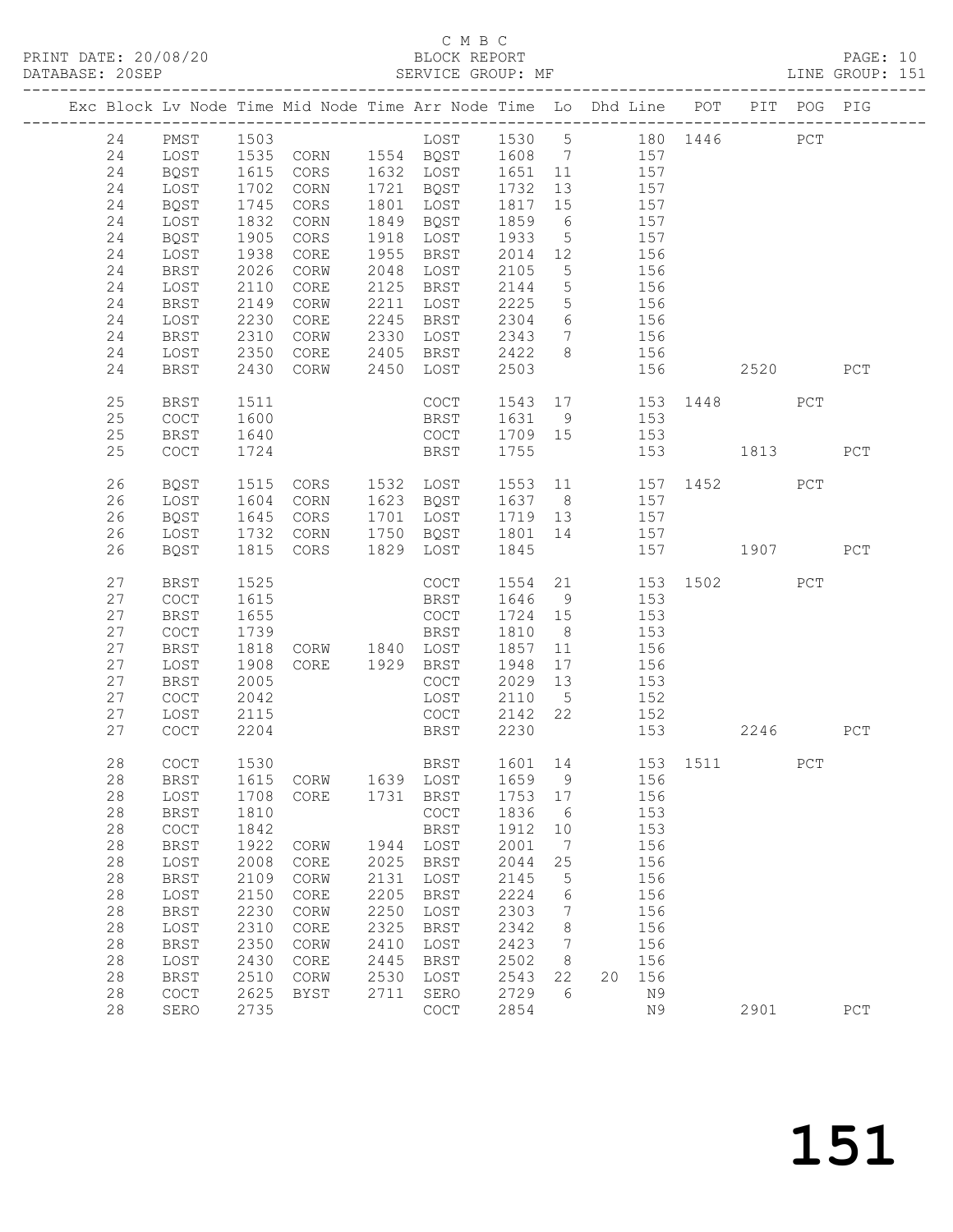C M B C

PRINT DATE: 20/08/20 BLOCK REPORT PAGE: 10
DATABASE: 20SEP SERVICE GROUP: MF LINE GROUP: 151

| Exc | Block | Lv | Node | Time | Mid Node | Time | Arr Node | Time | Lo | Dhd | Line | POT | PIT | POG | PIG |
|---|---|---|---|---|---|---|---|---|---|---|---|---|---|---|---|
| | 24 | | PMST | 1503 | | | LOST | 1530 | 5 | | 180 | 1446 | | PCT | |
| | 24 | | LOST | 1535 | CORN | 1554 | BQST | 1608 | 7 | | 157 | | | | |
| | 24 | | BQST | 1615 | CORS | 1632 | LOST | 1651 | 11 | | 157 | | | | |
| | 24 | | LOST | 1702 | CORN | 1721 | BQST | 1732 | 13 | | 157 | | | | |
| | 24 | | BQST | 1745 | CORS | 1801 | LOST | 1817 | 15 | | 157 | | | | |
| | 24 | | LOST | 1832 | CORN | 1849 | BQST | 1859 | 6 | | 157 | | | | |
| | 24 | | BQST | 1905 | CORS | 1918 | LOST | 1933 | 5 | | 157 | | | | |
| | 24 | | LOST | 1938 | CORE | 1955 | BRST | 2014 | 12 | | 156 | | | | |
| | 24 | | BRST | 2026 | CORW | 2048 | LOST | 2105 | 5 | | 156 | | | | |
| | 24 | | LOST | 2110 | CORE | 2125 | BRST | 2144 | 5 | | 156 | | | | |
| | 24 | | BRST | 2149 | CORW | 2211 | LOST | 2225 | 5 | | 156 | | | | |
| | 24 | | LOST | 2230 | CORE | 2245 | BRST | 2304 | 6 | | 156 | | | | |
| | 24 | | BRST | 2310 | CORW | 2330 | LOST | 2343 | 7 | | 156 | | | | |
| | 24 | | LOST | 2350 | CORE | 2405 | BRST | 2422 | 8 | | 156 | | | | |
| | 24 | | BRST | 2430 | CORW | 2450 | LOST | 2503 | | | 156 | | 2520 | | PCT |
| | 25 | | BRST | 1511 | | | COCT | 1543 | 17 | | 153 | 1448 | | PCT | |
| | 25 | | COCT | 1600 | | | BRST | 1631 | 9 | | 153 | | | | |
| | 25 | | BRST | 1640 | | | COCT | 1709 | 15 | | 153 | | | | |
| | 25 | | COCT | 1724 | | | BRST | 1755 | | | 153 | | 1813 | | PCT |
| | 26 | | BQST | 1515 | CORS | 1532 | LOST | 1553 | 11 | | 157 | 1452 | | PCT | |
| | 26 | | LOST | 1604 | CORN | 1623 | BQST | 1637 | 8 | | 157 | | | | |
| | 26 | | BQST | 1645 | CORS | 1701 | LOST | 1719 | 13 | | 157 | | | | |
| | 26 | | LOST | 1732 | CORN | 1750 | BQST | 1801 | 14 | | 157 | | | | |
| | 26 | | BQST | 1815 | CORS | 1829 | LOST | 1845 | | | 157 | | 1907 | | PCT |
| | 27 | | BRST | 1525 | | | COCT | 1554 | 21 | | 153 | 1502 | | PCT | |
| | 27 | | COCT | 1615 | | | BRST | 1646 | 9 | | 153 | | | | |
| | 27 | | BRST | 1655 | | | COCT | 1724 | 15 | | 153 | | | | |
| | 27 | | COCT | 1739 | | | BRST | 1810 | 8 | | 153 | | | | |
| | 27 | | BRST | 1818 | CORW | 1840 | LOST | 1857 | 11 | | 156 | | | | |
| | 27 | | LOST | 1908 | CORE | 1929 | BRST | 1948 | 17 | | 156 | | | | |
| | 27 | | BRST | 2005 | | | COCT | 2029 | 13 | | 153 | | | | |
| | 27 | | COCT | 2042 | | | LOST | 2110 | 5 | | 152 | | | | |
| | 27 | | LOST | 2115 | | | COCT | 2142 | 22 | | 152 | | | | |
| | 27 | | COCT | 2204 | | | BRST | 2230 | | | 153 | | 2246 | | PCT |
| | 28 | | COCT | 1530 | | | BRST | 1601 | 14 | | 153 | 1511 | | PCT | |
| | 28 | | BRST | 1615 | CORW | 1639 | LOST | 1659 | 9 | | 156 | | | | |
| | 28 | | LOST | 1708 | CORE | 1731 | BRST | 1753 | 17 | | 156 | | | | |
| | 28 | | BRST | 1810 | | | COCT | 1836 | 6 | | 153 | | | | |
| | 28 | | COCT | 1842 | | | BRST | 1912 | 10 | | 153 | | | | |
| | 28 | | BRST | 1922 | CORW | 1944 | LOST | 2001 | 7 | | 156 | | | | |
| | 28 | | LOST | 2008 | CORE | 2025 | BRST | 2044 | 25 | | 156 | | | | |
| | 28 | | BRST | 2109 | CORW | 2131 | LOST | 2145 | 5 | | 156 | | | | |
| | 28 | | LOST | 2150 | CORE | 2205 | BRST | 2224 | 6 | | 156 | | | | |
| | 28 | | BRST | 2230 | CORW | 2250 | LOST | 2303 | 7 | | 156 | | | | |
| | 28 | | LOST | 2310 | CORE | 2325 | BRST | 2342 | 8 | | 156 | | | | |
| | 28 | | BRST | 2350 | CORW | 2410 | LOST | 2423 | 7 | | 156 | | | | |
| | 28 | | LOST | 2430 | CORE | 2445 | BRST | 2502 | 8 | | 156 | | | | |
| | 28 | | BRST | 2510 | CORW | 2530 | LOST | 2543 | 22 | 20 | 156 | | | | |
| | 28 | | COCT | 2625 | BYST | 2711 | SERO | 2729 | 6 | | N9 | | | | |
| | 28 | | SERO | 2735 | | | COCT | 2854 | | | N9 | | 2901 | | PCT |

151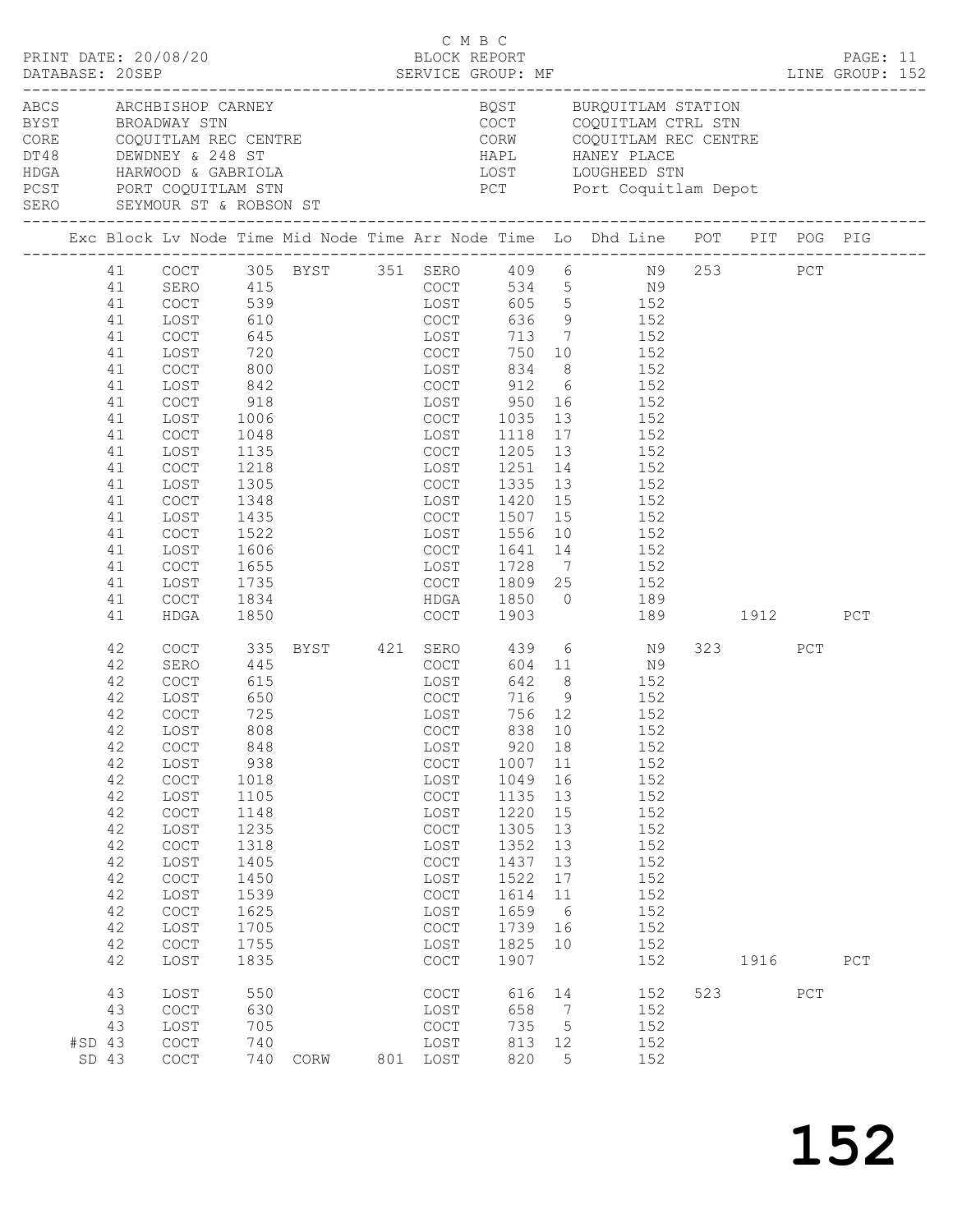C M B C
BLOCK REPORT
SERVICE GROUP: MF

PRINT DATE: 20/08/20
DATABASE: 20SEP
LINE GROUP: 152

| Code | Name | Code | Name |
|---|---|---|---|
| ABCS | ARCHBISHOP CARNEY | BQST | BURQUITLAM STATION |
| BYST | BROADWAY STN | COCT | COQUITLAM CTRL STN |
| CORE | COQUITLAM REC CENTRE | CORW | COQUITLAM REC CENTRE |
| DT48 | DEWDNEY & 248 ST | HAPL | HANEY PLACE |
| HDGA | HARWOOD & GABRIOLA | LOST | LOUGHEED STN |
| PCST | PORT COQUITLAM STN | PCT | Port Coquitlam Depot |
| SERO | SEYMOUR ST & ROBSON ST | | |

| Exc | Block | Lv Node | Time | Mid Node | Time | Arr Node | Time | Lo | Dhd Line | POT | PIT | POG | PIG |
|---|---|---|---|---|---|---|---|---|---|---|---|---|---|
| | 41 | COCT | 305 | BYST | 351 | SERO | 409 | 6 | N9 | 253 | | PCT | |
| | 41 | SERO | 415 | | | COCT | 534 | 5 | N9 | | | | |
| | 41 | COCT | 539 | | | LOST | 605 | 5 | 152 | | | | |
| | 41 | LOST | 610 | | | COCT | 636 | 9 | 152 | | | | |
| | 41 | COCT | 645 | | | LOST | 713 | 7 | 152 | | | | |
| | 41 | LOST | 720 | | | COCT | 750 | 10 | 152 | | | | |
| | 41 | COCT | 800 | | | LOST | 834 | 8 | 152 | | | | |
| | 41 | LOST | 842 | | | COCT | 912 | 6 | 152 | | | | |
| | 41 | COCT | 918 | | | LOST | 950 | 16 | 152 | | | | |
| | 41 | LOST | 1006 | | | COCT | 1035 | 13 | 152 | | | | |
| | 41 | COCT | 1048 | | | LOST | 1118 | 17 | 152 | | | | |
| | 41 | LOST | 1135 | | | COCT | 1205 | 13 | 152 | | | | |
| | 41 | COCT | 1218 | | | LOST | 1251 | 14 | 152 | | | | |
| | 41 | LOST | 1305 | | | COCT | 1335 | 13 | 152 | | | | |
| | 41 | COCT | 1348 | | | LOST | 1420 | 15 | 152 | | | | |
| | 41 | LOST | 1435 | | | COCT | 1507 | 15 | 152 | | | | |
| | 41 | COCT | 1522 | | | LOST | 1556 | 10 | 152 | | | | |
| | 41 | LOST | 1606 | | | COCT | 1641 | 14 | 152 | | | | |
| | 41 | COCT | 1655 | | | LOST | 1728 | 7 | 152 | | | | |
| | 41 | LOST | 1735 | | | COCT | 1809 | 25 | 152 | | | | |
| | 41 | COCT | 1834 | | | HDGA | 1850 | 0 | 189 | | | | |
| | 41 | HDGA | 1850 | | | COCT | 1903 | | 189 | | 1912 | | PCT |
| | 42 | COCT | 335 | BYST | 421 | SERO | 439 | 6 | N9 | 323 | | PCT | |
| | 42 | SERO | 445 | | | COCT | 604 | 11 | N9 | | | | |
| | 42 | COCT | 615 | | | LOST | 642 | 8 | 152 | | | | |
| | 42 | LOST | 650 | | | COCT | 716 | 9 | 152 | | | | |
| | 42 | COCT | 725 | | | LOST | 756 | 12 | 152 | | | | |
| | 42 | LOST | 808 | | | COCT | 838 | 10 | 152 | | | | |
| | 42 | COCT | 848 | | | LOST | 920 | 18 | 152 | | | | |
| | 42 | LOST | 938 | | | COCT | 1007 | 11 | 152 | | | | |
| | 42 | COCT | 1018 | | | LOST | 1049 | 16 | 152 | | | | |
| | 42 | LOST | 1105 | | | COCT | 1135 | 13 | 152 | | | | |
| | 42 | COCT | 1148 | | | LOST | 1220 | 15 | 152 | | | | |
| | 42 | LOST | 1235 | | | COCT | 1305 | 13 | 152 | | | | |
| | 42 | COCT | 1318 | | | LOST | 1352 | 13 | 152 | | | | |
| | 42 | LOST | 1405 | | | COCT | 1437 | 13 | 152 | | | | |
| | 42 | COCT | 1450 | | | LOST | 1522 | 17 | 152 | | | | |
| | 42 | LOST | 1539 | | | COCT | 1614 | 11 | 152 | | | | |
| | 42 | COCT | 1625 | | | LOST | 1659 | 6 | 152 | | | | |
| | 42 | LOST | 1705 | | | COCT | 1739 | 16 | 152 | | | | |
| | 42 | COCT | 1755 | | | LOST | 1825 | 10 | 152 | | | | |
| | 42 | LOST | 1835 | | | COCT | 1907 | | 152 | | 1916 | | PCT |
| | 43 | LOST | 550 | | | COCT | 616 | 14 | 152 | 523 | | PCT | |
| | 43 | COCT | 630 | | | LOST | 658 | 7 | 152 | | | | |
| | 43 | LOST | 705 | | | COCT | 735 | 5 | 152 | | | | |
| #SD | 43 | COCT | 740 | | | LOST | 813 | 12 | 152 | | | | |
| SD | 43 | COCT | 740 | CORW | 801 | LOST | 820 | 5 | 152 | | | | |

# 152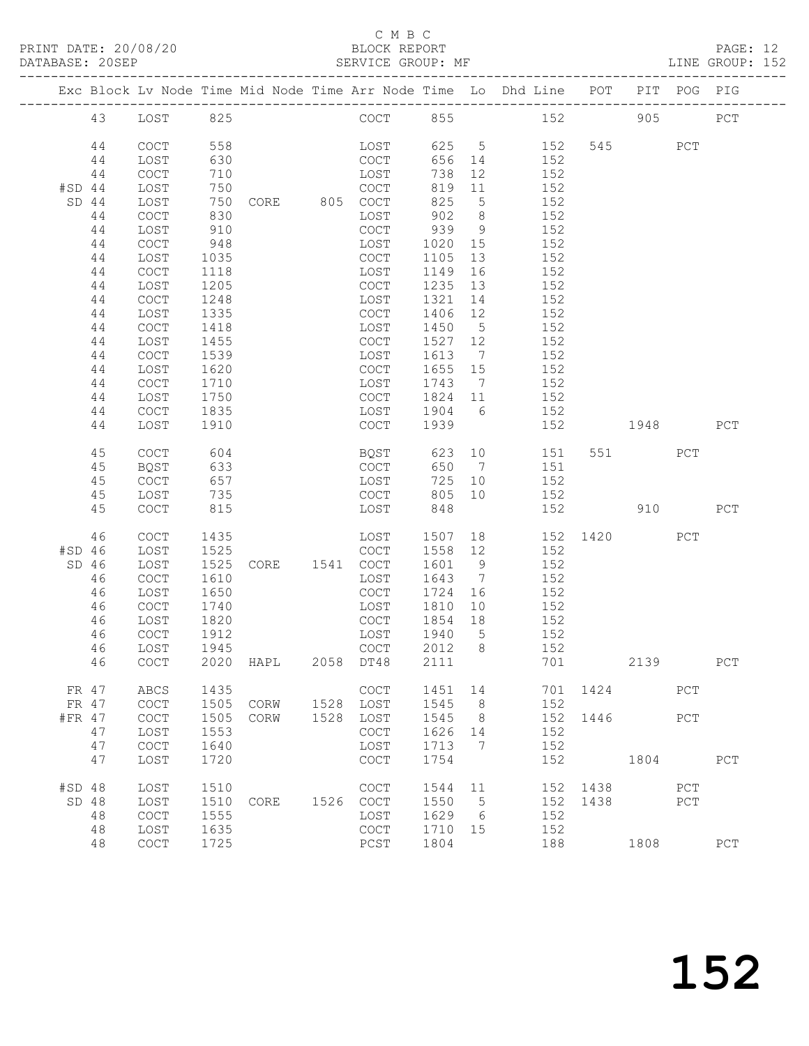C M B C

BLOCK REPORT

SERVICE GROUP: MF

PRINT DATE: 20/08/20
DATABASE: 20SEP
LINE GROUP: 152

| Exc | Block | Lv | Node | Time | Mid Node | Time | Arr Node | Time | Lo | Dhd Line | POT | PIT | POG | PIG |
|---|---|---|---|---|---|---|---|---|---|---|---|---|---|---|
| | 43 | | LOST | 825 | | | COCT | 855 | | 152 | | 905 | | PCT |
| | 44 | | COCT | 558 | | | LOST | 625 | 5 | 152 | 545 | | PCT | |
| | 44 | | LOST | 630 | | | COCT | 656 | 14 | 152 | | | | |
| | 44 | | COCT | 710 | | | LOST | 738 | 12 | 152 | | | | |
| #SD | 44 | | LOST | 750 | | | COCT | 819 | 11 | 152 | | | | |
| SD | 44 | | LOST | 750 | CORE | 805 | COCT | 825 | 5 | 152 | | | | |
| | 44 | | COCT | 830 | | | LOST | 902 | 8 | 152 | | | | |
| | 44 | | LOST | 910 | | | COCT | 939 | 9 | 152 | | | | |
| | 44 | | COCT | 948 | | | LOST | 1020 | 15 | 152 | | | | |
| | 44 | | LOST | 1035 | | | COCT | 1105 | 13 | 152 | | | | |
| | 44 | | COCT | 1118 | | | LOST | 1149 | 16 | 152 | | | | |
| | 44 | | LOST | 1205 | | | COCT | 1235 | 13 | 152 | | | | |
| | 44 | | COCT | 1248 | | | LOST | 1321 | 14 | 152 | | | | |
| | 44 | | LOST | 1335 | | | COCT | 1406 | 12 | 152 | | | | |
| | 44 | | COCT | 1418 | | | LOST | 1450 | 5 | 152 | | | | |
| | 44 | | LOST | 1455 | | | COCT | 1527 | 12 | 152 | | | | |
| | 44 | | COCT | 1539 | | | LOST | 1613 | 7 | 152 | | | | |
| | 44 | | LOST | 1620 | | | COCT | 1655 | 15 | 152 | | | | |
| | 44 | | COCT | 1710 | | | LOST | 1743 | 7 | 152 | | | | |
| | 44 | | LOST | 1750 | | | COCT | 1824 | 11 | 152 | | | | |
| | 44 | | COCT | 1835 | | | LOST | 1904 | 6 | 152 | | | | |
| | 44 | | LOST | 1910 | | | COCT | 1939 | | 152 | | 1948 | | PCT |
| | 45 | | COCT | 604 | | | BQST | 623 | 10 | 151 | 551 | | PCT | |
| | 45 | | BQST | 633 | | | COCT | 650 | 7 | 151 | | | | |
| | 45 | | COCT | 657 | | | LOST | 725 | 10 | 152 | | | | |
| | 45 | | LOST | 735 | | | COCT | 805 | 10 | 152 | | | | |
| | 45 | | COCT | 815 | | | LOST | 848 | | 152 | | 910 | | PCT |
| | 46 | | COCT | 1435 | | | LOST | 1507 | 18 | 152 | 1420 | | PCT | |
| #SD | 46 | | LOST | 1525 | | | COCT | 1558 | 12 | 152 | | | | |
| SD | 46 | | LOST | 1525 | CORE | 1541 | COCT | 1601 | 9 | 152 | | | | |
| | 46 | | COCT | 1610 | | | LOST | 1643 | 7 | 152 | | | | |
| | 46 | | LOST | 1650 | | | COCT | 1724 | 16 | 152 | | | | |
| | 46 | | COCT | 1740 | | | LOST | 1810 | 10 | 152 | | | | |
| | 46 | | LOST | 1820 | | | COCT | 1854 | 18 | 152 | | | | |
| | 46 | | COCT | 1912 | | | LOST | 1940 | 5 | 152 | | | | |
| | 46 | | LOST | 1945 | | | COCT | 2012 | 8 | 152 | | | | |
| | 46 | | COCT | 2020 | HAPL | 2058 | DT48 | 2111 | | 701 | | 2139 | | PCT |
| FR | 47 | | ABCS | 1435 | | | COCT | 1451 | 14 | 701 | 1424 | | PCT | |
| FR | 47 | | COCT | 1505 | CORW | 1528 | LOST | 1545 | 8 | 152 | | | | |
| #FR | 47 | | COCT | 1505 | CORW | 1528 | LOST | 1545 | 8 | 152 | 1446 | | PCT | |
| | 47 | | LOST | 1553 | | | COCT | 1626 | 14 | 152 | | | | |
| | 47 | | COCT | 1640 | | | LOST | 1713 | 7 | 152 | | | | |
| | 47 | | LOST | 1720 | | | COCT | 1754 | | 152 | | 1804 | | PCT |
| #SD | 48 | | LOST | 1510 | | | COCT | 1544 | 11 | 152 | 1438 | | PCT | |
| SD | 48 | | LOST | 1510 | CORE | 1526 | COCT | 1550 | 5 | 152 | 1438 | | PCT | |
| | 48 | | COCT | 1555 | | | LOST | 1629 | 6 | 152 | | | | |
| | 48 | | LOST | 1635 | | | COCT | 1710 | 15 | 152 | | | | |
| | 48 | | COCT | 1725 | | | PCST | 1804 | | 188 | | 1808 | | PCT |

# 152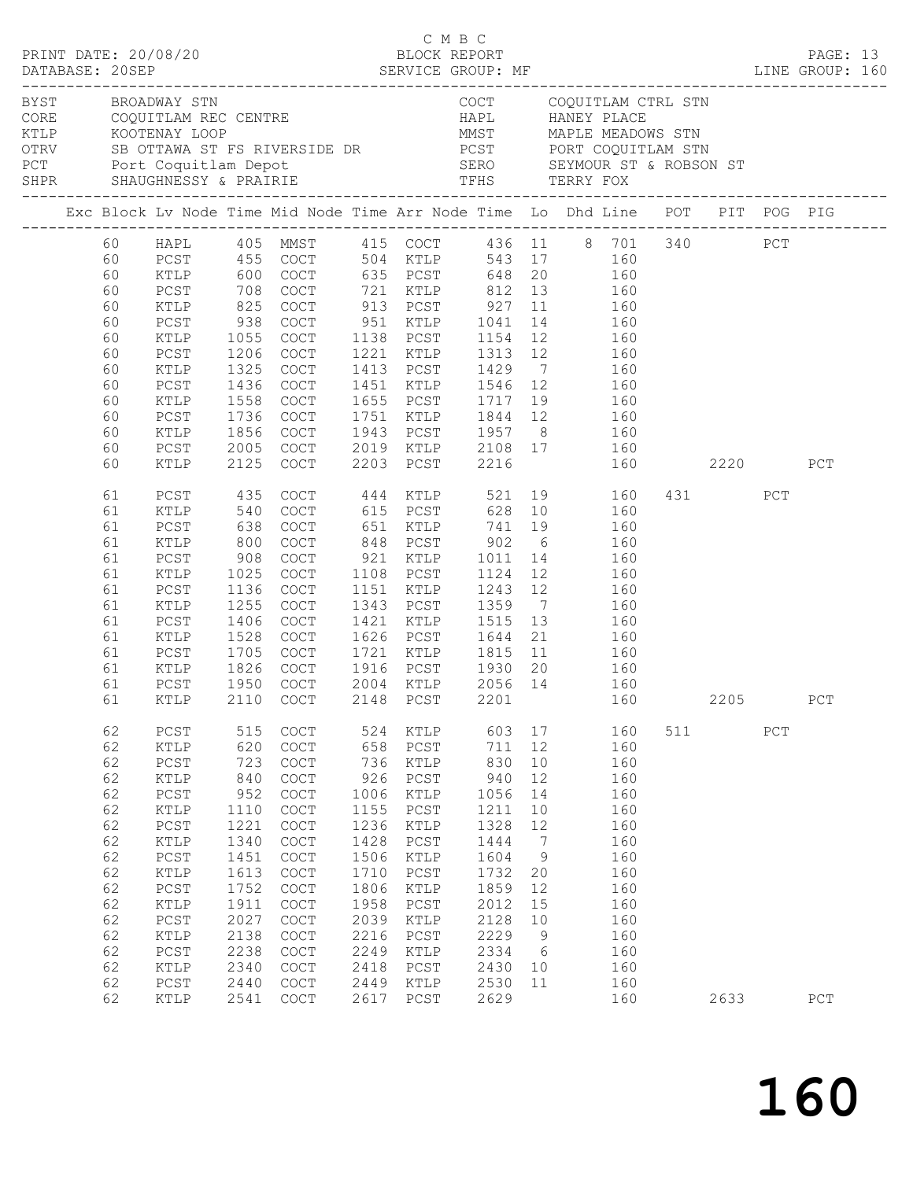C M B C

PRINT DATE: 20/08/20 BLOCK REPORT PAGE: 13
DATABASE: 20SEP SERVICE GROUP: MF LINE GROUP: 160

| Code | Name | Code | Name |
|---|---|---|---|
| BYST | BROADWAY STN | COCT | COQUITLAM CTRL STN |
| CORE | COQUITLAM REC CENTRE | HAPL | HANEY PLACE |
| KTLP | KOOTENAY LOOP | MMST | MAPLE MEADOWS STN |
| OTRV | SB OTTAWA ST FS RIVERSIDE DR | PCST | PORT COQUITLAM STN |
| PCT | Port Coquitlam Depot | SERO | SEYMOUR ST & ROBSON ST |
| SHPR | SHAUGHNESSY & PRAIRIE | TFHS | TERRY FOX |

| Exc | Block | Lv Node | Time | Mid Node | Time | Arr Node | Time | Lo | Dhd | Line | POT | PIT | POG | PIG |
|---|---|---|---|---|---|---|---|---|---|---|---|---|---|---|
| | 60 | HAPL | 405 | MMST | 415 | COCT | 436 | 11 | 8 | 701 | 340 | | PCT | |
| | 60 | PCST | 455 | COCT | 504 | KTLP | 543 | 17 | | 160 | | | | |
| | 60 | KTLP | 600 | COCT | 635 | PCST | 648 | 20 | | 160 | | | | |
| | 60 | PCST | 708 | COCT | 721 | KTLP | 812 | 13 | | 160 | | | | |
| | 60 | KTLP | 825 | COCT | 913 | PCST | 927 | 11 | | 160 | | | | |
| | 60 | PCST | 938 | COCT | 951 | KTLP | 1041 | 14 | | 160 | | | | |
| | 60 | KTLP | 1055 | COCT | 1138 | PCST | 1154 | 12 | | 160 | | | | |
| | 60 | PCST | 1206 | COCT | 1221 | KTLP | 1313 | 12 | | 160 | | | | |
| | 60 | KTLP | 1325 | COCT | 1413 | PCST | 1429 | 7 | | 160 | | | | |
| | 60 | PCST | 1436 | COCT | 1451 | KTLP | 1546 | 12 | | 160 | | | | |
| | 60 | KTLP | 1558 | COCT | 1655 | PCST | 1717 | 19 | | 160 | | | | |
| | 60 | PCST | 1736 | COCT | 1751 | KTLP | 1844 | 12 | | 160 | | | | |
| | 60 | KTLP | 1856 | COCT | 1943 | PCST | 1957 | 8 | | 160 | | | | |
| | 60 | PCST | 2005 | COCT | 2019 | KTLP | 2108 | 17 | | 160 | | | | |
| | 60 | KTLP | 2125 | COCT | 2203 | PCST | 2216 | | | 160 | | 2220 | | PCT |
| | 61 | PCST | 435 | COCT | 444 | KTLP | 521 | 19 | | 160 | 431 | | PCT | |
| | 61 | KTLP | 540 | COCT | 615 | PCST | 628 | 10 | | 160 | | | | |
| | 61 | PCST | 638 | COCT | 651 | KTLP | 741 | 19 | | 160 | | | | |
| | 61 | KTLP | 800 | COCT | 848 | PCST | 902 | 6 | | 160 | | | | |
| | 61 | PCST | 908 | COCT | 921 | KTLP | 1011 | 14 | | 160 | | | | |
| | 61 | KTLP | 1025 | COCT | 1108 | PCST | 1124 | 12 | | 160 | | | | |
| | 61 | PCST | 1136 | COCT | 1151 | KTLP | 1243 | 12 | | 160 | | | | |
| | 61 | KTLP | 1255 | COCT | 1343 | PCST | 1359 | 7 | | 160 | | | | |
| | 61 | PCST | 1406 | COCT | 1421 | KTLP | 1515 | 13 | | 160 | | | | |
| | 61 | KTLP | 1528 | COCT | 1626 | PCST | 1644 | 21 | | 160 | | | | |
| | 61 | PCST | 1705 | COCT | 1721 | KTLP | 1815 | 11 | | 160 | | | | |
| | 61 | KTLP | 1826 | COCT | 1916 | PCST | 1930 | 20 | | 160 | | | | |
| | 61 | PCST | 1950 | COCT | 2004 | KTLP | 2056 | 14 | | 160 | | | | |
| | 61 | KTLP | 2110 | COCT | 2148 | PCST | 2201 | | | 160 | | 2205 | | PCT |
| | 62 | PCST | 515 | COCT | 524 | KTLP | 603 | 17 | | 160 | 511 | | PCT | |
| | 62 | KTLP | 620 | COCT | 658 | PCST | 711 | 12 | | 160 | | | | |
| | 62 | PCST | 723 | COCT | 736 | KTLP | 830 | 10 | | 160 | | | | |
| | 62 | KTLP | 840 | COCT | 926 | PCST | 940 | 12 | | 160 | | | | |
| | 62 | PCST | 952 | COCT | 1006 | KTLP | 1056 | 14 | | 160 | | | | |
| | 62 | KTLP | 1110 | COCT | 1155 | PCST | 1211 | 10 | | 160 | | | | |
| | 62 | PCST | 1221 | COCT | 1236 | KTLP | 1328 | 12 | | 160 | | | | |
| | 62 | KTLP | 1340 | COCT | 1428 | PCST | 1444 | 7 | | 160 | | | | |
| | 62 | PCST | 1451 | COCT | 1506 | KTLP | 1604 | 9 | | 160 | | | | |
| | 62 | KTLP | 1613 | COCT | 1710 | PCST | 1732 | 20 | | 160 | | | | |
| | 62 | PCST | 1752 | COCT | 1806 | KTLP | 1859 | 12 | | 160 | | | | |
| | 62 | KTLP | 1911 | COCT | 1958 | PCST | 2012 | 15 | | 160 | | | | |
| | 62 | PCST | 2027 | COCT | 2039 | KTLP | 2128 | 10 | | 160 | | | | |
| | 62 | KTLP | 2138 | COCT | 2216 | PCST | 2229 | 9 | | 160 | | | | |
| | 62 | PCST | 2238 | COCT | 2249 | KTLP | 2334 | 6 | | 160 | | | | |
| | 62 | KTLP | 2340 | COCT | 2418 | PCST | 2430 | 10 | | 160 | | | | |
| | 62 | PCST | 2440 | COCT | 2449 | KTLP | 2530 | 11 | | 160 | | | | |
| | 62 | KTLP | 2541 | COCT | 2617 | PCST | 2629 | | | 160 | | 2633 | | PCT |

160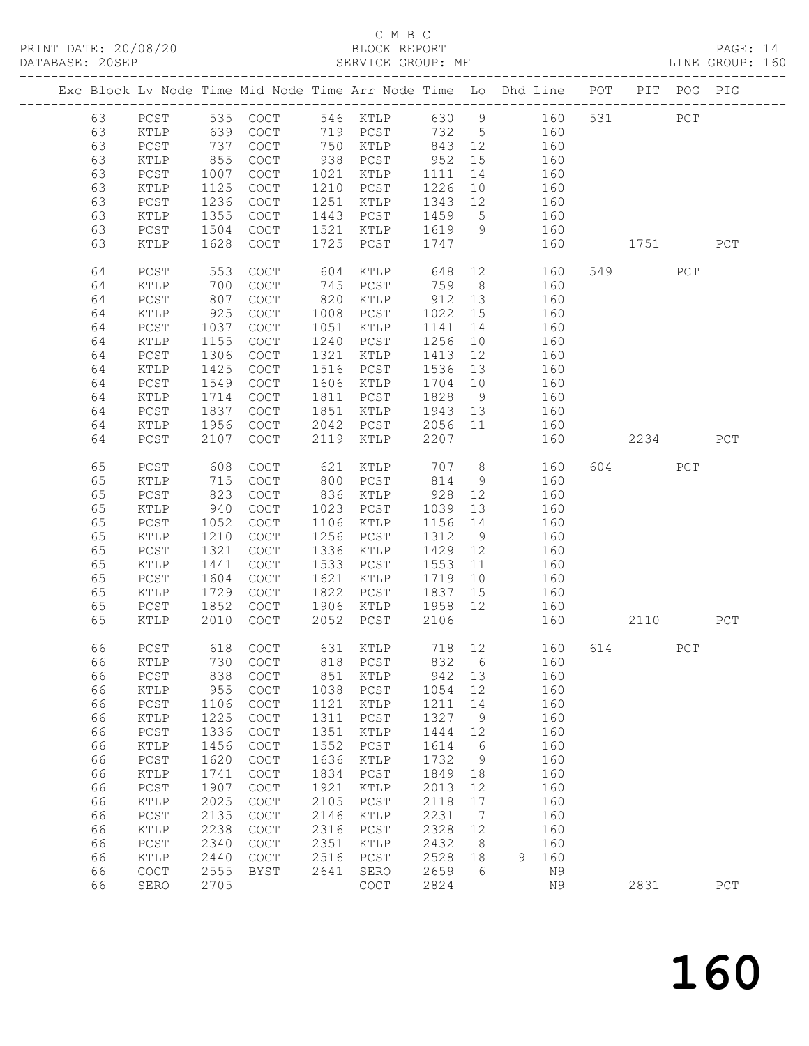C M B C
PRINT DATE: 20/08/20 BLOCK REPORT PAGE: 14
DATABASE: 20SEP SERVICE GROUP: MF LINE GROUP: 160

| Exc | Block | Lv | Node | Time | Mid Node | Time | Arr Node | Time | Lo | Dhd | Line | POT | PIT | POG | PIG |
|---|---|---|---|---|---|---|---|---|---|---|---|---|---|---|---|
| | 63 | | PCST | 535 | COCT | 546 | KTLP | 630 | 9 | | 160 | 531 | | PCT | |
| | 63 | | KTLP | 639 | COCT | 719 | PCST | 732 | 5 | | 160 | | | | |
| | 63 | | PCST | 737 | COCT | 750 | KTLP | 843 | 12 | | 160 | | | | |
| | 63 | | KTLP | 855 | COCT | 938 | PCST | 952 | 15 | | 160 | | | | |
| | 63 | | PCST | 1007 | COCT | 1021 | KTLP | 1111 | 14 | | 160 | | | | |
| | 63 | | KTLP | 1125 | COCT | 1210 | PCST | 1226 | 10 | | 160 | | | | |
| | 63 | | PCST | 1236 | COCT | 1251 | KTLP | 1343 | 12 | | 160 | | | | |
| | 63 | | KTLP | 1355 | COCT | 1443 | PCST | 1459 | 5 | | 160 | | | | |
| | 63 | | PCST | 1504 | COCT | 1521 | KTLP | 1619 | 9 | | 160 | | | | |
| | 63 | | KTLP | 1628 | COCT | 1725 | PCST | 1747 | | | 160 | | 1751 | | PCT |
| | 64 | | PCST | 553 | COCT | 604 | KTLP | 648 | 12 | | 160 | 549 | | PCT | |
| | 64 | | KTLP | 700 | COCT | 745 | PCST | 759 | 8 | | 160 | | | | |
| | 64 | | PCST | 807 | COCT | 820 | KTLP | 912 | 13 | | 160 | | | | |
| | 64 | | KTLP | 925 | COCT | 1008 | PCST | 1022 | 15 | | 160 | | | | |
| | 64 | | PCST | 1037 | COCT | 1051 | KTLP | 1141 | 14 | | 160 | | | | |
| | 64 | | KTLP | 1155 | COCT | 1240 | PCST | 1256 | 10 | | 160 | | | | |
| | 64 | | PCST | 1306 | COCT | 1321 | KTLP | 1413 | 12 | | 160 | | | | |
| | 64 | | KTLP | 1425 | COCT | 1516 | PCST | 1536 | 13 | | 160 | | | | |
| | 64 | | PCST | 1549 | COCT | 1606 | KTLP | 1704 | 10 | | 160 | | | | |
| | 64 | | KTLP | 1714 | COCT | 1811 | PCST | 1828 | 9 | | 160 | | | | |
| | 64 | | PCST | 1837 | COCT | 1851 | KTLP | 1943 | 13 | | 160 | | | | |
| | 64 | | KTLP | 1956 | COCT | 2042 | PCST | 2056 | 11 | | 160 | | | | |
| | 64 | | PCST | 2107 | COCT | 2119 | KTLP | 2207 | | | 160 | | 2234 | | PCT |
| | 65 | | PCST | 608 | COCT | 621 | KTLP | 707 | 8 | | 160 | 604 | | PCT | |
| | 65 | | KTLP | 715 | COCT | 800 | PCST | 814 | 9 | | 160 | | | | |
| | 65 | | PCST | 823 | COCT | 836 | KTLP | 928 | 12 | | 160 | | | | |
| | 65 | | KTLP | 940 | COCT | 1023 | PCST | 1039 | 13 | | 160 | | | | |
| | 65 | | PCST | 1052 | COCT | 1106 | KTLP | 1156 | 14 | | 160 | | | | |
| | 65 | | KTLP | 1210 | COCT | 1256 | PCST | 1312 | 9 | | 160 | | | | |
| | 65 | | PCST | 1321 | COCT | 1336 | KTLP | 1429 | 12 | | 160 | | | | |
| | 65 | | KTLP | 1441 | COCT | 1533 | PCST | 1553 | 11 | | 160 | | | | |
| | 65 | | PCST | 1604 | COCT | 1621 | KTLP | 1719 | 10 | | 160 | | | | |
| | 65 | | KTLP | 1729 | COCT | 1822 | PCST | 1837 | 15 | | 160 | | | | |
| | 65 | | PCST | 1852 | COCT | 1906 | KTLP | 1958 | 12 | | 160 | | | | |
| | 65 | | KTLP | 2010 | COCT | 2052 | PCST | 2106 | | | 160 | | 2110 | | PCT |
| | 66 | | PCST | 618 | COCT | 631 | KTLP | 718 | 12 | | 160 | 614 | | PCT | |
| | 66 | | KTLP | 730 | COCT | 818 | PCST | 832 | 6 | | 160 | | | | |
| | 66 | | PCST | 838 | COCT | 851 | KTLP | 942 | 13 | | 160 | | | | |
| | 66 | | KTLP | 955 | COCT | 1038 | PCST | 1054 | 12 | | 160 | | | | |
| | 66 | | PCST | 1106 | COCT | 1121 | KTLP | 1211 | 14 | | 160 | | | | |
| | 66 | | KTLP | 1225 | COCT | 1311 | PCST | 1327 | 9 | | 160 | | | | |
| | 66 | | PCST | 1336 | COCT | 1351 | KTLP | 1444 | 12 | | 160 | | | | |
| | 66 | | KTLP | 1456 | COCT | 1552 | PCST | 1614 | 6 | | 160 | | | | |
| | 66 | | PCST | 1620 | COCT | 1636 | KTLP | 1732 | 9 | | 160 | | | | |
| | 66 | | KTLP | 1741 | COCT | 1834 | PCST | 1849 | 18 | | 160 | | | | |
| | 66 | | PCST | 1907 | COCT | 1921 | KTLP | 2013 | 12 | | 160 | | | | |
| | 66 | | KTLP | 2025 | COCT | 2105 | PCST | 2118 | 17 | | 160 | | | | |
| | 66 | | PCST | 2135 | COCT | 2146 | KTLP | 2231 | 7 | | 160 | | | | |
| | 66 | | KTLP | 2238 | COCT | 2316 | PCST | 2328 | 12 | | 160 | | | | |
| | 66 | | PCST | 2340 | COCT | 2351 | KTLP | 2432 | 8 | | 160 | | | | |
| | 66 | | KTLP | 2440 | COCT | 2516 | PCST | 2528 | 18 | 9 | 160 | | | | |
| | 66 | | COCT | 2555 | BYST | 2641 | SERO | 2659 | 6 | | N9 | | | | |
| | 66 | | SERO | 2705 | | | COCT | 2824 | | | N9 | | 2831 | | PCT |

160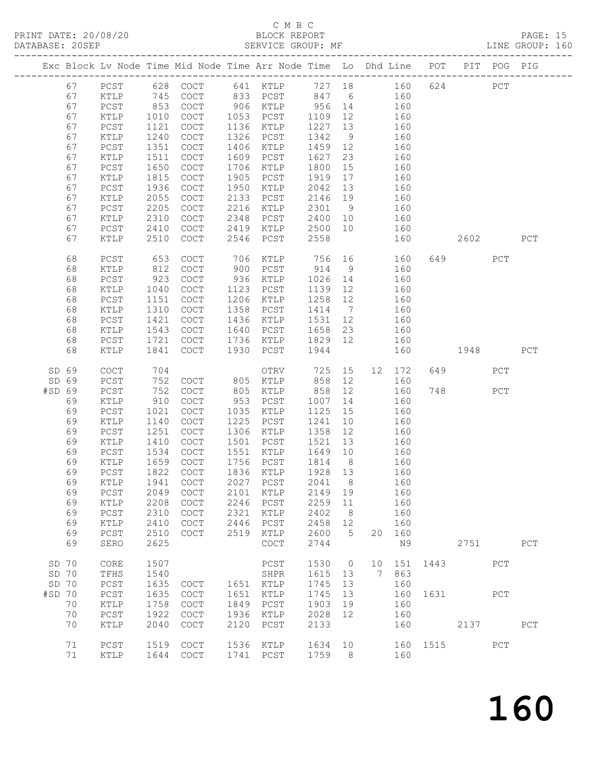C M B C

PRINT DATE: 20/08/20 BLOCK REPORT PAGE: 15
DATABASE: 20SEP SERVICE GROUP: MF LINE GROUP: 160

| Exc | Block | Lv | Node | Time | Mid Node | Time | Arr Node | Time | Lo | Dhd | Line | POT | PIT | POG | PIG |
|---|---|---|---|---|---|---|---|---|---|---|---|---|---|---|---|
| | 67 | | PCST | 628 | COCT | 641 | KTLP | 727 | 18 | | 160 | 624 | | PCT | |
| | 67 | | KTLP | 745 | COCT | 833 | PCST | 847 | 6 | | 160 | | | | |
| | 67 | | PCST | 853 | COCT | 906 | KTLP | 956 | 14 | | 160 | | | | |
| | 67 | | KTLP | 1010 | COCT | 1053 | PCST | 1109 | 12 | | 160 | | | | |
| | 67 | | PCST | 1121 | COCT | 1136 | KTLP | 1227 | 13 | | 160 | | | | |
| | 67 | | KTLP | 1240 | COCT | 1326 | PCST | 1342 | 9 | | 160 | | | | |
| | 67 | | PCST | 1351 | COCT | 1406 | KTLP | 1459 | 12 | | 160 | | | | |
| | 67 | | KTLP | 1511 | COCT | 1609 | PCST | 1627 | 23 | | 160 | | | | |
| | 67 | | PCST | 1650 | COCT | 1706 | KTLP | 1800 | 15 | | 160 | | | | |
| | 67 | | KTLP | 1815 | COCT | 1905 | PCST | 1919 | 17 | | 160 | | | | |
| | 67 | | PCST | 1936 | COCT | 1950 | KTLP | 2042 | 13 | | 160 | | | | |
| | 67 | | KTLP | 2055 | COCT | 2133 | PCST | 2146 | 19 | | 160 | | | | |
| | 67 | | PCST | 2205 | COCT | 2216 | KTLP | 2301 | 9 | | 160 | | | | |
| | 67 | | KTLP | 2310 | COCT | 2348 | PCST | 2400 | 10 | | 160 | | | | |
| | 67 | | PCST | 2410 | COCT | 2419 | KTLP | 2500 | 10 | | 160 | | | | |
| | 67 | | KTLP | 2510 | COCT | 2546 | PCST | 2558 | | | 160 | | 2602 | | PCT |
| | 68 | | PCST | 653 | COCT | 706 | KTLP | 756 | 16 | | 160 | 649 | | PCT | |
| | 68 | | KTLP | 812 | COCT | 900 | PCST | 914 | 9 | | 160 | | | | |
| | 68 | | PCST | 923 | COCT | 936 | KTLP | 1026 | 14 | | 160 | | | | |
| | 68 | | KTLP | 1040 | COCT | 1123 | PCST | 1139 | 12 | | 160 | | | | |
| | 68 | | PCST | 1151 | COCT | 1206 | KTLP | 1258 | 12 | | 160 | | | | |
| | 68 | | KTLP | 1310 | COCT | 1358 | PCST | 1414 | 7 | | 160 | | | | |
| | 68 | | PCST | 1421 | COCT | 1436 | KTLP | 1531 | 12 | | 160 | | | | |
| | 68 | | KTLP | 1543 | COCT | 1640 | PCST | 1658 | 23 | | 160 | | | | |
| | 68 | | PCST | 1721 | COCT | 1736 | KTLP | 1829 | 12 | | 160 | | | | |
| | 68 | | KTLP | 1841 | COCT | 1930 | PCST | 1944 | | | 160 | | 1948 | | PCT |
| SD | 69 | | COCT | 704 | | | OTRV | 725 | 15 | 12 | 172 | 649 | | PCT | |
| SD | 69 | | PCST | 752 | COCT | 805 | KTLP | 858 | 12 | | 160 | | | | |
| #SD | 69 | | PCST | 752 | COCT | 805 | KTLP | 858 | 12 | | 160 | 748 | | PCT | |
| | 69 | | KTLP | 910 | COCT | 953 | PCST | 1007 | 14 | | 160 | | | | |
| | 69 | | PCST | 1021 | COCT | 1035 | KTLP | 1125 | 15 | | 160 | | | | |
| | 69 | | KTLP | 1140 | COCT | 1225 | PCST | 1241 | 10 | | 160 | | | | |
| | 69 | | PCST | 1251 | COCT | 1306 | KTLP | 1358 | 12 | | 160 | | | | |
| | 69 | | KTLP | 1410 | COCT | 1501 | PCST | 1521 | 13 | | 160 | | | | |
| | 69 | | PCST | 1534 | COCT | 1551 | KTLP | 1649 | 10 | | 160 | | | | |
| | 69 | | KTLP | 1659 | COCT | 1756 | PCST | 1814 | 8 | | 160 | | | | |
| | 69 | | PCST | 1822 | COCT | 1836 | KTLP | 1928 | 13 | | 160 | | | | |
| | 69 | | KTLP | 1941 | COCT | 2027 | PCST | 2041 | 8 | | 160 | | | | |
| | 69 | | PCST | 2049 | COCT | 2101 | KTLP | 2149 | 19 | | 160 | | | | |
| | 69 | | KTLP | 2208 | COCT | 2246 | PCST | 2259 | 11 | | 160 | | | | |
| | 69 | | PCST | 2310 | COCT | 2321 | KTLP | 2402 | 8 | | 160 | | | | |
| | 69 | | KTLP | 2410 | COCT | 2446 | PCST | 2458 | 12 | | 160 | | | | |
| | 69 | | PCST | 2510 | COCT | 2519 | KTLP | 2600 | 5 | 20 | 160 | | | | |
| | 69 | | SERO | 2625 | | | COCT | 2744 | | | N9 | | 2751 | | PCT |
| SD | 70 | | CORE | 1507 | | | PCST | 1530 | 0 | 10 | 151 | 1443 | | PCT | |
| SD | 70 | | TFHS | 1540 | | | SHPR | 1615 | 13 | 7 | 863 | | | | |
| SD | 70 | | PCST | 1635 | COCT | 1651 | KTLP | 1745 | 13 | | 160 | | | | |
| #SD | 70 | | PCST | 1635 | COCT | 1651 | KTLP | 1745 | 13 | | 160 | 1631 | | PCT | |
| | 70 | | KTLP | 1758 | COCT | 1849 | PCST | 1903 | 19 | | 160 | | | | |
| | 70 | | PCST | 1922 | COCT | 1936 | KTLP | 2028 | 12 | | 160 | | | | |
| | 70 | | KTLP | 2040 | COCT | 2120 | PCST | 2133 | | | 160 | | 2137 | | PCT |
| | 71 | | PCST | 1519 | COCT | 1536 | KTLP | 1634 | 10 | | 160 | 1515 | | PCT | |
| | 71 | | KTLP | 1644 | COCT | 1741 | PCST | 1759 | 8 | | 160 | | | | |

160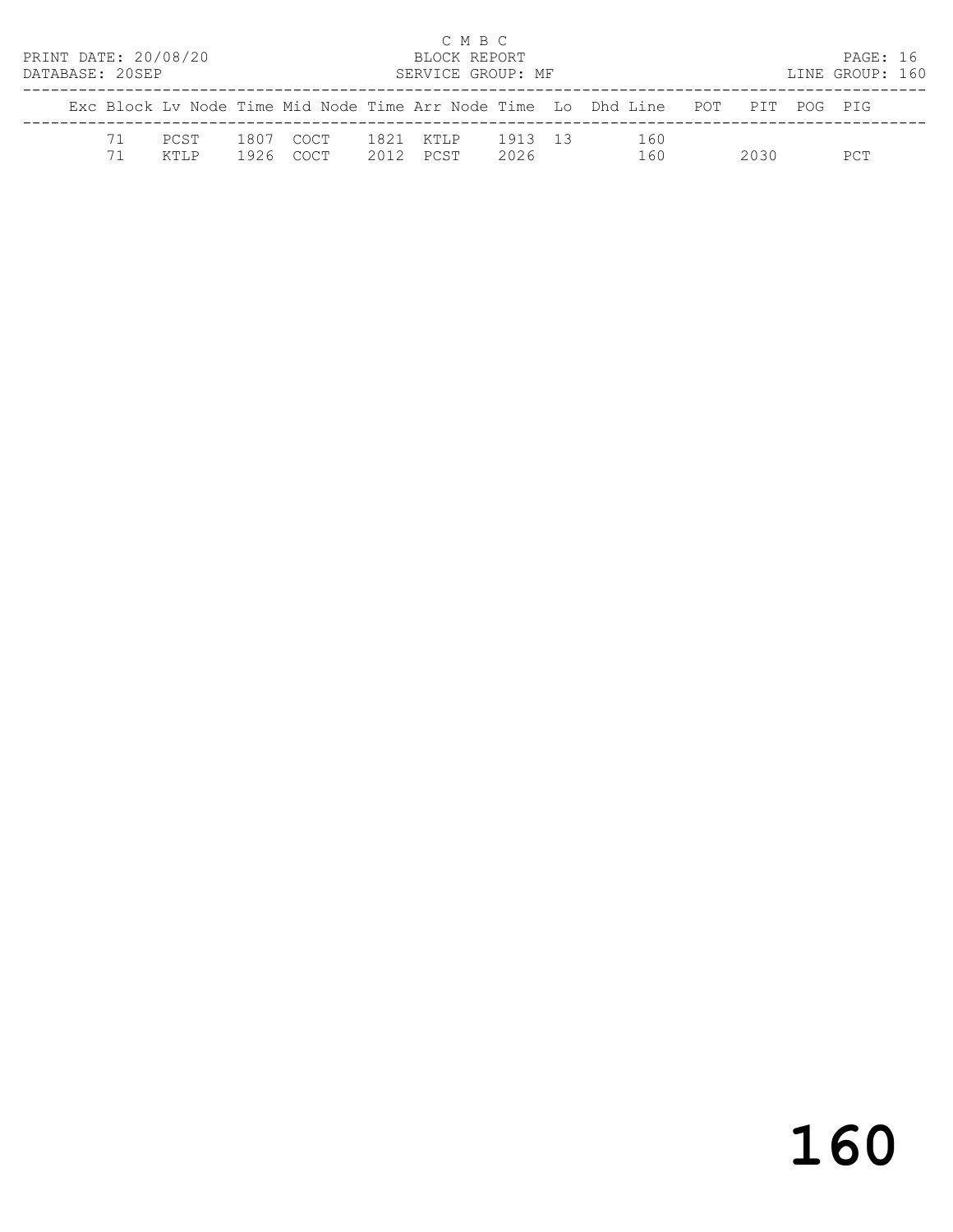C M B C

PRINT DATE: 20/08/20 BLOCK REPORT

DATABASE: 20SEP SERVICE GROUP: MF LINE GROUP: 160

| Exc | Block | Lv Node | Time | Mid Node | Time | Arr Node | Time | Lo | Dhd Line | POT | PIT | POG | PIG |
|---|---|---|---|---|---|---|---|---|---|---|---|---|---|
| | 71 | PCST | 1807 | COCT | 1821 | KTLP | 1913 | 13 | 160 | | | | |
| | 71 | KTLP | 1926 | COCT | 2012 | PCST | 2026 | | 160 | | 2030 | | PCT |

# 160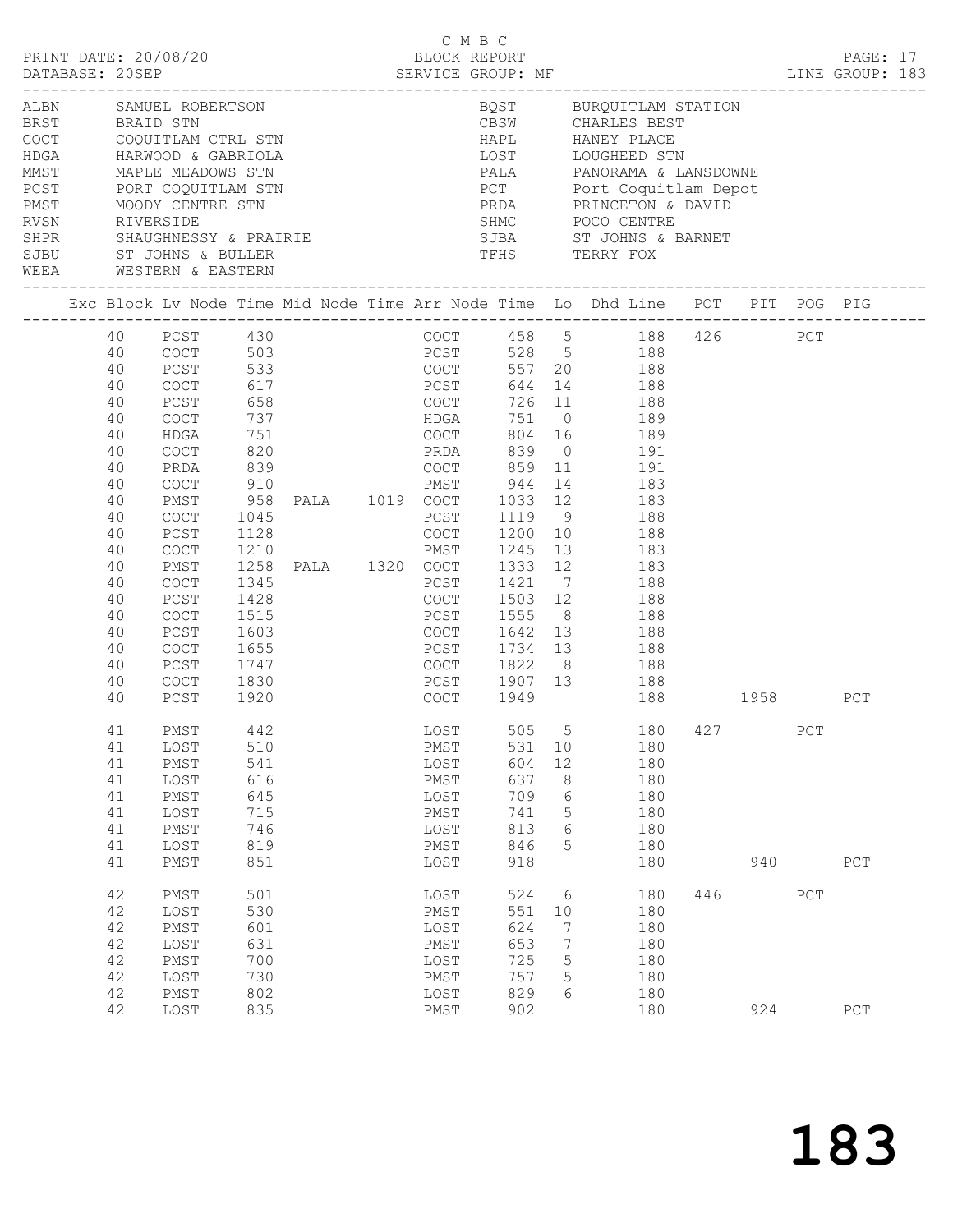C M B C
PRINT DATE: 20/08/20 BLOCK REPORT
DATABASE: 20SEP SERVICE GROUP: MF LINE GROUP: 183

| Code | Name | Code | Name |
|---|---|---|---|
| ALBN | SAMUEL ROBERTSON | BQST | BURQUITLAM STATION |
| BRST | BRAID STN | CBSW | CHARLES BEST |
| COCT | COQUITLAM CTRL STN | HAPL | HANEY PLACE |
| HDGA | HARWOOD & GABRIOLA | LOST | LOUGHEED STN |
| MMST | MAPLE MEADOWS STN | PALA | PANORAMA & LANSDOWNE |
| PCST | PORT COQUITLAM STN | PCT | Port Coquitlam Depot |
| PMST | MOODY CENTRE STN | PRDA | PRINCETON & DAVID |
| RVSN | RIVERSIDE | SHMC | POCO CENTRE |
| SHPR | SHAUGHNESSY & PRAIRIE | SJBA | ST JOHNS & BARNET |
| SJBU | ST JOHNS & BULLER | TFHS | TERRY FOX |
| WEEA | WESTERN & EASTERN | | |

| Exc | Block | Lv Node | Time | Mid Node | Time | Arr Node | Time | Lo | Dhd Line | POT | PIT | POG | PIG |
|---|---|---|---|---|---|---|---|---|---|---|---|---|---|
| | 40 | PCST | 430 | | | COCT | 458 | 5 | 188 | 426 | | PCT | |
| | 40 | COCT | 503 | | | PCST | 528 | 5 | 188 | | | | |
| | 40 | PCST | 533 | | | COCT | 557 | 20 | 188 | | | | |
| | 40 | COCT | 617 | | | PCST | 644 | 14 | 188 | | | | |
| | 40 | PCST | 658 | | | COCT | 726 | 11 | 188 | | | | |
| | 40 | COCT | 737 | | | HDGA | 751 | 0 | 189 | | | | |
| | 40 | HDGA | 751 | | | COCT | 804 | 16 | 189 | | | | |
| | 40 | COCT | 820 | | | PRDA | 839 | 0 | 191 | | | | |
| | 40 | PRDA | 839 | | | COCT | 859 | 11 | 191 | | | | |
| | 40 | COCT | 910 | | | PMST | 944 | 14 | 183 | | | | |
| | 40 | PMST | 958 | PALA | 1019 | COCT | 1033 | 12 | 183 | | | | |
| | 40 | COCT | 1045 | | | PCST | 1119 | 9 | 188 | | | | |
| | 40 | PCST | 1128 | | | COCT | 1200 | 10 | 188 | | | | |
| | 40 | COCT | 1210 | | | PMST | 1245 | 13 | 183 | | | | |
| | 40 | PMST | 1258 | PALA | 1320 | COCT | 1333 | 12 | 183 | | | | |
| | 40 | COCT | 1345 | | | PCST | 1421 | 7 | 188 | | | | |
| | 40 | PCST | 1428 | | | COCT | 1503 | 12 | 188 | | | | |
| | 40 | COCT | 1515 | | | PCST | 1555 | 8 | 188 | | | | |
| | 40 | PCST | 1603 | | | COCT | 1642 | 13 | 188 | | | | |
| | 40 | COCT | 1655 | | | PCST | 1734 | 13 | 188 | | | | |
| | 40 | PCST | 1747 | | | COCT | 1822 | 8 | 188 | | | | |
| | 40 | COCT | 1830 | | | PCST | 1907 | 13 | 188 | | | | |
| | 40 | PCST | 1920 | | | COCT | 1949 | | 188 | | 1958 | | PCT |
| | 41 | PMST | 442 | | | LOST | 505 | 5 | 180 | 427 | | PCT | |
| | 41 | LOST | 510 | | | PMST | 531 | 10 | 180 | | | | |
| | 41 | PMST | 541 | | | LOST | 604 | 12 | 180 | | | | |
| | 41 | LOST | 616 | | | PMST | 637 | 8 | 180 | | | | |
| | 41 | PMST | 645 | | | LOST | 709 | 6 | 180 | | | | |
| | 41 | LOST | 715 | | | PMST | 741 | 5 | 180 | | | | |
| | 41 | PMST | 746 | | | LOST | 813 | 6 | 180 | | | | |
| | 41 | LOST | 819 | | | PMST | 846 | 5 | 180 | | | | |
| | 41 | PMST | 851 | | | LOST | 918 | | 180 | | 940 | | PCT |
| | 42 | PMST | 501 | | | LOST | 524 | 6 | 180 | 446 | | PCT | |
| | 42 | LOST | 530 | | | PMST | 551 | 10 | 180 | | | | |
| | 42 | PMST | 601 | | | LOST | 624 | 7 | 180 | | | | |
| | 42 | LOST | 631 | | | PMST | 653 | 7 | 180 | | | | |
| | 42 | PMST | 700 | | | LOST | 725 | 5 | 180 | | | | |
| | 42 | LOST | 730 | | | PMST | 757 | 5 | 180 | | | | |
| | 42 | PMST | 802 | | | LOST | 829 | 6 | 180 | | | | |
| | 42 | LOST | 835 | | | PMST | 902 | | 180 | | 924 | | PCT |

# 183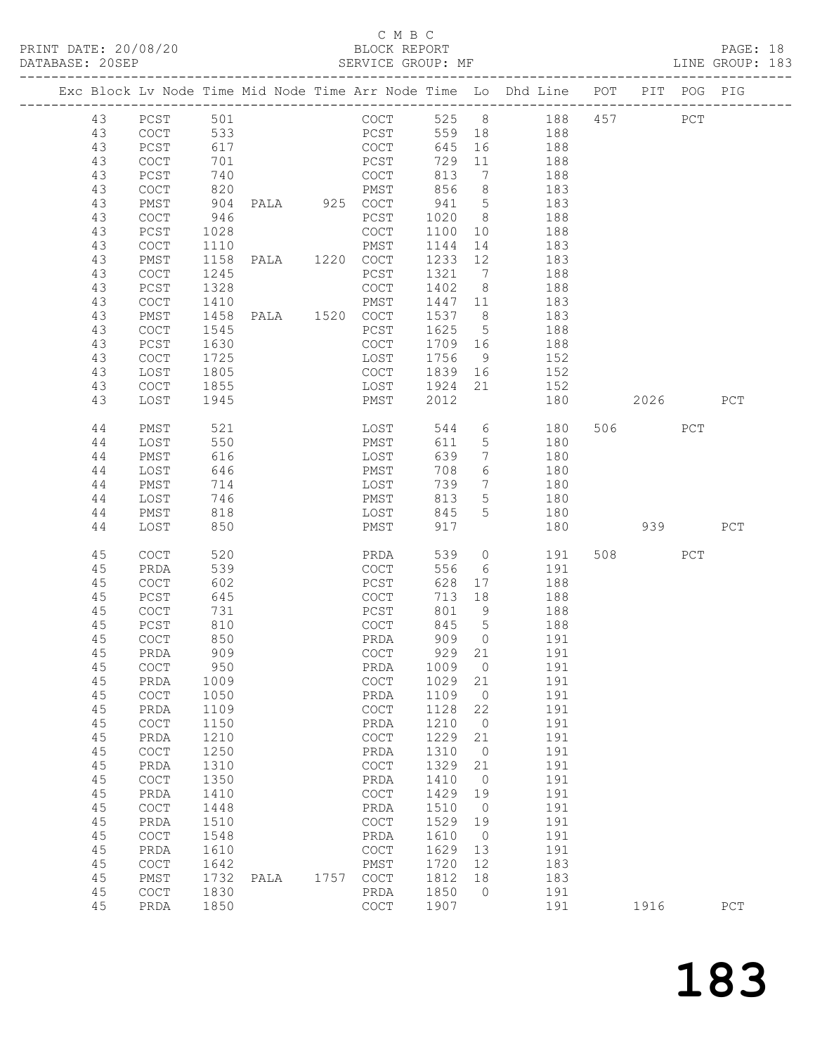C M B C
PRINT DATE: 20/08/20 BLOCK REPORT
DATABASE: 20SEP SERVICE GROUP: MF LINE GROUP: 183

| Exc | Block | Lv | Node | Time | Mid | Node | Time | Arr | Node | Time | Lo | Dhd | Line | POT | PIT | POG | PIG |
|---|---|---|---|---|---|---|---|---|---|---|---|---|---|---|---|---|---|
| | 43 | | PCST | 501 | | | | | COCT | 525 | 8 | | 188 | 457 | | PCT | |
| | 43 | | COCT | 533 | | | | | PCST | 559 | 18 | | 188 | | | | |
| | 43 | | PCST | 617 | | | | | COCT | 645 | 16 | | 188 | | | | |
| | 43 | | COCT | 701 | | | | | PCST | 729 | 11 | | 188 | | | | |
| | 43 | | PCST | 740 | | | | | COCT | 813 | 7 | | 188 | | | | |
| | 43 | | COCT | 820 | | | | | PMST | 856 | 8 | | 183 | | | | |
| | 43 | | PMST | 904 | | PALA | 925 | | COCT | 941 | 5 | | 183 | | | | |
| | 43 | | COCT | 946 | | | | | PCST | 1020 | 8 | | 188 | | | | |
| | 43 | | PCST | 1028 | | | | | COCT | 1100 | 10 | | 188 | | | | |
| | 43 | | COCT | 1110 | | | | | PMST | 1144 | 14 | | 183 | | | | |
| | 43 | | PMST | 1158 | | PALA | 1220 | | COCT | 1233 | 12 | | 183 | | | | |
| | 43 | | COCT | 1245 | | | | | PCST | 1321 | 7 | | 188 | | | | |
| | 43 | | PCST | 1328 | | | | | COCT | 1402 | 8 | | 188 | | | | |
| | 43 | | COCT | 1410 | | | | | PMST | 1447 | 11 | | 183 | | | | |
| | 43 | | PMST | 1458 | | PALA | 1520 | | COCT | 1537 | 8 | | 183 | | | | |
| | 43 | | COCT | 1545 | | | | | PCST | 1625 | 5 | | 188 | | | | |
| | 43 | | PCST | 1630 | | | | | COCT | 1709 | 16 | | 188 | | | | |
| | 43 | | COCT | 1725 | | | | | LOST | 1756 | 9 | | 152 | | | | |
| | 43 | | LOST | 1805 | | | | | COCT | 1839 | 16 | | 152 | | | | |
| | 43 | | COCT | 1855 | | | | | LOST | 1924 | 21 | | 152 | | | | |
| | 43 | | LOST | 1945 | | | | | PMST | 2012 | | | 180 | | 2026 | | PCT |
| | 44 | | PMST | 521 | | | | | LOST | 544 | 6 | | 180 | 506 | | PCT | |
| | 44 | | LOST | 550 | | | | | PMST | 611 | 5 | | 180 | | | | |
| | 44 | | PMST | 616 | | | | | LOST | 639 | 7 | | 180 | | | | |
| | 44 | | LOST | 646 | | | | | PMST | 708 | 6 | | 180 | | | | |
| | 44 | | PMST | 714 | | | | | LOST | 739 | 7 | | 180 | | | | |
| | 44 | | LOST | 746 | | | | | PMST | 813 | 5 | | 180 | | | | |
| | 44 | | PMST | 818 | | | | | LOST | 845 | 5 | | 180 | | | | |
| | 44 | | LOST | 850 | | | | | PMST | 917 | | | 180 | | 939 | | PCT |
| | 45 | | COCT | 520 | | | | | PRDA | 539 | 0 | | 191 | 508 | | PCT | |
| | 45 | | PRDA | 539 | | | | | COCT | 556 | 6 | | 191 | | | | |
| | 45 | | COCT | 602 | | | | | PCST | 628 | 17 | | 188 | | | | |
| | 45 | | PCST | 645 | | | | | COCT | 713 | 18 | | 188 | | | | |
| | 45 | | COCT | 731 | | | | | PCST | 801 | 9 | | 188 | | | | |
| | 45 | | PCST | 810 | | | | | COCT | 845 | 5 | | 188 | | | | |
| | 45 | | COCT | 850 | | | | | PRDA | 909 | 0 | | 191 | | | | |
| | 45 | | PRDA | 909 | | | | | COCT | 929 | 21 | | 191 | | | | |
| | 45 | | COCT | 950 | | | | | PRDA | 1009 | 0 | | 191 | | | | |
| | 45 | | PRDA | 1009 | | | | | COCT | 1029 | 21 | | 191 | | | | |
| | 45 | | COCT | 1050 | | | | | PRDA | 1109 | 0 | | 191 | | | | |
| | 45 | | PRDA | 1109 | | | | | COCT | 1128 | 22 | | 191 | | | | |
| | 45 | | COCT | 1150 | | | | | PRDA | 1210 | 0 | | 191 | | | | |
| | 45 | | PRDA | 1210 | | | | | COCT | 1229 | 21 | | 191 | | | | |
| | 45 | | COCT | 1250 | | | | | PRDA | 1310 | 0 | | 191 | | | | |
| | 45 | | PRDA | 1310 | | | | | COCT | 1329 | 21 | | 191 | | | | |
| | 45 | | COCT | 1350 | | | | | PRDA | 1410 | 0 | | 191 | | | | |
| | 45 | | PRDA | 1410 | | | | | COCT | 1429 | 19 | | 191 | | | | |
| | 45 | | COCT | 1448 | | | | | PRDA | 1510 | 0 | | 191 | | | | |
| | 45 | | PRDA | 1510 | | | | | COCT | 1529 | 19 | | 191 | | | | |
| | 45 | | COCT | 1548 | | | | | PRDA | 1610 | 0 | | 191 | | | | |
| | 45 | | PRDA | 1610 | | | | | COCT | 1629 | 13 | | 191 | | | | |
| | 45 | | COCT | 1642 | | | | | PMST | 1720 | 12 | | 183 | | | | |
| | 45 | | PMST | 1732 | | PALA | 1757 | | COCT | 1812 | 18 | | 183 | | | | |
| | 45 | | COCT | 1830 | | | | | PRDA | 1850 | 0 | | 191 | | | | |
| | 45 | | PRDA | 1850 | | | | | COCT | 1907 | | | 191 | | 1916 | | PCT |

183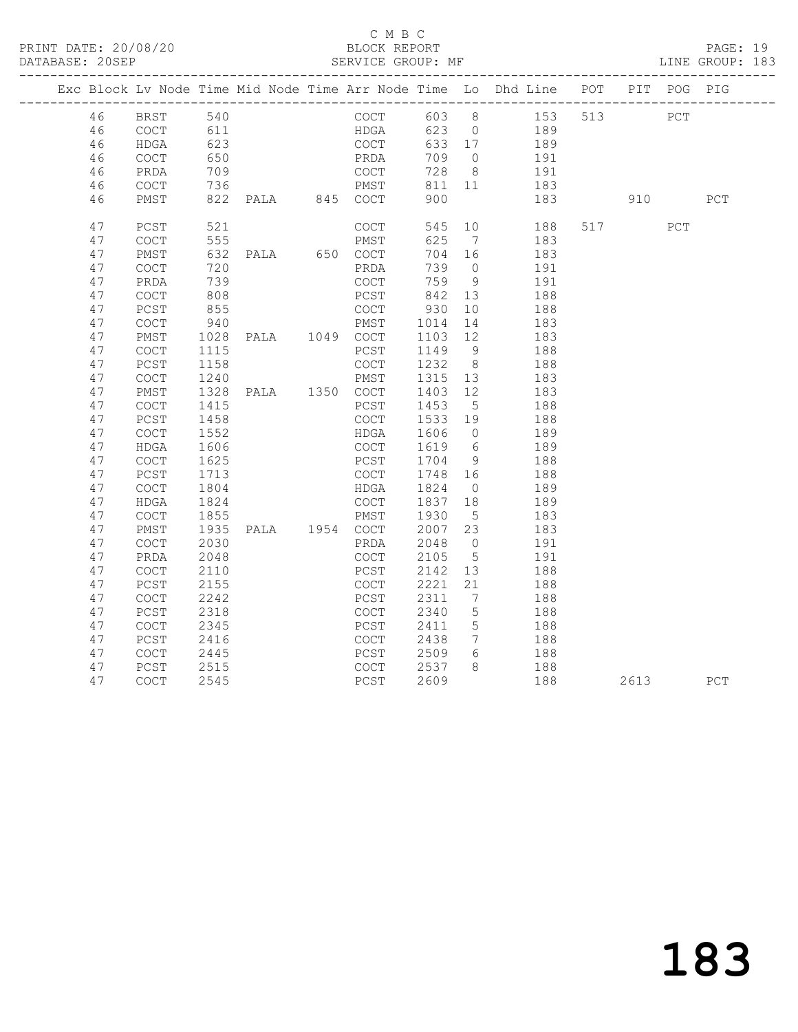C M B C

PRINT DATE: 20/08/20 BLOCK REPORT

DATABASE: 20SEP SERVICE GROUP: MF LINE GROUP: 183

| Exc | Block | Lv | Node | Time | Mid Node | Time | Arr Node | Time | Lo | Dhd Line | POT | PIT | POG | PIG |
|---|---|---|---|---|---|---|---|---|---|---|---|---|---|---|
| | 46 | | BRST | 540 | | | COCT | 603 | 8 | 153 | 513 | | PCT | |
| | 46 | | COCT | 611 | | | HDGA | 623 | 0 | 189 | | | | |
| | 46 | | HDGA | 623 | | | COCT | 633 | 17 | 189 | | | | |
| | 46 | | COCT | 650 | | | PRDA | 709 | 0 | 191 | | | | |
| | 46 | | PRDA | 709 | | | COCT | 728 | 8 | 191 | | | | |
| | 46 | | COCT | 736 | | | PMST | 811 | 11 | 183 | | | | |
| | 46 | | PMST | 822 | PALA | 845 | COCT | 900 | | 183 | | 910 | | PCT |
| | 47 | | PCST | 521 | | | COCT | 545 | 10 | 188 | 517 | | PCT | |
| | 47 | | COCT | 555 | | | PMST | 625 | 7 | 183 | | | | |
| | 47 | | PMST | 632 | PALA | 650 | COCT | 704 | 16 | 183 | | | | |
| | 47 | | COCT | 720 | | | PRDA | 739 | 0 | 191 | | | | |
| | 47 | | PRDA | 739 | | | COCT | 759 | 9 | 191 | | | | |
| | 47 | | COCT | 808 | | | PCST | 842 | 13 | 188 | | | | |
| | 47 | | PCST | 855 | | | COCT | 930 | 10 | 188 | | | | |
| | 47 | | COCT | 940 | | | PMST | 1014 | 14 | 183 | | | | |
| | 47 | | PMST | 1028 | PALA | 1049 | COCT | 1103 | 12 | 183 | | | | |
| | 47 | | COCT | 1115 | | | PCST | 1149 | 9 | 188 | | | | |
| | 47 | | PCST | 1158 | | | COCT | 1232 | 8 | 188 | | | | |
| | 47 | | COCT | 1240 | | | PMST | 1315 | 13 | 183 | | | | |
| | 47 | | PMST | 1328 | PALA | 1350 | COCT | 1403 | 12 | 183 | | | | |
| | 47 | | COCT | 1415 | | | PCST | 1453 | 5 | 188 | | | | |
| | 47 | | PCST | 1458 | | | COCT | 1533 | 19 | 188 | | | | |
| | 47 | | COCT | 1552 | | | HDGA | 1606 | 0 | 189 | | | | |
| | 47 | | HDGA | 1606 | | | COCT | 1619 | 6 | 189 | | | | |
| | 47 | | COCT | 1625 | | | PCST | 1704 | 9 | 188 | | | | |
| | 47 | | PCST | 1713 | | | COCT | 1748 | 16 | 188 | | | | |
| | 47 | | COCT | 1804 | | | HDGA | 1824 | 0 | 189 | | | | |
| | 47 | | HDGA | 1824 | | | COCT | 1837 | 18 | 189 | | | | |
| | 47 | | COCT | 1855 | | | PMST | 1930 | 5 | 183 | | | | |
| | 47 | | PMST | 1935 | PALA | 1954 | COCT | 2007 | 23 | 183 | | | | |
| | 47 | | COCT | 2030 | | | PRDA | 2048 | 0 | 191 | | | | |
| | 47 | | PRDA | 2048 | | | COCT | 2105 | 5 | 191 | | | | |
| | 47 | | COCT | 2110 | | | PCST | 2142 | 13 | 188 | | | | |
| | 47 | | PCST | 2155 | | | COCT | 2221 | 21 | 188 | | | | |
| | 47 | | COCT | 2242 | | | PCST | 2311 | 7 | 188 | | | | |
| | 47 | | PCST | 2318 | | | COCT | 2340 | 5 | 188 | | | | |
| | 47 | | COCT | 2345 | | | PCST | 2411 | 5 | 188 | | | | |
| | 47 | | PCST | 2416 | | | COCT | 2438 | 7 | 188 | | | | |
| | 47 | | COCT | 2445 | | | PCST | 2509 | 6 | 188 | | | | |
| | 47 | | PCST | 2515 | | | COCT | 2537 | 8 | 188 | | | | |
| | 47 | | COCT | 2545 | | | PCST | 2609 | | 188 | | 2613 | | PCT |

# 183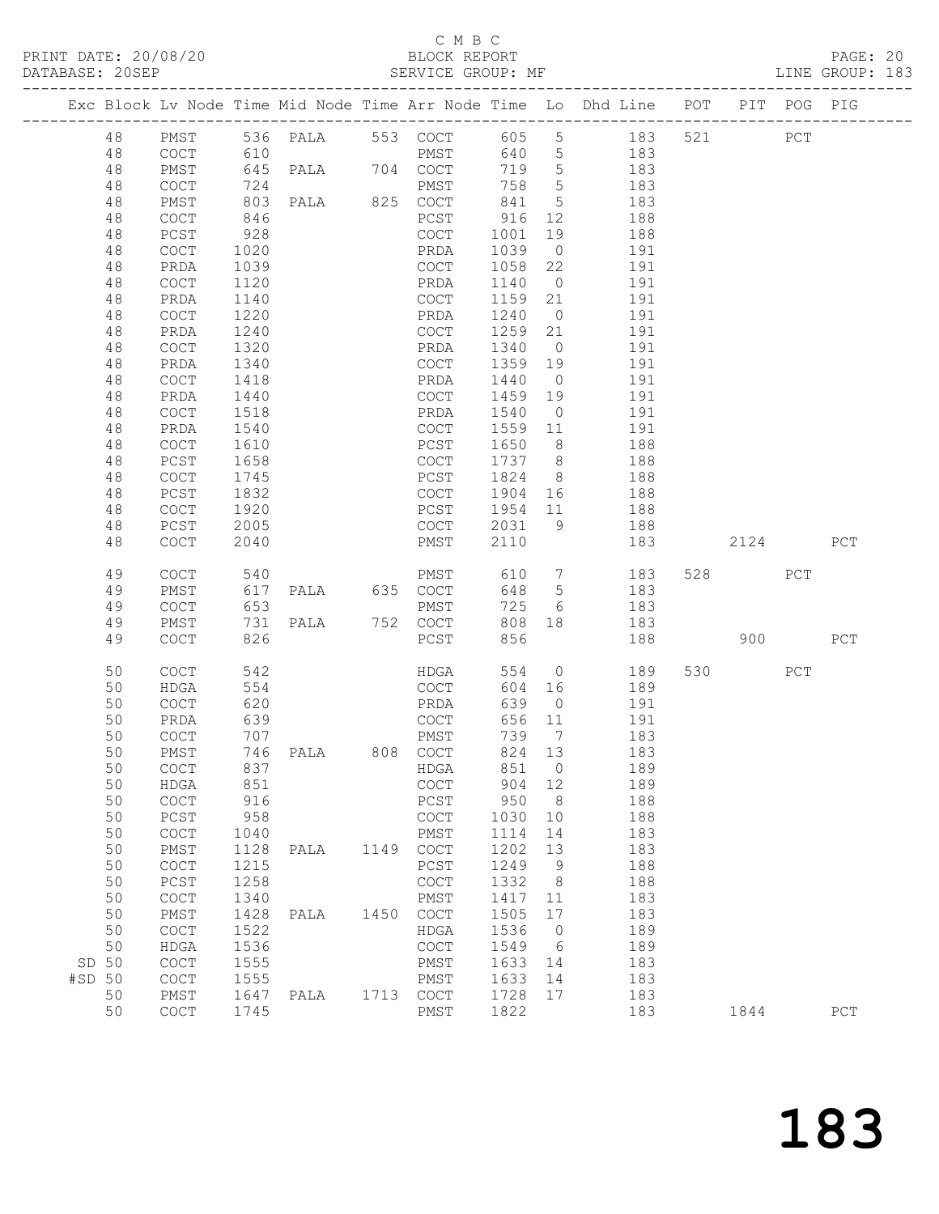C M B C

PRINT DATE: 20/08/20 BLOCK REPORT PAGE: 20
DATABASE: 20SEP SERVICE GROUP: MF LINE GROUP: 183

| Exc | Block | Lv | Node | Time | Mid Node | Time | Arr Node | Time | Lo | Dhd Line | POT | PIT | POG | PIG |
|---|---|---|---|---|---|---|---|---|---|---|---|---|---|---|
| | 48 | | PMST | 536 | PALA | 553 | COCT | 605 | 5 | 183 | 521 | | PCT | |
| | 48 | | COCT | 610 | | | PMST | 640 | 5 | 183 | | | | |
| | 48 | | PMST | 645 | PALA | 704 | COCT | 719 | 5 | 183 | | | | |
| | 48 | | COCT | 724 | | | PMST | 758 | 5 | 183 | | | | |
| | 48 | | PMST | 803 | PALA | 825 | COCT | 841 | 5 | 183 | | | | |
| | 48 | | COCT | 846 | | | PCST | 916 | 12 | 188 | | | | |
| | 48 | | PCST | 928 | | | COCT | 1001 | 19 | 188 | | | | |
| | 48 | | COCT | 1020 | | | PRDA | 1039 | 0 | 191 | | | | |
| | 48 | | PRDA | 1039 | | | COCT | 1058 | 22 | 191 | | | | |
| | 48 | | COCT | 1120 | | | PRDA | 1140 | 0 | 191 | | | | |
| | 48 | | PRDA | 1140 | | | COCT | 1159 | 21 | 191 | | | | |
| | 48 | | COCT | 1220 | | | PRDA | 1240 | 0 | 191 | | | | |
| | 48 | | PRDA | 1240 | | | COCT | 1259 | 21 | 191 | | | | |
| | 48 | | COCT | 1320 | | | PRDA | 1340 | 0 | 191 | | | | |
| | 48 | | PRDA | 1340 | | | COCT | 1359 | 19 | 191 | | | | |
| | 48 | | COCT | 1418 | | | PRDA | 1440 | 0 | 191 | | | | |
| | 48 | | PRDA | 1440 | | | COCT | 1459 | 19 | 191 | | | | |
| | 48 | | COCT | 1518 | | | PRDA | 1540 | 0 | 191 | | | | |
| | 48 | | PRDA | 1540 | | | COCT | 1559 | 11 | 191 | | | | |
| | 48 | | COCT | 1610 | | | PCST | 1650 | 8 | 188 | | | | |
| | 48 | | PCST | 1658 | | | COCT | 1737 | 8 | 188 | | | | |
| | 48 | | COCT | 1745 | | | PCST | 1824 | 8 | 188 | | | | |
| | 48 | | PCST | 1832 | | | COCT | 1904 | 16 | 188 | | | | |
| | 48 | | COCT | 1920 | | | PCST | 1954 | 11 | 188 | | | | |
| | 48 | | PCST | 2005 | | | COCT | 2031 | 9 | 188 | | | | |
| | 48 | | COCT | 2040 | | | PMST | 2110 | | 183 | | 2124 | | PCT |
| | 49 | | COCT | 540 | | | PMST | 610 | 7 | 183 | 528 | | PCT | |
| | 49 | | PMST | 617 | PALA | 635 | COCT | 648 | 5 | 183 | | | | |
| | 49 | | COCT | 653 | | | PMST | 725 | 6 | 183 | | | | |
| | 49 | | PMST | 731 | PALA | 752 | COCT | 808 | 18 | 183 | | | | |
| | 49 | | COCT | 826 | | | PCST | 856 | | 188 | | 900 | | PCT |
| | 50 | | COCT | 542 | | | HDGA | 554 | 0 | 189 | 530 | | PCT | |
| | 50 | | HDGA | 554 | | | COCT | 604 | 16 | 189 | | | | |
| | 50 | | COCT | 620 | | | PRDA | 639 | 0 | 191 | | | | |
| | 50 | | PRDA | 639 | | | COCT | 656 | 11 | 191 | | | | |
| | 50 | | COCT | 707 | | | PMST | 739 | 7 | 183 | | | | |
| | 50 | | PMST | 746 | PALA | 808 | COCT | 824 | 13 | 183 | | | | |
| | 50 | | COCT | 837 | | | HDGA | 851 | 0 | 189 | | | | |
| | 50 | | HDGA | 851 | | | COCT | 904 | 12 | 189 | | | | |
| | 50 | | COCT | 916 | | | PCST | 950 | 8 | 188 | | | | |
| | 50 | | PCST | 958 | | | COCT | 1030 | 10 | 188 | | | | |
| | 50 | | COCT | 1040 | | | PMST | 1114 | 14 | 183 | | | | |
| | 50 | | PMST | 1128 | PALA | 1149 | COCT | 1202 | 13 | 183 | | | | |
| | 50 | | COCT | 1215 | | | PCST | 1249 | 9 | 188 | | | | |
| | 50 | | PCST | 1258 | | | COCT | 1332 | 8 | 188 | | | | |
| | 50 | | COCT | 1340 | | | PMST | 1417 | 11 | 183 | | | | |
| | 50 | | PMST | 1428 | PALA | 1450 | COCT | 1505 | 17 | 183 | | | | |
| | 50 | | COCT | 1522 | | | HDGA | 1536 | 0 | 189 | | | | |
| | 50 | | HDGA | 1536 | | | COCT | 1549 | 6 | 189 | | | | |
| SD | 50 | | COCT | 1555 | | | PMST | 1633 | 14 | 183 | | | | |
| #SD | 50 | | COCT | 1555 | | | PMST | 1633 | 14 | 183 | | | | |
| | 50 | | PMST | 1647 | PALA | 1713 | COCT | 1728 | 17 | 183 | | | | |
| | 50 | | COCT | 1745 | | | PMST | 1822 | | 183 | | 1844 | | PCT |

183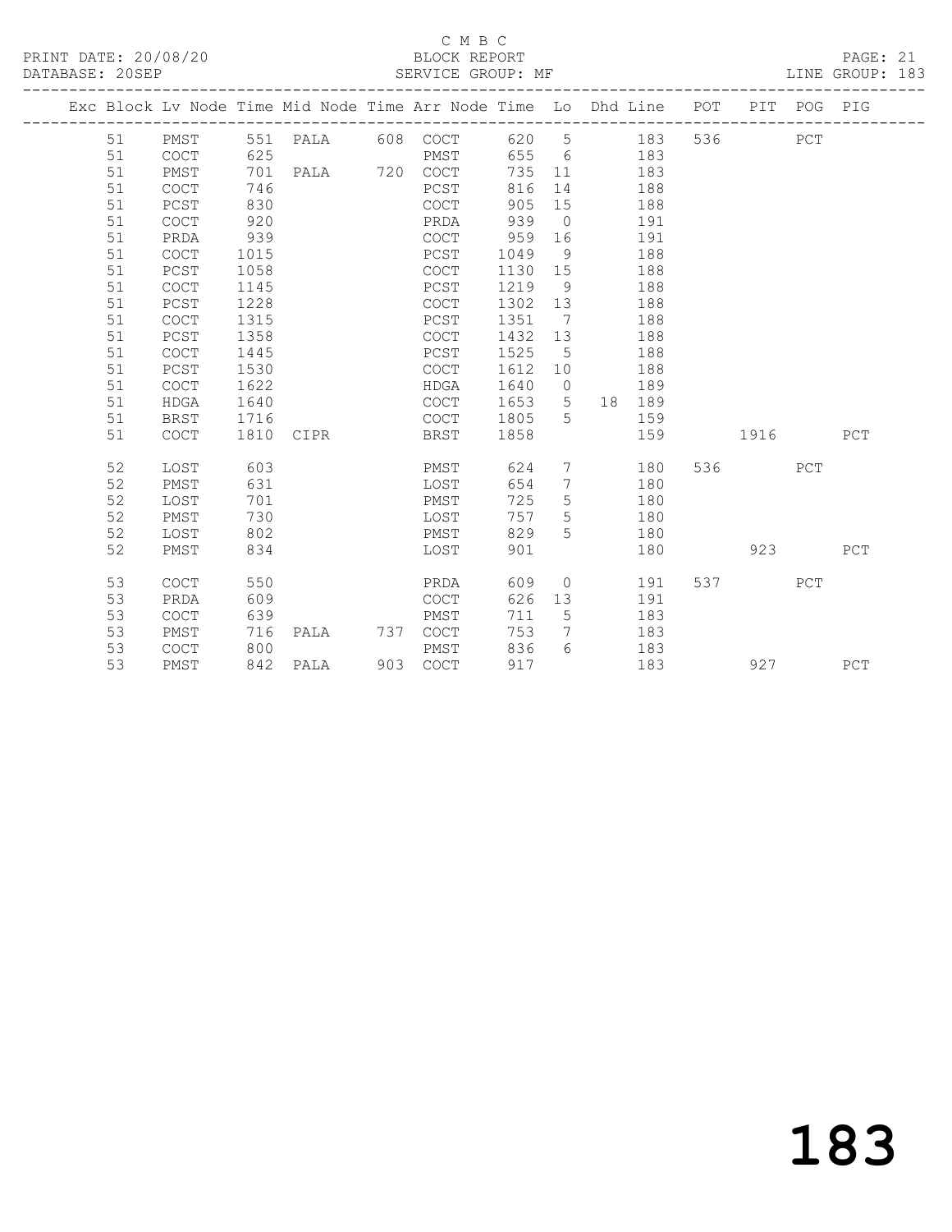C M B C

PRINT DATE: 20/08/20 BLOCK REPORT

DATABASE: 20SEP SERVICE GROUP: MF LINE GROUP: 183

| Exc | Block | Lv | Node | Time | Mid Node | Time | Arr Node | Time | Lo | Dhd | Line | POT | PIT | POG | PIG |
|---|---|---|---|---|---|---|---|---|---|---|---|---|---|---|---|
| | 51 | | PMST | 551 | PALA | 608 | COCT | 620 | 5 | | 183 | 536 | | PCT | |
| | 51 | | COCT | 625 | | | PMST | 655 | 6 | | 183 | | | | |
| | 51 | | PMST | 701 | PALA | 720 | COCT | 735 | 11 | | 183 | | | | |
| | 51 | | COCT | 746 | | | PCST | 816 | 14 | | 188 | | | | |
| | 51 | | PCST | 830 | | | COCT | 905 | 15 | | 188 | | | | |
| | 51 | | COCT | 920 | | | PRDA | 939 | 0 | | 191 | | | | |
| | 51 | | PRDA | 939 | | | COCT | 959 | 16 | | 191 | | | | |
| | 51 | | COCT | 1015 | | | PCST | 1049 | 9 | | 188 | | | | |
| | 51 | | PCST | 1058 | | | COCT | 1130 | 15 | | 188 | | | | |
| | 51 | | COCT | 1145 | | | PCST | 1219 | 9 | | 188 | | | | |
| | 51 | | PCST | 1228 | | | COCT | 1302 | 13 | | 188 | | | | |
| | 51 | | COCT | 1315 | | | PCST | 1351 | 7 | | 188 | | | | |
| | 51 | | PCST | 1358 | | | COCT | 1432 | 13 | | 188 | | | | |
| | 51 | | COCT | 1445 | | | PCST | 1525 | 5 | | 188 | | | | |
| | 51 | | PCST | 1530 | | | COCT | 1612 | 10 | | 188 | | | | |
| | 51 | | COCT | 1622 | | | HDGA | 1640 | 0 | | 189 | | | | |
| | 51 | | HDGA | 1640 | | | COCT | 1653 | 5 | 18 | 189 | | | | |
| | 51 | | BRST | 1716 | | | COCT | 1805 | 5 | | 159 | | | | |
| | 51 | | COCT | 1810 | CIPR | | BRST | 1858 | | | 159 | | 1916 | | PCT |
| | 52 | | LOST | 603 | | | PMST | 624 | 7 | | 180 | 536 | | PCT | |
| | 52 | | PMST | 631 | | | LOST | 654 | 7 | | 180 | | | | |
| | 52 | | LOST | 701 | | | PMST | 725 | 5 | | 180 | | | | |
| | 52 | | PMST | 730 | | | LOST | 757 | 5 | | 180 | | | | |
| | 52 | | LOST | 802 | | | PMST | 829 | 5 | | 180 | | | | |
| | 52 | | PMST | 834 | | | LOST | 901 | | | 180 | | 923 | | PCT |
| | 53 | | COCT | 550 | | | PRDA | 609 | 0 | | 191 | 537 | | PCT | |
| | 53 | | PRDA | 609 | | | COCT | 626 | 13 | | 191 | | | | |
| | 53 | | COCT | 639 | | | PMST | 711 | 5 | | 183 | | | | |
| | 53 | | PMST | 716 | PALA | 737 | COCT | 753 | 7 | | 183 | | | | |
| | 53 | | COCT | 800 | | | PMST | 836 | 6 | | 183 | | | | |
| | 53 | | PMST | 842 | PALA | 903 | COCT | 917 | | | 183 | | 927 | | PCT |

# 183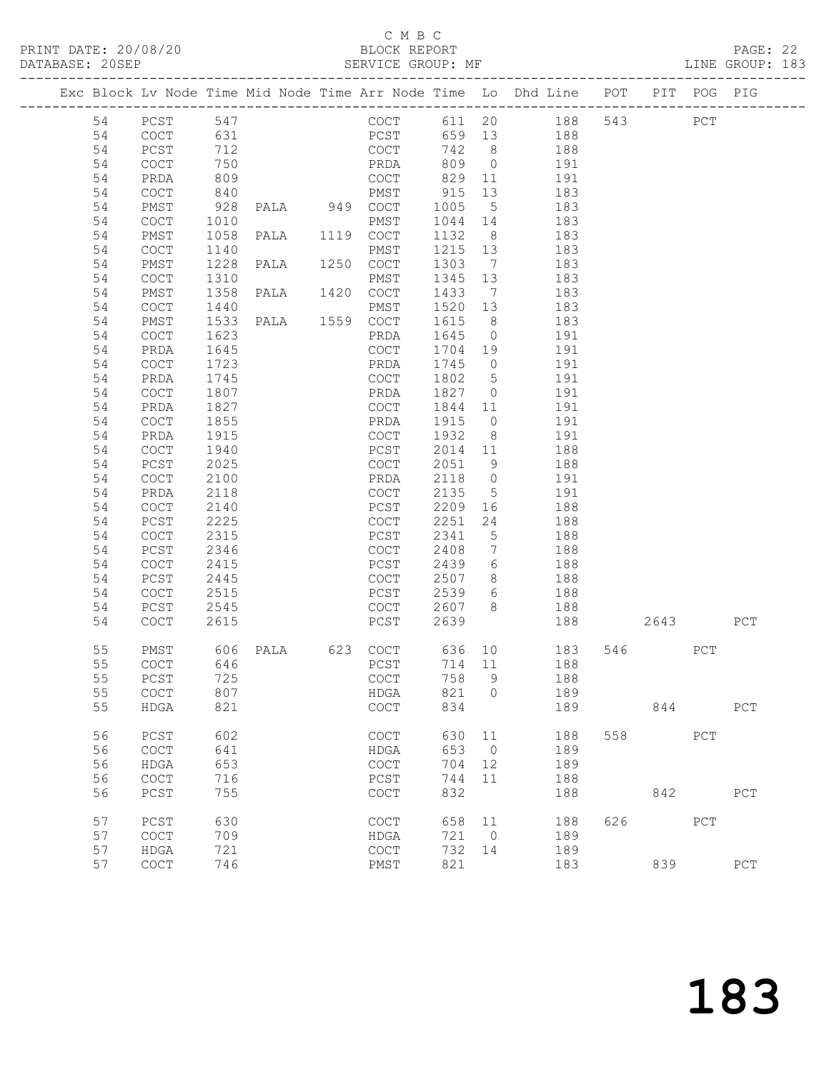C M B C

BLOCK REPORT

SERVICE GROUP: MF

PRINT DATE: 20/08/20
DATABASE: 20SEP
LINE GROUP: 183

| Exc | Block | Lv | Node | Time | Mid Node | Time | Arr Node | Time | Lo | Dhd Line | POT | PIT | POG | PIG |
|---|---|---|---|---|---|---|---|---|---|---|---|---|---|---|
| | 54 | | PCST | 547 | | | COCT | 611 | 20 | 188 | 543 | | PCT | |
| | 54 | | COCT | 631 | | | PCST | 659 | 13 | 188 | | | | |
| | 54 | | PCST | 712 | | | COCT | 742 | 8 | 188 | | | | |
| | 54 | | COCT | 750 | | | PRDA | 809 | 0 | 191 | | | | |
| | 54 | | PRDA | 809 | | | COCT | 829 | 11 | 191 | | | | |
| | 54 | | COCT | 840 | | | PMST | 915 | 13 | 183 | | | | |
| | 54 | | PMST | 928 | PALA | 949 | COCT | 1005 | 5 | 183 | | | | |
| | 54 | | COCT | 1010 | | | PMST | 1044 | 14 | 183 | | | | |
| | 54 | | PMST | 1058 | PALA | 1119 | COCT | 1132 | 8 | 183 | | | | |
| | 54 | | COCT | 1140 | | | PMST | 1215 | 13 | 183 | | | | |
| | 54 | | PMST | 1228 | PALA | 1250 | COCT | 1303 | 7 | 183 | | | | |
| | 54 | | COCT | 1310 | | | PMST | 1345 | 13 | 183 | | | | |
| | 54 | | PMST | 1358 | PALA | 1420 | COCT | 1433 | 7 | 183 | | | | |
| | 54 | | COCT | 1440 | | | PMST | 1520 | 13 | 183 | | | | |
| | 54 | | PMST | 1533 | PALA | 1559 | COCT | 1615 | 8 | 183 | | | | |
| | 54 | | COCT | 1623 | | | PRDA | 1645 | 0 | 191 | | | | |
| | 54 | | PRDA | 1645 | | | COCT | 1704 | 19 | 191 | | | | |
| | 54 | | COCT | 1723 | | | PRDA | 1745 | 0 | 191 | | | | |
| | 54 | | PRDA | 1745 | | | COCT | 1802 | 5 | 191 | | | | |
| | 54 | | COCT | 1807 | | | PRDA | 1827 | 0 | 191 | | | | |
| | 54 | | PRDA | 1827 | | | COCT | 1844 | 11 | 191 | | | | |
| | 54 | | COCT | 1855 | | | PRDA | 1915 | 0 | 191 | | | | |
| | 54 | | PRDA | 1915 | | | COCT | 1932 | 8 | 191 | | | | |
| | 54 | | COCT | 1940 | | | PCST | 2014 | 11 | 188 | | | | |
| | 54 | | PCST | 2025 | | | COCT | 2051 | 9 | 188 | | | | |
| | 54 | | COCT | 2100 | | | PRDA | 2118 | 0 | 191 | | | | |
| | 54 | | PRDA | 2118 | | | COCT | 2135 | 5 | 191 | | | | |
| | 54 | | COCT | 2140 | | | PCST | 2209 | 16 | 188 | | | | |
| | 54 | | PCST | 2225 | | | COCT | 2251 | 24 | 188 | | | | |
| | 54 | | COCT | 2315 | | | PCST | 2341 | 5 | 188 | | | | |
| | 54 | | PCST | 2346 | | | COCT | 2408 | 7 | 188 | | | | |
| | 54 | | COCT | 2415 | | | PCST | 2439 | 6 | 188 | | | | |
| | 54 | | PCST | 2445 | | | COCT | 2507 | 8 | 188 | | | | |
| | 54 | | COCT | 2515 | | | PCST | 2539 | 6 | 188 | | | | |
| | 54 | | PCST | 2545 | | | COCT | 2607 | 8 | 188 | | | | |
| | 54 | | COCT | 2615 | | | PCST | 2639 | | 188 | | 2643 | | PCT |
| | 55 | | PMST | 606 | PALA | 623 | COCT | 636 | 10 | 183 | 546 | | PCT | |
| | 55 | | COCT | 646 | | | PCST | 714 | 11 | 188 | | | | |
| | 55 | | PCST | 725 | | | COCT | 758 | 9 | 188 | | | | |
| | 55 | | COCT | 807 | | | HDGA | 821 | 0 | 189 | | | | |
| | 55 | | HDGA | 821 | | | COCT | 834 | | 189 | | 844 | | PCT |
| | 56 | | PCST | 602 | | | COCT | 630 | 11 | 188 | 558 | | PCT | |
| | 56 | | COCT | 641 | | | HDGA | 653 | 0 | 189 | | | | |
| | 56 | | HDGA | 653 | | | COCT | 704 | 12 | 189 | | | | |
| | 56 | | COCT | 716 | | | PCST | 744 | 11 | 188 | | | | |
| | 56 | | PCST | 755 | | | COCT | 832 | | 188 | | 842 | | PCT |
| | 57 | | PCST | 630 | | | COCT | 658 | 11 | 188 | 626 | | PCT | |
| | 57 | | COCT | 709 | | | HDGA | 721 | 0 | 189 | | | | |
| | 57 | | HDGA | 721 | | | COCT | 732 | 14 | 189 | | | | |
| | 57 | | COCT | 746 | | | PMST | 821 | | 183 | | 839 | | PCT |

183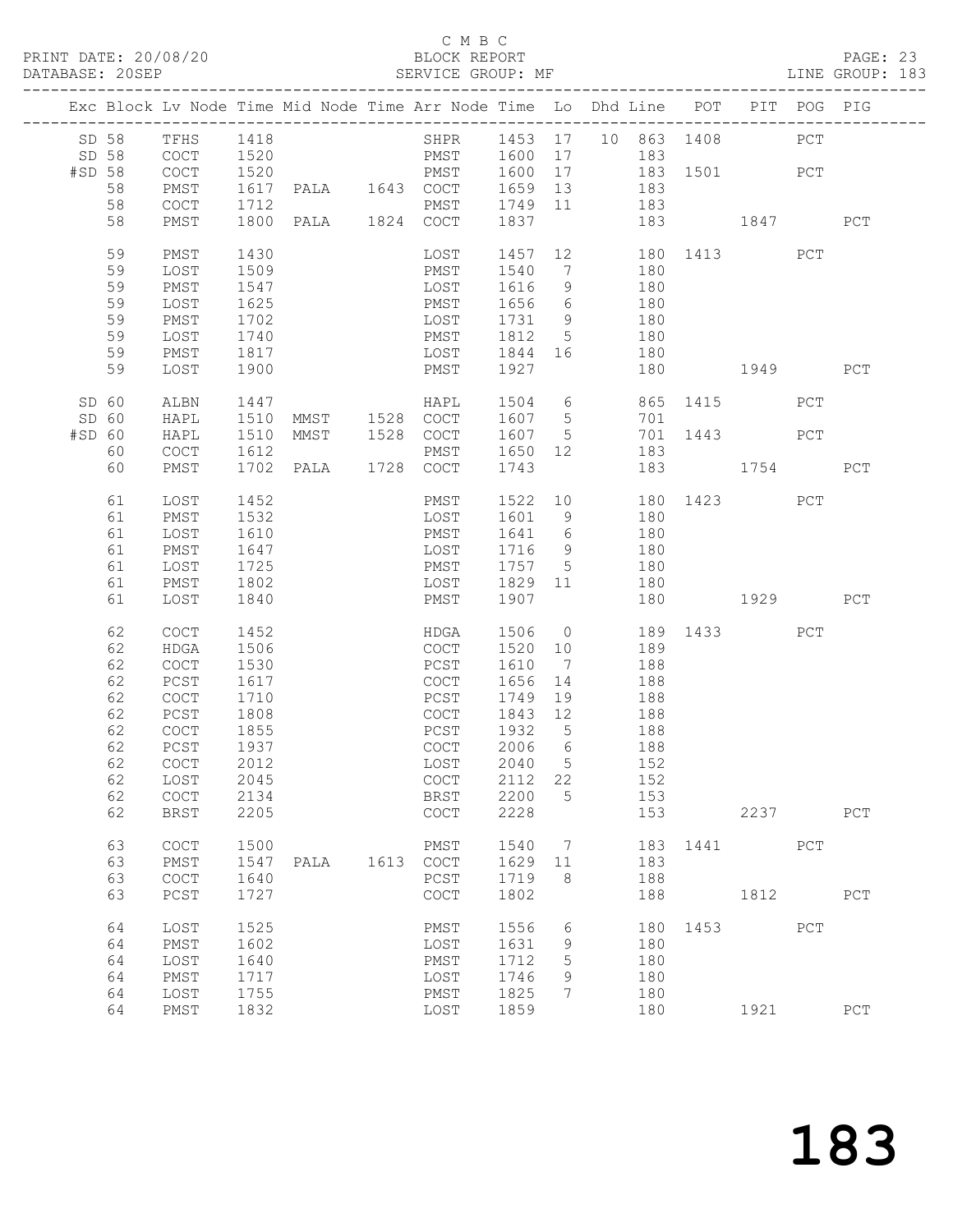C M B C

PRINT DATE: 20/08/20 BLOCK REPORT

DATABASE: 20SEP SERVICE GROUP: MF LINE GROUP: 183

| Exc | Block | Lv | Node | Time | Mid Node | Time | Arr Node | Time | Lo | Dhd | Line | POT | PIT | POG | PIG |
|---|---|---|---|---|---|---|---|---|---|---|---|---|---|---|---|
| SD | 58 | | TFHS | 1418 | | | SHPR | 1453 | 17 | 10 | 863 | 1408 | | PCT | |
| SD | 58 | | COCT | 1520 | | | PMST | 1600 | 17 | | 183 | | | | |
| #SD | 58 | | COCT | 1520 | | | PMST | 1600 | 17 | | 183 | 1501 | | PCT | |
| | 58 | | PMST | 1617 | PALA | 1643 | COCT | 1659 | 13 | | 183 | | | | |
| | 58 | | COCT | 1712 | | | PMST | 1749 | 11 | | 183 | | | | |
| | 58 | | PMST | 1800 | PALA | 1824 | COCT | 1837 | | | 183 | | 1847 | | PCT |
| | 59 | | PMST | 1430 | | | LOST | 1457 | 12 | | 180 | 1413 | | PCT | |
| | 59 | | LOST | 1509 | | | PMST | 1540 | 7 | | 180 | | | | |
| | 59 | | PMST | 1547 | | | LOST | 1616 | 9 | | 180 | | | | |
| | 59 | | LOST | 1625 | | | PMST | 1656 | 6 | | 180 | | | | |
| | 59 | | PMST | 1702 | | | LOST | 1731 | 9 | | 180 | | | | |
| | 59 | | LOST | 1740 | | | PMST | 1812 | 5 | | 180 | | | | |
| | 59 | | PMST | 1817 | | | LOST | 1844 | 16 | | 180 | | | | |
| | 59 | | LOST | 1900 | | | PMST | 1927 | | | 180 | | 1949 | | PCT |
| SD | 60 | | ALBN | 1447 | | | HAPL | 1504 | 6 | | 865 | 1415 | | PCT | |
| SD | 60 | | HAPL | 1510 | MMST | 1528 | COCT | 1607 | 5 | | 701 | | | | |
| #SD | 60 | | HAPL | 1510 | MMST | 1528 | COCT | 1607 | 5 | | 701 | 1443 | | PCT | |
| | 60 | | COCT | 1612 | | | PMST | 1650 | 12 | | 183 | | | | |
| | 60 | | PMST | 1702 | PALA | 1728 | COCT | 1743 | | | 183 | | 1754 | | PCT |
| | 61 | | LOST | 1452 | | | PMST | 1522 | 10 | | 180 | 1423 | | PCT | |
| | 61 | | PMST | 1532 | | | LOST | 1601 | 9 | | 180 | | | | |
| | 61 | | LOST | 1610 | | | PMST | 1641 | 6 | | 180 | | | | |
| | 61 | | PMST | 1647 | | | LOST | 1716 | 9 | | 180 | | | | |
| | 61 | | LOST | 1725 | | | PMST | 1757 | 5 | | 180 | | | | |
| | 61 | | PMST | 1802 | | | LOST | 1829 | 11 | | 180 | | | | |
| | 61 | | LOST | 1840 | | | PMST | 1907 | | | 180 | | 1929 | | PCT |
| | 62 | | COCT | 1452 | | | HDGA | 1506 | 0 | | 189 | 1433 | | PCT | |
| | 62 | | HDGA | 1506 | | | COCT | 1520 | 10 | | 189 | | | | |
| | 62 | | COCT | 1530 | | | PCST | 1610 | 7 | | 188 | | | | |
| | 62 | | PCST | 1617 | | | COCT | 1656 | 14 | | 188 | | | | |
| | 62 | | COCT | 1710 | | | PCST | 1749 | 19 | | 188 | | | | |
| | 62 | | PCST | 1808 | | | COCT | 1843 | 12 | | 188 | | | | |
| | 62 | | COCT | 1855 | | | PCST | 1932 | 5 | | 188 | | | | |
| | 62 | | PCST | 1937 | | | COCT | 2006 | 6 | | 188 | | | | |
| | 62 | | COCT | 2012 | | | LOST | 2040 | 5 | | 152 | | | | |
| | 62 | | LOST | 2045 | | | COCT | 2112 | 22 | | 152 | | | | |
| | 62 | | COCT | 2134 | | | BRST | 2200 | 5 | | 153 | | | | |
| | 62 | | BRST | 2205 | | | COCT | 2228 | | | 153 | | 2237 | | PCT |
| | 63 | | COCT | 1500 | | | PMST | 1540 | 7 | | 183 | 1441 | | PCT | |
| | 63 | | PMST | 1547 | PALA | 1613 | COCT | 1629 | 11 | | 183 | | | | |
| | 63 | | COCT | 1640 | | | PCST | 1719 | 8 | | 188 | | | | |
| | 63 | | PCST | 1727 | | | COCT | 1802 | | | 188 | | 1812 | | PCT |
| | 64 | | LOST | 1525 | | | PMST | 1556 | 6 | | 180 | 1453 | | PCT | |
| | 64 | | PMST | 1602 | | | LOST | 1631 | 9 | | 180 | | | | |
| | 64 | | LOST | 1640 | | | PMST | 1712 | 5 | | 180 | | | | |
| | 64 | | PMST | 1717 | | | LOST | 1746 | 9 | | 180 | | | | |
| | 64 | | LOST | 1755 | | | PMST | 1825 | 7 | | 180 | | | | |
| | 64 | | PMST | 1832 | | | LOST | 1859 | | | 180 | | 1921 | | PCT |

# 183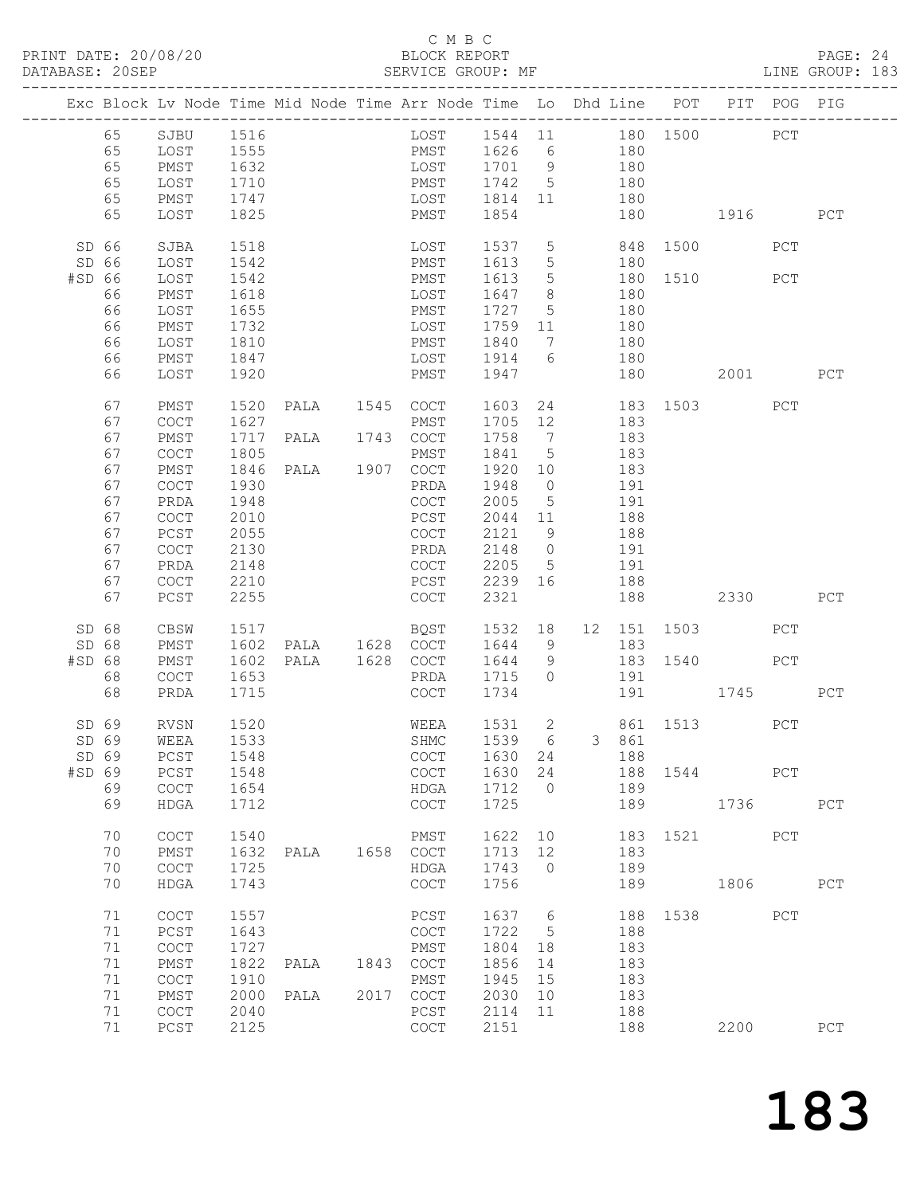C M B C

PRINT DATE: 20/08/20 BLOCK REPORT

DATABASE: 20SEP SERVICE GROUP: MF LINE GROUP: 183

| Exc | Block | Lv | Node | Time | Mid Node | Time | Arr Node | Time | Lo | Dhd Line | POT | PIT | POG | PIG |
|---|---|---|---|---|---|---|---|---|---|---|---|---|---|---|
| | 65 | | SJBU | 1516 | | | LOST | 1544 | 11 | 180 | 1500 | | PCT | |
| | 65 | | LOST | 1555 | | | PMST | 1626 | 6 | 180 | | | | |
| | 65 | | PMST | 1632 | | | LOST | 1701 | 9 | 180 | | | | |
| | 65 | | LOST | 1710 | | | PMST | 1742 | 5 | 180 | | | | |
| | 65 | | PMST | 1747 | | | LOST | 1814 | 11 | 180 | | | | |
| | 65 | | LOST | 1825 | | | PMST | 1854 | | 180 | | 1916 | | PCT |
| SD | 66 | | SJBA | 1518 | | | LOST | 1537 | 5 | 848 | 1500 | | PCT | |
| SD | 66 | | LOST | 1542 | | | PMST | 1613 | 5 | 180 | | | | |
| #SD | 66 | | LOST | 1542 | | | PMST | 1613 | 5 | 180 | 1510 | | PCT | |
| | 66 | | PMST | 1618 | | | LOST | 1647 | 8 | 180 | | | | |
| | 66 | | LOST | 1655 | | | PMST | 1727 | 5 | 180 | | | | |
| | 66 | | PMST | 1732 | | | LOST | 1759 | 11 | 180 | | | | |
| | 66 | | LOST | 1810 | | | PMST | 1840 | 7 | 180 | | | | |
| | 66 | | PMST | 1847 | | | LOST | 1914 | 6 | 180 | | | | |
| | 66 | | LOST | 1920 | | | PMST | 1947 | | 180 | | 2001 | | PCT |
| | 67 | | PMST | 1520 | PALA | 1545 | COCT | 1603 | 24 | 183 | 1503 | | PCT | |
| | 67 | | COCT | 1627 | | | PMST | 1705 | 12 | 183 | | | | |
| | 67 | | PMST | 1717 | PALA | 1743 | COCT | 1758 | 7 | 183 | | | | |
| | 67 | | COCT | 1805 | | | PMST | 1841 | 5 | 183 | | | | |
| | 67 | | PMST | 1846 | PALA | 1907 | COCT | 1920 | 10 | 183 | | | | |
| | 67 | | COCT | 1930 | | | PRDA | 1948 | 0 | 191 | | | | |
| | 67 | | PRDA | 1948 | | | COCT | 2005 | 5 | 191 | | | | |
| | 67 | | COCT | 2010 | | | PCST | 2044 | 11 | 188 | | | | |
| | 67 | | PCST | 2055 | | | COCT | 2121 | 9 | 188 | | | | |
| | 67 | | COCT | 2130 | | | PRDA | 2148 | 0 | 191 | | | | |
| | 67 | | PRDA | 2148 | | | COCT | 2205 | 5 | 191 | | | | |
| | 67 | | COCT | 2210 | | | PCST | 2239 | 16 | 188 | | | | |
| | 67 | | PCST | 2255 | | | COCT | 2321 | | 188 | | 2330 | | PCT |
| SD | 68 | | CBSW | 1517 | | | BQST | 1532 | 18 | 12 151 | 1503 | | PCT | |
| SD | 68 | | PMST | 1602 | PALA | 1628 | COCT | 1644 | 9 | 183 | | | | |
| #SD | 68 | | PMST | 1602 | PALA | 1628 | COCT | 1644 | 9 | 183 | 1540 | | PCT | |
| | 68 | | COCT | 1653 | | | PRDA | 1715 | 0 | 191 | | | | |
| | 68 | | PRDA | 1715 | | | COCT | 1734 | | 191 | | 1745 | | PCT |
| SD | 69 | | RVSN | 1520 | | | WEEA | 1531 | 2 | 861 | 1513 | | PCT | |
| SD | 69 | | WEEA | 1533 | | | SHMC | 1539 | 6 | 3 861 | | | | |
| SD | 69 | | PCST | 1548 | | | COCT | 1630 | 24 | 188 | | | | |
| #SD | 69 | | PCST | 1548 | | | COCT | 1630 | 24 | 188 | 1544 | | PCT | |
| | 69 | | COCT | 1654 | | | HDGA | 1712 | 0 | 189 | | | | |
| | 69 | | HDGA | 1712 | | | COCT | 1725 | | 189 | | 1736 | | PCT |
| | 70 | | COCT | 1540 | | | PMST | 1622 | 10 | 183 | 1521 | | PCT | |
| | 70 | | PMST | 1632 | PALA | 1658 | COCT | 1713 | 12 | 183 | | | | |
| | 70 | | COCT | 1725 | | | HDGA | 1743 | 0 | 189 | | | | |
| | 70 | | HDGA | 1743 | | | COCT | 1756 | | 189 | | 1806 | | PCT |
| | 71 | | COCT | 1557 | | | PCST | 1637 | 6 | 188 | 1538 | | PCT | |
| | 71 | | PCST | 1643 | | | COCT | 1722 | 5 | 188 | | | | |
| | 71 | | COCT | 1727 | | | PMST | 1804 | 18 | 183 | | | | |
| | 71 | | PMST | 1822 | PALA | 1843 | COCT | 1856 | 14 | 183 | | | | |
| | 71 | | COCT | 1910 | | | PMST | 1945 | 15 | 183 | | | | |
| | 71 | | PMST | 2000 | PALA | 2017 | COCT | 2030 | 10 | 183 | | | | |
| | 71 | | COCT | 2040 | | | PCST | 2114 | 11 | 188 | | | | |
| | 71 | | PCST | 2125 | | | COCT | 2151 | | 188 | | 2200 | | PCT |

# 183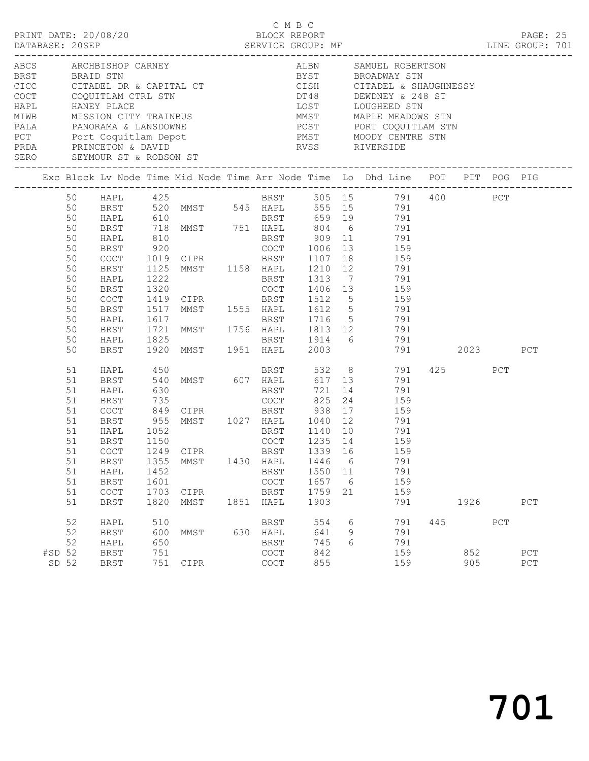C M B C
PRINT DATE: 20/08/20 BLOCK REPORT
DATABASE: 20SEP SERVICE GROUP: MF LINE GROUP: 701

| Code | Name | Code | Name |
|---|---|---|---|
| ABCS | ARCHBISHOP CARNEY | ALBN | SAMUEL ROBERTSON |
| BRST | BRAID STN | BYST | BROADWAY STN |
| CICC | CITADEL DR & CAPITAL CT | CISH | CITADEL & SHAUGHNESSY |
| COCT | COQUITLAM CTRL STN | DT48 | DEWDNEY & 248 ST |
| HAPL | HANEY PLACE | LOST | LOUGHEED STN |
| MIWB | MISSION CITY TRAINBUS | MMST | MAPLE MEADOWS STN |
| PALA | PANORAMA & LANSDOWNE | PCST | PORT COQUITLAM STN |
| PCT | Port Coquitlam Depot | PMST | MOODY CENTRE STN |
| PRDA | PRINCETON & DAVID | RVSS | RIVERSIDE |
| SERO | SEYMOUR ST & ROBSON ST | | |

| Exc | Block | Lv Node | Time | Mid Node | Time | Arr Node | Time | Lo | Dhd Line | POT | PIT | POG | PIG |
|---|---|---|---|---|---|---|---|---|---|---|---|---|---|
| | 50 | HAPL | 425 | | | BRST | 505 | 15 | 791 | 400 | | PCT | |
| | 50 | BRST | 520 | MMST | 545 | HAPL | 555 | 15 | 791 | | | | |
| | 50 | HAPL | 610 | | | BRST | 659 | 19 | 791 | | | | |
| | 50 | BRST | 718 | MMST | 751 | HAPL | 804 | 6 | 791 | | | | |
| | 50 | HAPL | 810 | | | BRST | 909 | 11 | 791 | | | | |
| | 50 | BRST | 920 | | | COCT | 1006 | 13 | 159 | | | | |
| | 50 | COCT | 1019 | CIPR | | BRST | 1107 | 18 | 159 | | | | |
| | 50 | BRST | 1125 | MMST | 1158 | HAPL | 1210 | 12 | 791 | | | | |
| | 50 | HAPL | 1222 | | | BRST | 1313 | 7 | 791 | | | | |
| | 50 | BRST | 1320 | | | COCT | 1406 | 13 | 159 | | | | |
| | 50 | COCT | 1419 | CIPR | | BRST | 1512 | 5 | 159 | | | | |
| | 50 | BRST | 1517 | MMST | 1555 | HAPL | 1612 | 5 | 791 | | | | |
| | 50 | HAPL | 1617 | | | BRST | 1716 | 5 | 791 | | | | |
| | 50 | BRST | 1721 | MMST | 1756 | HAPL | 1813 | 12 | 791 | | | | |
| | 50 | HAPL | 1825 | | | BRST | 1914 | 6 | 791 | | | | |
| | 50 | BRST | 1920 | MMST | 1951 | HAPL | 2003 | | 791 | | 2023 | | PCT |
| | 51 | HAPL | 450 | | | BRST | 532 | 8 | 791 | 425 | | PCT | |
| | 51 | BRST | 540 | MMST | 607 | HAPL | 617 | 13 | 791 | | | | |
| | 51 | HAPL | 630 | | | BRST | 721 | 14 | 791 | | | | |
| | 51 | BRST | 735 | | | COCT | 825 | 24 | 159 | | | | |
| | 51 | COCT | 849 | CIPR | | BRST | 938 | 17 | 159 | | | | |
| | 51 | BRST | 955 | MMST | 1027 | HAPL | 1040 | 12 | 791 | | | | |
| | 51 | HAPL | 1052 | | | BRST | 1140 | 10 | 791 | | | | |
| | 51 | BRST | 1150 | | | COCT | 1235 | 14 | 159 | | | | |
| | 51 | COCT | 1249 | CIPR | | BRST | 1339 | 16 | 159 | | | | |
| | 51 | BRST | 1355 | MMST | 1430 | HAPL | 1446 | 6 | 791 | | | | |
| | 51 | HAPL | 1452 | | | BRST | 1550 | 11 | 791 | | | | |
| | 51 | BRST | 1601 | | | COCT | 1657 | 6 | 159 | | | | |
| | 51 | COCT | 1703 | CIPR | | BRST | 1759 | 21 | 159 | | | | |
| | 51 | BRST | 1820 | MMST | 1851 | HAPL | 1903 | | 791 | | 1926 | | PCT |
| | 52 | HAPL | 510 | | | BRST | 554 | 6 | 791 | 445 | | PCT | |
| | 52 | BRST | 600 | MMST | 630 | HAPL | 641 | 9 | 791 | | | | |
| | 52 | HAPL | 650 | | | BRST | 745 | 6 | 791 | | | | |
| #SD | 52 | BRST | 751 | | | COCT | 842 | | 159 | | 852 | | PCT |
| SD | 52 | BRST | 751 | CIPR | | COCT | 855 | | 159 | | 905 | | PCT |

701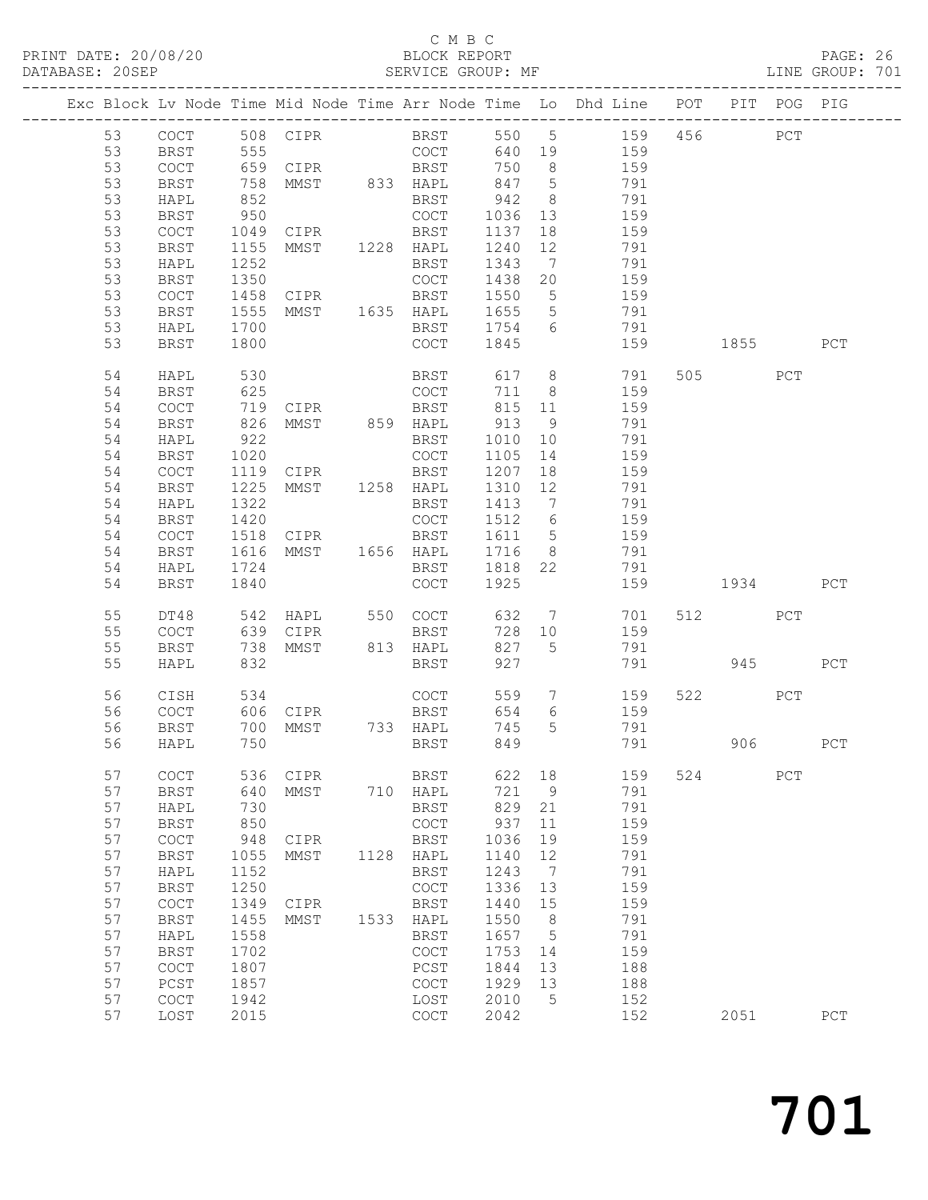C M B C
PRINT DATE: 20/08/20 BLOCK REPORT PAGE: 26
DATABASE: 20SEP SERVICE GROUP: MF LINE GROUP: 701

| Exc | Block | Lv | Node | Time | Mid Node | Time | Arr Node | Time | Lo | Dhd Line | POT | PIT | POG | PIG |
|---|---|---|---|---|---|---|---|---|---|---|---|---|---|---|
| | 53 | | COCT | 508 | CIPR | | BRST | 550 | 5 | 159 | 456 | | PCT | |
| | 53 | | BRST | 555 | | | COCT | 640 | 19 | 159 | | | | |
| | 53 | | COCT | 659 | CIPR | | BRST | 750 | 8 | 159 | | | | |
| | 53 | | BRST | 758 | MMST | 833 | HAPL | 847 | 5 | 791 | | | | |
| | 53 | | HAPL | 852 | | | BRST | 942 | 8 | 791 | | | | |
| | 53 | | BRST | 950 | | | COCT | 1036 | 13 | 159 | | | | |
| | 53 | | COCT | 1049 | CIPR | | BRST | 1137 | 18 | 159 | | | | |
| | 53 | | BRST | 1155 | MMST | 1228 | HAPL | 1240 | 12 | 791 | | | | |
| | 53 | | HAPL | 1252 | | | BRST | 1343 | 7 | 791 | | | | |
| | 53 | | BRST | 1350 | | | COCT | 1438 | 20 | 159 | | | | |
| | 53 | | COCT | 1458 | CIPR | | BRST | 1550 | 5 | 159 | | | | |
| | 53 | | BRST | 1555 | MMST | 1635 | HAPL | 1655 | 5 | 791 | | | | |
| | 53 | | HAPL | 1700 | | | BRST | 1754 | 6 | 791 | | | | |
| | 53 | | BRST | 1800 | | | COCT | 1845 | | 159 | | 1855 | | PCT |
| | 54 | | HAPL | 530 | | | BRST | 617 | 8 | 791 | 505 | | PCT | |
| | 54 | | BRST | 625 | | | COCT | 711 | 8 | 159 | | | | |
| | 54 | | COCT | 719 | CIPR | | BRST | 815 | 11 | 159 | | | | |
| | 54 | | BRST | 826 | MMST | 859 | HAPL | 913 | 9 | 791 | | | | |
| | 54 | | HAPL | 922 | | | BRST | 1010 | 10 | 791 | | | | |
| | 54 | | BRST | 1020 | | | COCT | 1105 | 14 | 159 | | | | |
| | 54 | | COCT | 1119 | CIPR | | BRST | 1207 | 18 | 159 | | | | |
| | 54 | | BRST | 1225 | MMST | 1258 | HAPL | 1310 | 12 | 791 | | | | |
| | 54 | | HAPL | 1322 | | | BRST | 1413 | 7 | 791 | | | | |
| | 54 | | BRST | 1420 | | | COCT | 1512 | 6 | 159 | | | | |
| | 54 | | COCT | 1518 | CIPR | | BRST | 1611 | 5 | 159 | | | | |
| | 54 | | BRST | 1616 | MMST | 1656 | HAPL | 1716 | 8 | 791 | | | | |
| | 54 | | HAPL | 1724 | | | BRST | 1818 | 22 | 791 | | | | |
| | 54 | | BRST | 1840 | | | COCT | 1925 | | 159 | | 1934 | | PCT |
| | 55 | | DT48 | 542 | HAPL | 550 | COCT | 632 | 7 | 701 | 512 | | PCT | |
| | 55 | | COCT | 639 | CIPR | | BRST | 728 | 10 | 159 | | | | |
| | 55 | | BRST | 738 | MMST | 813 | HAPL | 827 | 5 | 791 | | | | |
| | 55 | | HAPL | 832 | | | BRST | 927 | | 791 | | 945 | | PCT |
| | 56 | | CISH | 534 | | | COCT | 559 | 7 | 159 | 522 | | PCT | |
| | 56 | | COCT | 606 | CIPR | | BRST | 654 | 6 | 159 | | | | |
| | 56 | | BRST | 700 | MMST | 733 | HAPL | 745 | 5 | 791 | | | | |
| | 56 | | HAPL | 750 | | | BRST | 849 | | 791 | | 906 | | PCT |
| | 57 | | COCT | 536 | CIPR | | BRST | 622 | 18 | 159 | 524 | | PCT | |
| | 57 | | BRST | 640 | MMST | 710 | HAPL | 721 | 9 | 791 | | | | |
| | 57 | | HAPL | 730 | | | BRST | 829 | 21 | 791 | | | | |
| | 57 | | BRST | 850 | | | COCT | 937 | 11 | 159 | | | | |
| | 57 | | COCT | 948 | CIPR | | BRST | 1036 | 19 | 159 | | | | |
| | 57 | | BRST | 1055 | MMST | 1128 | HAPL | 1140 | 12 | 791 | | | | |
| | 57 | | HAPL | 1152 | | | BRST | 1243 | 7 | 791 | | | | |
| | 57 | | BRST | 1250 | | | COCT | 1336 | 13 | 159 | | | | |
| | 57 | | COCT | 1349 | CIPR | | BRST | 1440 | 15 | 159 | | | | |
| | 57 | | BRST | 1455 | MMST | 1533 | HAPL | 1550 | 8 | 791 | | | | |
| | 57 | | HAPL | 1558 | | | BRST | 1657 | 5 | 791 | | | | |
| | 57 | | BRST | 1702 | | | COCT | 1753 | 14 | 159 | | | | |
| | 57 | | COCT | 1807 | | | PCST | 1844 | 13 | 188 | | | | |
| | 57 | | PCST | 1857 | | | COCT | 1929 | 13 | 188 | | | | |
| | 57 | | COCT | 1942 | | | LOST | 2010 | 5 | 152 | | | | |
| | 57 | | LOST | 2015 | | | COCT | 2042 | | 152 | | 2051 | | PCT |

701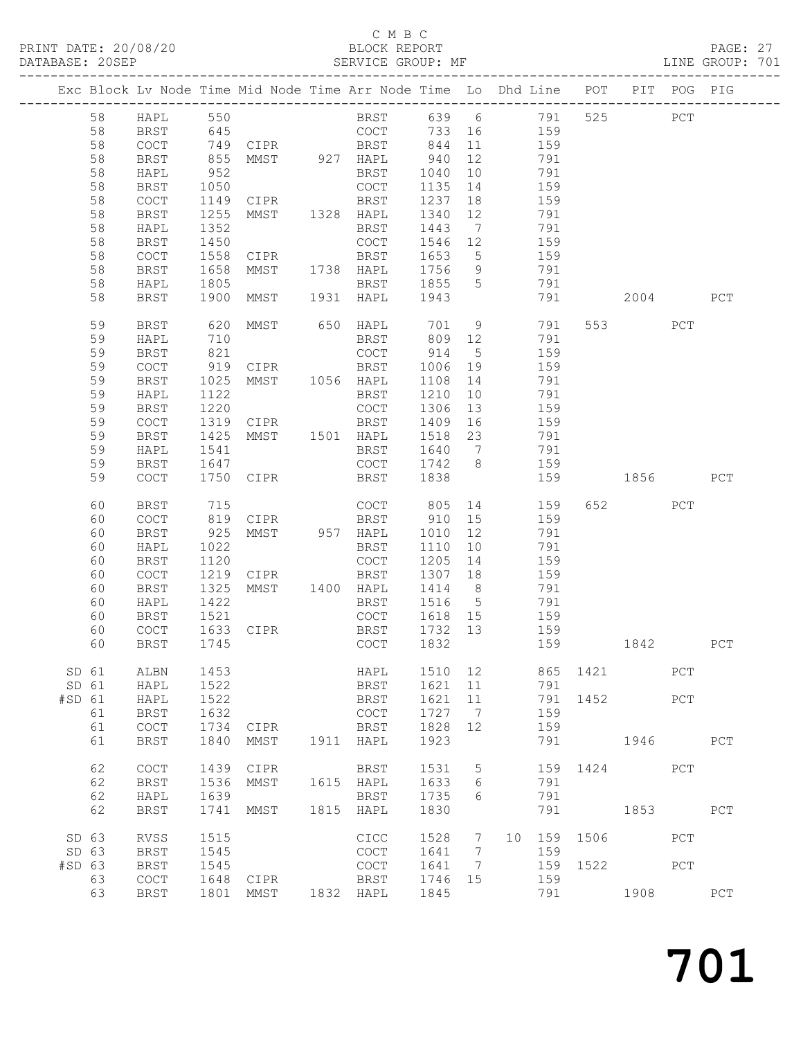C M B C
PRINT DATE: 20/08/20 BLOCK REPORT PAGE: 27
DATABASE: 20SEP SERVICE GROUP: MF LINE GROUP: 701

| Exc | Block | Lv | Node | Time | Mid Node | Time | Arr Node | Time | Lo | Dhd Line | POT | PIT | POG | PIG |
|---|---|---|---|---|---|---|---|---|---|---|---|---|---|---|
| | 58 | | HAPL | 550 | | | BRST | 639 | 6 | 791 | 525 | | PCT | |
| | 58 | | BRST | 645 | | | COCT | 733 | 16 | 159 | | | | |
| | 58 | | COCT | 749 | CIPR | | BRST | 844 | 11 | 159 | | | | |
| | 58 | | BRST | 855 | MMST | 927 | HAPL | 940 | 12 | 791 | | | | |
| | 58 | | HAPL | 952 | | | BRST | 1040 | 10 | 791 | | | | |
| | 58 | | BRST | 1050 | | | COCT | 1135 | 14 | 159 | | | | |
| | 58 | | COCT | 1149 | CIPR | | BRST | 1237 | 18 | 159 | | | | |
| | 58 | | BRST | 1255 | MMST | 1328 | HAPL | 1340 | 12 | 791 | | | | |
| | 58 | | HAPL | 1352 | | | BRST | 1443 | 7 | 791 | | | | |
| | 58 | | BRST | 1450 | | | COCT | 1546 | 12 | 159 | | | | |
| | 58 | | COCT | 1558 | CIPR | | BRST | 1653 | 5 | 159 | | | | |
| | 58 | | BRST | 1658 | MMST | 1738 | HAPL | 1756 | 9 | 791 | | | | |
| | 58 | | HAPL | 1805 | | | BRST | 1855 | 5 | 791 | | | | |
| | 58 | | BRST | 1900 | MMST | 1931 | HAPL | 1943 | | 791 | | 2004 | | PCT |
| | 59 | | BRST | 620 | MMST | 650 | HAPL | 701 | 9 | 791 | 553 | | PCT | |
| | 59 | | HAPL | 710 | | | BRST | 809 | 12 | 791 | | | | |
| | 59 | | BRST | 821 | | | COCT | 914 | 5 | 159 | | | | |
| | 59 | | COCT | 919 | CIPR | | BRST | 1006 | 19 | 159 | | | | |
| | 59 | | BRST | 1025 | MMST | 1056 | HAPL | 1108 | 14 | 791 | | | | |
| | 59 | | HAPL | 1122 | | | BRST | 1210 | 10 | 791 | | | | |
| | 59 | | BRST | 1220 | | | COCT | 1306 | 13 | 159 | | | | |
| | 59 | | COCT | 1319 | CIPR | | BRST | 1409 | 16 | 159 | | | | |
| | 59 | | BRST | 1425 | MMST | 1501 | HAPL | 1518 | 23 | 791 | | | | |
| | 59 | | HAPL | 1541 | | | BRST | 1640 | 7 | 791 | | | | |
| | 59 | | BRST | 1647 | | | COCT | 1742 | 8 | 159 | | | | |
| | 59 | | COCT | 1750 | CIPR | | BRST | 1838 | | 159 | | 1856 | | PCT |
| | 60 | | BRST | 715 | | | COCT | 805 | 14 | 159 | 652 | | PCT | |
| | 60 | | COCT | 819 | CIPR | | BRST | 910 | 15 | 159 | | | | |
| | 60 | | BRST | 925 | MMST | 957 | HAPL | 1010 | 12 | 791 | | | | |
| | 60 | | HAPL | 1022 | | | BRST | 1110 | 10 | 791 | | | | |
| | 60 | | BRST | 1120 | | | COCT | 1205 | 14 | 159 | | | | |
| | 60 | | COCT | 1219 | CIPR | | BRST | 1307 | 18 | 159 | | | | |
| | 60 | | BRST | 1325 | MMST | 1400 | HAPL | 1414 | 8 | 791 | | | | |
| | 60 | | HAPL | 1422 | | | BRST | 1516 | 5 | 791 | | | | |
| | 60 | | BRST | 1521 | | | COCT | 1618 | 15 | 159 | | | | |
| | 60 | | COCT | 1633 | CIPR | | BRST | 1732 | 13 | 159 | | | | |
| | 60 | | BRST | 1745 | | | COCT | 1832 | | 159 | | 1842 | | PCT |
| SD | 61 | | ALBN | 1453 | | | HAPL | 1510 | 12 | 865 | 1421 | | PCT | |
| SD | 61 | | HAPL | 1522 | | | BRST | 1621 | 11 | 791 | | | | |
| #SD | 61 | | HAPL | 1522 | | | BRST | 1621 | 11 | 791 | 1452 | | PCT | |
| | 61 | | BRST | 1632 | | | COCT | 1727 | 7 | 159 | | | | |
| | 61 | | COCT | 1734 | CIPR | | BRST | 1828 | 12 | 159 | | | | |
| | 61 | | BRST | 1840 | MMST | 1911 | HAPL | 1923 | | 791 | | 1946 | | PCT |
| | 62 | | COCT | 1439 | CIPR | | BRST | 1531 | 5 | 159 | 1424 | | PCT | |
| | 62 | | BRST | 1536 | MMST | 1615 | HAPL | 1633 | 6 | 791 | | | | |
| | 62 | | HAPL | 1639 | | | BRST | 1735 | 6 | 791 | | | | |
| | 62 | | BRST | 1741 | MMST | 1815 | HAPL | 1830 | | 791 | | 1853 | | PCT |
| SD | 63 | | RVSS | 1515 | | | CICC | 1528 | 7 | 10 159 | 1506 | | PCT | |
| SD | 63 | | BRST | 1545 | | | COCT | 1641 | 7 | 159 | | | | |
| #SD | 63 | | BRST | 1545 | | | COCT | 1641 | 7 | 159 | 1522 | | PCT | |
| | 63 | | COCT | 1648 | CIPR | | BRST | 1746 | 15 | 159 | | | | |
| | 63 | | BRST | 1801 | MMST | 1832 | HAPL | 1845 | | 791 | | 1908 | | PCT |

701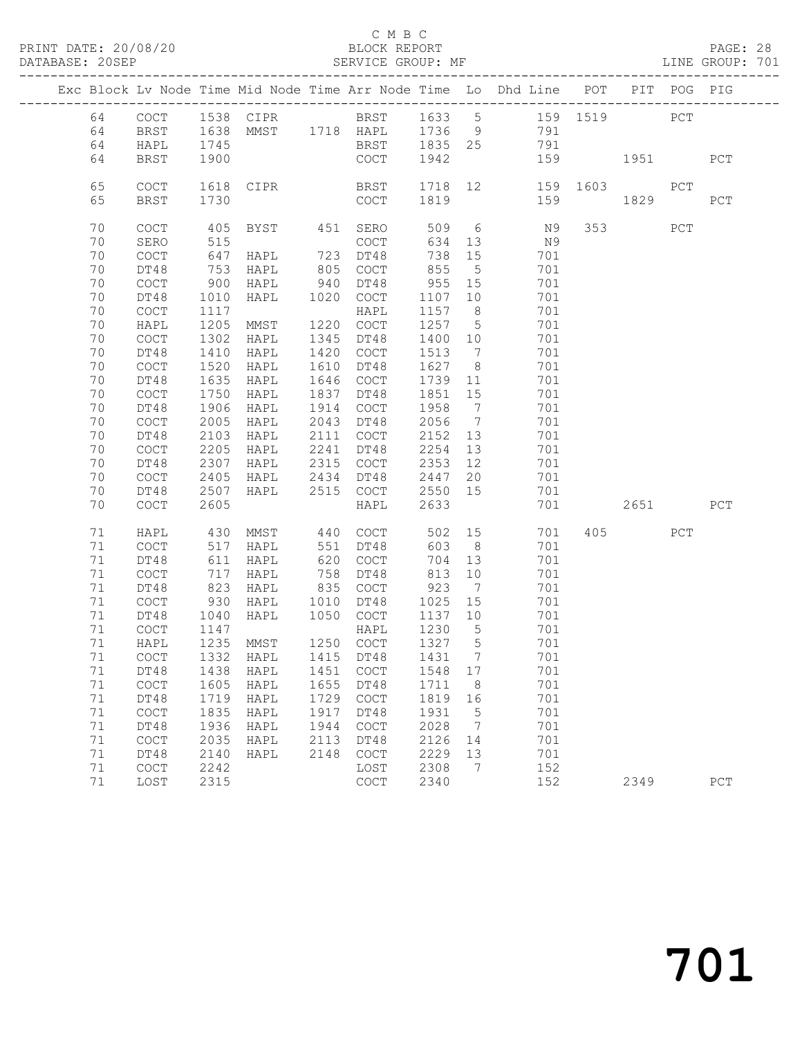C M B C
PRINT DATE: 20/08/20 BLOCK REPORT PAGE: 28
DATABASE: 20SEP SERVICE GROUP: MF LINE GROUP: 701

| Exc | Block | Lv | Node | Time | Mid Node | Time | Arr Node | Time | Lo | Dhd Line | POT | PIT | POG | PIG |
|---|---|---|---|---|---|---|---|---|---|---|---|---|---|---|
| | 64 | | COCT | 1538 | CIPR | | BRST | 1633 | 5 | 159 | 1519 | | PCT | |
| | 64 | | BRST | 1638 | MMST | 1718 | HAPL | 1736 | 9 | 791 | | | | |
| | 64 | | HAPL | 1745 | | | BRST | 1835 | 25 | 791 | | | | |
| | 64 | | BRST | 1900 | | | COCT | 1942 | | 159 | | 1951 | | PCT |
| | 65 | | COCT | 1618 | CIPR | | BRST | 1718 | 12 | 159 | 1603 | | PCT | |
| | 65 | | BRST | 1730 | | | COCT | 1819 | | 159 | | 1829 | | PCT |
| | 70 | | COCT | 405 | BYST | 451 | SERO | 509 | 6 | N9 | 353 | | PCT | |
| | 70 | | SERO | 515 | | | COCT | 634 | 13 | N9 | | | | |
| | 70 | | COCT | 647 | HAPL | 723 | DT48 | 738 | 15 | 701 | | | | |
| | 70 | | DT48 | 753 | HAPL | 805 | COCT | 855 | 5 | 701 | | | | |
| | 70 | | COCT | 900 | HAPL | 940 | DT48 | 955 | 15 | 701 | | | | |
| | 70 | | DT48 | 1010 | HAPL | 1020 | COCT | 1107 | 10 | 701 | | | | |
| | 70 | | COCT | 1117 | | | HAPL | 1157 | 8 | 701 | | | | |
| | 70 | | HAPL | 1205 | MMST | 1220 | COCT | 1257 | 5 | 701 | | | | |
| | 70 | | COCT | 1302 | HAPL | 1345 | DT48 | 1400 | 10 | 701 | | | | |
| | 70 | | DT48 | 1410 | HAPL | 1420 | COCT | 1513 | 7 | 701 | | | | |
| | 70 | | COCT | 1520 | HAPL | 1610 | DT48 | 1627 | 8 | 701 | | | | |
| | 70 | | DT48 | 1635 | HAPL | 1646 | COCT | 1739 | 11 | 701 | | | | |
| | 70 | | COCT | 1750 | HAPL | 1837 | DT48 | 1851 | 15 | 701 | | | | |
| | 70 | | DT48 | 1906 | HAPL | 1914 | COCT | 1958 | 7 | 701 | | | | |
| | 70 | | COCT | 2005 | HAPL | 2043 | DT48 | 2056 | 7 | 701 | | | | |
| | 70 | | DT48 | 2103 | HAPL | 2111 | COCT | 2152 | 13 | 701 | | | | |
| | 70 | | COCT | 2205 | HAPL | 2241 | DT48 | 2254 | 13 | 701 | | | | |
| | 70 | | DT48 | 2307 | HAPL | 2315 | COCT | 2353 | 12 | 701 | | | | |
| | 70 | | COCT | 2405 | HAPL | 2434 | DT48 | 2447 | 20 | 701 | | | | |
| | 70 | | DT48 | 2507 | HAPL | 2515 | COCT | 2550 | 15 | 701 | | | | |
| | 70 | | COCT | 2605 | | | HAPL | 2633 | | 701 | | 2651 | | PCT |
| | 71 | | HAPL | 430 | MMST | 440 | COCT | 502 | 15 | 701 | 405 | | PCT | |
| | 71 | | COCT | 517 | HAPL | 551 | DT48 | 603 | 8 | 701 | | | | |
| | 71 | | DT48 | 611 | HAPL | 620 | COCT | 704 | 13 | 701 | | | | |
| | 71 | | COCT | 717 | HAPL | 758 | DT48 | 813 | 10 | 701 | | | | |
| | 71 | | DT48 | 823 | HAPL | 835 | COCT | 923 | 7 | 701 | | | | |
| | 71 | | COCT | 930 | HAPL | 1010 | DT48 | 1025 | 15 | 701 | | | | |
| | 71 | | DT48 | 1040 | HAPL | 1050 | COCT | 1137 | 10 | 701 | | | | |
| | 71 | | COCT | 1147 | | | HAPL | 1230 | 5 | 701 | | | | |
| | 71 | | HAPL | 1235 | MMST | 1250 | COCT | 1327 | 5 | 701 | | | | |
| | 71 | | COCT | 1332 | HAPL | 1415 | DT48 | 1431 | 7 | 701 | | | | |
| | 71 | | DT48 | 1438 | HAPL | 1451 | COCT | 1548 | 17 | 701 | | | | |
| | 71 | | COCT | 1605 | HAPL | 1655 | DT48 | 1711 | 8 | 701 | | | | |
| | 71 | | DT48 | 1719 | HAPL | 1729 | COCT | 1819 | 16 | 701 | | | | |
| | 71 | | COCT | 1835 | HAPL | 1917 | DT48 | 1931 | 5 | 701 | | | | |
| | 71 | | DT48 | 1936 | HAPL | 1944 | COCT | 2028 | 7 | 701 | | | | |
| | 71 | | COCT | 2035 | HAPL | 2113 | DT48 | 2126 | 14 | 701 | | | | |
| | 71 | | DT48 | 2140 | HAPL | 2148 | COCT | 2229 | 13 | 701 | | | | |
| | 71 | | COCT | 2242 | | | LOST | 2308 | 7 | 152 | | | | |
| | 71 | | LOST | 2315 | | | COCT | 2340 | | 152 | | 2349 | | PCT |

701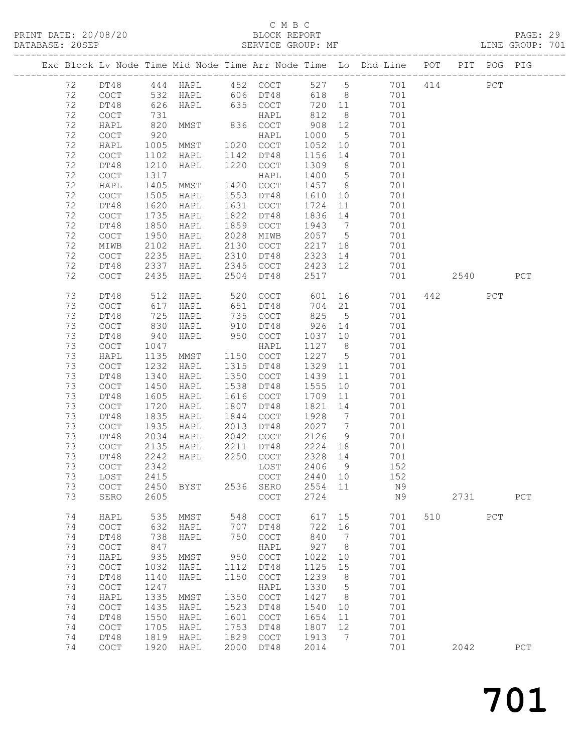C M B C
BLOCK REPORT
SERVICE GROUP: MF

PRINT DATE: 20/08/20
DATABASE: 20SEP
LINE GROUP: 701

| Exc | Block | Lv | Node | Time | Mid Node | Time | Arr Node | Time | Lo | Dhd Line | POT | PIT | POG | PIG |
|---|---|---|---|---|---|---|---|---|---|---|---|---|---|---|
| | 72 | | DT48 | 444 | HAPL | 452 | COCT | 527 | 5 | 701 | 414 | | PCT | |
| | 72 | | COCT | 532 | HAPL | 606 | DT48 | 618 | 8 | 701 | | | | |
| | 72 | | DT48 | 626 | HAPL | 635 | COCT | 720 | 11 | 701 | | | | |
| | 72 | | COCT | 731 | | | HAPL | 812 | 8 | 701 | | | | |
| | 72 | | HAPL | 820 | MMST | 836 | COCT | 908 | 12 | 701 | | | | |
| | 72 | | COCT | 920 | | | HAPL | 1000 | 5 | 701 | | | | |
| | 72 | | HAPL | 1005 | MMST | 1020 | COCT | 1052 | 10 | 701 | | | | |
| | 72 | | COCT | 1102 | HAPL | 1142 | DT48 | 1156 | 14 | 701 | | | | |
| | 72 | | DT48 | 1210 | HAPL | 1220 | COCT | 1309 | 8 | 701 | | | | |
| | 72 | | COCT | 1317 | | | HAPL | 1400 | 5 | 701 | | | | |
| | 72 | | HAPL | 1405 | MMST | 1420 | COCT | 1457 | 8 | 701 | | | | |
| | 72 | | COCT | 1505 | HAPL | 1553 | DT48 | 1610 | 10 | 701 | | | | |
| | 72 | | DT48 | 1620 | HAPL | 1631 | COCT | 1724 | 11 | 701 | | | | |
| | 72 | | COCT | 1735 | HAPL | 1822 | DT48 | 1836 | 14 | 701 | | | | |
| | 72 | | DT48 | 1850 | HAPL | 1859 | COCT | 1943 | 7 | 701 | | | | |
| | 72 | | COCT | 1950 | HAPL | 2028 | MIWB | 2057 | 5 | 701 | | | | |
| | 72 | | MIWB | 2102 | HAPL | 2130 | COCT | 2217 | 18 | 701 | | | | |
| | 72 | | COCT | 2235 | HAPL | 2310 | DT48 | 2323 | 14 | 701 | | | | |
| | 72 | | DT48 | 2337 | HAPL | 2345 | COCT | 2423 | 12 | 701 | | | | |
| | 72 | | COCT | 2435 | HAPL | 2504 | DT48 | 2517 | | 701 | | 2540 | | PCT |
| | 73 | | DT48 | 512 | HAPL | 520 | COCT | 601 | 16 | 701 | 442 | | PCT | |
| | 73 | | COCT | 617 | HAPL | 651 | DT48 | 704 | 21 | 701 | | | | |
| | 73 | | DT48 | 725 | HAPL | 735 | COCT | 825 | 5 | 701 | | | | |
| | 73 | | COCT | 830 | HAPL | 910 | DT48 | 926 | 14 | 701 | | | | |
| | 73 | | DT48 | 940 | HAPL | 950 | COCT | 1037 | 10 | 701 | | | | |
| | 73 | | COCT | 1047 | | | HAPL | 1127 | 8 | 701 | | | | |
| | 73 | | HAPL | 1135 | MMST | 1150 | COCT | 1227 | 5 | 701 | | | | |
| | 73 | | COCT | 1232 | HAPL | 1315 | DT48 | 1329 | 11 | 701 | | | | |
| | 73 | | DT48 | 1340 | HAPL | 1350 | COCT | 1439 | 11 | 701 | | | | |
| | 73 | | COCT | 1450 | HAPL | 1538 | DT48 | 1555 | 10 | 701 | | | | |
| | 73 | | DT48 | 1605 | HAPL | 1616 | COCT | 1709 | 11 | 701 | | | | |
| | 73 | | COCT | 1720 | HAPL | 1807 | DT48 | 1821 | 14 | 701 | | | | |
| | 73 | | DT48 | 1835 | HAPL | 1844 | COCT | 1928 | 7 | 701 | | | | |
| | 73 | | COCT | 1935 | HAPL | 2013 | DT48 | 2027 | 7 | 701 | | | | |
| | 73 | | DT48 | 2034 | HAPL | 2042 | COCT | 2126 | 9 | 701 | | | | |
| | 73 | | COCT | 2135 | HAPL | 2211 | DT48 | 2224 | 18 | 701 | | | | |
| | 73 | | DT48 | 2242 | HAPL | 2250 | COCT | 2328 | 14 | 701 | | | | |
| | 73 | | COCT | 2342 | | | LOST | 2406 | 9 | 152 | | | | |
| | 73 | | LOST | 2415 | | | COCT | 2440 | 10 | 152 | | | | |
| | 73 | | COCT | 2450 | BYST | 2536 | SERO | 2554 | 11 | N9 | | | | |
| | 73 | | SERO | 2605 | | | COCT | 2724 | | N9 | | 2731 | | PCT |
| | 74 | | HAPL | 535 | MMST | 548 | COCT | 617 | 15 | 701 | 510 | | PCT | |
| | 74 | | COCT | 632 | HAPL | 707 | DT48 | 722 | 16 | 701 | | | | |
| | 74 | | DT48 | 738 | HAPL | 750 | COCT | 840 | 7 | 701 | | | | |
| | 74 | | COCT | 847 | | | HAPL | 927 | 8 | 701 | | | | |
| | 74 | | HAPL | 935 | MMST | 950 | COCT | 1022 | 10 | 701 | | | | |
| | 74 | | COCT | 1032 | HAPL | 1112 | DT48 | 1125 | 15 | 701 | | | | |
| | 74 | | DT48 | 1140 | HAPL | 1150 | COCT | 1239 | 8 | 701 | | | | |
| | 74 | | COCT | 1247 | | | HAPL | 1330 | 5 | 701 | | | | |
| | 74 | | HAPL | 1335 | MMST | 1350 | COCT | 1427 | 8 | 701 | | | | |
| | 74 | | COCT | 1435 | HAPL | 1523 | DT48 | 1540 | 10 | 701 | | | | |
| | 74 | | DT48 | 1550 | HAPL | 1601 | COCT | 1654 | 11 | 701 | | | | |
| | 74 | | COCT | 1705 | HAPL | 1753 | DT48 | 1807 | 12 | 701 | | | | |
| | 74 | | DT48 | 1819 | HAPL | 1829 | COCT | 1913 | 7 | 701 | | | | |
| | 74 | | COCT | 1920 | HAPL | 2000 | DT48 | 2014 | | 701 | | 2042 | | PCT |

701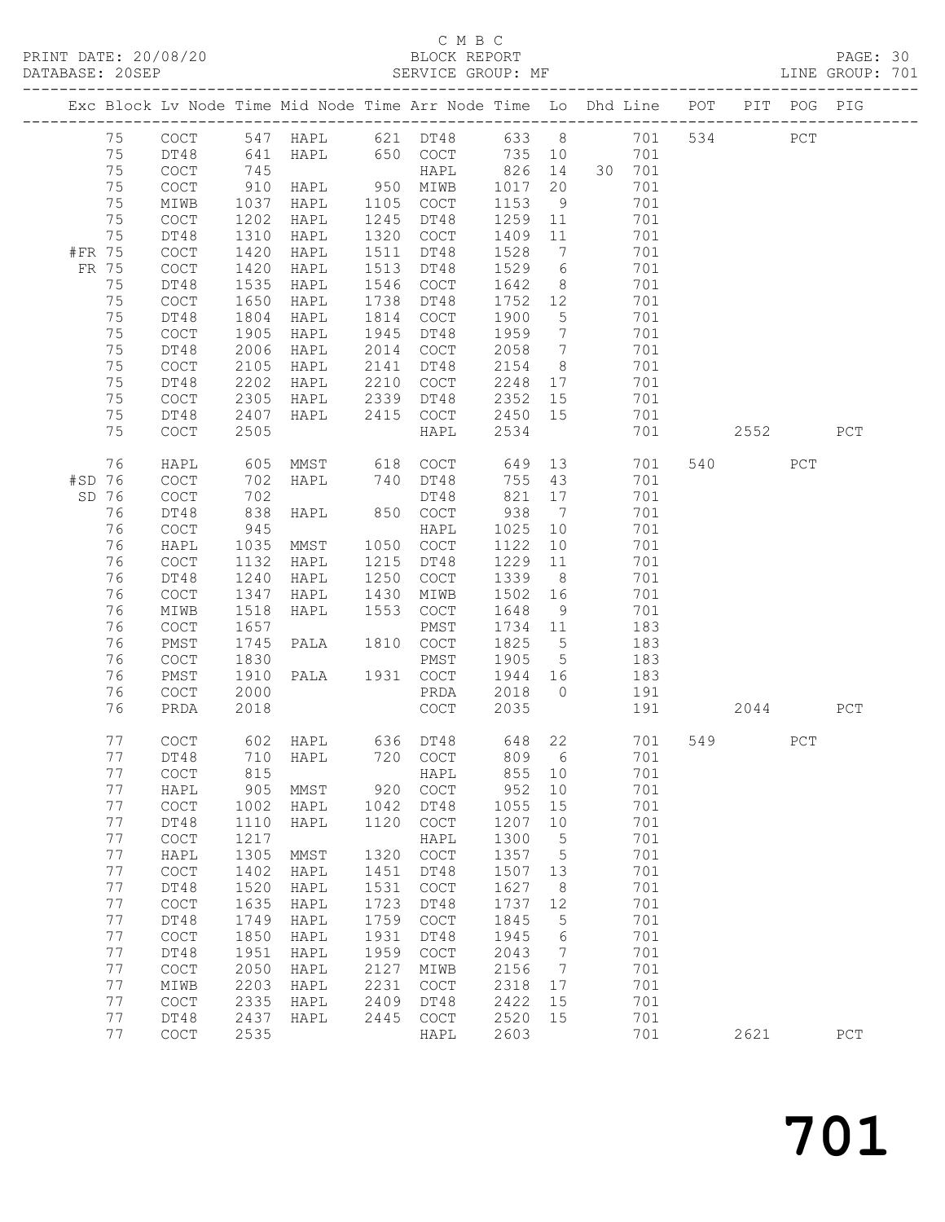C M B C
PRINT DATE: 20/08/20 BLOCK REPORT PAGE: 30
DATABASE: 20SEP SERVICE GROUP: MF LINE GROUP: 701

| Exc | Block | Lv Node | Time | Mid Node | Time | Arr Node | Time | Lo | Dhd | Line | POT | PIT | POG | PIG |
|---|---|---|---|---|---|---|---|---|---|---|---|---|---|---|
| | 75 | COCT | 547 | HAPL | 621 | DT48 | 633 | 8 | | 701 | 534 | | PCT | |
| | 75 | DT48 | 641 | HAPL | 650 | COCT | 735 | 10 | | 701 | | | | |
| | 75 | COCT | 745 | | | HAPL | 826 | 14 | 30 | 701 | | | | |
| | 75 | COCT | 910 | HAPL | 950 | MIWB | 1017 | 20 | | 701 | | | | |
| | 75 | MIWB | 1037 | HAPL | 1105 | COCT | 1153 | 9 | | 701 | | | | |
| | 75 | COCT | 1202 | HAPL | 1245 | DT48 | 1259 | 11 | | 701 | | | | |
| | 75 | DT48 | 1310 | HAPL | 1320 | COCT | 1409 | 11 | | 701 | | | | |
| #FR | 75 | COCT | 1420 | HAPL | 1511 | DT48 | 1528 | 7 | | 701 | | | | |
| FR | 75 | COCT | 1420 | HAPL | 1513 | DT48 | 1529 | 6 | | 701 | | | | |
| | 75 | DT48 | 1535 | HAPL | 1546 | COCT | 1642 | 8 | | 701 | | | | |
| | 75 | COCT | 1650 | HAPL | 1738 | DT48 | 1752 | 12 | | 701 | | | | |
| | 75 | DT48 | 1804 | HAPL | 1814 | COCT | 1900 | 5 | | 701 | | | | |
| | 75 | COCT | 1905 | HAPL | 1945 | DT48 | 1959 | 7 | | 701 | | | | |
| | 75 | DT48 | 2006 | HAPL | 2014 | COCT | 2058 | 7 | | 701 | | | | |
| | 75 | COCT | 2105 | HAPL | 2141 | DT48 | 2154 | 8 | | 701 | | | | |
| | 75 | DT48 | 2202 | HAPL | 2210 | COCT | 2248 | 17 | | 701 | | | | |
| | 75 | COCT | 2305 | HAPL | 2339 | DT48 | 2352 | 15 | | 701 | | | | |
| | 75 | DT48 | 2407 | HAPL | 2415 | COCT | 2450 | 15 | | 701 | | | | |
| | 75 | COCT | 2505 | | | HAPL | 2534 | | | 701 | | 2552 | | PCT |
| | 76 | HAPL | 605 | MMST | 618 | COCT | 649 | 13 | | 701 | 540 | | PCT | |
| #SD | 76 | COCT | 702 | HAPL | 740 | DT48 | 755 | 43 | | 701 | | | | |
| SD | 76 | COCT | 702 | | | DT48 | 821 | 17 | | 701 | | | | |
| | 76 | DT48 | 838 | HAPL | 850 | COCT | 938 | 7 | | 701 | | | | |
| | 76 | COCT | 945 | | | HAPL | 1025 | 10 | | 701 | | | | |
| | 76 | HAPL | 1035 | MMST | 1050 | COCT | 1122 | 10 | | 701 | | | | |
| | 76 | COCT | 1132 | HAPL | 1215 | DT48 | 1229 | 11 | | 701 | | | | |
| | 76 | DT48 | 1240 | HAPL | 1250 | COCT | 1339 | 8 | | 701 | | | | |
| | 76 | COCT | 1347 | HAPL | 1430 | MIWB | 1502 | 16 | | 701 | | | | |
| | 76 | MIWB | 1518 | HAPL | 1553 | COCT | 1648 | 9 | | 701 | | | | |
| | 76 | COCT | 1657 | | | PMST | 1734 | 11 | | 183 | | | | |
| | 76 | PMST | 1745 | PALA | 1810 | COCT | 1825 | 5 | | 183 | | | | |
| | 76 | COCT | 1830 | | | PMST | 1905 | 5 | | 183 | | | | |
| | 76 | PMST | 1910 | PALA | 1931 | COCT | 1944 | 16 | | 183 | | | | |
| | 76 | COCT | 2000 | | | PRDA | 2018 | 0 | | 191 | | | | |
| | 76 | PRDA | 2018 | | | COCT | 2035 | | | 191 | | 2044 | | PCT |
| | 77 | COCT | 602 | HAPL | 636 | DT48 | 648 | 22 | | 701 | 549 | | PCT | |
| | 77 | DT48 | 710 | HAPL | 720 | COCT | 809 | 6 | | 701 | | | | |
| | 77 | COCT | 815 | | | HAPL | 855 | 10 | | 701 | | | | |
| | 77 | HAPL | 905 | MMST | 920 | COCT | 952 | 10 | | 701 | | | | |
| | 77 | COCT | 1002 | HAPL | 1042 | DT48 | 1055 | 15 | | 701 | | | | |
| | 77 | DT48 | 1110 | HAPL | 1120 | COCT | 1207 | 10 | | 701 | | | | |
| | 77 | COCT | 1217 | | | HAPL | 1300 | 5 | | 701 | | | | |
| | 77 | HAPL | 1305 | MMST | 1320 | COCT | 1357 | 5 | | 701 | | | | |
| | 77 | COCT | 1402 | HAPL | 1451 | DT48 | 1507 | 13 | | 701 | | | | |
| | 77 | DT48 | 1520 | HAPL | 1531 | COCT | 1627 | 8 | | 701 | | | | |
| | 77 | COCT | 1635 | HAPL | 1723 | DT48 | 1737 | 12 | | 701 | | | | |
| | 77 | DT48 | 1749 | HAPL | 1759 | COCT | 1845 | 5 | | 701 | | | | |
| | 77 | COCT | 1850 | HAPL | 1931 | DT48 | 1945 | 6 | | 701 | | | | |
| | 77 | DT48 | 1951 | HAPL | 1959 | COCT | 2043 | 7 | | 701 | | | | |
| | 77 | COCT | 2050 | HAPL | 2127 | MIWB | 2156 | 7 | | 701 | | | | |
| | 77 | MIWB | 2203 | HAPL | 2231 | COCT | 2318 | 17 | | 701 | | | | |
| | 77 | COCT | 2335 | HAPL | 2409 | DT48 | 2422 | 15 | | 701 | | | | |
| | 77 | DT48 | 2437 | HAPL | 2445 | COCT | 2520 | 15 | | 701 | | | | |
| | 77 | COCT | 2535 | | | HAPL | 2603 | | | 701 | | 2621 | | PCT |

701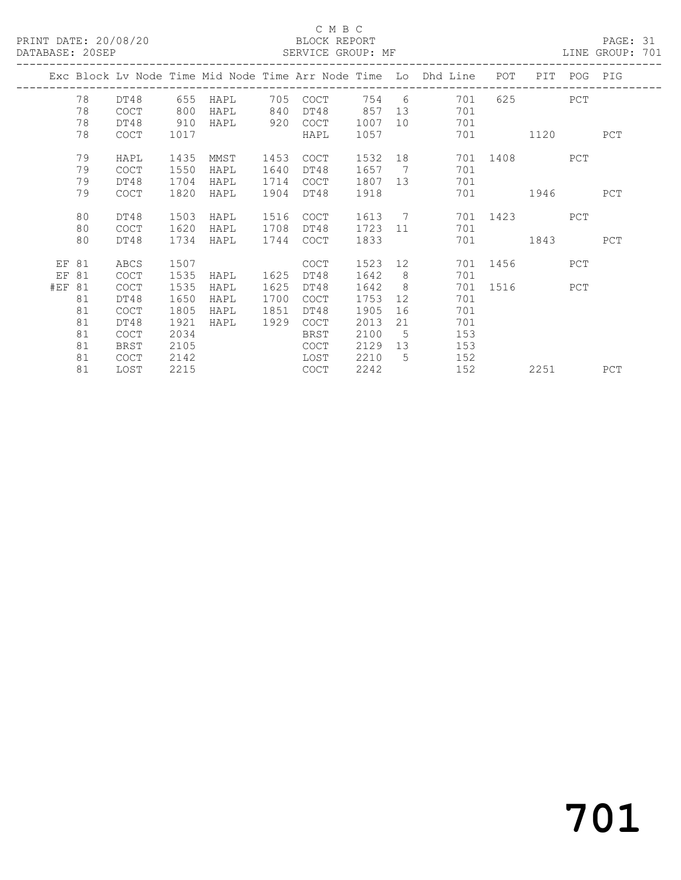C M B C

BLOCK REPORT

SERVICE GROUP: MF

PRINT DATE: 20/08/20
DATABASE: 20SEP

PAGE: 31
LINE GROUP: 701

| Exc | Block | Lv | Node | Time | Mid Node | Time | Arr Node | Time | Lo | Dhd Line | POT | PIT | POG | PIG |
|---|---|---|---|---|---|---|---|---|---|---|---|---|---|---|
| | 78 | | DT48 | 655 | HAPL | 705 | COCT | 754 | 6 | 701 | 625 | | PCT | |
| | 78 | | COCT | 800 | HAPL | 840 | DT48 | 857 | 13 | 701 | | | | |
| | 78 | | DT48 | 910 | HAPL | 920 | COCT | 1007 | 10 | 701 | | | | |
| | 78 | | COCT | 1017 | | | HAPL | 1057 | | 701 | | 1120 | | PCT |
| | 79 | | HAPL | 1435 | MMST | 1453 | COCT | 1532 | 18 | 701 | 1408 | | PCT | |
| | 79 | | COCT | 1550 | HAPL | 1640 | DT48 | 1657 | 7 | 701 | | | | |
| | 79 | | DT48 | 1704 | HAPL | 1714 | COCT | 1807 | 13 | 701 | | | | |
| | 79 | | COCT | 1820 | HAPL | 1904 | DT48 | 1918 | | 701 | | 1946 | | PCT |
| | 80 | | DT48 | 1503 | HAPL | 1516 | COCT | 1613 | 7 | 701 | 1423 | | PCT | |
| | 80 | | COCT | 1620 | HAPL | 1708 | DT48 | 1723 | 11 | 701 | | | | |
| | 80 | | DT48 | 1734 | HAPL | 1744 | COCT | 1833 | | 701 | | 1843 | | PCT |
| EF | 81 | | ABCS | 1507 | | | COCT | 1523 | 12 | 701 | 1456 | | PCT | |
| EF | 81 | | COCT | 1535 | HAPL | 1625 | DT48 | 1642 | 8 | 701 | | | | |
| #EF | 81 | | COCT | 1535 | HAPL | 1625 | DT48 | 1642 | 8 | 701 | 1516 | | PCT | |
| | 81 | | DT48 | 1650 | HAPL | 1700 | COCT | 1753 | 12 | 701 | | | | |
| | 81 | | COCT | 1805 | HAPL | 1851 | DT48 | 1905 | 16 | 701 | | | | |
| | 81 | | DT48 | 1921 | HAPL | 1929 | COCT | 2013 | 21 | 701 | | | | |
| | 81 | | COCT | 2034 | | | BRST | 2100 | 5 | 153 | | | | |
| | 81 | | BRST | 2105 | | | COCT | 2129 | 13 | 153 | | | | |
| | 81 | | COCT | 2142 | | | LOST | 2210 | 5 | 152 | | | | |
| | 81 | | LOST | 2215 | | | COCT | 2242 | | 152 | | 2251 | | PCT |

701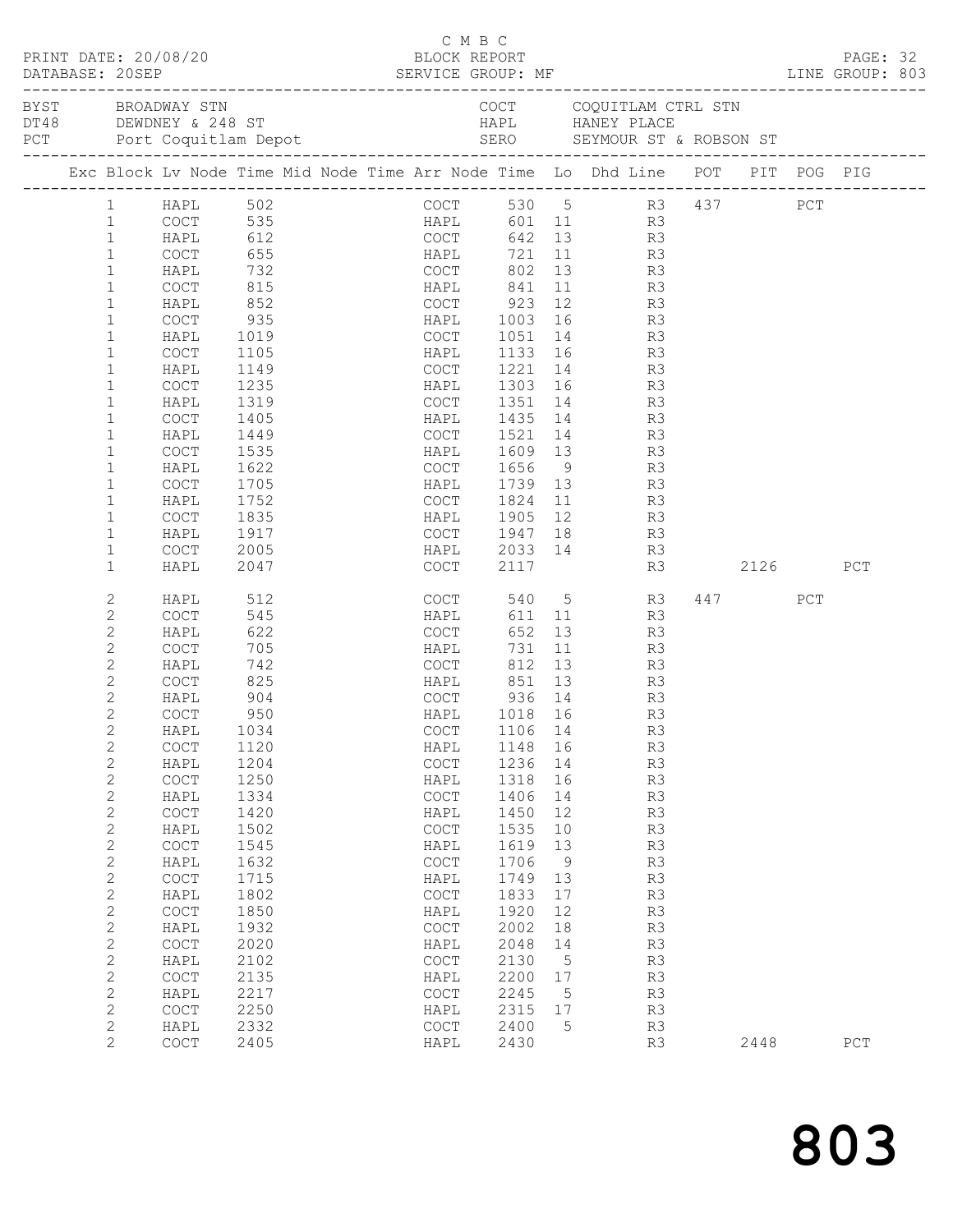C M B C

PRINT DATE: 20/08/20 BLOCK REPORT PAGE: 32
DATABASE: 20SEP SERVICE GROUP: MF LINE GROUP: 803

| | | | |
|---|---|---|---|
| BYST | BROADWAY STN | COCT | COQUITLAM CTRL STN |
| DT48 | DEWDNEY & 248 ST | HAPL | HANEY PLACE |
| PCT | Port Coquitlam Depot | SERO | SEYMOUR ST & ROBSON ST |

| Exc | Block | Lv | Node | Time | Mid Node | Time | Arr Node | Time | Lo | Dhd Line | POT | PIT | POG | PIG |
|---|---|---|---|---|---|---|---|---|---|---|---|---|---|---|
| | 1 | | HAPL | 502 | | | COCT | 530 | 5 | R3 | 437 | | PCT | |
| | 1 | | COCT | 535 | | | HAPL | 601 | 11 | R3 | | | | |
| | 1 | | HAPL | 612 | | | COCT | 642 | 13 | R3 | | | | |
| | 1 | | COCT | 655 | | | HAPL | 721 | 11 | R3 | | | | |
| | 1 | | HAPL | 732 | | | COCT | 802 | 13 | R3 | | | | |
| | 1 | | COCT | 815 | | | HAPL | 841 | 11 | R3 | | | | |
| | 1 | | HAPL | 852 | | | COCT | 923 | 12 | R3 | | | | |
| | 1 | | COCT | 935 | | | HAPL | 1003 | 16 | R3 | | | | |
| | 1 | | HAPL | 1019 | | | COCT | 1051 | 14 | R3 | | | | |
| | 1 | | COCT | 1105 | | | HAPL | 1133 | 16 | R3 | | | | |
| | 1 | | HAPL | 1149 | | | COCT | 1221 | 14 | R3 | | | | |
| | 1 | | COCT | 1235 | | | HAPL | 1303 | 16 | R3 | | | | |
| | 1 | | HAPL | 1319 | | | COCT | 1351 | 14 | R3 | | | | |
| | 1 | | COCT | 1405 | | | HAPL | 1435 | 14 | R3 | | | | |
| | 1 | | HAPL | 1449 | | | COCT | 1521 | 14 | R3 | | | | |
| | 1 | | COCT | 1535 | | | HAPL | 1609 | 13 | R3 | | | | |
| | 1 | | HAPL | 1622 | | | COCT | 1656 | 9 | R3 | | | | |
| | 1 | | COCT | 1705 | | | HAPL | 1739 | 13 | R3 | | | | |
| | 1 | | HAPL | 1752 | | | COCT | 1824 | 11 | R3 | | | | |
| | 1 | | COCT | 1835 | | | HAPL | 1905 | 12 | R3 | | | | |
| | 1 | | HAPL | 1917 | | | COCT | 1947 | 18 | R3 | | | | |
| | 1 | | COCT | 2005 | | | HAPL | 2033 | 14 | R3 | | | | |
| | 1 | | HAPL | 2047 | | | COCT | 2117 | | R3 | | 2126 | | PCT |
| | 2 | | HAPL | 512 | | | COCT | 540 | 5 | R3 | 447 | | PCT | |
| | 2 | | COCT | 545 | | | HAPL | 611 | 11 | R3 | | | | |
| | 2 | | HAPL | 622 | | | COCT | 652 | 13 | R3 | | | | |
| | 2 | | COCT | 705 | | | HAPL | 731 | 11 | R3 | | | | |
| | 2 | | HAPL | 742 | | | COCT | 812 | 13 | R3 | | | | |
| | 2 | | COCT | 825 | | | HAPL | 851 | 13 | R3 | | | | |
| | 2 | | HAPL | 904 | | | COCT | 936 | 14 | R3 | | | | |
| | 2 | | COCT | 950 | | | HAPL | 1018 | 16 | R3 | | | | |
| | 2 | | HAPL | 1034 | | | COCT | 1106 | 14 | R3 | | | | |
| | 2 | | COCT | 1120 | | | HAPL | 1148 | 16 | R3 | | | | |
| | 2 | | HAPL | 1204 | | | COCT | 1236 | 14 | R3 | | | | |
| | 2 | | COCT | 1250 | | | HAPL | 1318 | 16 | R3 | | | | |
| | 2 | | HAPL | 1334 | | | COCT | 1406 | 14 | R3 | | | | |
| | 2 | | COCT | 1420 | | | HAPL | 1450 | 12 | R3 | | | | |
| | 2 | | HAPL | 1502 | | | COCT | 1535 | 10 | R3 | | | | |
| | 2 | | COCT | 1545 | | | HAPL | 1619 | 13 | R3 | | | | |
| | 2 | | HAPL | 1632 | | | COCT | 1706 | 9 | R3 | | | | |
| | 2 | | COCT | 1715 | | | HAPL | 1749 | 13 | R3 | | | | |
| | 2 | | HAPL | 1802 | | | COCT | 1833 | 17 | R3 | | | | |
| | 2 | | COCT | 1850 | | | HAPL | 1920 | 12 | R3 | | | | |
| | 2 | | HAPL | 1932 | | | COCT | 2002 | 18 | R3 | | | | |
| | 2 | | COCT | 2020 | | | HAPL | 2048 | 14 | R3 | | | | |
| | 2 | | HAPL | 2102 | | | COCT | 2130 | 5 | R3 | | | | |
| | 2 | | COCT | 2135 | | | HAPL | 2200 | 17 | R3 | | | | |
| | 2 | | HAPL | 2217 | | | COCT | 2245 | 5 | R3 | | | | |
| | 2 | | COCT | 2250 | | | HAPL | 2315 | 17 | R3 | | | | |
| | 2 | | HAPL | 2332 | | | COCT | 2400 | 5 | R3 | | | | |
| | 2 | | COCT | 2405 | | | HAPL | 2430 | | R3 | | 2448 | | PCT |

803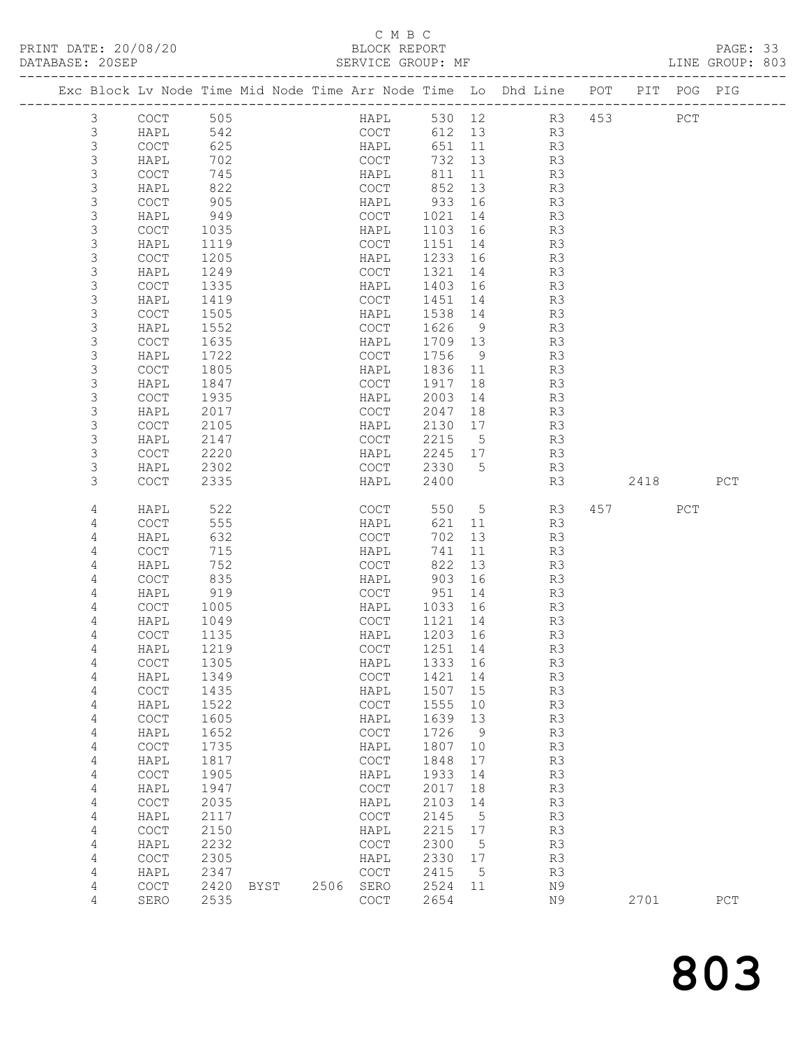C M B C

PRINT DATE: 20/08/20 BLOCK REPORT PAGE: 33
DATABASE: 20SEP SERVICE GROUP: MF LINE GROUP: 803

| Exc | Block | Lv | Node | Time | Mid Node | Time | Arr Node | Time | Lo | Dhd Line | POT | PIT | POG | PIG |
|---|---|---|---|---|---|---|---|---|---|---|---|---|---|---|
| | 3 | | COCT | 505 | | | HAPL | 530 | 12 | R3 | 453 | | PCT | |
| | 3 | | HAPL | 542 | | | COCT | 612 | 13 | R3 | | | | |
| | 3 | | COCT | 625 | | | HAPL | 651 | 11 | R3 | | | | |
| | 3 | | HAPL | 702 | | | COCT | 732 | 13 | R3 | | | | |
| | 3 | | COCT | 745 | | | HAPL | 811 | 11 | R3 | | | | |
| | 3 | | HAPL | 822 | | | COCT | 852 | 13 | R3 | | | | |
| | 3 | | COCT | 905 | | | HAPL | 933 | 16 | R3 | | | | |
| | 3 | | HAPL | 949 | | | COCT | 1021 | 14 | R3 | | | | |
| | 3 | | COCT | 1035 | | | HAPL | 1103 | 16 | R3 | | | | |
| | 3 | | HAPL | 1119 | | | COCT | 1151 | 14 | R3 | | | | |
| | 3 | | COCT | 1205 | | | HAPL | 1233 | 16 | R3 | | | | |
| | 3 | | HAPL | 1249 | | | COCT | 1321 | 14 | R3 | | | | |
| | 3 | | COCT | 1335 | | | HAPL | 1403 | 16 | R3 | | | | |
| | 3 | | HAPL | 1419 | | | COCT | 1451 | 14 | R3 | | | | |
| | 3 | | COCT | 1505 | | | HAPL | 1538 | 14 | R3 | | | | |
| | 3 | | HAPL | 1552 | | | COCT | 1626 | 9 | R3 | | | | |
| | 3 | | COCT | 1635 | | | HAPL | 1709 | 13 | R3 | | | | |
| | 3 | | HAPL | 1722 | | | COCT | 1756 | 9 | R3 | | | | |
| | 3 | | COCT | 1805 | | | HAPL | 1836 | 11 | R3 | | | | |
| | 3 | | HAPL | 1847 | | | COCT | 1917 | 18 | R3 | | | | |
| | 3 | | COCT | 1935 | | | HAPL | 2003 | 14 | R3 | | | | |
| | 3 | | HAPL | 2017 | | | COCT | 2047 | 18 | R3 | | | | |
| | 3 | | COCT | 2105 | | | HAPL | 2130 | 17 | R3 | | | | |
| | 3 | | HAPL | 2147 | | | COCT | 2215 | 5 | R3 | | | | |
| | 3 | | COCT | 2220 | | | HAPL | 2245 | 17 | R3 | | | | |
| | 3 | | HAPL | 2302 | | | COCT | 2330 | 5 | R3 | | | | |
| | 3 | | COCT | 2335 | | | HAPL | 2400 | | R3 | | 2418 | | PCT |
| | 4 | | HAPL | 522 | | | COCT | 550 | 5 | R3 | 457 | | PCT | |
| | 4 | | COCT | 555 | | | HAPL | 621 | 11 | R3 | | | | |
| | 4 | | HAPL | 632 | | | COCT | 702 | 13 | R3 | | | | |
| | 4 | | COCT | 715 | | | HAPL | 741 | 11 | R3 | | | | |
| | 4 | | HAPL | 752 | | | COCT | 822 | 13 | R3 | | | | |
| | 4 | | COCT | 835 | | | HAPL | 903 | 16 | R3 | | | | |
| | 4 | | HAPL | 919 | | | COCT | 951 | 14 | R3 | | | | |
| | 4 | | COCT | 1005 | | | HAPL | 1033 | 16 | R3 | | | | |
| | 4 | | HAPL | 1049 | | | COCT | 1121 | 14 | R3 | | | | |
| | 4 | | COCT | 1135 | | | HAPL | 1203 | 16 | R3 | | | | |
| | 4 | | HAPL | 1219 | | | COCT | 1251 | 14 | R3 | | | | |
| | 4 | | COCT | 1305 | | | HAPL | 1333 | 16 | R3 | | | | |
| | 4 | | HAPL | 1349 | | | COCT | 1421 | 14 | R3 | | | | |
| | 4 | | COCT | 1435 | | | HAPL | 1507 | 15 | R3 | | | | |
| | 4 | | HAPL | 1522 | | | COCT | 1555 | 10 | R3 | | | | |
| | 4 | | COCT | 1605 | | | HAPL | 1639 | 13 | R3 | | | | |
| | 4 | | HAPL | 1652 | | | COCT | 1726 | 9 | R3 | | | | |
| | 4 | | COCT | 1735 | | | HAPL | 1807 | 10 | R3 | | | | |
| | 4 | | HAPL | 1817 | | | COCT | 1848 | 17 | R3 | | | | |
| | 4 | | COCT | 1905 | | | HAPL | 1933 | 14 | R3 | | | | |
| | 4 | | HAPL | 1947 | | | COCT | 2017 | 18 | R3 | | | | |
| | 4 | | COCT | 2035 | | | HAPL | 2103 | 14 | R3 | | | | |
| | 4 | | HAPL | 2117 | | | COCT | 2145 | 5 | R3 | | | | |
| | 4 | | COCT | 2150 | | | HAPL | 2215 | 17 | R3 | | | | |
| | 4 | | HAPL | 2232 | | | COCT | 2300 | 5 | R3 | | | | |
| | 4 | | COCT | 2305 | | | HAPL | 2330 | 17 | R3 | | | | |
| | 4 | | HAPL | 2347 | | | COCT | 2415 | 5 | R3 | | | | |
| | 4 | | COCT | 2420 | BYST | 2506 | SERO | 2524 | 11 | N9 | | | | |
| | 4 | | SERO | 2535 | | | COCT | 2654 | | N9 | | 2701 | | PCT |

803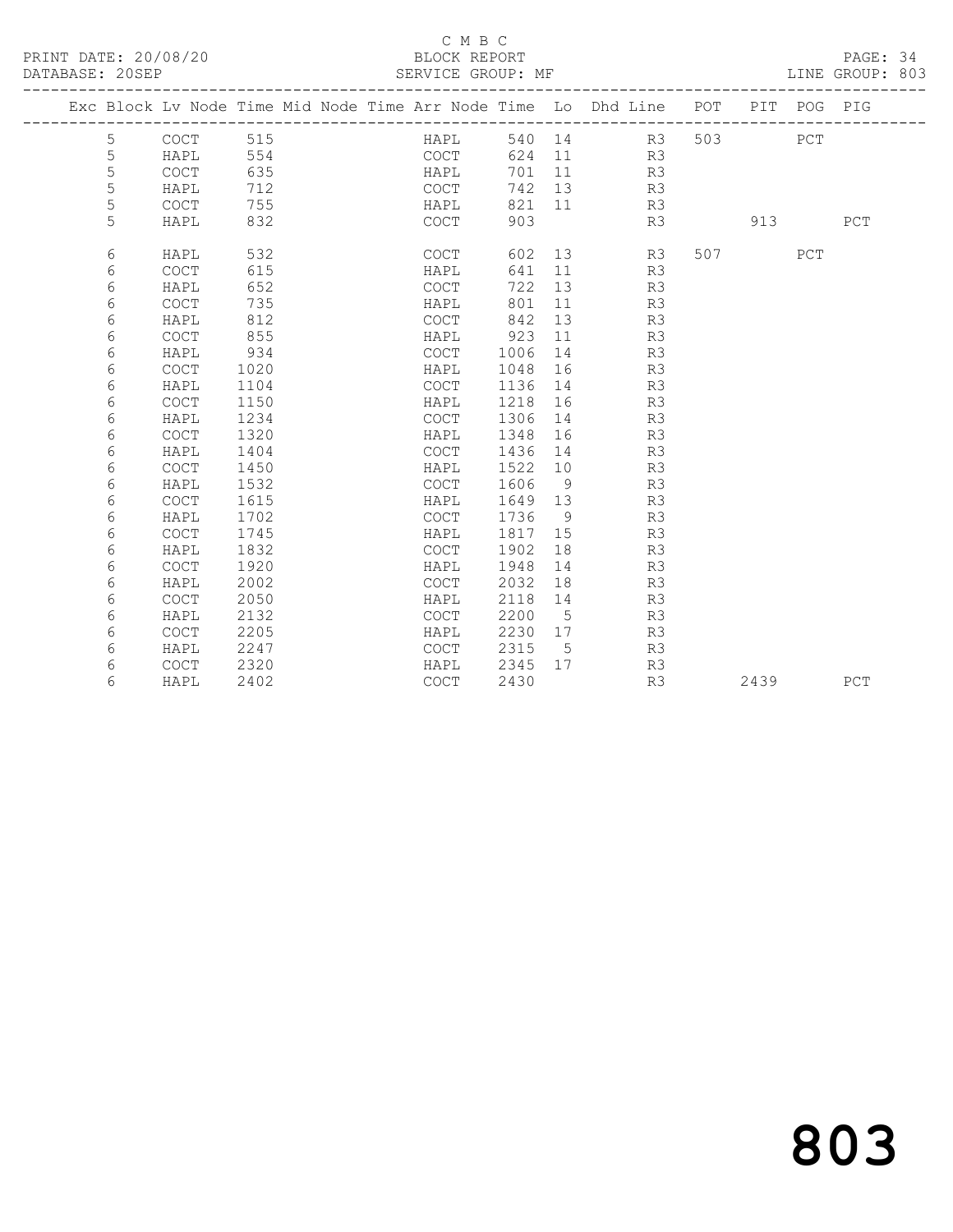C M B C

PRINT DATE: 20/08/20 BLOCK REPORT

DATABASE: 20SEP SERVICE GROUP: MF LINE GROUP: 803

| Exc | Block | Lv Node | Time | Mid Node | Time | Arr Node | Time | Lo | Dhd Line | POT | PIT | POG | PIG |
|---|---|---|---|---|---|---|---|---|---|---|---|---|---|
| | 5 | COCT | 515 | | | HAPL | 540 | 14 | R3 | 503 | | PCT | |
| | 5 | HAPL | 554 | | | COCT | 624 | 11 | R3 | | | | |
| | 5 | COCT | 635 | | | HAPL | 701 | 11 | R3 | | | | |
| | 5 | HAPL | 712 | | | COCT | 742 | 13 | R3 | | | | |
| | 5 | COCT | 755 | | | HAPL | 821 | 11 | R3 | | | | |
| | 5 | HAPL | 832 | | | COCT | 903 | | R3 | | 913 | | PCT |
| | 6 | HAPL | 532 | | | COCT | 602 | 13 | R3 | 507 | | PCT | |
| | 6 | COCT | 615 | | | HAPL | 641 | 11 | R3 | | | | |
| | 6 | HAPL | 652 | | | COCT | 722 | 13 | R3 | | | | |
| | 6 | COCT | 735 | | | HAPL | 801 | 11 | R3 | | | | |
| | 6 | HAPL | 812 | | | COCT | 842 | 13 | R3 | | | | |
| | 6 | COCT | 855 | | | HAPL | 923 | 11 | R3 | | | | |
| | 6 | HAPL | 934 | | | COCT | 1006 | 14 | R3 | | | | |
| | 6 | COCT | 1020 | | | HAPL | 1048 | 16 | R3 | | | | |
| | 6 | HAPL | 1104 | | | COCT | 1136 | 14 | R3 | | | | |
| | 6 | COCT | 1150 | | | HAPL | 1218 | 16 | R3 | | | | |
| | 6 | HAPL | 1234 | | | COCT | 1306 | 14 | R3 | | | | |
| | 6 | COCT | 1320 | | | HAPL | 1348 | 16 | R3 | | | | |
| | 6 | HAPL | 1404 | | | COCT | 1436 | 14 | R3 | | | | |
| | 6 | COCT | 1450 | | | HAPL | 1522 | 10 | R3 | | | | |
| | 6 | HAPL | 1532 | | | COCT | 1606 | 9 | R3 | | | | |
| | 6 | COCT | 1615 | | | HAPL | 1649 | 13 | R3 | | | | |
| | 6 | HAPL | 1702 | | | COCT | 1736 | 9 | R3 | | | | |
| | 6 | COCT | 1745 | | | HAPL | 1817 | 15 | R3 | | | | |
| | 6 | HAPL | 1832 | | | COCT | 1902 | 18 | R3 | | | | |
| | 6 | COCT | 1920 | | | HAPL | 1948 | 14 | R3 | | | | |
| | 6 | HAPL | 2002 | | | COCT | 2032 | 18 | R3 | | | | |
| | 6 | COCT | 2050 | | | HAPL | 2118 | 14 | R3 | | | | |
| | 6 | HAPL | 2132 | | | COCT | 2200 | 5 | R3 | | | | |
| | 6 | COCT | 2205 | | | HAPL | 2230 | 17 | R3 | | | | |
| | 6 | HAPL | 2247 | | | COCT | 2315 | 5 | R3 | | | | |
| | 6 | COCT | 2320 | | | HAPL | 2345 | 17 | R3 | | | | |
| | 6 | HAPL | 2402 | | | COCT | 2430 | | R3 | | 2439 | | PCT |

803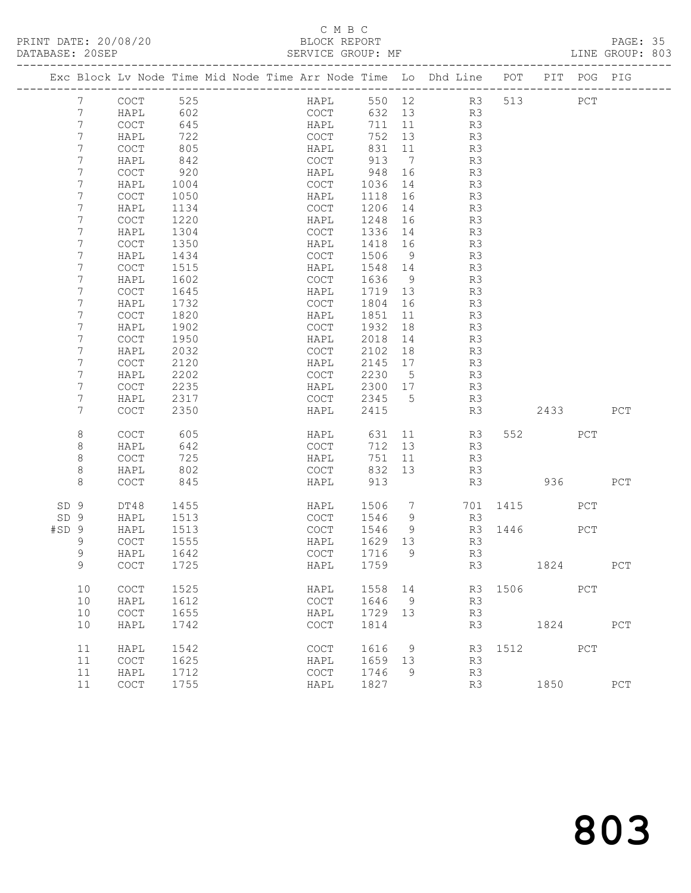C M B C

PRINT DATE: 20/08/20 BLOCK REPORT PAGE: 35
DATABASE: 20SEP SERVICE GROUP: MF LINE GROUP: 803

| Exc | Block | Lv | Node | Time | Mid Node | Time | Arr Node | Time | Lo | Dhd Line | POT | PIT | POG | PIG |
|---|---|---|---|---|---|---|---|---|---|---|---|---|---|---|
| | 7 | | COCT | 525 | | | HAPL | 550 | 12 | R3 | 513 | | PCT | |
| | 7 | | HAPL | 602 | | | COCT | 632 | 13 | R3 | | | | |
| | 7 | | COCT | 645 | | | HAPL | 711 | 11 | R3 | | | | |
| | 7 | | HAPL | 722 | | | COCT | 752 | 13 | R3 | | | | |
| | 7 | | COCT | 805 | | | HAPL | 831 | 11 | R3 | | | | |
| | 7 | | HAPL | 842 | | | COCT | 913 | 7 | R3 | | | | |
| | 7 | | COCT | 920 | | | HAPL | 948 | 16 | R3 | | | | |
| | 7 | | HAPL | 1004 | | | COCT | 1036 | 14 | R3 | | | | |
| | 7 | | COCT | 1050 | | | HAPL | 1118 | 16 | R3 | | | | |
| | 7 | | HAPL | 1134 | | | COCT | 1206 | 14 | R3 | | | | |
| | 7 | | COCT | 1220 | | | HAPL | 1248 | 16 | R3 | | | | |
| | 7 | | HAPL | 1304 | | | COCT | 1336 | 14 | R3 | | | | |
| | 7 | | COCT | 1350 | | | HAPL | 1418 | 16 | R3 | | | | |
| | 7 | | HAPL | 1434 | | | COCT | 1506 | 9 | R3 | | | | |
| | 7 | | COCT | 1515 | | | HAPL | 1548 | 14 | R3 | | | | |
| | 7 | | HAPL | 1602 | | | COCT | 1636 | 9 | R3 | | | | |
| | 7 | | COCT | 1645 | | | HAPL | 1719 | 13 | R3 | | | | |
| | 7 | | HAPL | 1732 | | | COCT | 1804 | 16 | R3 | | | | |
| | 7 | | COCT | 1820 | | | HAPL | 1851 | 11 | R3 | | | | |
| | 7 | | HAPL | 1902 | | | COCT | 1932 | 18 | R3 | | | | |
| | 7 | | COCT | 1950 | | | HAPL | 2018 | 14 | R3 | | | | |
| | 7 | | HAPL | 2032 | | | COCT | 2102 | 18 | R3 | | | | |
| | 7 | | COCT | 2120 | | | HAPL | 2145 | 17 | R3 | | | | |
| | 7 | | HAPL | 2202 | | | COCT | 2230 | 5 | R3 | | | | |
| | 7 | | COCT | 2235 | | | HAPL | 2300 | 17 | R3 | | | | |
| | 7 | | HAPL | 2317 | | | COCT | 2345 | 5 | R3 | | | | |
| | 7 | | COCT | 2350 | | | HAPL | 2415 | | R3 | | 2433 | | PCT |
| | 8 | | COCT | 605 | | | HAPL | 631 | 11 | R3 | 552 | | PCT | |
| | 8 | | HAPL | 642 | | | COCT | 712 | 13 | R3 | | | | |
| | 8 | | COCT | 725 | | | HAPL | 751 | 11 | R3 | | | | |
| | 8 | | HAPL | 802 | | | COCT | 832 | 13 | R3 | | | | |
| | 8 | | COCT | 845 | | | HAPL | 913 | | R3 | | 936 | | PCT |
| SD | 9 | | DT48 | 1455 | | | HAPL | 1506 | 7 | 701 | 1415 | | PCT | |
| SD | 9 | | HAPL | 1513 | | | COCT | 1546 | 9 | R3 | | | | |
| #SD | 9 | | HAPL | 1513 | | | COCT | 1546 | 9 | R3 | 1446 | | PCT | |
| | 9 | | COCT | 1555 | | | HAPL | 1629 | 13 | R3 | | | | |
| | 9 | | HAPL | 1642 | | | COCT | 1716 | 9 | R3 | | | | |
| | 9 | | COCT | 1725 | | | HAPL | 1759 | | R3 | | 1824 | | PCT |
| | 10 | | COCT | 1525 | | | HAPL | 1558 | 14 | R3 | 1506 | | PCT | |
| | 10 | | HAPL | 1612 | | | COCT | 1646 | 9 | R3 | | | | |
| | 10 | | COCT | 1655 | | | HAPL | 1729 | 13 | R3 | | | | |
| | 10 | | HAPL | 1742 | | | COCT | 1814 | | R3 | | 1824 | | PCT |
| | 11 | | HAPL | 1542 | | | COCT | 1616 | 9 | R3 | 1512 | | PCT | |
| | 11 | | COCT | 1625 | | | HAPL | 1659 | 13 | R3 | | | | |
| | 11 | | HAPL | 1712 | | | COCT | 1746 | 9 | R3 | | | | |
| | 11 | | COCT | 1755 | | | HAPL | 1827 | | R3 | | 1850 | | PCT |

803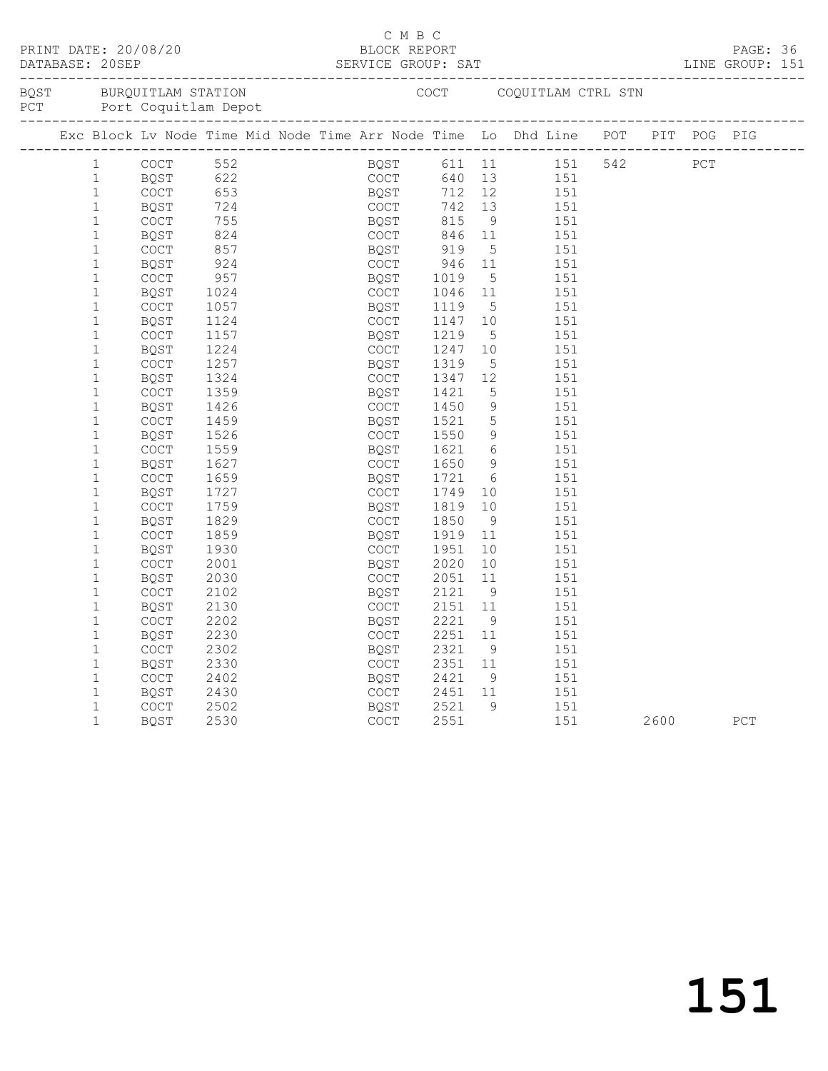C M B C

PRINT DATE: 20/08/20 BLOCK REPORT
DATABASE: 20SEP SERVICE GROUP: SAT LINE GROUP: 151

BQST BURQUITLAM STATION COCT COQUITLAM CTRL STN
PCT Port Coquitlam Depot

| Exc | Block | Lv Node | Time | Mid Node | Time | Arr Node | Time | Lo | Dhd Line | POT | PIT | POG | PIG |
|---|---|---|---|---|---|---|---|---|---|---|---|---|---|
| | 1 | COCT | 552 | | | BQST | 611 | 11 | 151 | 542 | | PCT | |
| | 1 | BQST | 622 | | | COCT | 640 | 13 | 151 | | | | |
| | 1 | COCT | 653 | | | BQST | 712 | 12 | 151 | | | | |
| | 1 | BQST | 724 | | | COCT | 742 | 13 | 151 | | | | |
| | 1 | COCT | 755 | | | BQST | 815 | 9 | 151 | | | | |
| | 1 | BQST | 824 | | | COCT | 846 | 11 | 151 | | | | |
| | 1 | COCT | 857 | | | BQST | 919 | 5 | 151 | | | | |
| | 1 | BQST | 924 | | | COCT | 946 | 11 | 151 | | | | |
| | 1 | COCT | 957 | | | BQST | 1019 | 5 | 151 | | | | |
| | 1 | BQST | 1024 | | | COCT | 1046 | 11 | 151 | | | | |
| | 1 | COCT | 1057 | | | BQST | 1119 | 5 | 151 | | | | |
| | 1 | BQST | 1124 | | | COCT | 1147 | 10 | 151 | | | | |
| | 1 | COCT | 1157 | | | BQST | 1219 | 5 | 151 | | | | |
| | 1 | BQST | 1224 | | | COCT | 1247 | 10 | 151 | | | | |
| | 1 | COCT | 1257 | | | BQST | 1319 | 5 | 151 | | | | |
| | 1 | BQST | 1324 | | | COCT | 1347 | 12 | 151 | | | | |
| | 1 | COCT | 1359 | | | BQST | 1421 | 5 | 151 | | | | |
| | 1 | BQST | 1426 | | | COCT | 1450 | 9 | 151 | | | | |
| | 1 | COCT | 1459 | | | BQST | 1521 | 5 | 151 | | | | |
| | 1 | BQST | 1526 | | | COCT | 1550 | 9 | 151 | | | | |
| | 1 | COCT | 1559 | | | BQST | 1621 | 6 | 151 | | | | |
| | 1 | BQST | 1627 | | | COCT | 1650 | 9 | 151 | | | | |
| | 1 | COCT | 1659 | | | BQST | 1721 | 6 | 151 | | | | |
| | 1 | BQST | 1727 | | | COCT | 1749 | 10 | 151 | | | | |
| | 1 | COCT | 1759 | | | BQST | 1819 | 10 | 151 | | | | |
| | 1 | BQST | 1829 | | | COCT | 1850 | 9 | 151 | | | | |
| | 1 | COCT | 1859 | | | BQST | 1919 | 11 | 151 | | | | |
| | 1 | BQST | 1930 | | | COCT | 1951 | 10 | 151 | | | | |
| | 1 | COCT | 2001 | | | BQST | 2020 | 10 | 151 | | | | |
| | 1 | BQST | 2030 | | | COCT | 2051 | 11 | 151 | | | | |
| | 1 | COCT | 2102 | | | BQST | 2121 | 9 | 151 | | | | |
| | 1 | BQST | 2130 | | | COCT | 2151 | 11 | 151 | | | | |
| | 1 | COCT | 2202 | | | BQST | 2221 | 9 | 151 | | | | |
| | 1 | BQST | 2230 | | | COCT | 2251 | 11 | 151 | | | | |
| | 1 | COCT | 2302 | | | BQST | 2321 | 9 | 151 | | | | |
| | 1 | BQST | 2330 | | | COCT | 2351 | 11 | 151 | | | | |
| | 1 | COCT | 2402 | | | BQST | 2421 | 9 | 151 | | | | |
| | 1 | BQST | 2430 | | | COCT | 2451 | 11 | 151 | | | | |
| | 1 | COCT | 2502 | | | BQST | 2521 | 9 | 151 | | | | |
| | 1 | BQST | 2530 | | | COCT | 2551 | | 151 | | 2600 | | PCT |

151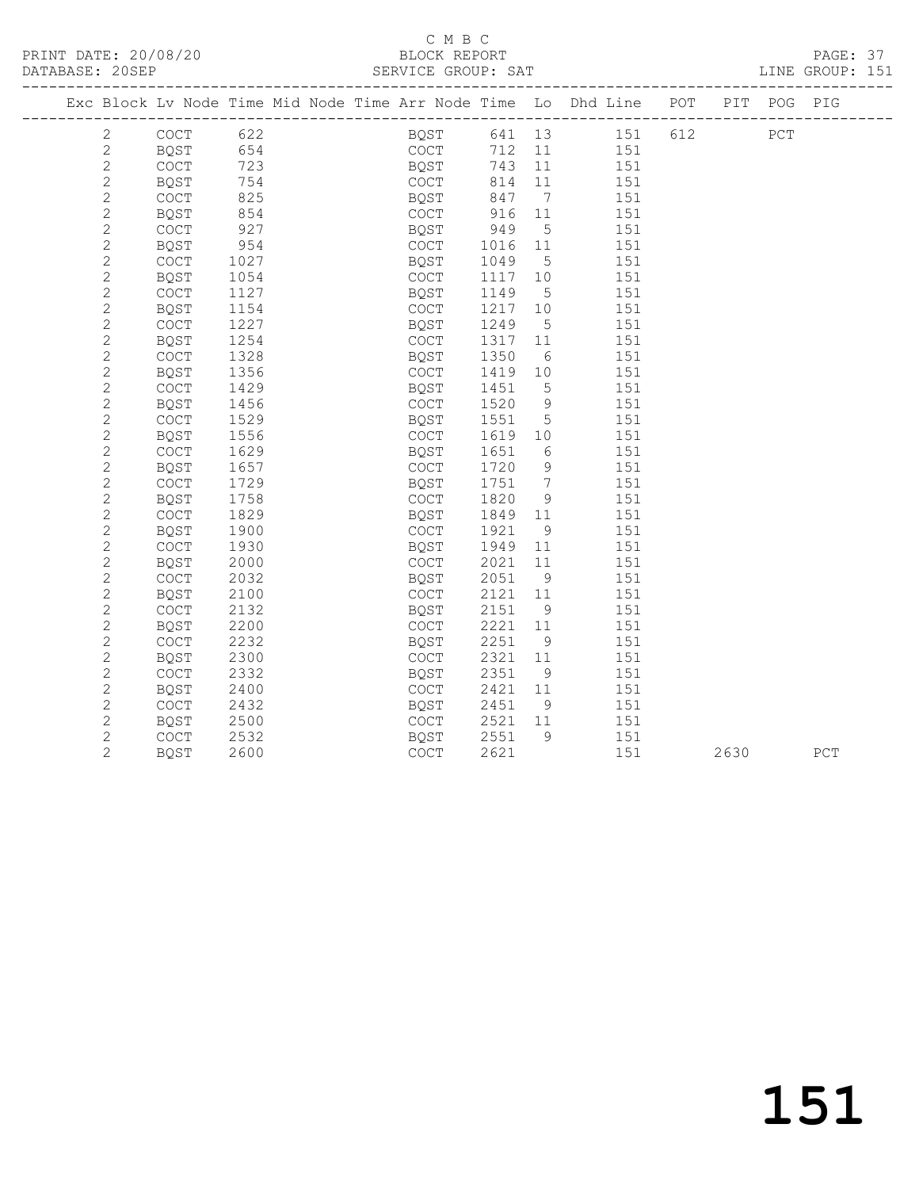C M B C
PRINT DATE: 20/08/20 BLOCK REPORT
DATABASE: 20SEP SERVICE GROUP: SAT LINE GROUP: 151

| Exc | Block | Lv | Node | Time | Mid Node | Time | Arr Node | Time | Lo | Dhd Line | POT | PIT | POG | PIG |
|---|---|---|---|---|---|---|---|---|---|---|---|---|---|---|
| | 2 | | COCT | 622 | | | BQST | 641 | 13 | 151 | 612 | | PCT | |
| | 2 | | BQST | 654 | | | COCT | 712 | 11 | 151 | | | | |
| | 2 | | COCT | 723 | | | BQST | 743 | 11 | 151 | | | | |
| | 2 | | BQST | 754 | | | COCT | 814 | 11 | 151 | | | | |
| | 2 | | COCT | 825 | | | BQST | 847 | 7 | 151 | | | | |
| | 2 | | BQST | 854 | | | COCT | 916 | 11 | 151 | | | | |
| | 2 | | COCT | 927 | | | BQST | 949 | 5 | 151 | | | | |
| | 2 | | BQST | 954 | | | COCT | 1016 | 11 | 151 | | | | |
| | 2 | | COCT | 1027 | | | BQST | 1049 | 5 | 151 | | | | |
| | 2 | | BQST | 1054 | | | COCT | 1117 | 10 | 151 | | | | |
| | 2 | | COCT | 1127 | | | BQST | 1149 | 5 | 151 | | | | |
| | 2 | | BQST | 1154 | | | COCT | 1217 | 10 | 151 | | | | |
| | 2 | | COCT | 1227 | | | BQST | 1249 | 5 | 151 | | | | |
| | 2 | | BQST | 1254 | | | COCT | 1317 | 11 | 151 | | | | |
| | 2 | | COCT | 1328 | | | BQST | 1350 | 6 | 151 | | | | |
| | 2 | | BQST | 1356 | | | COCT | 1419 | 10 | 151 | | | | |
| | 2 | | COCT | 1429 | | | BQST | 1451 | 5 | 151 | | | | |
| | 2 | | BQST | 1456 | | | COCT | 1520 | 9 | 151 | | | | |
| | 2 | | COCT | 1529 | | | BQST | 1551 | 5 | 151 | | | | |
| | 2 | | BQST | 1556 | | | COCT | 1619 | 10 | 151 | | | | |
| | 2 | | COCT | 1629 | | | BQST | 1651 | 6 | 151 | | | | |
| | 2 | | BQST | 1657 | | | COCT | 1720 | 9 | 151 | | | | |
| | 2 | | COCT | 1729 | | | BQST | 1751 | 7 | 151 | | | | |
| | 2 | | BQST | 1758 | | | COCT | 1820 | 9 | 151 | | | | |
| | 2 | | COCT | 1829 | | | BQST | 1849 | 11 | 151 | | | | |
| | 2 | | BQST | 1900 | | | COCT | 1921 | 9 | 151 | | | | |
| | 2 | | COCT | 1930 | | | BQST | 1949 | 11 | 151 | | | | |
| | 2 | | BQST | 2000 | | | COCT | 2021 | 11 | 151 | | | | |
| | 2 | | COCT | 2032 | | | BQST | 2051 | 9 | 151 | | | | |
| | 2 | | BQST | 2100 | | | COCT | 2121 | 11 | 151 | | | | |
| | 2 | | COCT | 2132 | | | BQST | 2151 | 9 | 151 | | | | |
| | 2 | | BQST | 2200 | | | COCT | 2221 | 11 | 151 | | | | |
| | 2 | | COCT | 2232 | | | BQST | 2251 | 9 | 151 | | | | |
| | 2 | | BQST | 2300 | | | COCT | 2321 | 11 | 151 | | | | |
| | 2 | | COCT | 2332 | | | BQST | 2351 | 9 | 151 | | | | |
| | 2 | | BQST | 2400 | | | COCT | 2421 | 11 | 151 | | | | |
| | 2 | | COCT | 2432 | | | BQST | 2451 | 9 | 151 | | | | |
| | 2 | | BQST | 2500 | | | COCT | 2521 | 11 | 151 | | | | |
| | 2 | | COCT | 2532 | | | BQST | 2551 | 9 | 151 | | | | |
| | 2 | | BQST | 2600 | | | COCT | 2621 | | 151 | | 2630 | | PCT |

151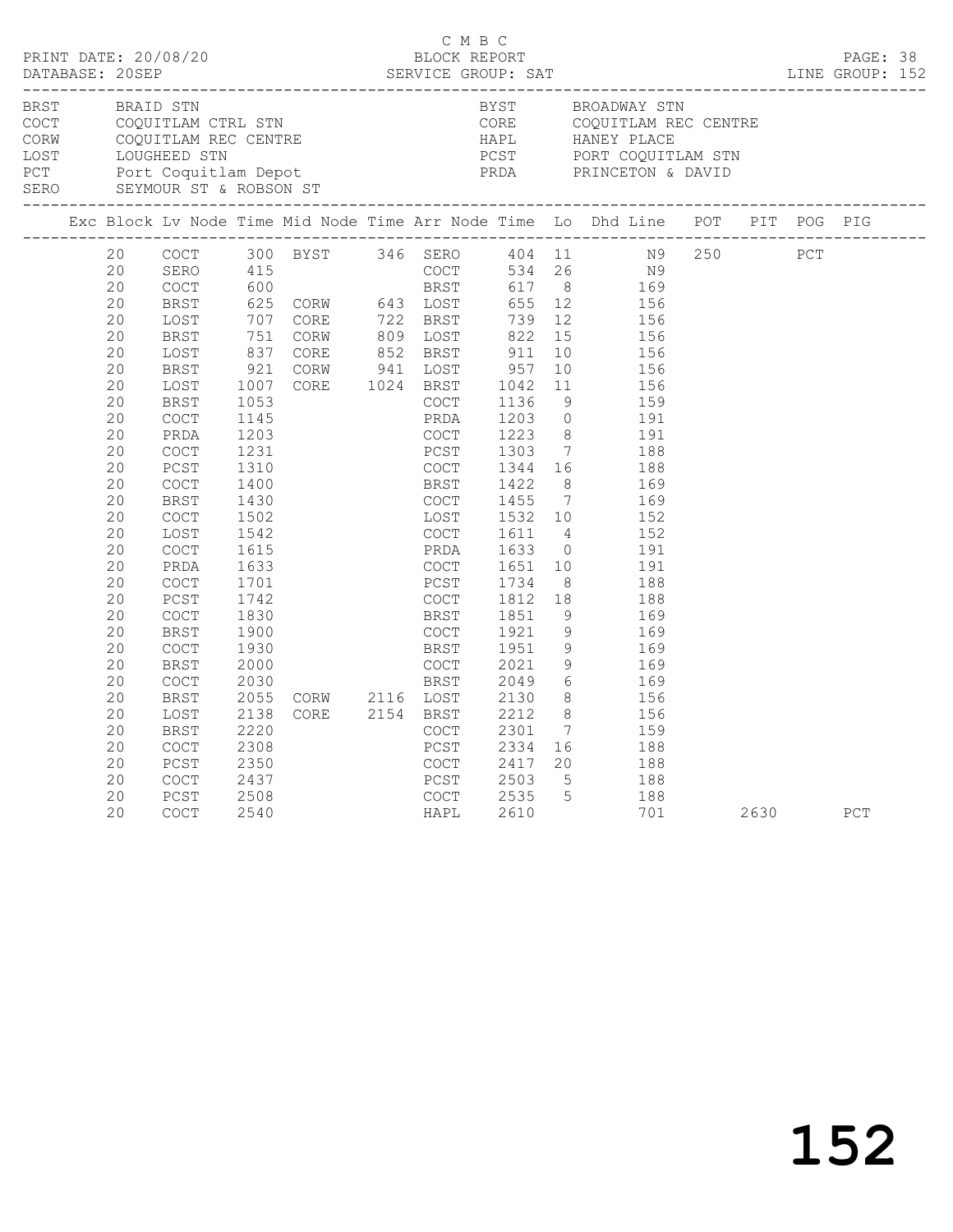C M B C

PRINT DATE: 20/08/20 BLOCK REPORT

DATABASE: 20SEP SERVICE GROUP: SAT LINE GROUP: 152

| | | | |
|---|---|---|---|
| BRST | BRAID STN | BYST | BROADWAY STN |
| COCT | COQUITLAM CTRL STN | CORE | COQUITLAM REC CENTRE |
| CORW | COQUITLAM REC CENTRE | HAPL | HANEY PLACE |
| LOST | LOUGHEED STN | PCST | PORT COQUITLAM STN |
| PCT | Port Coquitlam Depot | PRDA | PRINCETON & DAVID |
| SERO | SEYMOUR ST & ROBSON ST | | |

| Exc | Block | Lv Node | Time | Mid Node | Time | Arr Node | Time | Lo | Dhd Line | POT | PIT | POG | PIG |
|---|---|---|---|---|---|---|---|---|---|---|---|---|---|
| | 20 | COCT | 300 | BYST | 346 | SERO | 404 | 11 | N9 | 250 | | PCT | |
| | 20 | SERO | 415 | | | COCT | 534 | 26 | N9 | | | | |
| | 20 | COCT | 600 | | | BRST | 617 | 8 | 169 | | | | |
| | 20 | BRST | 625 | CORW | 643 | LOST | 655 | 12 | 156 | | | | |
| | 20 | LOST | 707 | CORE | 722 | BRST | 739 | 12 | 156 | | | | |
| | 20 | BRST | 751 | CORW | 809 | LOST | 822 | 15 | 156 | | | | |
| | 20 | LOST | 837 | CORE | 852 | BRST | 911 | 10 | 156 | | | | |
| | 20 | BRST | 921 | CORW | 941 | LOST | 957 | 10 | 156 | | | | |
| | 20 | LOST | 1007 | CORE | 1024 | BRST | 1042 | 11 | 156 | | | | |
| | 20 | BRST | 1053 | | | COCT | 1136 | 9 | 159 | | | | |
| | 20 | COCT | 1145 | | | PRDA | 1203 | 0 | 191 | | | | |
| | 20 | PRDA | 1203 | | | COCT | 1223 | 8 | 191 | | | | |
| | 20 | COCT | 1231 | | | PCST | 1303 | 7 | 188 | | | | |
| | 20 | PCST | 1310 | | | COCT | 1344 | 16 | 188 | | | | |
| | 20 | COCT | 1400 | | | BRST | 1422 | 8 | 169 | | | | |
| | 20 | BRST | 1430 | | | COCT | 1455 | 7 | 169 | | | | |
| | 20 | COCT | 1502 | | | LOST | 1532 | 10 | 152 | | | | |
| | 20 | LOST | 1542 | | | COCT | 1611 | 4 | 152 | | | | |
| | 20 | COCT | 1615 | | | PRDA | 1633 | 0 | 191 | | | | |
| | 20 | PRDA | 1633 | | | COCT | 1651 | 10 | 191 | | | | |
| | 20 | COCT | 1701 | | | PCST | 1734 | 8 | 188 | | | | |
| | 20 | PCST | 1742 | | | COCT | 1812 | 18 | 188 | | | | |
| | 20 | COCT | 1830 | | | BRST | 1851 | 9 | 169 | | | | |
| | 20 | BRST | 1900 | | | COCT | 1921 | 9 | 169 | | | | |
| | 20 | COCT | 1930 | | | BRST | 1951 | 9 | 169 | | | | |
| | 20 | BRST | 2000 | | | COCT | 2021 | 9 | 169 | | | | |
| | 20 | COCT | 2030 | | | BRST | 2049 | 6 | 169 | | | | |
| | 20 | BRST | 2055 | CORW | 2116 | LOST | 2130 | 8 | 156 | | | | |
| | 20 | LOST | 2138 | CORE | 2154 | BRST | 2212 | 8 | 156 | | | | |
| | 20 | BRST | 2220 | | | COCT | 2301 | 7 | 159 | | | | |
| | 20 | COCT | 2308 | | | PCST | 2334 | 16 | 188 | | | | |
| | 20 | PCST | 2350 | | | COCT | 2417 | 20 | 188 | | | | |
| | 20 | COCT | 2437 | | | PCST | 2503 | 5 | 188 | | | | |
| | 20 | PCST | 2508 | | | COCT | 2535 | 5 | 188 | | | | |
| | 20 | COCT | 2540 | | | HAPL | 2610 | | 701 | | 2630 | | PCT |

# 152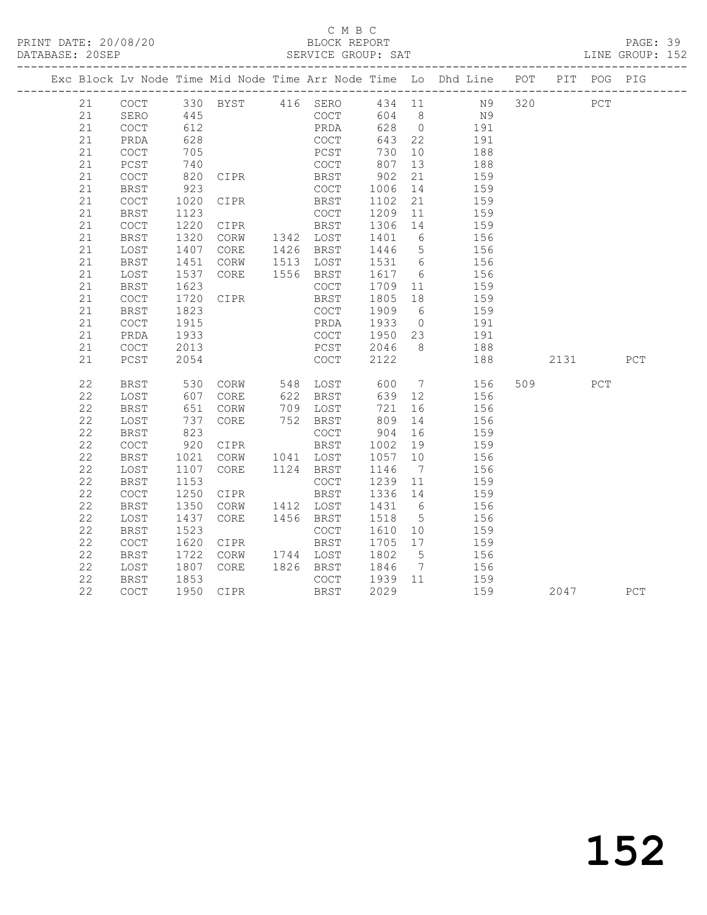C M B C

PRINT DATE: 20/08/20 BLOCK REPORT

DATABASE: 20SEP SERVICE GROUP: SAT LINE GROUP: 152

| Exc | Block | Lv | Node | Time | Mid Node | Time | Arr Node | Time | Lo | Dhd Line | POT | PIT | POG | PIG |
|---|---|---|---|---|---|---|---|---|---|---|---|---|---|---|
| | 21 | | COCT | 330 | BYST | 416 | SERO | 434 | 11 | N9 | 320 | | PCT | |
| | 21 | | SERO | 445 | | | COCT | 604 | 8 | N9 | | | | |
| | 21 | | COCT | 612 | | | PRDA | 628 | 0 | 191 | | | | |
| | 21 | | PRDA | 628 | | | COCT | 643 | 22 | 191 | | | | |
| | 21 | | COCT | 705 | | | PCST | 730 | 10 | 188 | | | | |
| | 21 | | PCST | 740 | | | COCT | 807 | 13 | 188 | | | | |
| | 21 | | COCT | 820 | CIPR | | BRST | 902 | 21 | 159 | | | | |
| | 21 | | BRST | 923 | | | COCT | 1006 | 14 | 159 | | | | |
| | 21 | | COCT | 1020 | CIPR | | BRST | 1102 | 21 | 159 | | | | |
| | 21 | | BRST | 1123 | | | COCT | 1209 | 11 | 159 | | | | |
| | 21 | | COCT | 1220 | CIPR | | BRST | 1306 | 14 | 159 | | | | |
| | 21 | | BRST | 1320 | CORW | 1342 | LOST | 1401 | 6 | 156 | | | | |
| | 21 | | LOST | 1407 | CORE | 1426 | BRST | 1446 | 5 | 156 | | | | |
| | 21 | | BRST | 1451 | CORW | 1513 | LOST | 1531 | 6 | 156 | | | | |
| | 21 | | LOST | 1537 | CORE | 1556 | BRST | 1617 | 6 | 156 | | | | |
| | 21 | | BRST | 1623 | | | COCT | 1709 | 11 | 159 | | | | |
| | 21 | | COCT | 1720 | CIPR | | BRST | 1805 | 18 | 159 | | | | |
| | 21 | | BRST | 1823 | | | COCT | 1909 | 6 | 159 | | | | |
| | 21 | | COCT | 1915 | | | PRDA | 1933 | 0 | 191 | | | | |
| | 21 | | PRDA | 1933 | | | COCT | 1950 | 23 | 191 | | | | |
| | 21 | | COCT | 2013 | | | PCST | 2046 | 8 | 188 | | | | |
| | 21 | | PCST | 2054 | | | COCT | 2122 | | 188 | | 2131 | | PCT |
| | 22 | | BRST | 530 | CORW | 548 | LOST | 600 | 7 | 156 | 509 | | PCT | |
| | 22 | | LOST | 607 | CORE | 622 | BRST | 639 | 12 | 156 | | | | |
| | 22 | | BRST | 651 | CORW | 709 | LOST | 721 | 16 | 156 | | | | |
| | 22 | | LOST | 737 | CORE | 752 | BRST | 809 | 14 | 156 | | | | |
| | 22 | | BRST | 823 | | | COCT | 904 | 16 | 159 | | | | |
| | 22 | | COCT | 920 | CIPR | | BRST | 1002 | 19 | 159 | | | | |
| | 22 | | BRST | 1021 | CORW | 1041 | LOST | 1057 | 10 | 156 | | | | |
| | 22 | | LOST | 1107 | CORE | 1124 | BRST | 1146 | 7 | 156 | | | | |
| | 22 | | BRST | 1153 | | | COCT | 1239 | 11 | 159 | | | | |
| | 22 | | COCT | 1250 | CIPR | | BRST | 1336 | 14 | 159 | | | | |
| | 22 | | BRST | 1350 | CORW | 1412 | LOST | 1431 | 6 | 156 | | | | |
| | 22 | | LOST | 1437 | CORE | 1456 | BRST | 1518 | 5 | 156 | | | | |
| | 22 | | BRST | 1523 | | | COCT | 1610 | 10 | 159 | | | | |
| | 22 | | COCT | 1620 | CIPR | | BRST | 1705 | 17 | 159 | | | | |
| | 22 | | BRST | 1722 | CORW | 1744 | LOST | 1802 | 5 | 156 | | | | |
| | 22 | | LOST | 1807 | CORE | 1826 | BRST | 1846 | 7 | 156 | | | | |
| | 22 | | BRST | 1853 | | | COCT | 1939 | 11 | 159 | | | | |
| | 22 | | COCT | 1950 | CIPR | | BRST | 2029 | | 159 | | 2047 | | PCT |

152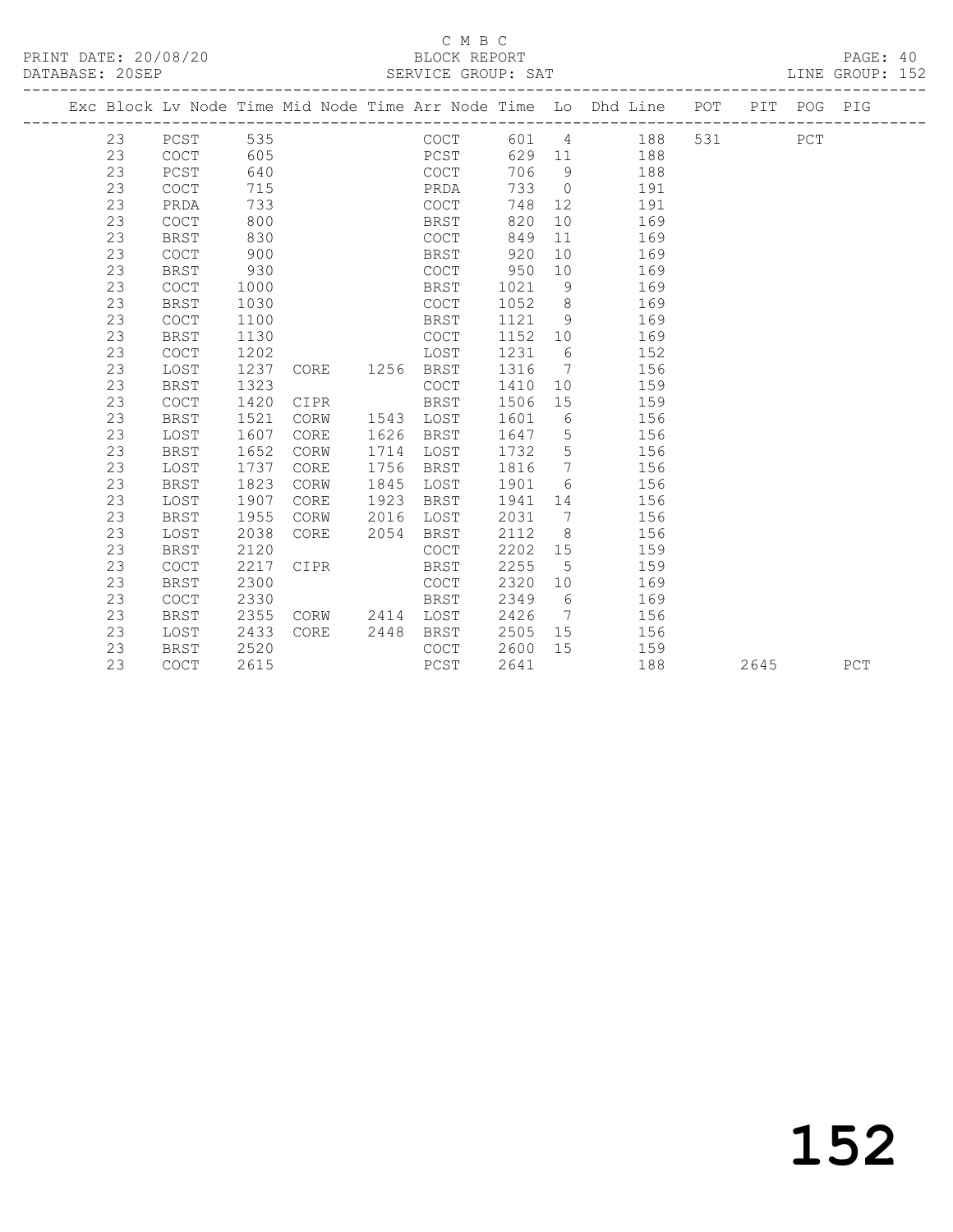C M B C

PRINT DATE: 20/08/20 BLOCK REPORT

DATABASE: 20SEP SERVICE GROUP: SAT LINE GROUP: 152

| Exc | Block | Lv | Node | Time | Mid Node | Time | Arr Node | Time | Lo | Dhd Line | POT | PIT | POG | PIG |
|---|---|---|---|---|---|---|---|---|---|---|---|---|---|---|
| | 23 | | PCST | 535 | | | COCT | 601 | 4 | 188 | 531 | | PCT | |
| | 23 | | COCT | 605 | | | PCST | 629 | 11 | 188 | | | | |
| | 23 | | PCST | 640 | | | COCT | 706 | 9 | 188 | | | | |
| | 23 | | COCT | 715 | | | PRDA | 733 | 0 | 191 | | | | |
| | 23 | | PRDA | 733 | | | COCT | 748 | 12 | 191 | | | | |
| | 23 | | COCT | 800 | | | BRST | 820 | 10 | 169 | | | | |
| | 23 | | BRST | 830 | | | COCT | 849 | 11 | 169 | | | | |
| | 23 | | COCT | 900 | | | BRST | 920 | 10 | 169 | | | | |
| | 23 | | BRST | 930 | | | COCT | 950 | 10 | 169 | | | | |
| | 23 | | COCT | 1000 | | | BRST | 1021 | 9 | 169 | | | | |
| | 23 | | BRST | 1030 | | | COCT | 1052 | 8 | 169 | | | | |
| | 23 | | COCT | 1100 | | | BRST | 1121 | 9 | 169 | | | | |
| | 23 | | BRST | 1130 | | | COCT | 1152 | 10 | 169 | | | | |
| | 23 | | COCT | 1202 | | | LOST | 1231 | 6 | 152 | | | | |
| | 23 | | LOST | 1237 | CORE | 1256 | BRST | 1316 | 7 | 156 | | | | |
| | 23 | | BRST | 1323 | | | COCT | 1410 | 10 | 159 | | | | |
| | 23 | | COCT | 1420 | CIPR | | BRST | 1506 | 15 | 159 | | | | |
| | 23 | | BRST | 1521 | CORW | 1543 | LOST | 1601 | 6 | 156 | | | | |
| | 23 | | LOST | 1607 | CORE | 1626 | BRST | 1647 | 5 | 156 | | | | |
| | 23 | | BRST | 1652 | CORW | 1714 | LOST | 1732 | 5 | 156 | | | | |
| | 23 | | LOST | 1737 | CORE | 1756 | BRST | 1816 | 7 | 156 | | | | |
| | 23 | | BRST | 1823 | CORW | 1845 | LOST | 1901 | 6 | 156 | | | | |
| | 23 | | LOST | 1907 | CORE | 1923 | BRST | 1941 | 14 | 156 | | | | |
| | 23 | | BRST | 1955 | CORW | 2016 | LOST | 2031 | 7 | 156 | | | | |
| | 23 | | LOST | 2038 | CORE | 2054 | BRST | 2112 | 8 | 156 | | | | |
| | 23 | | BRST | 2120 | | | COCT | 2202 | 15 | 159 | | | | |
| | 23 | | COCT | 2217 | CIPR | | BRST | 2255 | 5 | 159 | | | | |
| | 23 | | BRST | 2300 | | | COCT | 2320 | 10 | 169 | | | | |
| | 23 | | COCT | 2330 | | | BRST | 2349 | 6 | 169 | | | | |
| | 23 | | BRST | 2355 | CORW | 2414 | LOST | 2426 | 7 | 156 | | | | |
| | 23 | | LOST | 2433 | CORE | 2448 | BRST | 2505 | 15 | 156 | | | | |
| | 23 | | BRST | 2520 | | | COCT | 2600 | 15 | 159 | | | | |
| | 23 | | COCT | 2615 | | | PCST | 2641 | | 188 | | 2645 | | PCT |

152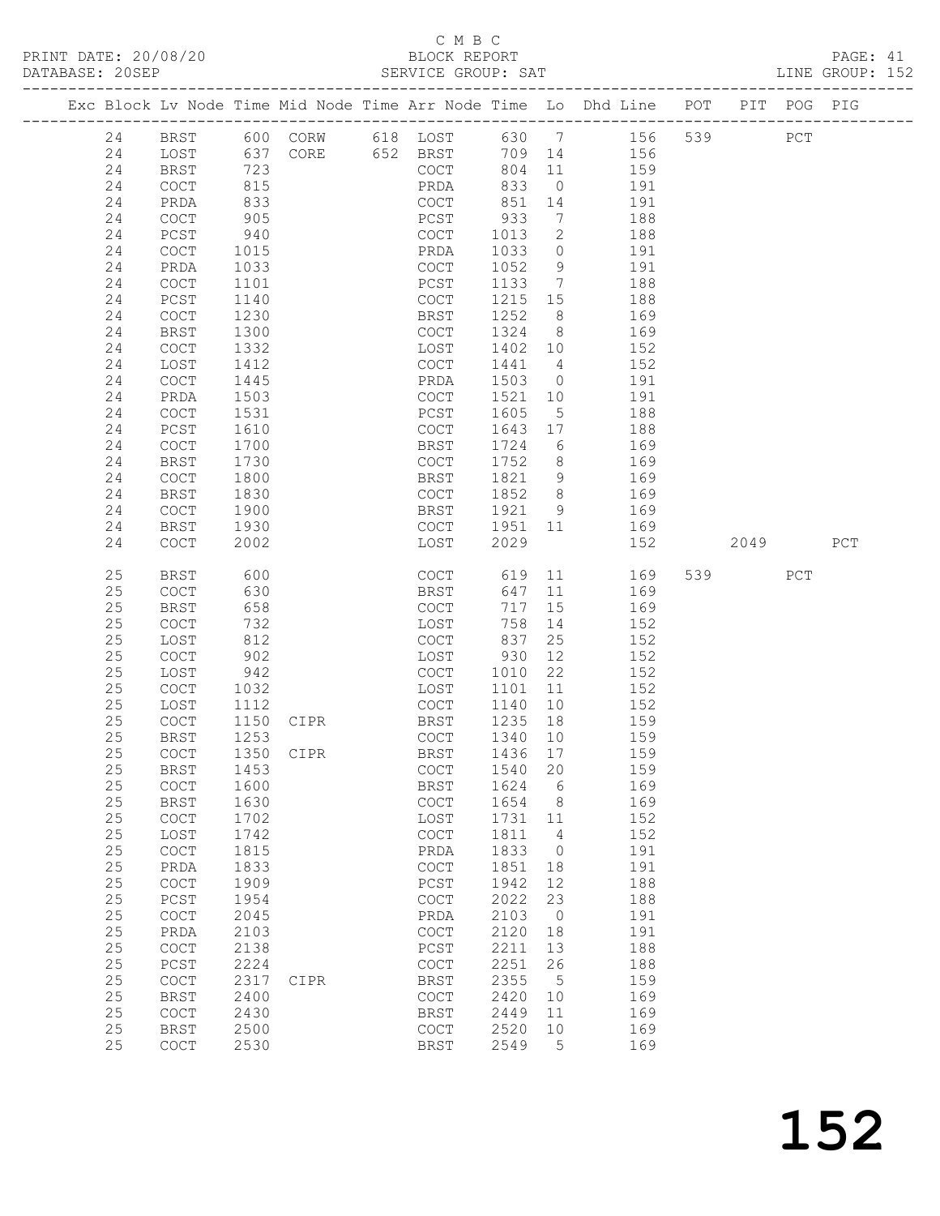C M B C

PRINT DATE: 20/08/20 BLOCK REPORT PAGE: 41
DATABASE: 20SEP SERVICE GROUP: SAT LINE GROUP: 152

| Exc | Block | Lv | Node | Time | Mid Node | Time | Arr Node | Time | Lo | Dhd Line | POT | PIT | POG | PIG |
|---|---|---|---|---|---|---|---|---|---|---|---|---|---|---|
| | 24 | | BRST | 600 | CORW | 618 | LOST | 630 | 7 | 156 | 539 | | PCT | |
| | 24 | | LOST | 637 | CORE | 652 | BRST | 709 | 14 | 156 | | | | |
| | 24 | | BRST | 723 | | | COCT | 804 | 11 | 159 | | | | |
| | 24 | | COCT | 815 | | | PRDA | 833 | 0 | 191 | | | | |
| | 24 | | PRDA | 833 | | | COCT | 851 | 14 | 191 | | | | |
| | 24 | | COCT | 905 | | | PCST | 933 | 7 | 188 | | | | |
| | 24 | | PCST | 940 | | | COCT | 1013 | 2 | 188 | | | | |
| | 24 | | COCT | 1015 | | | PRDA | 1033 | 0 | 191 | | | | |
| | 24 | | PRDA | 1033 | | | COCT | 1052 | 9 | 191 | | | | |
| | 24 | | COCT | 1101 | | | PCST | 1133 | 7 | 188 | | | | |
| | 24 | | PCST | 1140 | | | COCT | 1215 | 15 | 188 | | | | |
| | 24 | | COCT | 1230 | | | BRST | 1252 | 8 | 169 | | | | |
| | 24 | | BRST | 1300 | | | COCT | 1324 | 8 | 169 | | | | |
| | 24 | | COCT | 1332 | | | LOST | 1402 | 10 | 152 | | | | |
| | 24 | | LOST | 1412 | | | COCT | 1441 | 4 | 152 | | | | |
| | 24 | | COCT | 1445 | | | PRDA | 1503 | 0 | 191 | | | | |
| | 24 | | PRDA | 1503 | | | COCT | 1521 | 10 | 191 | | | | |
| | 24 | | COCT | 1531 | | | PCST | 1605 | 5 | 188 | | | | |
| | 24 | | PCST | 1610 | | | COCT | 1643 | 17 | 188 | | | | |
| | 24 | | COCT | 1700 | | | BRST | 1724 | 6 | 169 | | | | |
| | 24 | | BRST | 1730 | | | COCT | 1752 | 8 | 169 | | | | |
| | 24 | | COCT | 1800 | | | BRST | 1821 | 9 | 169 | | | | |
| | 24 | | BRST | 1830 | | | COCT | 1852 | 8 | 169 | | | | |
| | 24 | | COCT | 1900 | | | BRST | 1921 | 9 | 169 | | | | |
| | 24 | | BRST | 1930 | | | COCT | 1951 | 11 | 169 | | | | |
| | 24 | | COCT | 2002 | | | LOST | 2029 | | 152 | | 2049 | | PCT |
| | 25 | | BRST | 600 | | | COCT | 619 | 11 | 169 | 539 | | PCT | |
| | 25 | | COCT | 630 | | | BRST | 647 | 11 | 169 | | | | |
| | 25 | | BRST | 658 | | | COCT | 717 | 15 | 169 | | | | |
| | 25 | | COCT | 732 | | | LOST | 758 | 14 | 152 | | | | |
| | 25 | | LOST | 812 | | | COCT | 837 | 25 | 152 | | | | |
| | 25 | | COCT | 902 | | | LOST | 930 | 12 | 152 | | | | |
| | 25 | | LOST | 942 | | | COCT | 1010 | 22 | 152 | | | | |
| | 25 | | COCT | 1032 | | | LOST | 1101 | 11 | 152 | | | | |
| | 25 | | LOST | 1112 | | | COCT | 1140 | 10 | 152 | | | | |
| | 25 | | COCT | 1150 | CIPR | | BRST | 1235 | 18 | 159 | | | | |
| | 25 | | BRST | 1253 | | | COCT | 1340 | 10 | 159 | | | | |
| | 25 | | COCT | 1350 | CIPR | | BRST | 1436 | 17 | 159 | | | | |
| | 25 | | BRST | 1453 | | | COCT | 1540 | 20 | 159 | | | | |
| | 25 | | COCT | 1600 | | | BRST | 1624 | 6 | 169 | | | | |
| | 25 | | BRST | 1630 | | | COCT | 1654 | 8 | 169 | | | | |
| | 25 | | COCT | 1702 | | | LOST | 1731 | 11 | 152 | | | | |
| | 25 | | LOST | 1742 | | | COCT | 1811 | 4 | 152 | | | | |
| | 25 | | COCT | 1815 | | | PRDA | 1833 | 0 | 191 | | | | |
| | 25 | | PRDA | 1833 | | | COCT | 1851 | 18 | 191 | | | | |
| | 25 | | COCT | 1909 | | | PCST | 1942 | 12 | 188 | | | | |
| | 25 | | PCST | 1954 | | | COCT | 2022 | 23 | 188 | | | | |
| | 25 | | COCT | 2045 | | | PRDA | 2103 | 0 | 191 | | | | |
| | 25 | | PRDA | 2103 | | | COCT | 2120 | 18 | 191 | | | | |
| | 25 | | COCT | 2138 | | | PCST | 2211 | 13 | 188 | | | | |
| | 25 | | PCST | 2224 | | | COCT | 2251 | 26 | 188 | | | | |
| | 25 | | COCT | 2317 | CIPR | | BRST | 2355 | 5 | 159 | | | | |
| | 25 | | BRST | 2400 | | | COCT | 2420 | 10 | 169 | | | | |
| | 25 | | COCT | 2430 | | | BRST | 2449 | 11 | 169 | | | | |
| | 25 | | BRST | 2500 | | | COCT | 2520 | 10 | 169 | | | | |
| | 25 | | COCT | 2530 | | | BRST | 2549 | 5 | 169 | | | | |

152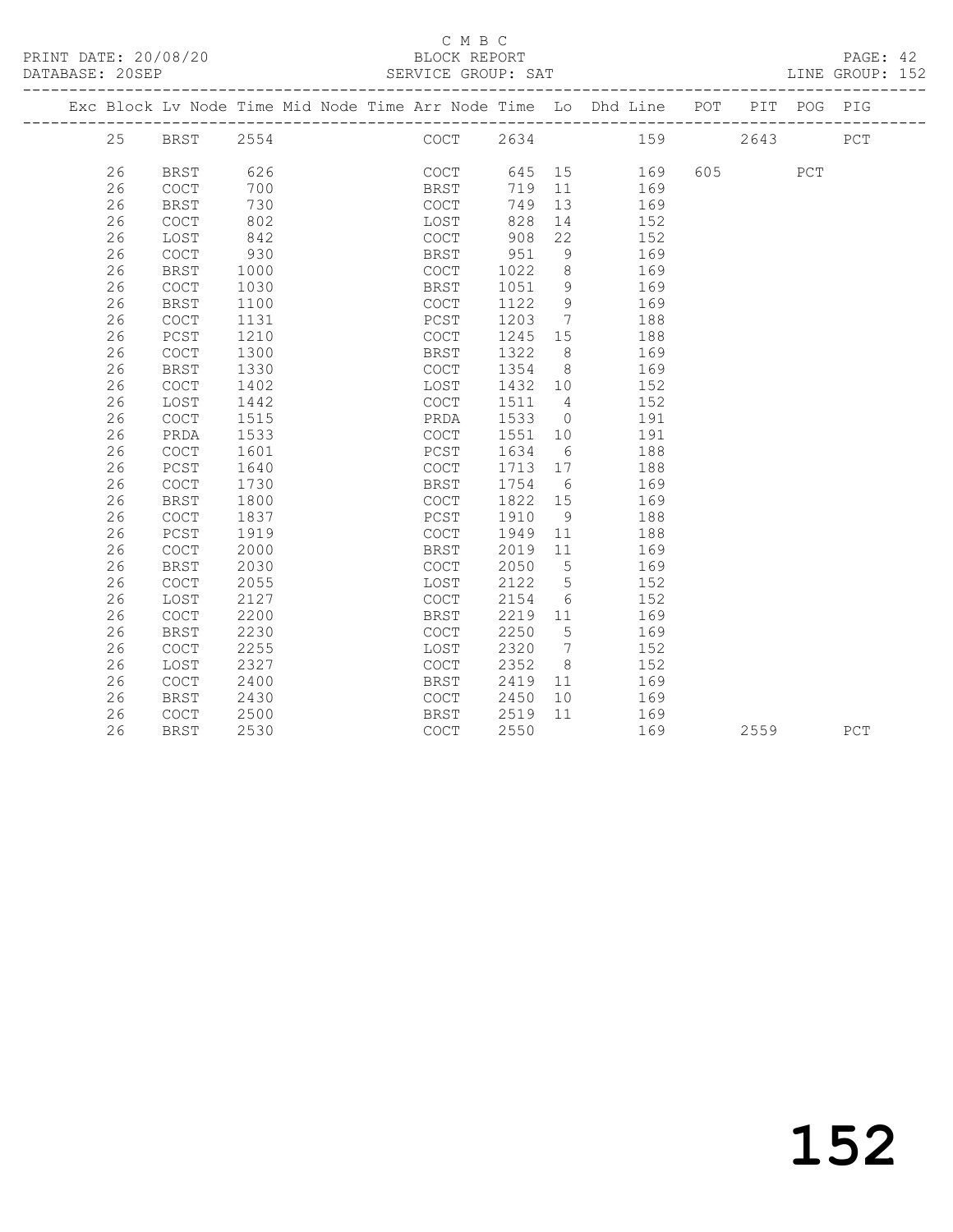C M B C

BLOCK REPORT

SERVICE GROUP: SAT

PRINT DATE: 20/08/20

DATABASE: 20SEP

LINE GROUP: 152

| Exc | Block | Lv Node | Time | Mid Node | Time | Arr Node | Time | Lo | Dhd Line | POT | PIT | POG | PIG |
|---|---|---|---|---|---|---|---|---|---|---|---|---|---|
| | 25 | BRST | 2554 | | | COCT | 2634 | | 159 | | 2643 | | PCT |
| | 26 | BRST | 626 | | | COCT | 645 | 15 | 169 | 605 | | PCT | |
| | 26 | COCT | 700 | | | BRST | 719 | 11 | 169 | | | | |
| | 26 | BRST | 730 | | | COCT | 749 | 13 | 169 | | | | |
| | 26 | COCT | 802 | | | LOST | 828 | 14 | 152 | | | | |
| | 26 | LOST | 842 | | | COCT | 908 | 22 | 152 | | | | |
| | 26 | COCT | 930 | | | BRST | 951 | 9 | 169 | | | | |
| | 26 | BRST | 1000 | | | COCT | 1022 | 8 | 169 | | | | |
| | 26 | COCT | 1030 | | | BRST | 1051 | 9 | 169 | | | | |
| | 26 | BRST | 1100 | | | COCT | 1122 | 9 | 169 | | | | |
| | 26 | COCT | 1131 | | | PCST | 1203 | 7 | 188 | | | | |
| | 26 | PCST | 1210 | | | COCT | 1245 | 15 | 188 | | | | |
| | 26 | COCT | 1300 | | | BRST | 1322 | 8 | 169 | | | | |
| | 26 | BRST | 1330 | | | COCT | 1354 | 8 | 169 | | | | |
| | 26 | COCT | 1402 | | | LOST | 1432 | 10 | 152 | | | | |
| | 26 | LOST | 1442 | | | COCT | 1511 | 4 | 152 | | | | |
| | 26 | COCT | 1515 | | | PRDA | 1533 | 0 | 191 | | | | |
| | 26 | PRDA | 1533 | | | COCT | 1551 | 10 | 191 | | | | |
| | 26 | COCT | 1601 | | | PCST | 1634 | 6 | 188 | | | | |
| | 26 | PCST | 1640 | | | COCT | 1713 | 17 | 188 | | | | |
| | 26 | COCT | 1730 | | | BRST | 1754 | 6 | 169 | | | | |
| | 26 | BRST | 1800 | | | COCT | 1822 | 15 | 169 | | | | |
| | 26 | COCT | 1837 | | | PCST | 1910 | 9 | 188 | | | | |
| | 26 | PCST | 1919 | | | COCT | 1949 | 11 | 188 | | | | |
| | 26 | COCT | 2000 | | | BRST | 2019 | 11 | 169 | | | | |
| | 26 | BRST | 2030 | | | COCT | 2050 | 5 | 169 | | | | |
| | 26 | COCT | 2055 | | | LOST | 2122 | 5 | 152 | | | | |
| | 26 | LOST | 2127 | | | COCT | 2154 | 6 | 152 | | | | |
| | 26 | COCT | 2200 | | | BRST | 2219 | 11 | 169 | | | | |
| | 26 | BRST | 2230 | | | COCT | 2250 | 5 | 169 | | | | |
| | 26 | COCT | 2255 | | | LOST | 2320 | 7 | 152 | | | | |
| | 26 | LOST | 2327 | | | COCT | 2352 | 8 | 152 | | | | |
| | 26 | COCT | 2400 | | | BRST | 2419 | 11 | 169 | | | | |
| | 26 | BRST | 2430 | | | COCT | 2450 | 10 | 169 | | | | |
| | 26 | COCT | 2500 | | | BRST | 2519 | 11 | 169 | | | | |
| | 26 | BRST | 2530 | | | COCT | 2550 | | 169 | | 2559 | | PCT |

152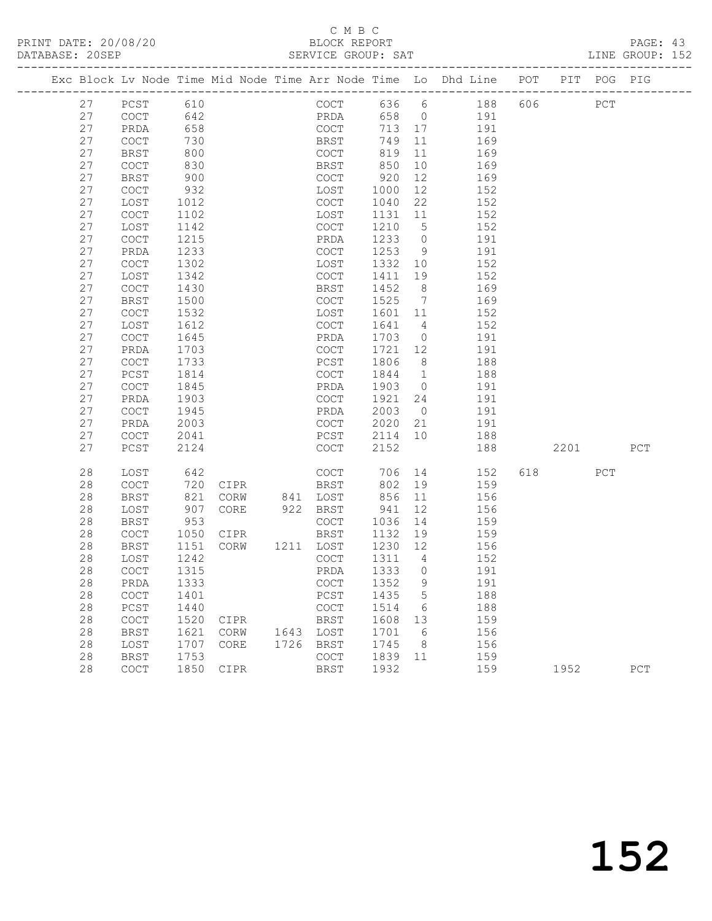C M B C

BLOCK REPORT

SERVICE GROUP: SAT

| Exc | Block | Lv | Node | Time | Mid Node | Time | Arr Node | Time | Lo | Dhd Line | POT | PIT | POG | PIG |
|---|---|---|---|---|---|---|---|---|---|---|---|---|---|---|
| | 27 | | PCST | 610 | | | COCT | 636 | 6 | 188 | 606 | | PCT | |
| | 27 | | COCT | 642 | | | PRDA | 658 | 0 | 191 | | | | |
| | 27 | | PRDA | 658 | | | COCT | 713 | 17 | 191 | | | | |
| | 27 | | COCT | 730 | | | BRST | 749 | 11 | 169 | | | | |
| | 27 | | BRST | 800 | | | COCT | 819 | 11 | 169 | | | | |
| | 27 | | COCT | 830 | | | BRST | 850 | 10 | 169 | | | | |
| | 27 | | BRST | 900 | | | COCT | 920 | 12 | 169 | | | | |
| | 27 | | COCT | 932 | | | LOST | 1000 | 12 | 152 | | | | |
| | 27 | | LOST | 1012 | | | COCT | 1040 | 22 | 152 | | | | |
| | 27 | | COCT | 1102 | | | LOST | 1131 | 11 | 152 | | | | |
| | 27 | | LOST | 1142 | | | COCT | 1210 | 5 | 152 | | | | |
| | 27 | | COCT | 1215 | | | PRDA | 1233 | 0 | 191 | | | | |
| | 27 | | PRDA | 1233 | | | COCT | 1253 | 9 | 191 | | | | |
| | 27 | | COCT | 1302 | | | LOST | 1332 | 10 | 152 | | | | |
| | 27 | | LOST | 1342 | | | COCT | 1411 | 19 | 152 | | | | |
| | 27 | | COCT | 1430 | | | BRST | 1452 | 8 | 169 | | | | |
| | 27 | | BRST | 1500 | | | COCT | 1525 | 7 | 169 | | | | |
| | 27 | | COCT | 1532 | | | LOST | 1601 | 11 | 152 | | | | |
| | 27 | | LOST | 1612 | | | COCT | 1641 | 4 | 152 | | | | |
| | 27 | | COCT | 1645 | | | PRDA | 1703 | 0 | 191 | | | | |
| | 27 | | PRDA | 1703 | | | COCT | 1721 | 12 | 191 | | | | |
| | 27 | | COCT | 1733 | | | PCST | 1806 | 8 | 188 | | | | |
| | 27 | | PCST | 1814 | | | COCT | 1844 | 1 | 188 | | | | |
| | 27 | | COCT | 1845 | | | PRDA | 1903 | 0 | 191 | | | | |
| | 27 | | PRDA | 1903 | | | COCT | 1921 | 24 | 191 | | | | |
| | 27 | | COCT | 1945 | | | PRDA | 2003 | 0 | 191 | | | | |
| | 27 | | PRDA | 2003 | | | COCT | 2020 | 21 | 191 | | | | |
| | 27 | | COCT | 2041 | | | PCST | 2114 | 10 | 188 | | | | |
| | 27 | | PCST | 2124 | | | COCT | 2152 | | 188 | | 2201 | | PCT |
| | 28 | | LOST | 642 | | | COCT | 706 | 14 | 152 | 618 | | PCT | |
| | 28 | | COCT | 720 | CIPR | | BRST | 802 | 19 | 159 | | | | |
| | 28 | | BRST | 821 | CORW | 841 | LOST | 856 | 11 | 156 | | | | |
| | 28 | | LOST | 907 | CORE | 922 | BRST | 941 | 12 | 156 | | | | |
| | 28 | | BRST | 953 | | | COCT | 1036 | 14 | 159 | | | | |
| | 28 | | COCT | 1050 | CIPR | | BRST | 1132 | 19 | 159 | | | | |
| | 28 | | BRST | 1151 | CORW | 1211 | LOST | 1230 | 12 | 156 | | | | |
| | 28 | | LOST | 1242 | | | COCT | 1311 | 4 | 152 | | | | |
| | 28 | | COCT | 1315 | | | PRDA | 1333 | 0 | 191 | | | | |
| | 28 | | PRDA | 1333 | | | COCT | 1352 | 9 | 191 | | | | |
| | 28 | | COCT | 1401 | | | PCST | 1435 | 5 | 188 | | | | |
| | 28 | | PCST | 1440 | | | COCT | 1514 | 6 | 188 | | | | |
| | 28 | | COCT | 1520 | CIPR | | BRST | 1608 | 13 | 159 | | | | |
| | 28 | | BRST | 1621 | CORW | 1643 | LOST | 1701 | 6 | 156 | | | | |
| | 28 | | LOST | 1707 | CORE | 1726 | BRST | 1745 | 8 | 156 | | | | |
| | 28 | | BRST | 1753 | | | COCT | 1839 | 11 | 159 | | | | |
| | 28 | | COCT | 1850 | CIPR | | BRST | 1932 | | 159 | | 1952 | | PCT |

152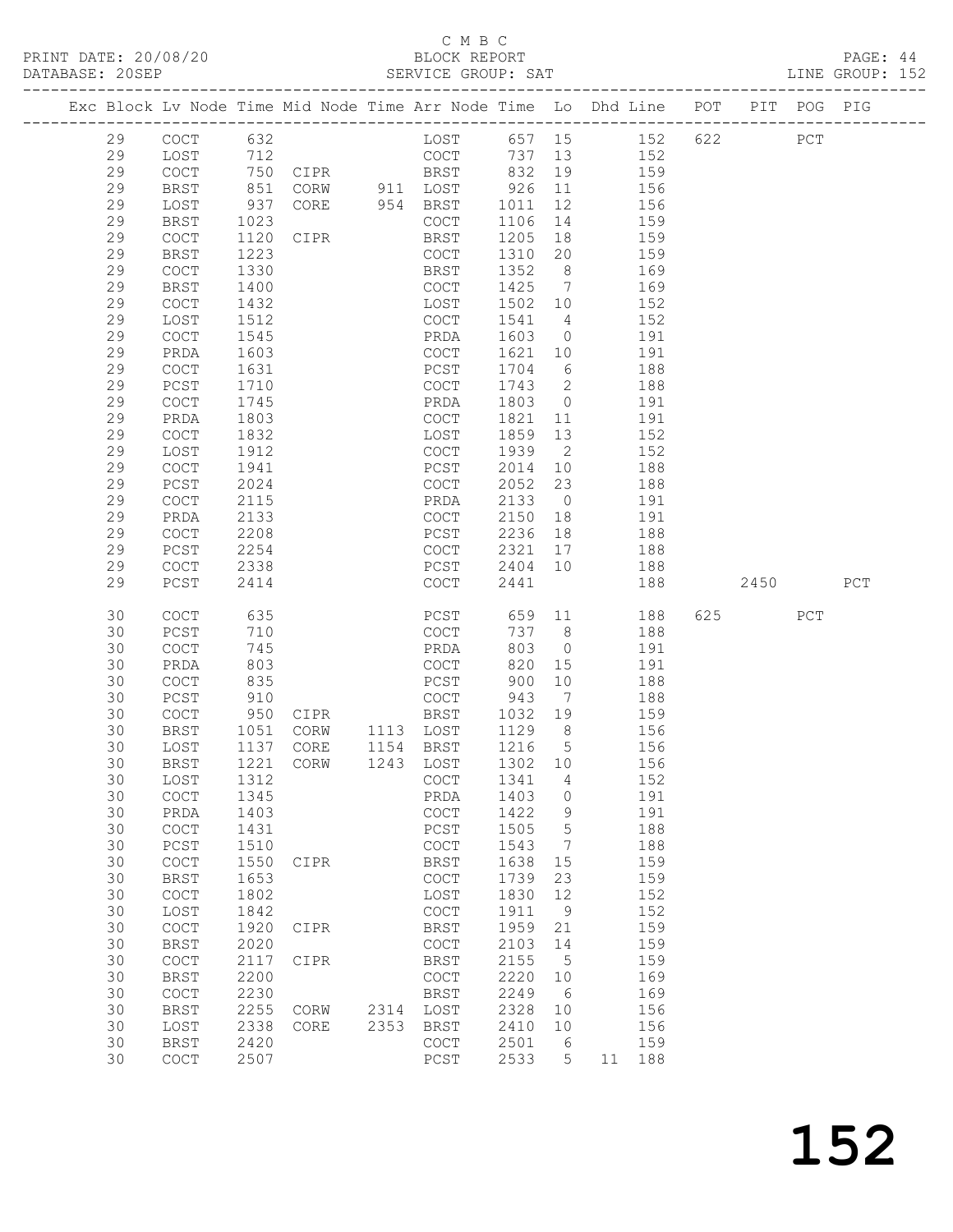C M B C

BLOCK REPORT

SERVICE GROUP: SAT

PRINT DATE: 20/08/20
DATABASE: 20SEP
LINE GROUP: 152

| Exc | Block | Lv | Node | Time | Mid Node | Time | Arr Node | Time | Lo | Dhd Line | POT | PIT | POG | PIG |
|---|---|---|---|---|---|---|---|---|---|---|---|---|---|---|
| | 29 | | COCT | 632 | | | LOST | 657 | 15 | 152 | 622 | | PCT | |
| | 29 | | LOST | 712 | | | COCT | 737 | 13 | 152 | | | | |
| | 29 | | COCT | 750 | CIPR | | BRST | 832 | 19 | 159 | | | | |
| | 29 | | BRST | 851 | CORW | 911 | LOST | 926 | 11 | 156 | | | | |
| | 29 | | LOST | 937 | CORE | 954 | BRST | 1011 | 12 | 156 | | | | |
| | 29 | | BRST | 1023 | | | COCT | 1106 | 14 | 159 | | | | |
| | 29 | | COCT | 1120 | CIPR | | BRST | 1205 | 18 | 159 | | | | |
| | 29 | | BRST | 1223 | | | COCT | 1310 | 20 | 159 | | | | |
| | 29 | | COCT | 1330 | | | BRST | 1352 | 8 | 169 | | | | |
| | 29 | | BRST | 1400 | | | COCT | 1425 | 7 | 169 | | | | |
| | 29 | | COCT | 1432 | | | LOST | 1502 | 10 | 152 | | | | |
| | 29 | | LOST | 1512 | | | COCT | 1541 | 4 | 152 | | | | |
| | 29 | | COCT | 1545 | | | PRDA | 1603 | 0 | 191 | | | | |
| | 29 | | PRDA | 1603 | | | COCT | 1621 | 10 | 191 | | | | |
| | 29 | | COCT | 1631 | | | PCST | 1704 | 6 | 188 | | | | |
| | 29 | | PCST | 1710 | | | COCT | 1743 | 2 | 188 | | | | |
| | 29 | | COCT | 1745 | | | PRDA | 1803 | 0 | 191 | | | | |
| | 29 | | PRDA | 1803 | | | COCT | 1821 | 11 | 191 | | | | |
| | 29 | | COCT | 1832 | | | LOST | 1859 | 13 | 152 | | | | |
| | 29 | | LOST | 1912 | | | COCT | 1939 | 2 | 152 | | | | |
| | 29 | | COCT | 1941 | | | PCST | 2014 | 10 | 188 | | | | |
| | 29 | | PCST | 2024 | | | COCT | 2052 | 23 | 188 | | | | |
| | 29 | | COCT | 2115 | | | PRDA | 2133 | 0 | 191 | | | | |
| | 29 | | PRDA | 2133 | | | COCT | 2150 | 18 | 191 | | | | |
| | 29 | | COCT | 2208 | | | PCST | 2236 | 18 | 188 | | | | |
| | 29 | | PCST | 2254 | | | COCT | 2321 | 17 | 188 | | | | |
| | 29 | | COCT | 2338 | | | PCST | 2404 | 10 | 188 | | | | |
| | 29 | | PCST | 2414 | | | COCT | 2441 | | 188 | | 2450 | | PCT |
| | 30 | | COCT | 635 | | | PCST | 659 | 11 | 188 | 625 | | PCT | |
| | 30 | | PCST | 710 | | | COCT | 737 | 8 | 188 | | | | |
| | 30 | | COCT | 745 | | | PRDA | 803 | 0 | 191 | | | | |
| | 30 | | PRDA | 803 | | | COCT | 820 | 15 | 191 | | | | |
| | 30 | | COCT | 835 | | | PCST | 900 | 10 | 188 | | | | |
| | 30 | | PCST | 910 | | | COCT | 943 | 7 | 188 | | | | |
| | 30 | | COCT | 950 | CIPR | | BRST | 1032 | 19 | 159 | | | | |
| | 30 | | BRST | 1051 | CORW | 1113 | LOST | 1129 | 8 | 156 | | | | |
| | 30 | | LOST | 1137 | CORE | 1154 | BRST | 1216 | 5 | 156 | | | | |
| | 30 | | BRST | 1221 | CORW | 1243 | LOST | 1302 | 10 | 156 | | | | |
| | 30 | | LOST | 1312 | | | COCT | 1341 | 4 | 152 | | | | |
| | 30 | | COCT | 1345 | | | PRDA | 1403 | 0 | 191 | | | | |
| | 30 | | PRDA | 1403 | | | COCT | 1422 | 9 | 191 | | | | |
| | 30 | | COCT | 1431 | | | PCST | 1505 | 5 | 188 | | | | |
| | 30 | | PCST | 1510 | | | COCT | 1543 | 7 | 188 | | | | |
| | 30 | | COCT | 1550 | CIPR | | BRST | 1638 | 15 | 159 | | | | |
| | 30 | | BRST | 1653 | | | COCT | 1739 | 23 | 159 | | | | |
| | 30 | | COCT | 1802 | | | LOST | 1830 | 12 | 152 | | | | |
| | 30 | | LOST | 1842 | | | COCT | 1911 | 9 | 152 | | | | |
| | 30 | | COCT | 1920 | CIPR | | BRST | 1959 | 21 | 159 | | | | |
| | 30 | | BRST | 2020 | | | COCT | 2103 | 14 | 159 | | | | |
| | 30 | | COCT | 2117 | CIPR | | BRST | 2155 | 5 | 159 | | | | |
| | 30 | | BRST | 2200 | | | COCT | 2220 | 10 | 169 | | | | |
| | 30 | | COCT | 2230 | | | BRST | 2249 | 6 | 169 | | | | |
| | 30 | | BRST | 2255 | CORW | 2314 | LOST | 2328 | 10 | 156 | | | | |
| | 30 | | LOST | 2338 | CORE | 2353 | BRST | 2410 | 10 | 156 | | | | |
| | 30 | | BRST | 2420 | | | COCT | 2501 | 6 | 159 | | | | |
| | 30 | | COCT | 2507 | | | PCST | 2533 | 5 | 11 188 | | | | |

# 152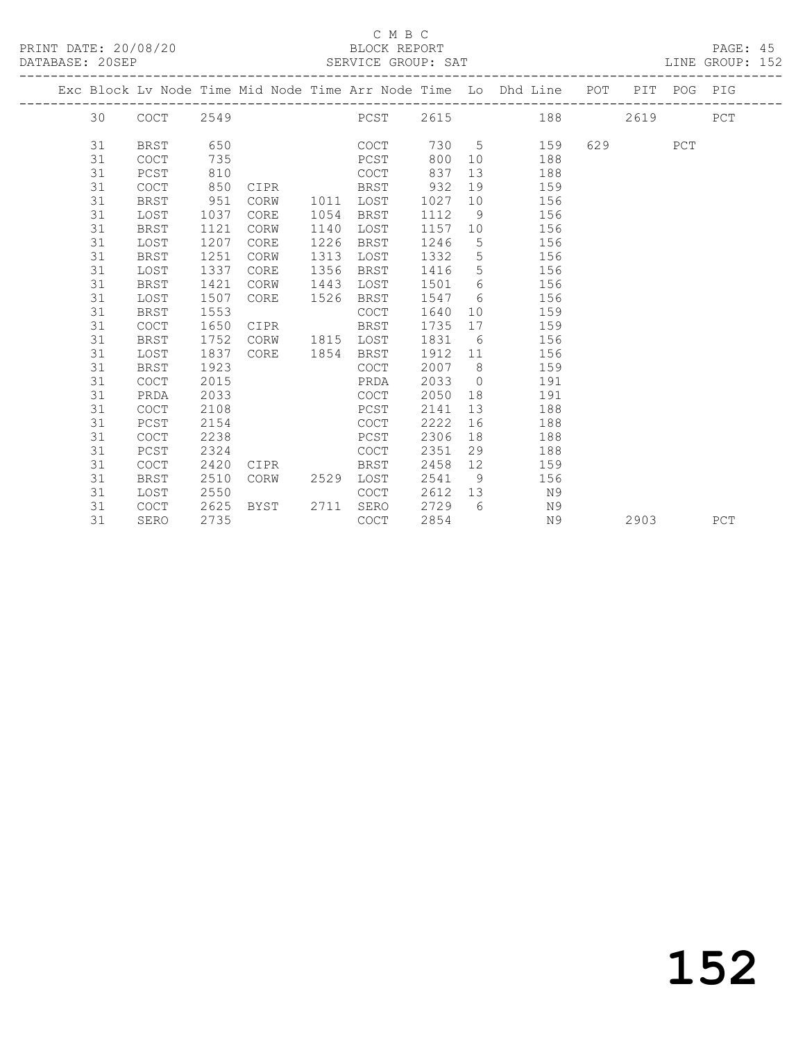C M B C
BLOCK REPORT
SERVICE GROUP: SAT

PRINT DATE: 20/08/20
DATABASE: 20SEP
LINE GROUP: 152

| Exc | Block | Lv | Node | Time | Mid Node | Time | Arr Node | Time | Lo | Dhd Line | POT | PIT | POG | PIG |
|---|---|---|---|---|---|---|---|---|---|---|---|---|---|---|
| | 30 | | COCT | 2549 | | | PCST | 2615 | | 188 | | 2619 | | PCT |
| | 31 | | BRST | 650 | | | COCT | 730 | 5 | 159 | 629 | | PCT | |
| | 31 | | COCT | 735 | | | PCST | 800 | 10 | 188 | | | | |
| | 31 | | PCST | 810 | | | COCT | 837 | 13 | 188 | | | | |
| | 31 | | COCT | 850 | CIPR | | BRST | 932 | 19 | 159 | | | | |
| | 31 | | BRST | 951 | CORW | 1011 | LOST | 1027 | 10 | 156 | | | | |
| | 31 | | LOST | 1037 | CORE | 1054 | BRST | 1112 | 9 | 156 | | | | |
| | 31 | | BRST | 1121 | CORW | 1140 | LOST | 1157 | 10 | 156 | | | | |
| | 31 | | LOST | 1207 | CORE | 1226 | BRST | 1246 | 5 | 156 | | | | |
| | 31 | | BRST | 1251 | CORW | 1313 | LOST | 1332 | 5 | 156 | | | | |
| | 31 | | LOST | 1337 | CORE | 1356 | BRST | 1416 | 5 | 156 | | | | |
| | 31 | | BRST | 1421 | CORW | 1443 | LOST | 1501 | 6 | 156 | | | | |
| | 31 | | LOST | 1507 | CORE | 1526 | BRST | 1547 | 6 | 156 | | | | |
| | 31 | | BRST | 1553 | | | COCT | 1640 | 10 | 159 | | | | |
| | 31 | | COCT | 1650 | CIPR | | BRST | 1735 | 17 | 159 | | | | |
| | 31 | | BRST | 1752 | CORW | 1815 | LOST | 1831 | 6 | 156 | | | | |
| | 31 | | LOST | 1837 | CORE | 1854 | BRST | 1912 | 11 | 156 | | | | |
| | 31 | | BRST | 1923 | | | COCT | 2007 | 8 | 159 | | | | |
| | 31 | | COCT | 2015 | | | PRDA | 2033 | 0 | 191 | | | | |
| | 31 | | PRDA | 2033 | | | COCT | 2050 | 18 | 191 | | | | |
| | 31 | | COCT | 2108 | | | PCST | 2141 | 13 | 188 | | | | |
| | 31 | | PCST | 2154 | | | COCT | 2222 | 16 | 188 | | | | |
| | 31 | | COCT | 2238 | | | PCST | 2306 | 18 | 188 | | | | |
| | 31 | | PCST | 2324 | | | COCT | 2351 | 29 | 188 | | | | |
| | 31 | | COCT | 2420 | CIPR | | BRST | 2458 | 12 | 159 | | | | |
| | 31 | | BRST | 2510 | CORW | 2529 | LOST | 2541 | 9 | 156 | | | | |
| | 31 | | LOST | 2550 | | | COCT | 2612 | 13 | N9 | | | | |
| | 31 | | COCT | 2625 | BYST | 2711 | SERO | 2729 | 6 | N9 | | | | |
| | 31 | | SERO | 2735 | | | COCT | 2854 | | N9 | | 2903 | | PCT |

152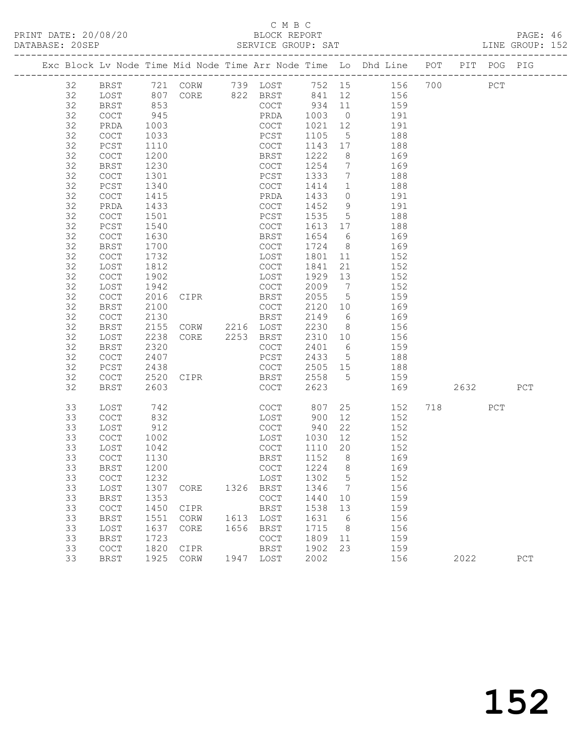C M B C

PRINT DATE: 20/08/20 BLOCK REPORT PAGE: 46
DATABASE: 20SEP SERVICE GROUP: SAT LINE GROUP: 152

| Exc | Block | Lv | Node | Time | Mid Node | Time | Arr Node | Time | Lo | Dhd Line | POT | PIT | POG | PIG |
|---|---|---|---|---|---|---|---|---|---|---|---|---|---|---|
| | 32 | | BRST | 721 | CORW | 739 | LOST | 752 | 15 | 156 | 700 | | PCT | |
| | 32 | | LOST | 807 | CORE | 822 | BRST | 841 | 12 | 156 | | | | |
| | 32 | | BRST | 853 | | | COCT | 934 | 11 | 159 | | | | |
| | 32 | | COCT | 945 | | | PRDA | 1003 | 0 | 191 | | | | |
| | 32 | | PRDA | 1003 | | | COCT | 1021 | 12 | 191 | | | | |
| | 32 | | COCT | 1033 | | | PCST | 1105 | 5 | 188 | | | | |
| | 32 | | PCST | 1110 | | | COCT | 1143 | 17 | 188 | | | | |
| | 32 | | COCT | 1200 | | | BRST | 1222 | 8 | 169 | | | | |
| | 32 | | BRST | 1230 | | | COCT | 1254 | 7 | 169 | | | | |
| | 32 | | COCT | 1301 | | | PCST | 1333 | 7 | 188 | | | | |
| | 32 | | PCST | 1340 | | | COCT | 1414 | 1 | 188 | | | | |
| | 32 | | COCT | 1415 | | | PRDA | 1433 | 0 | 191 | | | | |
| | 32 | | PRDA | 1433 | | | COCT | 1452 | 9 | 191 | | | | |
| | 32 | | COCT | 1501 | | | PCST | 1535 | 5 | 188 | | | | |
| | 32 | | PCST | 1540 | | | COCT | 1613 | 17 | 188 | | | | |
| | 32 | | COCT | 1630 | | | BRST | 1654 | 6 | 169 | | | | |
| | 32 | | BRST | 1700 | | | COCT | 1724 | 8 | 169 | | | | |
| | 32 | | COCT | 1732 | | | LOST | 1801 | 11 | 152 | | | | |
| | 32 | | LOST | 1812 | | | COCT | 1841 | 21 | 152 | | | | |
| | 32 | | COCT | 1902 | | | LOST | 1929 | 13 | 152 | | | | |
| | 32 | | LOST | 1942 | | | COCT | 2009 | 7 | 152 | | | | |
| | 32 | | COCT | 2016 | CIPR | | BRST | 2055 | 5 | 159 | | | | |
| | 32 | | BRST | 2100 | | | COCT | 2120 | 10 | 169 | | | | |
| | 32 | | COCT | 2130 | | | BRST | 2149 | 6 | 169 | | | | |
| | 32 | | BRST | 2155 | CORW | 2216 | LOST | 2230 | 8 | 156 | | | | |
| | 32 | | LOST | 2238 | CORE | 2253 | BRST | 2310 | 10 | 156 | | | | |
| | 32 | | BRST | 2320 | | | COCT | 2401 | 6 | 159 | | | | |
| | 32 | | COCT | 2407 | | | PCST | 2433 | 5 | 188 | | | | |
| | 32 | | PCST | 2438 | | | COCT | 2505 | 15 | 188 | | | | |
| | 32 | | COCT | 2520 | CIPR | | BRST | 2558 | 5 | 159 | | | | |
| | 32 | | BRST | 2603 | | | COCT | 2623 | | 169 | | 2632 | | PCT |
| | 33 | | LOST | 742 | | | COCT | 807 | 25 | 152 | 718 | | PCT | |
| | 33 | | COCT | 832 | | | LOST | 900 | 12 | 152 | | | | |
| | 33 | | LOST | 912 | | | COCT | 940 | 22 | 152 | | | | |
| | 33 | | COCT | 1002 | | | LOST | 1030 | 12 | 152 | | | | |
| | 33 | | LOST | 1042 | | | COCT | 1110 | 20 | 152 | | | | |
| | 33 | | COCT | 1130 | | | BRST | 1152 | 8 | 169 | | | | |
| | 33 | | BRST | 1200 | | | COCT | 1224 | 8 | 169 | | | | |
| | 33 | | COCT | 1232 | | | LOST | 1302 | 5 | 152 | | | | |
| | 33 | | LOST | 1307 | CORE | 1326 | BRST | 1346 | 7 | 156 | | | | |
| | 33 | | BRST | 1353 | | | COCT | 1440 | 10 | 159 | | | | |
| | 33 | | COCT | 1450 | CIPR | | BRST | 1538 | 13 | 159 | | | | |
| | 33 | | BRST | 1551 | CORW | 1613 | LOST | 1631 | 6 | 156 | | | | |
| | 33 | | LOST | 1637 | CORE | 1656 | BRST | 1715 | 8 | 156 | | | | |
| | 33 | | BRST | 1723 | | | COCT | 1809 | 11 | 159 | | | | |
| | 33 | | COCT | 1820 | CIPR | | BRST | 1902 | 23 | 159 | | | | |
| | 33 | | BRST | 1925 | CORW | 1947 | LOST | 2002 | | 156 | | 2022 | | PCT |

152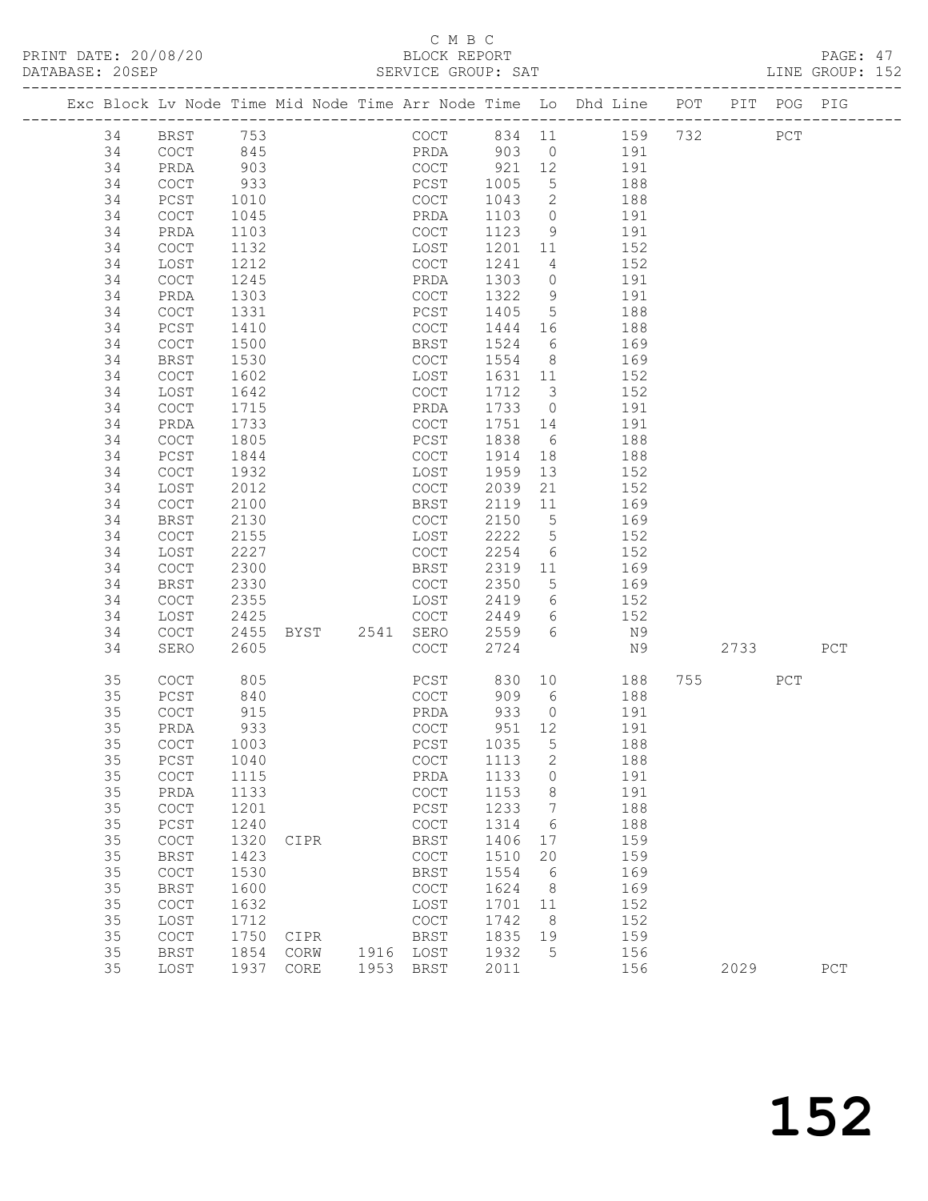C M B C

PRINT DATE: 20/08/20 BLOCK REPORT

DATABASE: 20SEP SERVICE GROUP: SAT LINE GROUP: 152

| Exc | Block | Lv | Node | Time | Mid Node | Time | Arr Node | Time | Lo | Dhd Line | POT | PIT | POG | PIG |
|---|---|---|---|---|---|---|---|---|---|---|---|---|---|---|
| | 34 | | BRST | 753 | | | COCT | 834 | 11 | 159 | 732 | | PCT | |
| | 34 | | COCT | 845 | | | PRDA | 903 | 0 | 191 | | | | |
| | 34 | | PRDA | 903 | | | COCT | 921 | 12 | 191 | | | | |
| | 34 | | COCT | 933 | | | PCST | 1005 | 5 | 188 | | | | |
| | 34 | | PCST | 1010 | | | COCT | 1043 | 2 | 188 | | | | |
| | 34 | | COCT | 1045 | | | PRDA | 1103 | 0 | 191 | | | | |
| | 34 | | PRDA | 1103 | | | COCT | 1123 | 9 | 191 | | | | |
| | 34 | | COCT | 1132 | | | LOST | 1201 | 11 | 152 | | | | |
| | 34 | | LOST | 1212 | | | COCT | 1241 | 4 | 152 | | | | |
| | 34 | | COCT | 1245 | | | PRDA | 1303 | 0 | 191 | | | | |
| | 34 | | PRDA | 1303 | | | COCT | 1322 | 9 | 191 | | | | |
| | 34 | | COCT | 1331 | | | PCST | 1405 | 5 | 188 | | | | |
| | 34 | | PCST | 1410 | | | COCT | 1444 | 16 | 188 | | | | |
| | 34 | | COCT | 1500 | | | BRST | 1524 | 6 | 169 | | | | |
| | 34 | | BRST | 1530 | | | COCT | 1554 | 8 | 169 | | | | |
| | 34 | | COCT | 1602 | | | LOST | 1631 | 11 | 152 | | | | |
| | 34 | | LOST | 1642 | | | COCT | 1712 | 3 | 152 | | | | |
| | 34 | | COCT | 1715 | | | PRDA | 1733 | 0 | 191 | | | | |
| | 34 | | PRDA | 1733 | | | COCT | 1751 | 14 | 191 | | | | |
| | 34 | | COCT | 1805 | | | PCST | 1838 | 6 | 188 | | | | |
| | 34 | | PCST | 1844 | | | COCT | 1914 | 18 | 188 | | | | |
| | 34 | | COCT | 1932 | | | LOST | 1959 | 13 | 152 | | | | |
| | 34 | | LOST | 2012 | | | COCT | 2039 | 21 | 152 | | | | |
| | 34 | | COCT | 2100 | | | BRST | 2119 | 11 | 169 | | | | |
| | 34 | | BRST | 2130 | | | COCT | 2150 | 5 | 169 | | | | |
| | 34 | | COCT | 2155 | | | LOST | 2222 | 5 | 152 | | | | |
| | 34 | | LOST | 2227 | | | COCT | 2254 | 6 | 152 | | | | |
| | 34 | | COCT | 2300 | | | BRST | 2319 | 11 | 169 | | | | |
| | 34 | | BRST | 2330 | | | COCT | 2350 | 5 | 169 | | | | |
| | 34 | | COCT | 2355 | | | LOST | 2419 | 6 | 152 | | | | |
| | 34 | | LOST | 2425 | | | COCT | 2449 | 6 | 152 | | | | |
| | 34 | | COCT | 2455 | BYST | 2541 | SERO | 2559 | 6 | N9 | | | | |
| | 34 | | SERO | 2605 | | | COCT | 2724 | | N9 | | 2733 | | PCT |
| | 35 | | COCT | 805 | | | PCST | 830 | 10 | 188 | 755 | | PCT | |
| | 35 | | PCST | 840 | | | COCT | 909 | 6 | 188 | | | | |
| | 35 | | COCT | 915 | | | PRDA | 933 | 0 | 191 | | | | |
| | 35 | | PRDA | 933 | | | COCT | 951 | 12 | 191 | | | | |
| | 35 | | COCT | 1003 | | | PCST | 1035 | 5 | 188 | | | | |
| | 35 | | PCST | 1040 | | | COCT | 1113 | 2 | 188 | | | | |
| | 35 | | COCT | 1115 | | | PRDA | 1133 | 0 | 191 | | | | |
| | 35 | | PRDA | 1133 | | | COCT | 1153 | 8 | 191 | | | | |
| | 35 | | COCT | 1201 | | | PCST | 1233 | 7 | 188 | | | | |
| | 35 | | PCST | 1240 | | | COCT | 1314 | 6 | 188 | | | | |
| | 35 | | COCT | 1320 | CIPR | | BRST | 1406 | 17 | 159 | | | | |
| | 35 | | BRST | 1423 | | | COCT | 1510 | 20 | 159 | | | | |
| | 35 | | COCT | 1530 | | | BRST | 1554 | 6 | 169 | | | | |
| | 35 | | BRST | 1600 | | | COCT | 1624 | 8 | 169 | | | | |
| | 35 | | COCT | 1632 | | | LOST | 1701 | 11 | 152 | | | | |
| | 35 | | LOST | 1712 | | | COCT | 1742 | 8 | 152 | | | | |
| | 35 | | COCT | 1750 | CIPR | | BRST | 1835 | 19 | 159 | | | | |
| | 35 | | BRST | 1854 | CORW | 1916 | LOST | 1932 | 5 | 156 | | | | |
| | 35 | | LOST | 1937 | CORE | 1953 | BRST | 2011 | | 156 | | 2029 | | PCT |

152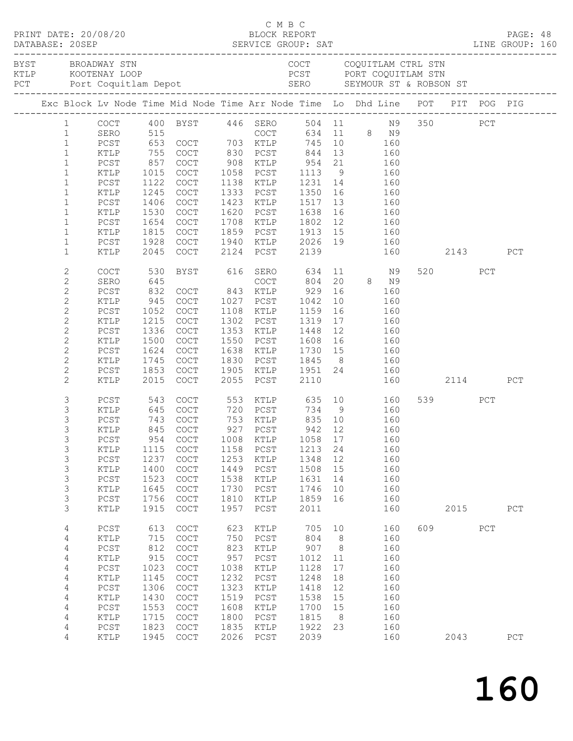C M B C

BLOCK REPORT

SERVICE GROUP: SAT

PRINT DATE: 20/08/20
DATABASE: 20SEP
LINE GROUP: 160

| | | | |
|---|---|---|---|
| BYST | BROADWAY STN | COCT | COQUITLAM CTRL STN |
| KTLP | KOOTENAY LOOP | PCST | PORT COQUITLAM STN |
| PCT | Port Coquitlam Depot | SERO | SEYMOUR ST & ROBSON ST |

| Exc | Block | Lv Node | Time | Mid Node | Time | Arr Node | Time | Lo | Dhd | Line | POT | PIT | POG | PIG |
|---|---|---|---|---|---|---|---|---|---|---|---|---|---|---|
| | 1 | COCT | 400 | BYST | 446 | SERO | 504 | 11 | | N9 | 350 | | PCT | |
| | 1 | SERO | 515 | | | COCT | 634 | 11 | 8 | N9 | | | | |
| | 1 | PCST | 653 | COCT | 703 | KTLP | 745 | 10 | | 160 | | | | |
| | 1 | KTLP | 755 | COCT | 830 | PCST | 844 | 13 | | 160 | | | | |
| | 1 | PCST | 857 | COCT | 908 | KTLP | 954 | 21 | | 160 | | | | |
| | 1 | KTLP | 1015 | COCT | 1058 | PCST | 1113 | 9 | | 160 | | | | |
| | 1 | PCST | 1122 | COCT | 1138 | KTLP | 1231 | 14 | | 160 | | | | |
| | 1 | KTLP | 1245 | COCT | 1333 | PCST | 1350 | 16 | | 160 | | | | |
| | 1 | PCST | 1406 | COCT | 1423 | KTLP | 1517 | 13 | | 160 | | | | |
| | 1 | KTLP | 1530 | COCT | 1620 | PCST | 1638 | 16 | | 160 | | | | |
| | 1 | PCST | 1654 | COCT | 1708 | KTLP | 1802 | 12 | | 160 | | | | |
| | 1 | KTLP | 1815 | COCT | 1859 | PCST | 1913 | 15 | | 160 | | | | |
| | 1 | PCST | 1928 | COCT | 1940 | KTLP | 2026 | 19 | | 160 | | | | |
| | 1 | KTLP | 2045 | COCT | 2124 | PCST | 2139 | | | 160 | | 2143 | | PCT |
| | 2 | COCT | 530 | BYST | 616 | SERO | 634 | 11 | | N9 | 520 | | PCT | |
| | 2 | SERO | 645 | | | COCT | 804 | 20 | 8 | N9 | | | | |
| | 2 | PCST | 832 | COCT | 843 | KTLP | 929 | 16 | | 160 | | | | |
| | 2 | KTLP | 945 | COCT | 1027 | PCST | 1042 | 10 | | 160 | | | | |
| | 2 | PCST | 1052 | COCT | 1108 | KTLP | 1159 | 16 | | 160 | | | | |
| | 2 | KTLP | 1215 | COCT | 1302 | PCST | 1319 | 17 | | 160 | | | | |
| | 2 | PCST | 1336 | COCT | 1353 | KTLP | 1448 | 12 | | 160 | | | | |
| | 2 | KTLP | 1500 | COCT | 1550 | PCST | 1608 | 16 | | 160 | | | | |
| | 2 | PCST | 1624 | COCT | 1638 | KTLP | 1730 | 15 | | 160 | | | | |
| | 2 | KTLP | 1745 | COCT | 1830 | PCST | 1845 | 8 | | 160 | | | | |
| | 2 | PCST | 1853 | COCT | 1905 | KTLP | 1951 | 24 | | 160 | | | | |
| | 2 | KTLP | 2015 | COCT | 2055 | PCST | 2110 | | | 160 | | 2114 | | PCT |
| | 3 | PCST | 543 | COCT | 553 | KTLP | 635 | 10 | | 160 | 539 | | PCT | |
| | 3 | KTLP | 645 | COCT | 720 | PCST | 734 | 9 | | 160 | | | | |
| | 3 | PCST | 743 | COCT | 753 | KTLP | 835 | 10 | | 160 | | | | |
| | 3 | KTLP | 845 | COCT | 927 | PCST | 942 | 12 | | 160 | | | | |
| | 3 | PCST | 954 | COCT | 1008 | KTLP | 1058 | 17 | | 160 | | | | |
| | 3 | KTLP | 1115 | COCT | 1158 | PCST | 1213 | 24 | | 160 | | | | |
| | 3 | PCST | 1237 | COCT | 1253 | KTLP | 1348 | 12 | | 160 | | | | |
| | 3 | KTLP | 1400 | COCT | 1449 | PCST | 1508 | 15 | | 160 | | | | |
| | 3 | PCST | 1523 | COCT | 1538 | KTLP | 1631 | 14 | | 160 | | | | |
| | 3 | KTLP | 1645 | COCT | 1730 | PCST | 1746 | 10 | | 160 | | | | |
| | 3 | PCST | 1756 | COCT | 1810 | KTLP | 1859 | 16 | | 160 | | | | |
| | 3 | KTLP | 1915 | COCT | 1957 | PCST | 2011 | | | 160 | | 2015 | | PCT |
| | 4 | PCST | 613 | COCT | 623 | KTLP | 705 | 10 | | 160 | 609 | | PCT | |
| | 4 | KTLP | 715 | COCT | 750 | PCST | 804 | 8 | | 160 | | | | |
| | 4 | PCST | 812 | COCT | 823 | KTLP | 907 | 8 | | 160 | | | | |
| | 4 | KTLP | 915 | COCT | 957 | PCST | 1012 | 11 | | 160 | | | | |
| | 4 | PCST | 1023 | COCT | 1038 | KTLP | 1128 | 17 | | 160 | | | | |
| | 4 | KTLP | 1145 | COCT | 1232 | PCST | 1248 | 18 | | 160 | | | | |
| | 4 | PCST | 1306 | COCT | 1323 | KTLP | 1418 | 12 | | 160 | | | | |
| | 4 | KTLP | 1430 | COCT | 1519 | PCST | 1538 | 15 | | 160 | | | | |
| | 4 | PCST | 1553 | COCT | 1608 | KTLP | 1700 | 15 | | 160 | | | | |
| | 4 | KTLP | 1715 | COCT | 1800 | PCST | 1815 | 8 | | 160 | | | | |
| | 4 | PCST | 1823 | COCT | 1835 | KTLP | 1922 | 23 | | 160 | | | | |
| | 4 | KTLP | 1945 | COCT | 2026 | PCST | 2039 | | | 160 | | 2043 | | PCT |

160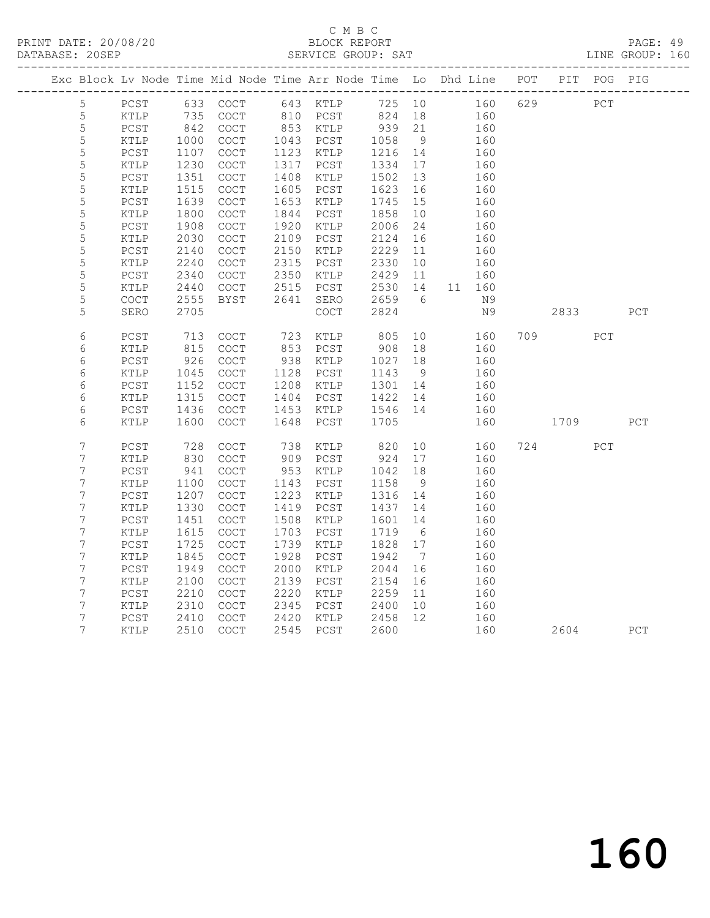C M B C

PRINT DATE: 20/08/20 BLOCK REPORT PAGE: 49
DATABASE: 20SEP SERVICE GROUP: SAT LINE GROUP: 160

| Exc | Block | Lv | Node | Time | Mid Node | Time | Arr Node | Time | Lo | Dhd | Line | POT | PIT | POG | PIG |
|---|---|---|---|---|---|---|---|---|---|---|---|---|---|---|---|
| | 5 | | PCST | 633 | COCT | 643 | KTLP | 725 | 10 | | 160 | 629 | | PCT | |
| | 5 | | KTLP | 735 | COCT | 810 | PCST | 824 | 18 | | 160 | | | | |
| | 5 | | PCST | 842 | COCT | 853 | KTLP | 939 | 21 | | 160 | | | | |
| | 5 | | KTLP | 1000 | COCT | 1043 | PCST | 1058 | 9 | | 160 | | | | |
| | 5 | | PCST | 1107 | COCT | 1123 | KTLP | 1216 | 14 | | 160 | | | | |
| | 5 | | KTLP | 1230 | COCT | 1317 | PCST | 1334 | 17 | | 160 | | | | |
| | 5 | | PCST | 1351 | COCT | 1408 | KTLP | 1502 | 13 | | 160 | | | | |
| | 5 | | KTLP | 1515 | COCT | 1605 | PCST | 1623 | 16 | | 160 | | | | |
| | 5 | | PCST | 1639 | COCT | 1653 | KTLP | 1745 | 15 | | 160 | | | | |
| | 5 | | KTLP | 1800 | COCT | 1844 | PCST | 1858 | 10 | | 160 | | | | |
| | 5 | | PCST | 1908 | COCT | 1920 | KTLP | 2006 | 24 | | 160 | | | | |
| | 5 | | KTLP | 2030 | COCT | 2109 | PCST | 2124 | 16 | | 160 | | | | |
| | 5 | | PCST | 2140 | COCT | 2150 | KTLP | 2229 | 11 | | 160 | | | | |
| | 5 | | KTLP | 2240 | COCT | 2315 | PCST | 2330 | 10 | | 160 | | | | |
| | 5 | | PCST | 2340 | COCT | 2350 | KTLP | 2429 | 11 | | 160 | | | | |
| | 5 | | KTLP | 2440 | COCT | 2515 | PCST | 2530 | 14 | 11 | 160 | | | | |
| | 5 | | COCT | 2555 | BYST | 2641 | SERO | 2659 | 6 | | N9 | | | | |
| | 5 | | SERO | 2705 | | | COCT | 2824 | | | N9 | | 2833 | | PCT |
| | 6 | | PCST | 713 | COCT | 723 | KTLP | 805 | 10 | | 160 | 709 | | PCT | |
| | 6 | | KTLP | 815 | COCT | 853 | PCST | 908 | 18 | | 160 | | | | |
| | 6 | | PCST | 926 | COCT | 938 | KTLP | 1027 | 18 | | 160 | | | | |
| | 6 | | KTLP | 1045 | COCT | 1128 | PCST | 1143 | 9 | | 160 | | | | |
| | 6 | | PCST | 1152 | COCT | 1208 | KTLP | 1301 | 14 | | 160 | | | | |
| | 6 | | KTLP | 1315 | COCT | 1404 | PCST | 1422 | 14 | | 160 | | | | |
| | 6 | | PCST | 1436 | COCT | 1453 | KTLP | 1546 | 14 | | 160 | | | | |
| | 6 | | KTLP | 1600 | COCT | 1648 | PCST | 1705 | | | 160 | | 1709 | | PCT |
| | 7 | | PCST | 728 | COCT | 738 | KTLP | 820 | 10 | | 160 | 724 | | PCT | |
| | 7 | | KTLP | 830 | COCT | 909 | PCST | 924 | 17 | | 160 | | | | |
| | 7 | | PCST | 941 | COCT | 953 | KTLP | 1042 | 18 | | 160 | | | | |
| | 7 | | KTLP | 1100 | COCT | 1143 | PCST | 1158 | 9 | | 160 | | | | |
| | 7 | | PCST | 1207 | COCT | 1223 | KTLP | 1316 | 14 | | 160 | | | | |
| | 7 | | KTLP | 1330 | COCT | 1419 | PCST | 1437 | 14 | | 160 | | | | |
| | 7 | | PCST | 1451 | COCT | 1508 | KTLP | 1601 | 14 | | 160 | | | | |
| | 7 | | KTLP | 1615 | COCT | 1703 | PCST | 1719 | 6 | | 160 | | | | |
| | 7 | | PCST | 1725 | COCT | 1739 | KTLP | 1828 | 17 | | 160 | | | | |
| | 7 | | KTLP | 1845 | COCT | 1928 | PCST | 1942 | 7 | | 160 | | | | |
| | 7 | | PCST | 1949 | COCT | 2000 | KTLP | 2044 | 16 | | 160 | | | | |
| | 7 | | KTLP | 2100 | COCT | 2139 | PCST | 2154 | 16 | | 160 | | | | |
| | 7 | | PCST | 2210 | COCT | 2220 | KTLP | 2259 | 11 | | 160 | | | | |
| | 7 | | KTLP | 2310 | COCT | 2345 | PCST | 2400 | 10 | | 160 | | | | |
| | 7 | | PCST | 2410 | COCT | 2420 | KTLP | 2458 | 12 | | 160 | | | | |
| | 7 | | KTLP | 2510 | COCT | 2545 | PCST | 2600 | | | 160 | | 2604 | | PCT |

160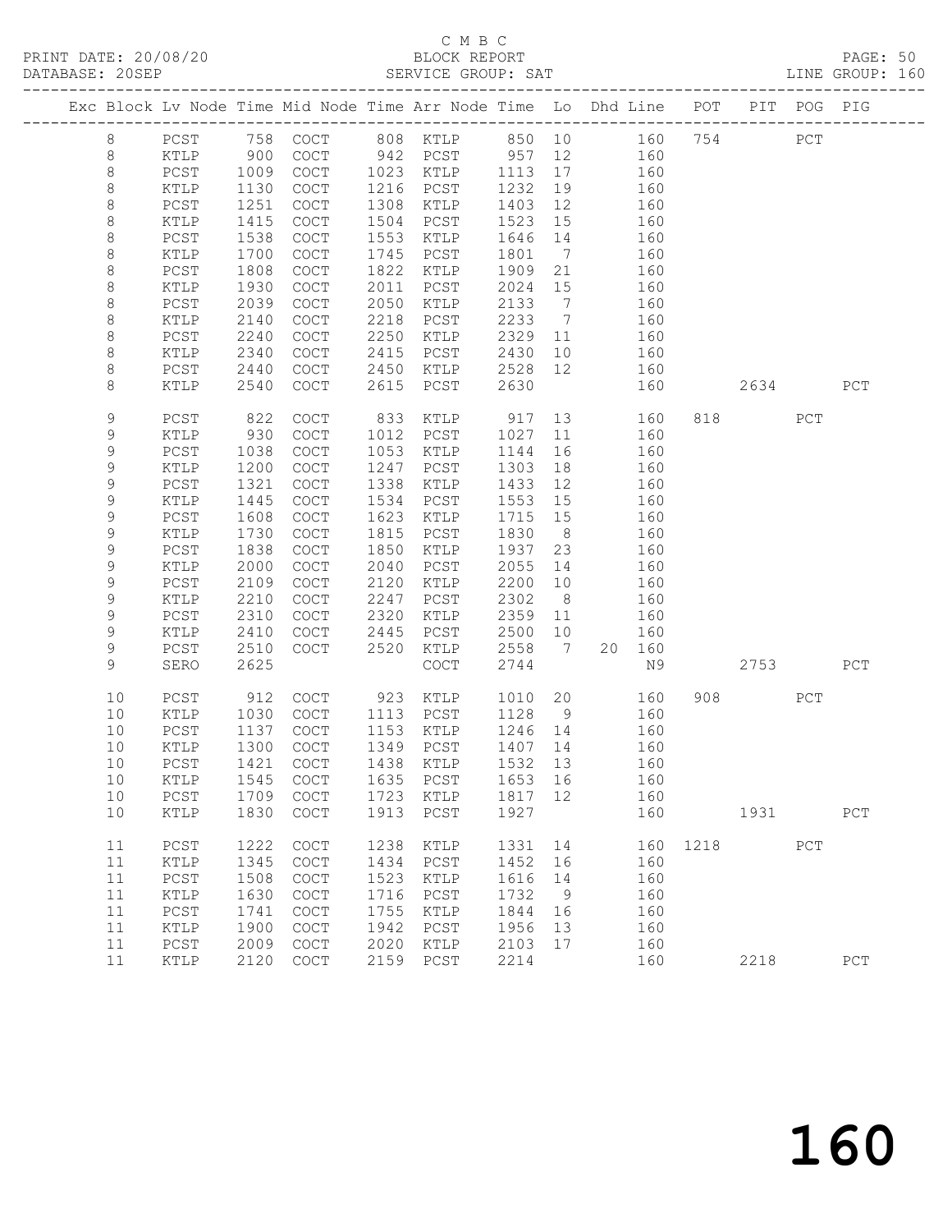C M B C
PRINT DATE: 20/08/20 BLOCK REPORT
DATABASE: 20SEP SERVICE GROUP: SAT LINE GROUP: 160

| Exc | Block | Lv | Node | Time | Mid Node | Time | Arr Node | Time | Lo | Dhd Line | POT | PIT | POG | PIG |
|---|---|---|---|---|---|---|---|---|---|---|---|---|---|---|
| | 8 | | PCST | 758 | COCT | 808 | KTLP | 850 | 10 | 160 | 754 | | PCT | |
| | 8 | | KTLP | 900 | COCT | 942 | PCST | 957 | 12 | 160 | | | | |
| | 8 | | PCST | 1009 | COCT | 1023 | KTLP | 1113 | 17 | 160 | | | | |
| | 8 | | KTLP | 1130 | COCT | 1216 | PCST | 1232 | 19 | 160 | | | | |
| | 8 | | PCST | 1251 | COCT | 1308 | KTLP | 1403 | 12 | 160 | | | | |
| | 8 | | KTLP | 1415 | COCT | 1504 | PCST | 1523 | 15 | 160 | | | | |
| | 8 | | PCST | 1538 | COCT | 1553 | KTLP | 1646 | 14 | 160 | | | | |
| | 8 | | KTLP | 1700 | COCT | 1745 | PCST | 1801 | 7 | 160 | | | | |
| | 8 | | PCST | 1808 | COCT | 1822 | KTLP | 1909 | 21 | 160 | | | | |
| | 8 | | KTLP | 1930 | COCT | 2011 | PCST | 2024 | 15 | 160 | | | | |
| | 8 | | PCST | 2039 | COCT | 2050 | KTLP | 2133 | 7 | 160 | | | | |
| | 8 | | KTLP | 2140 | COCT | 2218 | PCST | 2233 | 7 | 160 | | | | |
| | 8 | | PCST | 2240 | COCT | 2250 | KTLP | 2329 | 11 | 160 | | | | |
| | 8 | | KTLP | 2340 | COCT | 2415 | PCST | 2430 | 10 | 160 | | | | |
| | 8 | | PCST | 2440 | COCT | 2450 | KTLP | 2528 | 12 | 160 | | | | |
| | 8 | | KTLP | 2540 | COCT | 2615 | PCST | 2630 | | 160 | | 2634 | | PCT |
| | 9 | | PCST | 822 | COCT | 833 | KTLP | 917 | 13 | 160 | 818 | | PCT | |
| | 9 | | KTLP | 930 | COCT | 1012 | PCST | 1027 | 11 | 160 | | | | |
| | 9 | | PCST | 1038 | COCT | 1053 | KTLP | 1144 | 16 | 160 | | | | |
| | 9 | | KTLP | 1200 | COCT | 1247 | PCST | 1303 | 18 | 160 | | | | |
| | 9 | | PCST | 1321 | COCT | 1338 | KTLP | 1433 | 12 | 160 | | | | |
| | 9 | | KTLP | 1445 | COCT | 1534 | PCST | 1553 | 15 | 160 | | | | |
| | 9 | | PCST | 1608 | COCT | 1623 | KTLP | 1715 | 15 | 160 | | | | |
| | 9 | | KTLP | 1730 | COCT | 1815 | PCST | 1830 | 8 | 160 | | | | |
| | 9 | | PCST | 1838 | COCT | 1850 | KTLP | 1937 | 23 | 160 | | | | |
| | 9 | | KTLP | 2000 | COCT | 2040 | PCST | 2055 | 14 | 160 | | | | |
| | 9 | | PCST | 2109 | COCT | 2120 | KTLP | 2200 | 10 | 160 | | | | |
| | 9 | | KTLP | 2210 | COCT | 2247 | PCST | 2302 | 8 | 160 | | | | |
| | 9 | | PCST | 2310 | COCT | 2320 | KTLP | 2359 | 11 | 160 | | | | |
| | 9 | | KTLP | 2410 | COCT | 2445 | PCST | 2500 | 10 | 160 | | | | |
| | 9 | | PCST | 2510 | COCT | 2520 | KTLP | 2558 | 7 | 20 160 | | | | |
| | 9 | | SERO | 2625 | | | COCT | 2744 | | N9 | | 2753 | | PCT |
| | 10 | | PCST | 912 | COCT | 923 | KTLP | 1010 | 20 | 160 | 908 | | PCT | |
| | 10 | | KTLP | 1030 | COCT | 1113 | PCST | 1128 | 9 | 160 | | | | |
| | 10 | | PCST | 1137 | COCT | 1153 | KTLP | 1246 | 14 | 160 | | | | |
| | 10 | | KTLP | 1300 | COCT | 1349 | PCST | 1407 | 14 | 160 | | | | |
| | 10 | | PCST | 1421 | COCT | 1438 | KTLP | 1532 | 13 | 160 | | | | |
| | 10 | | KTLP | 1545 | COCT | 1635 | PCST | 1653 | 16 | 160 | | | | |
| | 10 | | PCST | 1709 | COCT | 1723 | KTLP | 1817 | 12 | 160 | | | | |
| | 10 | | KTLP | 1830 | COCT | 1913 | PCST | 1927 | | 160 | | 1931 | | PCT |
| | 11 | | PCST | 1222 | COCT | 1238 | KTLP | 1331 | 14 | 160 | 1218 | | PCT | |
| | 11 | | KTLP | 1345 | COCT | 1434 | PCST | 1452 | 16 | 160 | | | | |
| | 11 | | PCST | 1508 | COCT | 1523 | KTLP | 1616 | 14 | 160 | | | | |
| | 11 | | KTLP | 1630 | COCT | 1716 | PCST | 1732 | 9 | 160 | | | | |
| | 11 | | PCST | 1741 | COCT | 1755 | KTLP | 1844 | 16 | 160 | | | | |
| | 11 | | KTLP | 1900 | COCT | 1942 | PCST | 1956 | 13 | 160 | | | | |
| | 11 | | PCST | 2009 | COCT | 2020 | KTLP | 2103 | 17 | 160 | | | | |
| | 11 | | KTLP | 2120 | COCT | 2159 | PCST | 2214 | | 160 | | 2218 | | PCT |

160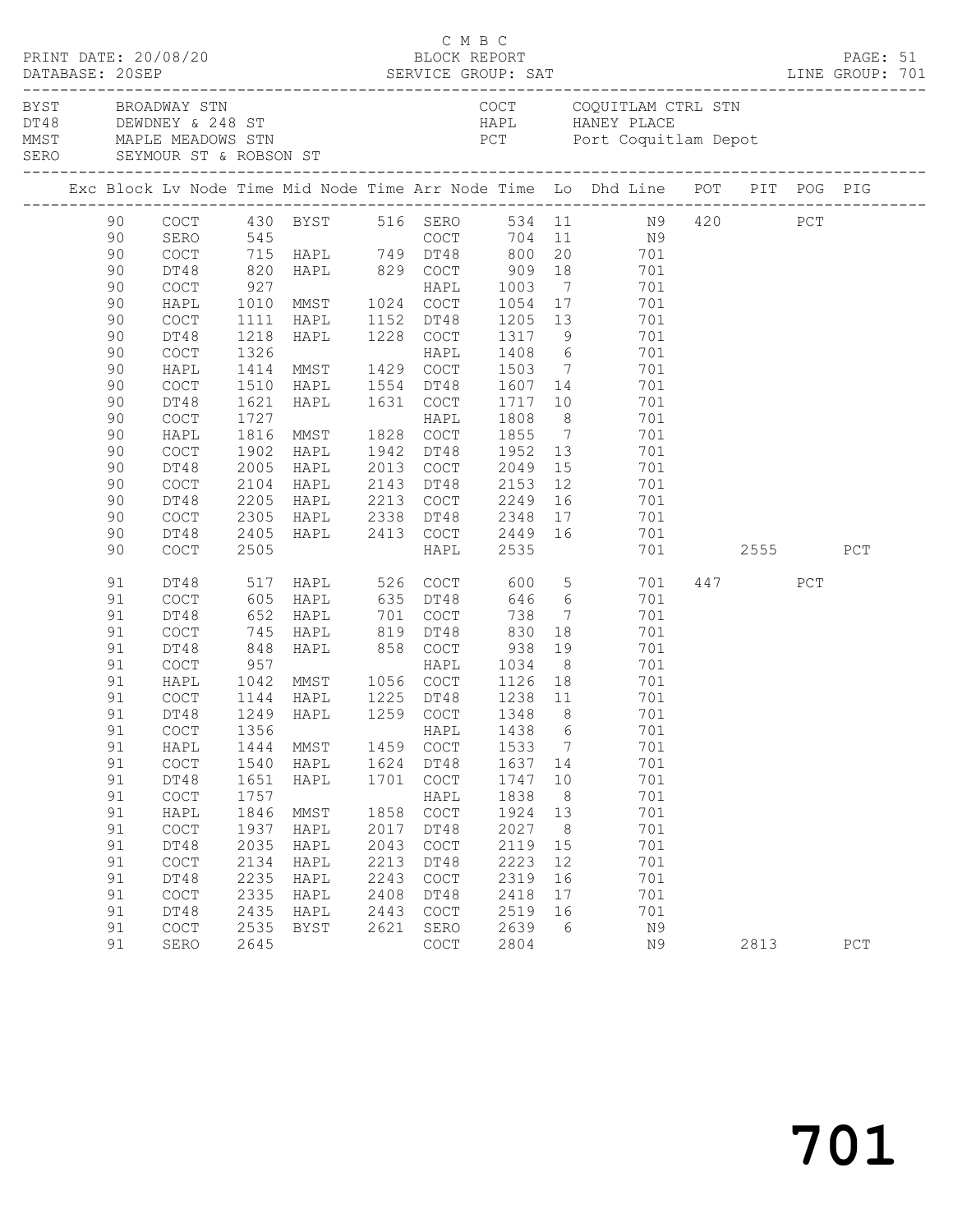C M B C

PRINT DATE: 20/08/20 BLOCK REPORT PAGE: 51
DATABASE: 20SEP SERVICE GROUP: SAT LINE GROUP: 701

| | | | |
|---|---|---|---|
| BYST | BROADWAY STN | COCT | COQUITLAM CTRL STN |
| DT48 | DEWDNEY & 248 ST | HAPL | HANEY PLACE |
| MMST | MAPLE MEADOWS STN | PCT | Port Coquitlam Depot |
| SERO | SEYMOUR ST & ROBSON ST | | |

| Exc | Block | Lv | Node | Time | Mid Node | Time | Arr Node | Time | Lo | Dhd Line | POT | PIT | POG | PIG |
|---|---|---|---|---|---|---|---|---|---|---|---|---|---|---|
| | 90 | | COCT | 430 | BYST | 516 | SERO | 534 | 11 | N9 | 420 | | PCT | |
| | 90 | | SERO | 545 | | | COCT | 704 | 11 | N9 | | | | |
| | 90 | | COCT | 715 | HAPL | 749 | DT48 | 800 | 20 | 701 | | | | |
| | 90 | | DT48 | 820 | HAPL | 829 | COCT | 909 | 18 | 701 | | | | |
| | 90 | | COCT | 927 | | | HAPL | 1003 | 7 | 701 | | | | |
| | 90 | | HAPL | 1010 | MMST | 1024 | COCT | 1054 | 17 | 701 | | | | |
| | 90 | | COCT | 1111 | HAPL | 1152 | DT48 | 1205 | 13 | 701 | | | | |
| | 90 | | DT48 | 1218 | HAPL | 1228 | COCT | 1317 | 9 | 701 | | | | |
| | 90 | | COCT | 1326 | | | HAPL | 1408 | 6 | 701 | | | | |
| | 90 | | HAPL | 1414 | MMST | 1429 | COCT | 1503 | 7 | 701 | | | | |
| | 90 | | COCT | 1510 | HAPL | 1554 | DT48 | 1607 | 14 | 701 | | | | |
| | 90 | | DT48 | 1621 | HAPL | 1631 | COCT | 1717 | 10 | 701 | | | | |
| | 90 | | COCT | 1727 | | | HAPL | 1808 | 8 | 701 | | | | |
| | 90 | | HAPL | 1816 | MMST | 1828 | COCT | 1855 | 7 | 701 | | | | |
| | 90 | | COCT | 1902 | HAPL | 1942 | DT48 | 1952 | 13 | 701 | | | | |
| | 90 | | DT48 | 2005 | HAPL | 2013 | COCT | 2049 | 15 | 701 | | | | |
| | 90 | | COCT | 2104 | HAPL | 2143 | DT48 | 2153 | 12 | 701 | | | | |
| | 90 | | DT48 | 2205 | HAPL | 2213 | COCT | 2249 | 16 | 701 | | | | |
| | 90 | | COCT | 2305 | HAPL | 2338 | DT48 | 2348 | 17 | 701 | | | | |
| | 90 | | DT48 | 2405 | HAPL | 2413 | COCT | 2449 | 16 | 701 | | | | |
| | 90 | | COCT | 2505 | | | HAPL | 2535 | | 701 | | 2555 | | PCT |
| | 91 | | DT48 | 517 | HAPL | 526 | COCT | 600 | 5 | 701 | 447 | | PCT | |
| | 91 | | COCT | 605 | HAPL | 635 | DT48 | 646 | 6 | 701 | | | | |
| | 91 | | DT48 | 652 | HAPL | 701 | COCT | 738 | 7 | 701 | | | | |
| | 91 | | COCT | 745 | HAPL | 819 | DT48 | 830 | 18 | 701 | | | | |
| | 91 | | DT48 | 848 | HAPL | 858 | COCT | 938 | 19 | 701 | | | | |
| | 91 | | COCT | 957 | | | HAPL | 1034 | 8 | 701 | | | | |
| | 91 | | HAPL | 1042 | MMST | 1056 | COCT | 1126 | 18 | 701 | | | | |
| | 91 | | COCT | 1144 | HAPL | 1225 | DT48 | 1238 | 11 | 701 | | | | |
| | 91 | | DT48 | 1249 | HAPL | 1259 | COCT | 1348 | 8 | 701 | | | | |
| | 91 | | COCT | 1356 | | | HAPL | 1438 | 6 | 701 | | | | |
| | 91 | | HAPL | 1444 | MMST | 1459 | COCT | 1533 | 7 | 701 | | | | |
| | 91 | | COCT | 1540 | HAPL | 1624 | DT48 | 1637 | 14 | 701 | | | | |
| | 91 | | DT48 | 1651 | HAPL | 1701 | COCT | 1747 | 10 | 701 | | | | |
| | 91 | | COCT | 1757 | | | HAPL | 1838 | 8 | 701 | | | | |
| | 91 | | HAPL | 1846 | MMST | 1858 | COCT | 1924 | 13 | 701 | | | | |
| | 91 | | COCT | 1937 | HAPL | 2017 | DT48 | 2027 | 8 | 701 | | | | |
| | 91 | | DT48 | 2035 | HAPL | 2043 | COCT | 2119 | 15 | 701 | | | | |
| | 91 | | COCT | 2134 | HAPL | 2213 | DT48 | 2223 | 12 | 701 | | | | |
| | 91 | | DT48 | 2235 | HAPL | 2243 | COCT | 2319 | 16 | 701 | | | | |
| | 91 | | COCT | 2335 | HAPL | 2408 | DT48 | 2418 | 17 | 701 | | | | |
| | 91 | | DT48 | 2435 | HAPL | 2443 | COCT | 2519 | 16 | 701 | | | | |
| | 91 | | COCT | 2535 | BYST | 2621 | SERO | 2639 | 6 | N9 | | | | |
| | 91 | | SERO | 2645 | | | COCT | 2804 | | N9 | | 2813 | | PCT |

701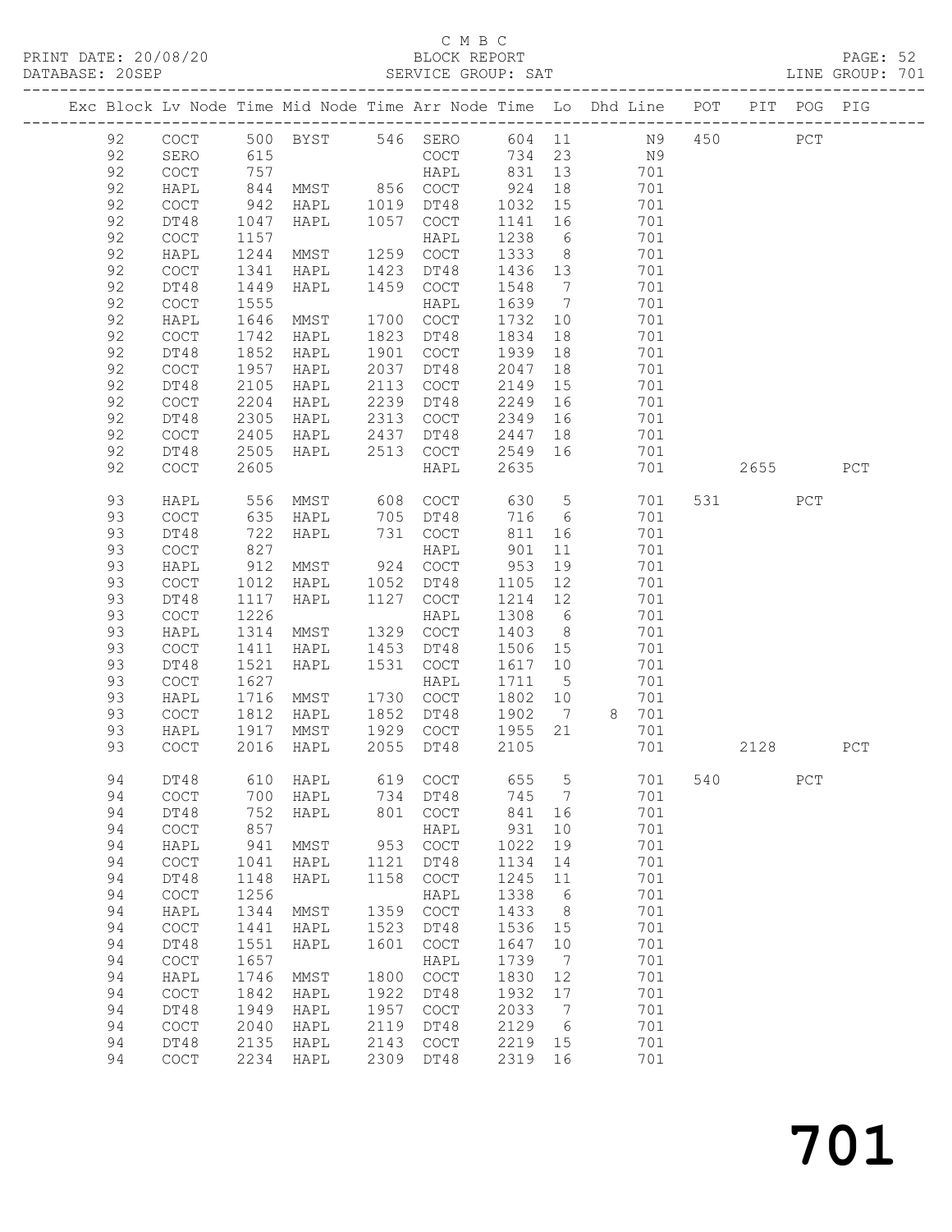C M B C

BLOCK REPORT

SERVICE GROUP: SAT

LINE GROUP: 701

| Exc | Block | Lv | Node | Time | Mid Node | Time | Arr Node | Time | Lo | Dhd Line | POT | PIT | POG | PIG |
|---|---|---|---|---|---|---|---|---|---|---|---|---|---|---|
| | 92 | | COCT | 500 | BYST | 546 | SERO | 604 | 11 | N9 | 450 | | PCT | |
| | 92 | | SERO | 615 | | | COCT | 734 | 23 | N9 | | | | |
| | 92 | | COCT | 757 | | | HAPL | 831 | 13 | 701 | | | | |
| | 92 | | HAPL | 844 | MMST | 856 | COCT | 924 | 18 | 701 | | | | |
| | 92 | | COCT | 942 | HAPL | 1019 | DT48 | 1032 | 15 | 701 | | | | |
| | 92 | | DT48 | 1047 | HAPL | 1057 | COCT | 1141 | 16 | 701 | | | | |
| | 92 | | COCT | 1157 | | | HAPL | 1238 | 6 | 701 | | | | |
| | 92 | | HAPL | 1244 | MMST | 1259 | COCT | 1333 | 8 | 701 | | | | |
| | 92 | | COCT | 1341 | HAPL | 1423 | DT48 | 1436 | 13 | 701 | | | | |
| | 92 | | DT48 | 1449 | HAPL | 1459 | COCT | 1548 | 7 | 701 | | | | |
| | 92 | | COCT | 1555 | | | HAPL | 1639 | 7 | 701 | | | | |
| | 92 | | HAPL | 1646 | MMST | 1700 | COCT | 1732 | 10 | 701 | | | | |
| | 92 | | COCT | 1742 | HAPL | 1823 | DT48 | 1834 | 18 | 701 | | | | |
| | 92 | | DT48 | 1852 | HAPL | 1901 | COCT | 1939 | 18 | 701 | | | | |
| | 92 | | COCT | 1957 | HAPL | 2037 | DT48 | 2047 | 18 | 701 | | | | |
| | 92 | | DT48 | 2105 | HAPL | 2113 | COCT | 2149 | 15 | 701 | | | | |
| | 92 | | COCT | 2204 | HAPL | 2239 | DT48 | 2249 | 16 | 701 | | | | |
| | 92 | | DT48 | 2305 | HAPL | 2313 | COCT | 2349 | 16 | 701 | | | | |
| | 92 | | COCT | 2405 | HAPL | 2437 | DT48 | 2447 | 18 | 701 | | | | |
| | 92 | | DT48 | 2505 | HAPL | 2513 | COCT | 2549 | 16 | 701 | | | | |
| | 92 | | COCT | 2605 | | | HAPL | 2635 | | 701 | | 2655 | | PCT |
| | 93 | | HAPL | 556 | MMST | 608 | COCT | 630 | 5 | 701 | 531 | | PCT | |
| | 93 | | COCT | 635 | HAPL | 705 | DT48 | 716 | 6 | 701 | | | | |
| | 93 | | DT48 | 722 | HAPL | 731 | COCT | 811 | 16 | 701 | | | | |
| | 93 | | COCT | 827 | | | HAPL | 901 | 11 | 701 | | | | |
| | 93 | | HAPL | 912 | MMST | 924 | COCT | 953 | 19 | 701 | | | | |
| | 93 | | COCT | 1012 | HAPL | 1052 | DT48 | 1105 | 12 | 701 | | | | |
| | 93 | | DT48 | 1117 | HAPL | 1127 | COCT | 1214 | 12 | 701 | | | | |
| | 93 | | COCT | 1226 | | | HAPL | 1308 | 6 | 701 | | | | |
| | 93 | | HAPL | 1314 | MMST | 1329 | COCT | 1403 | 8 | 701 | | | | |
| | 93 | | COCT | 1411 | HAPL | 1453 | DT48 | 1506 | 15 | 701 | | | | |
| | 93 | | DT48 | 1521 | HAPL | 1531 | COCT | 1617 | 10 | 701 | | | | |
| | 93 | | COCT | 1627 | | | HAPL | 1711 | 5 | 701 | | | | |
| | 93 | | HAPL | 1716 | MMST | 1730 | COCT | 1802 | 10 | 701 | | | | |
| | 93 | | COCT | 1812 | HAPL | 1852 | DT48 | 1902 | 7 | 8 701 | | | | |
| | 93 | | HAPL | 1917 | MMST | 1929 | COCT | 1955 | 21 | 701 | | | | |
| | 93 | | COCT | 2016 | HAPL | 2055 | DT48 | 2105 | | 701 | | 2128 | | PCT |
| | 94 | | DT48 | 610 | HAPL | 619 | COCT | 655 | 5 | 701 | 540 | | PCT | |
| | 94 | | COCT | 700 | HAPL | 734 | DT48 | 745 | 7 | 701 | | | | |
| | 94 | | DT48 | 752 | HAPL | 801 | COCT | 841 | 16 | 701 | | | | |
| | 94 | | COCT | 857 | | | HAPL | 931 | 10 | 701 | | | | |
| | 94 | | HAPL | 941 | MMST | 953 | COCT | 1022 | 19 | 701 | | | | |
| | 94 | | COCT | 1041 | HAPL | 1121 | DT48 | 1134 | 14 | 701 | | | | |
| | 94 | | DT48 | 1148 | HAPL | 1158 | COCT | 1245 | 11 | 701 | | | | |
| | 94 | | COCT | 1256 | | | HAPL | 1338 | 6 | 701 | | | | |
| | 94 | | HAPL | 1344 | MMST | 1359 | COCT | 1433 | 8 | 701 | | | | |
| | 94 | | COCT | 1441 | HAPL | 1523 | DT48 | 1536 | 15 | 701 | | | | |
| | 94 | | DT48 | 1551 | HAPL | 1601 | COCT | 1647 | 10 | 701 | | | | |
| | 94 | | COCT | 1657 | | | HAPL | 1739 | 7 | 701 | | | | |
| | 94 | | HAPL | 1746 | MMST | 1800 | COCT | 1830 | 12 | 701 | | | | |
| | 94 | | COCT | 1842 | HAPL | 1922 | DT48 | 1932 | 17 | 701 | | | | |
| | 94 | | DT48 | 1949 | HAPL | 1957 | COCT | 2033 | 7 | 701 | | | | |
| | 94 | | COCT | 2040 | HAPL | 2119 | DT48 | 2129 | 6 | 701 | | | | |
| | 94 | | DT48 | 2135 | HAPL | 2143 | COCT | 2219 | 15 | 701 | | | | |
| | 94 | | COCT | 2234 | HAPL | 2309 | DT48 | 2319 | 16 | 701 | | | | |

# 701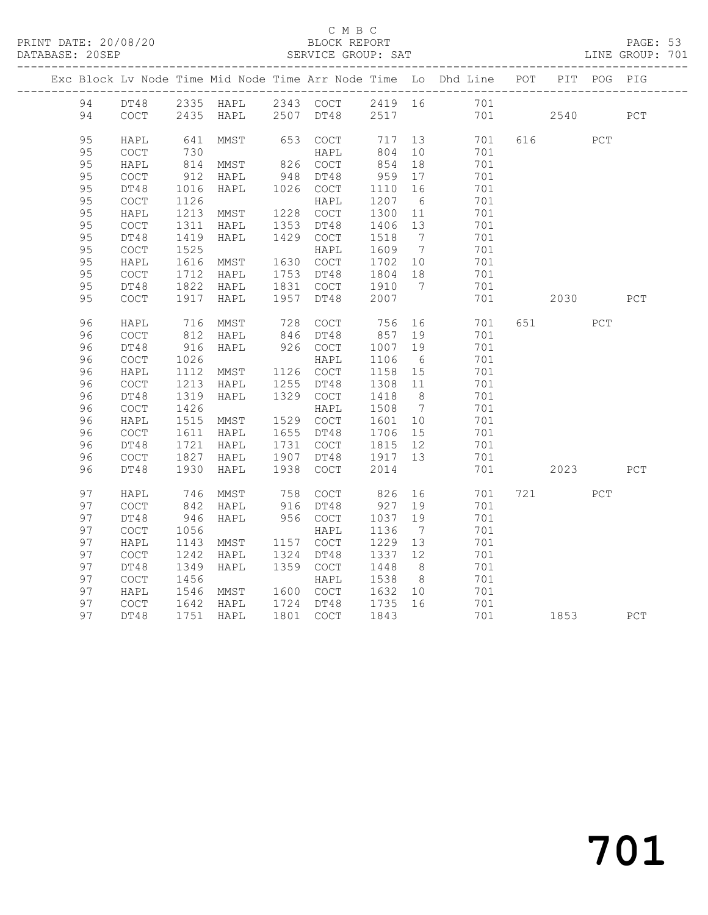C M B C

PRINT DATE: 20/08/20 BLOCK REPORT PAGE: 53
DATABASE: 20SEP SERVICE GROUP: SAT LINE GROUP: 701

| Exc | Block | Lv | Node | Time | Mid Node | Time | Arr Node | Time | Lo | Dhd Line | POT | PIT | POG | PIG |
|---|---|---|---|---|---|---|---|---|---|---|---|---|---|---|
| | 94 | | DT48 | 2335 | HAPL | 2343 | COCT | 2419 | 16 | 701 | | | | |
| | 94 | | COCT | 2435 | HAPL | 2507 | DT48 | 2517 | | 701 | | 2540 | | PCT |
| | 95 | | HAPL | 641 | MMST | 653 | COCT | 717 | 13 | 701 | 616 | | PCT | |
| | 95 | | COCT | 730 | | | HAPL | 804 | 10 | 701 | | | | |
| | 95 | | HAPL | 814 | MMST | 826 | COCT | 854 | 18 | 701 | | | | |
| | 95 | | COCT | 912 | HAPL | 948 | DT48 | 959 | 17 | 701 | | | | |
| | 95 | | DT48 | 1016 | HAPL | 1026 | COCT | 1110 | 16 | 701 | | | | |
| | 95 | | COCT | 1126 | | | HAPL | 1207 | 6 | 701 | | | | |
| | 95 | | HAPL | 1213 | MMST | 1228 | COCT | 1300 | 11 | 701 | | | | |
| | 95 | | COCT | 1311 | HAPL | 1353 | DT48 | 1406 | 13 | 701 | | | | |
| | 95 | | DT48 | 1419 | HAPL | 1429 | COCT | 1518 | 7 | 701 | | | | |
| | 95 | | COCT | 1525 | | | HAPL | 1609 | 7 | 701 | | | | |
| | 95 | | HAPL | 1616 | MMST | 1630 | COCT | 1702 | 10 | 701 | | | | |
| | 95 | | COCT | 1712 | HAPL | 1753 | DT48 | 1804 | 18 | 701 | | | | |
| | 95 | | DT48 | 1822 | HAPL | 1831 | COCT | 1910 | 7 | 701 | | | | |
| | 95 | | COCT | 1917 | HAPL | 1957 | DT48 | 2007 | | 701 | | 2030 | | PCT |
| | 96 | | HAPL | 716 | MMST | 728 | COCT | 756 | 16 | 701 | 651 | | PCT | |
| | 96 | | COCT | 812 | HAPL | 846 | DT48 | 857 | 19 | 701 | | | | |
| | 96 | | DT48 | 916 | HAPL | 926 | COCT | 1007 | 19 | 701 | | | | |
| | 96 | | COCT | 1026 | | | HAPL | 1106 | 6 | 701 | | | | |
| | 96 | | HAPL | 1112 | MMST | 1126 | COCT | 1158 | 15 | 701 | | | | |
| | 96 | | COCT | 1213 | HAPL | 1255 | DT48 | 1308 | 11 | 701 | | | | |
| | 96 | | DT48 | 1319 | HAPL | 1329 | COCT | 1418 | 8 | 701 | | | | |
| | 96 | | COCT | 1426 | | | HAPL | 1508 | 7 | 701 | | | | |
| | 96 | | HAPL | 1515 | MMST | 1529 | COCT | 1601 | 10 | 701 | | | | |
| | 96 | | COCT | 1611 | HAPL | 1655 | DT48 | 1706 | 15 | 701 | | | | |
| | 96 | | DT48 | 1721 | HAPL | 1731 | COCT | 1815 | 12 | 701 | | | | |
| | 96 | | COCT | 1827 | HAPL | 1907 | DT48 | 1917 | 13 | 701 | | | | |
| | 96 | | DT48 | 1930 | HAPL | 1938 | COCT | 2014 | | 701 | | 2023 | | PCT |
| | 97 | | HAPL | 746 | MMST | 758 | COCT | 826 | 16 | 701 | 721 | | PCT | |
| | 97 | | COCT | 842 | HAPL | 916 | DT48 | 927 | 19 | 701 | | | | |
| | 97 | | DT48 | 946 | HAPL | 956 | COCT | 1037 | 19 | 701 | | | | |
| | 97 | | COCT | 1056 | | | HAPL | 1136 | 7 | 701 | | | | |
| | 97 | | HAPL | 1143 | MMST | 1157 | COCT | 1229 | 13 | 701 | | | | |
| | 97 | | COCT | 1242 | HAPL | 1324 | DT48 | 1337 | 12 | 701 | | | | |
| | 97 | | DT48 | 1349 | HAPL | 1359 | COCT | 1448 | 8 | 701 | | | | |
| | 97 | | COCT | 1456 | | | HAPL | 1538 | 8 | 701 | | | | |
| | 97 | | HAPL | 1546 | MMST | 1600 | COCT | 1632 | 10 | 701 | | | | |
| | 97 | | COCT | 1642 | HAPL | 1724 | DT48 | 1735 | 16 | 701 | | | | |
| | 97 | | DT48 | 1751 | HAPL | 1801 | COCT | 1843 | | 701 | | 1853 | | PCT |

701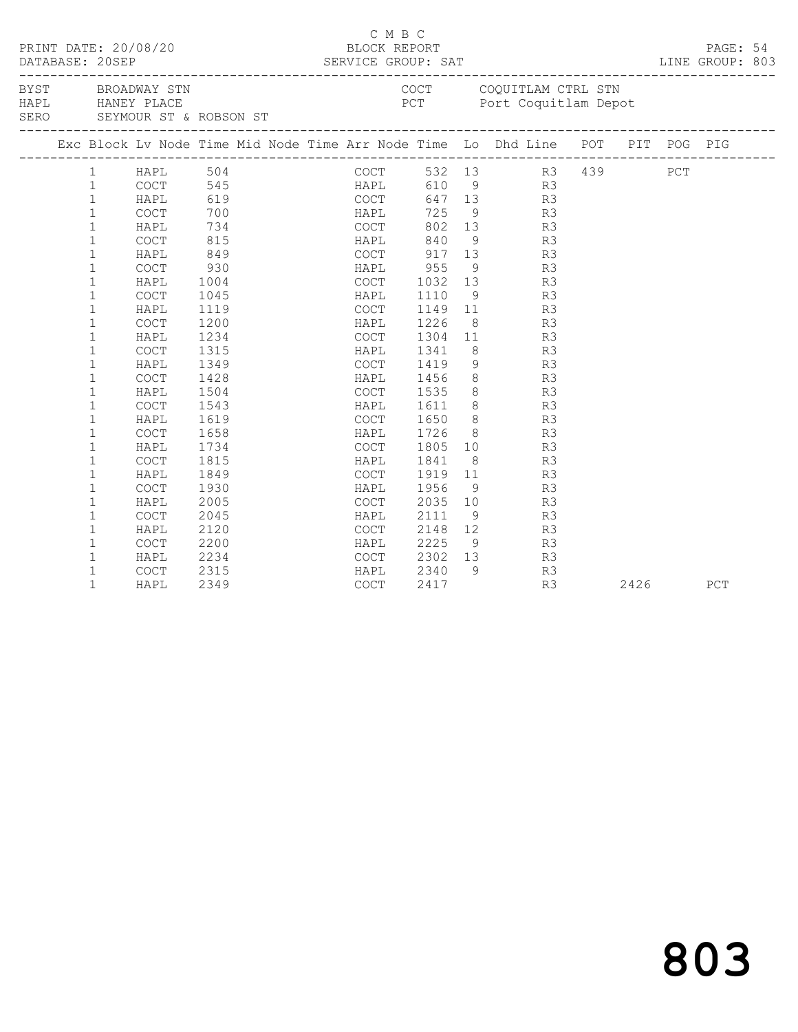C M B C

PRINT DATE: 20/08/20 BLOCK REPORT
DATABASE: 20SEP SERVICE GROUP: SAT LINE GROUP: 803

| | | | |
|---|---|---|---|
| BYST | BROADWAY STN | COCT | COQUITLAM CTRL STN |
| HAPL | HANEY PLACE | PCT | Port Coquitlam Depot |
| SERO | SEYMOUR ST & ROBSON ST | | |

| Exc | Block | Lv Node | Time | Mid Node | Time | Arr Node | Time | Lo | Dhd Line | POT | PIT | POG | PIG |
|---|---|---|---|---|---|---|---|---|---|---|---|---|---|
| | 1 | HAPL | 504 | | | COCT | 532 | 13 | R3 | 439 | | PCT | |
| | 1 | COCT | 545 | | | HAPL | 610 | 9 | R3 | | | | |
| | 1 | HAPL | 619 | | | COCT | 647 | 13 | R3 | | | | |
| | 1 | COCT | 700 | | | HAPL | 725 | 9 | R3 | | | | |
| | 1 | HAPL | 734 | | | COCT | 802 | 13 | R3 | | | | |
| | 1 | COCT | 815 | | | HAPL | 840 | 9 | R3 | | | | |
| | 1 | HAPL | 849 | | | COCT | 917 | 13 | R3 | | | | |
| | 1 | COCT | 930 | | | HAPL | 955 | 9 | R3 | | | | |
| | 1 | HAPL | 1004 | | | COCT | 1032 | 13 | R3 | | | | |
| | 1 | COCT | 1045 | | | HAPL | 1110 | 9 | R3 | | | | |
| | 1 | HAPL | 1119 | | | COCT | 1149 | 11 | R3 | | | | |
| | 1 | COCT | 1200 | | | HAPL | 1226 | 8 | R3 | | | | |
| | 1 | HAPL | 1234 | | | COCT | 1304 | 11 | R3 | | | | |
| | 1 | COCT | 1315 | | | HAPL | 1341 | 8 | R3 | | | | |
| | 1 | HAPL | 1349 | | | COCT | 1419 | 9 | R3 | | | | |
| | 1 | COCT | 1428 | | | HAPL | 1456 | 8 | R3 | | | | |
| | 1 | HAPL | 1504 | | | COCT | 1535 | 8 | R3 | | | | |
| | 1 | COCT | 1543 | | | HAPL | 1611 | 8 | R3 | | | | |
| | 1 | HAPL | 1619 | | | COCT | 1650 | 8 | R3 | | | | |
| | 1 | COCT | 1658 | | | HAPL | 1726 | 8 | R3 | | | | |
| | 1 | HAPL | 1734 | | | COCT | 1805 | 10 | R3 | | | | |
| | 1 | COCT | 1815 | | | HAPL | 1841 | 8 | R3 | | | | |
| | 1 | HAPL | 1849 | | | COCT | 1919 | 11 | R3 | | | | |
| | 1 | COCT | 1930 | | | HAPL | 1956 | 9 | R3 | | | | |
| | 1 | HAPL | 2005 | | | COCT | 2035 | 10 | R3 | | | | |
| | 1 | COCT | 2045 | | | HAPL | 2111 | 9 | R3 | | | | |
| | 1 | HAPL | 2120 | | | COCT | 2148 | 12 | R3 | | | | |
| | 1 | COCT | 2200 | | | HAPL | 2225 | 9 | R3 | | | | |
| | 1 | HAPL | 2234 | | | COCT | 2302 | 13 | R3 | | | | |
| | 1 | COCT | 2315 | | | HAPL | 2340 | 9 | R3 | | | | |
| | 1 | HAPL | 2349 | | | COCT | 2417 | | R3 | | 2426 | | PCT |

803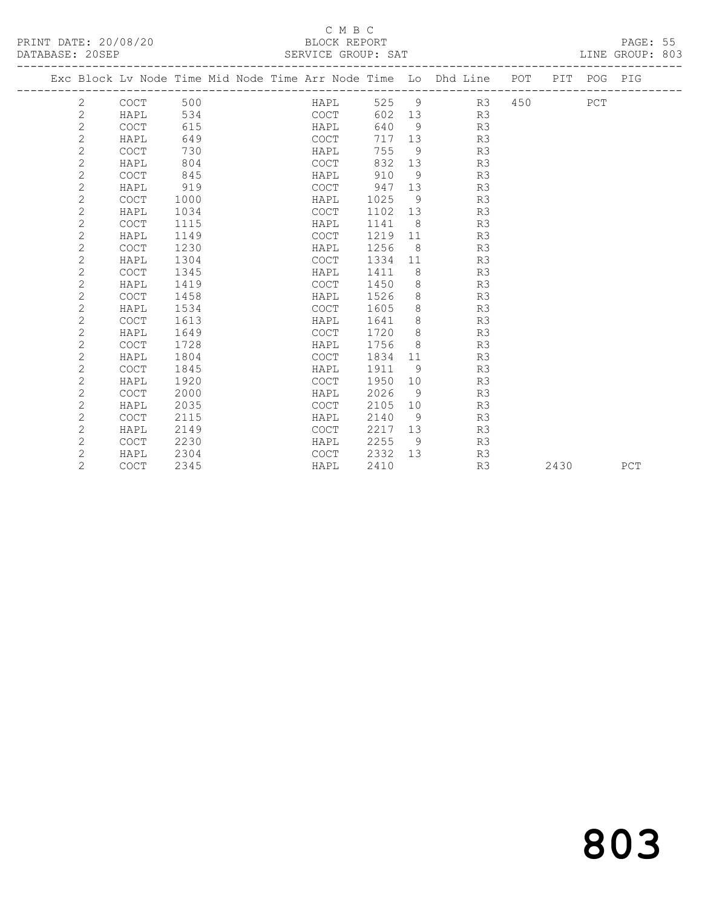C M B C
PRINT DATE: 20/08/20 BLOCK REPORT
DATABASE: 20SEP SERVICE GROUP: SAT LINE GROUP: 803

| Exc | Block | Lv Node | Time | Mid Node | Time | Arr Node | Time | Lo | Dhd Line | POT | PIT | POG | PIG |
|---|---|---|---|---|---|---|---|---|---|---|---|---|---|
| | 2 | COCT | 500 | | | HAPL | 525 | 9 | R3 | 450 | | PCT | |
| | 2 | HAPL | 534 | | | COCT | 602 | 13 | R3 | | | | |
| | 2 | COCT | 615 | | | HAPL | 640 | 9 | R3 | | | | |
| | 2 | HAPL | 649 | | | COCT | 717 | 13 | R3 | | | | |
| | 2 | COCT | 730 | | | HAPL | 755 | 9 | R3 | | | | |
| | 2 | HAPL | 804 | | | COCT | 832 | 13 | R3 | | | | |
| | 2 | COCT | 845 | | | HAPL | 910 | 9 | R3 | | | | |
| | 2 | HAPL | 919 | | | COCT | 947 | 13 | R3 | | | | |
| | 2 | COCT | 1000 | | | HAPL | 1025 | 9 | R3 | | | | |
| | 2 | HAPL | 1034 | | | COCT | 1102 | 13 | R3 | | | | |
| | 2 | COCT | 1115 | | | HAPL | 1141 | 8 | R3 | | | | |
| | 2 | HAPL | 1149 | | | COCT | 1219 | 11 | R3 | | | | |
| | 2 | COCT | 1230 | | | HAPL | 1256 | 8 | R3 | | | | |
| | 2 | HAPL | 1304 | | | COCT | 1334 | 11 | R3 | | | | |
| | 2 | COCT | 1345 | | | HAPL | 1411 | 8 | R3 | | | | |
| | 2 | HAPL | 1419 | | | COCT | 1450 | 8 | R3 | | | | |
| | 2 | COCT | 1458 | | | HAPL | 1526 | 8 | R3 | | | | |
| | 2 | HAPL | 1534 | | | COCT | 1605 | 8 | R3 | | | | |
| | 2 | COCT | 1613 | | | HAPL | 1641 | 8 | R3 | | | | |
| | 2 | HAPL | 1649 | | | COCT | 1720 | 8 | R3 | | | | |
| | 2 | COCT | 1728 | | | HAPL | 1756 | 8 | R3 | | | | |
| | 2 | HAPL | 1804 | | | COCT | 1834 | 11 | R3 | | | | |
| | 2 | COCT | 1845 | | | HAPL | 1911 | 9 | R3 | | | | |
| | 2 | HAPL | 1920 | | | COCT | 1950 | 10 | R3 | | | | |
| | 2 | COCT | 2000 | | | HAPL | 2026 | 9 | R3 | | | | |
| | 2 | HAPL | 2035 | | | COCT | 2105 | 10 | R3 | | | | |
| | 2 | COCT | 2115 | | | HAPL | 2140 | 9 | R3 | | | | |
| | 2 | HAPL | 2149 | | | COCT | 2217 | 13 | R3 | | | | |
| | 2 | COCT | 2230 | | | HAPL | 2255 | 9 | R3 | | | | |
| | 2 | HAPL | 2304 | | | COCT | 2332 | 13 | R3 | | | | |
| | 2 | COCT | 2345 | | | HAPL | 2410 | | R3 | | 2430 | | PCT |

803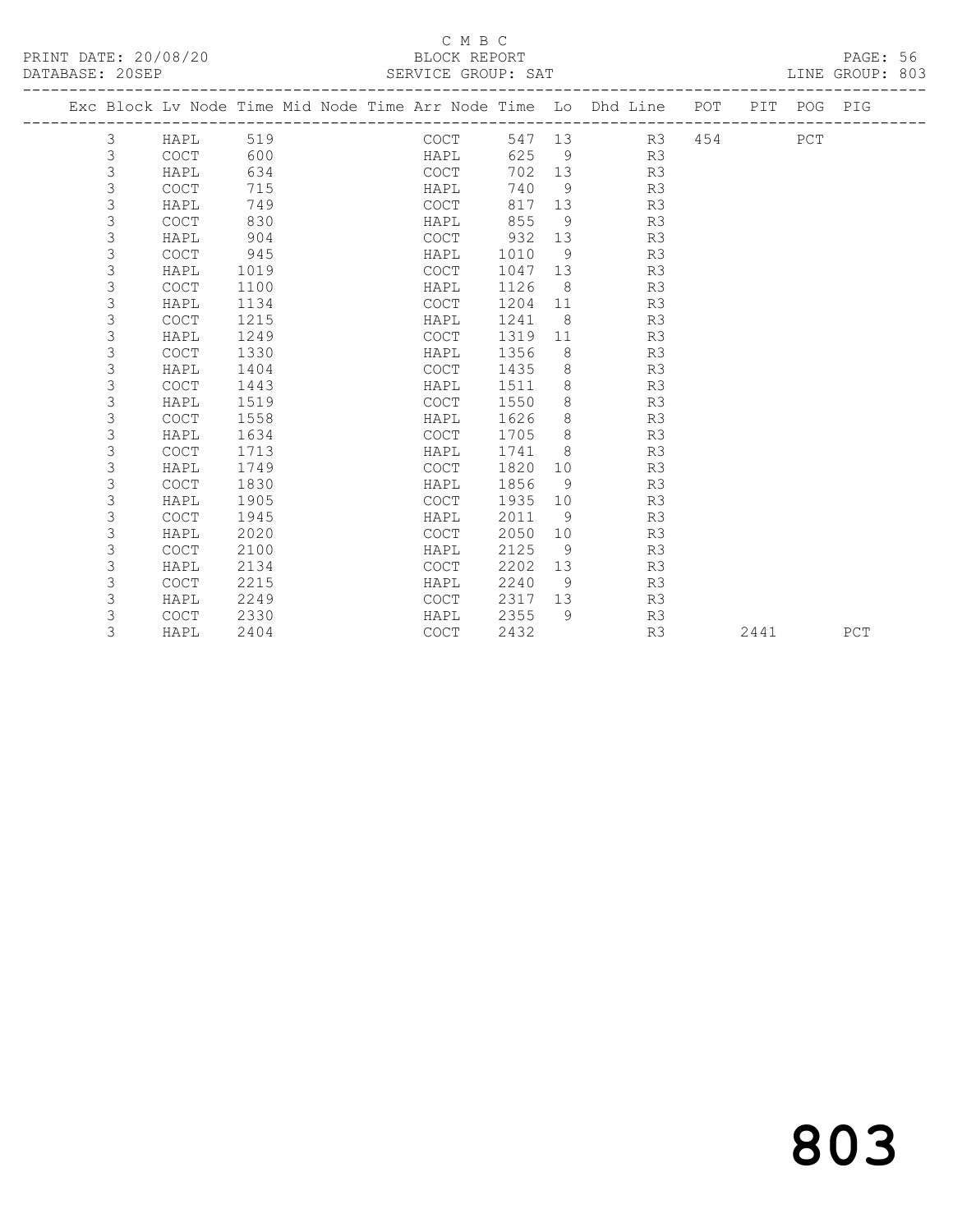C M B C

PRINT DATE: 20/08/20 BLOCK REPORT

DATABASE: 20SEP SERVICE GROUP: SAT LINE GROUP: 803

| Exc | Block | Lv | Node | Time | Mid | Node | Time | Arr | Node | Time | Lo | Dhd | Line | POT | PIT | POG | PIG |
|---|---|---|---|---|---|---|---|---|---|---|---|---|---|---|---|---|---|
| | 3 | | HAPL | 519 | | | | | COCT | 547 | 13 | | R3 | 454 | | PCT | |
| | 3 | | COCT | 600 | | | | | HAPL | 625 | 9 | | R3 | | | | |
| | 3 | | HAPL | 634 | | | | | COCT | 702 | 13 | | R3 | | | | |
| | 3 | | COCT | 715 | | | | | HAPL | 740 | 9 | | R3 | | | | |
| | 3 | | HAPL | 749 | | | | | COCT | 817 | 13 | | R3 | | | | |
| | 3 | | COCT | 830 | | | | | HAPL | 855 | 9 | | R3 | | | | |
| | 3 | | HAPL | 904 | | | | | COCT | 932 | 13 | | R3 | | | | |
| | 3 | | COCT | 945 | | | | | HAPL | 1010 | 9 | | R3 | | | | |
| | 3 | | HAPL | 1019 | | | | | COCT | 1047 | 13 | | R3 | | | | |
| | 3 | | COCT | 1100 | | | | | HAPL | 1126 | 8 | | R3 | | | | |
| | 3 | | HAPL | 1134 | | | | | COCT | 1204 | 11 | | R3 | | | | |
| | 3 | | COCT | 1215 | | | | | HAPL | 1241 | 8 | | R3 | | | | |
| | 3 | | HAPL | 1249 | | | | | COCT | 1319 | 11 | | R3 | | | | |
| | 3 | | COCT | 1330 | | | | | HAPL | 1356 | 8 | | R3 | | | | |
| | 3 | | HAPL | 1404 | | | | | COCT | 1435 | 8 | | R3 | | | | |
| | 3 | | COCT | 1443 | | | | | HAPL | 1511 | 8 | | R3 | | | | |
| | 3 | | HAPL | 1519 | | | | | COCT | 1550 | 8 | | R3 | | | | |
| | 3 | | COCT | 1558 | | | | | HAPL | 1626 | 8 | | R3 | | | | |
| | 3 | | HAPL | 1634 | | | | | COCT | 1705 | 8 | | R3 | | | | |
| | 3 | | COCT | 1713 | | | | | HAPL | 1741 | 8 | | R3 | | | | |
| | 3 | | HAPL | 1749 | | | | | COCT | 1820 | 10 | | R3 | | | | |
| | 3 | | COCT | 1830 | | | | | HAPL | 1856 | 9 | | R3 | | | | |
| | 3 | | HAPL | 1905 | | | | | COCT | 1935 | 10 | | R3 | | | | |
| | 3 | | COCT | 1945 | | | | | HAPL | 2011 | 9 | | R3 | | | | |
| | 3 | | HAPL | 2020 | | | | | COCT | 2050 | 10 | | R3 | | | | |
| | 3 | | COCT | 2100 | | | | | HAPL | 2125 | 9 | | R3 | | | | |
| | 3 | | HAPL | 2134 | | | | | COCT | 2202 | 13 | | R3 | | | | |
| | 3 | | COCT | 2215 | | | | | HAPL | 2240 | 9 | | R3 | | | | |
| | 3 | | HAPL | 2249 | | | | | COCT | 2317 | 13 | | R3 | | | | |
| | 3 | | COCT | 2330 | | | | | HAPL | 2355 | 9 | | R3 | | | | |
| | 3 | | HAPL | 2404 | | | | | COCT | 2432 | | | R3 | | 2441 | | PCT |

803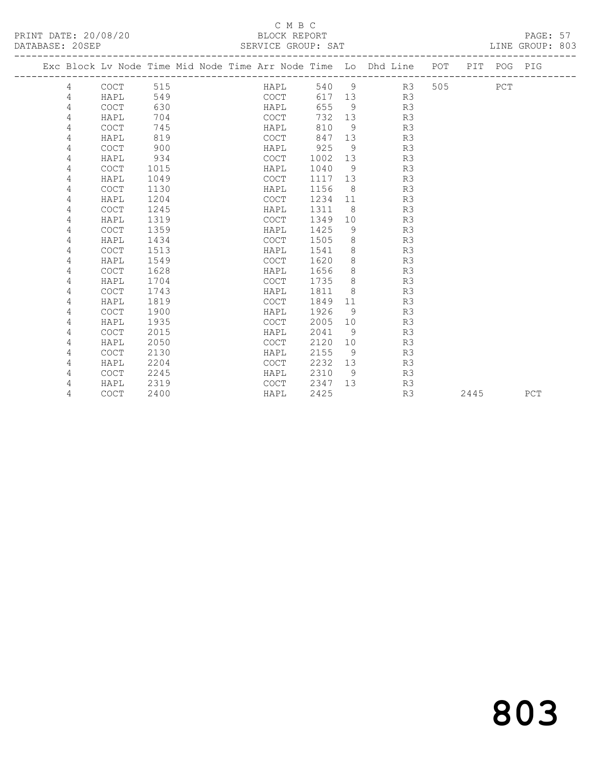C M B C

PRINT DATE: 20/08/20 BLOCK REPORT

DATABASE: 20SEP SERVICE GROUP: SAT LINE GROUP: 803

| Exc | Block | Lv | Node | Time | Mid Node | Time | Arr Node | Time | Lo | Dhd Line | POT | PIT | POG | PIG |
|---|---|---|---|---|---|---|---|---|---|---|---|---|---|---|
| | 4 | | COCT | 515 | | | HAPL | 540 | 9 | R3 | 505 | | PCT | |
| | 4 | | HAPL | 549 | | | COCT | 617 | 13 | R3 | | | | |
| | 4 | | COCT | 630 | | | HAPL | 655 | 9 | R3 | | | | |
| | 4 | | HAPL | 704 | | | COCT | 732 | 13 | R3 | | | | |
| | 4 | | COCT | 745 | | | HAPL | 810 | 9 | R3 | | | | |
| | 4 | | HAPL | 819 | | | COCT | 847 | 13 | R3 | | | | |
| | 4 | | COCT | 900 | | | HAPL | 925 | 9 | R3 | | | | |
| | 4 | | HAPL | 934 | | | COCT | 1002 | 13 | R3 | | | | |
| | 4 | | COCT | 1015 | | | HAPL | 1040 | 9 | R3 | | | | |
| | 4 | | HAPL | 1049 | | | COCT | 1117 | 13 | R3 | | | | |
| | 4 | | COCT | 1130 | | | HAPL | 1156 | 8 | R3 | | | | |
| | 4 | | HAPL | 1204 | | | COCT | 1234 | 11 | R3 | | | | |
| | 4 | | COCT | 1245 | | | HAPL | 1311 | 8 | R3 | | | | |
| | 4 | | HAPL | 1319 | | | COCT | 1349 | 10 | R3 | | | | |
| | 4 | | COCT | 1359 | | | HAPL | 1425 | 9 | R3 | | | | |
| | 4 | | HAPL | 1434 | | | COCT | 1505 | 8 | R3 | | | | |
| | 4 | | COCT | 1513 | | | HAPL | 1541 | 8 | R3 | | | | |
| | 4 | | HAPL | 1549 | | | COCT | 1620 | 8 | R3 | | | | |
| | 4 | | COCT | 1628 | | | HAPL | 1656 | 8 | R3 | | | | |
| | 4 | | HAPL | 1704 | | | COCT | 1735 | 8 | R3 | | | | |
| | 4 | | COCT | 1743 | | | HAPL | 1811 | 8 | R3 | | | | |
| | 4 | | HAPL | 1819 | | | COCT | 1849 | 11 | R3 | | | | |
| | 4 | | COCT | 1900 | | | HAPL | 1926 | 9 | R3 | | | | |
| | 4 | | HAPL | 1935 | | | COCT | 2005 | 10 | R3 | | | | |
| | 4 | | COCT | 2015 | | | HAPL | 2041 | 9 | R3 | | | | |
| | 4 | | HAPL | 2050 | | | COCT | 2120 | 10 | R3 | | | | |
| | 4 | | COCT | 2130 | | | HAPL | 2155 | 9 | R3 | | | | |
| | 4 | | HAPL | 2204 | | | COCT | 2232 | 13 | R3 | | | | |
| | 4 | | COCT | 2245 | | | HAPL | 2310 | 9 | R3 | | | | |
| | 4 | | HAPL | 2319 | | | COCT | 2347 | 13 | R3 | | | | |
| | 4 | | COCT | 2400 | | | HAPL | 2425 | | R3 | | 2445 | | PCT |

803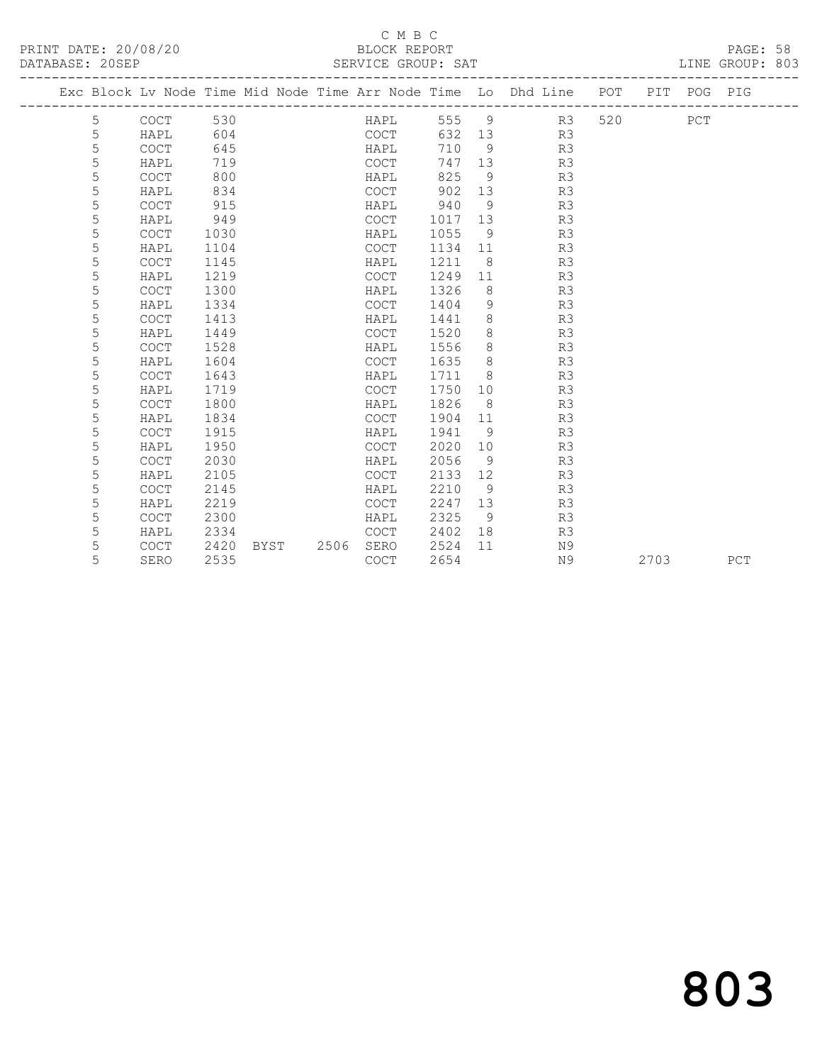C M B C

PRINT DATE: 20/08/20 BLOCK REPORT

DATABASE: 20SEP SERVICE GROUP: SAT LINE GROUP: 803

| Exc | Block | Lv | Node | Time | Mid Node | Time | Arr Node | Time | Lo | Dhd Line | POT | PIT | POG | PIG |
|---|---|---|---|---|---|---|---|---|---|---|---|---|---|---|
| | 5 | | COCT | 530 | | | HAPL | 555 | 9 | R3 | 520 | | PCT | |
| | 5 | | HAPL | 604 | | | COCT | 632 | 13 | R3 | | | | |
| | 5 | | COCT | 645 | | | HAPL | 710 | 9 | R3 | | | | |
| | 5 | | HAPL | 719 | | | COCT | 747 | 13 | R3 | | | | |
| | 5 | | COCT | 800 | | | HAPL | 825 | 9 | R3 | | | | |
| | 5 | | HAPL | 834 | | | COCT | 902 | 13 | R3 | | | | |
| | 5 | | COCT | 915 | | | HAPL | 940 | 9 | R3 | | | | |
| | 5 | | HAPL | 949 | | | COCT | 1017 | 13 | R3 | | | | |
| | 5 | | COCT | 1030 | | | HAPL | 1055 | 9 | R3 | | | | |
| | 5 | | HAPL | 1104 | | | COCT | 1134 | 11 | R3 | | | | |
| | 5 | | COCT | 1145 | | | HAPL | 1211 | 8 | R3 | | | | |
| | 5 | | HAPL | 1219 | | | COCT | 1249 | 11 | R3 | | | | |
| | 5 | | COCT | 1300 | | | HAPL | 1326 | 8 | R3 | | | | |
| | 5 | | HAPL | 1334 | | | COCT | 1404 | 9 | R3 | | | | |
| | 5 | | COCT | 1413 | | | HAPL | 1441 | 8 | R3 | | | | |
| | 5 | | HAPL | 1449 | | | COCT | 1520 | 8 | R3 | | | | |
| | 5 | | COCT | 1528 | | | HAPL | 1556 | 8 | R3 | | | | |
| | 5 | | HAPL | 1604 | | | COCT | 1635 | 8 | R3 | | | | |
| | 5 | | COCT | 1643 | | | HAPL | 1711 | 8 | R3 | | | | |
| | 5 | | HAPL | 1719 | | | COCT | 1750 | 10 | R3 | | | | |
| | 5 | | COCT | 1800 | | | HAPL | 1826 | 8 | R3 | | | | |
| | 5 | | HAPL | 1834 | | | COCT | 1904 | 11 | R3 | | | | |
| | 5 | | COCT | 1915 | | | HAPL | 1941 | 9 | R3 | | | | |
| | 5 | | HAPL | 1950 | | | COCT | 2020 | 10 | R3 | | | | |
| | 5 | | COCT | 2030 | | | HAPL | 2056 | 9 | R3 | | | | |
| | 5 | | HAPL | 2105 | | | COCT | 2133 | 12 | R3 | | | | |
| | 5 | | COCT | 2145 | | | HAPL | 2210 | 9 | R3 | | | | |
| | 5 | | HAPL | 2219 | | | COCT | 2247 | 13 | R3 | | | | |
| | 5 | | COCT | 2300 | | | HAPL | 2325 | 9 | R3 | | | | |
| | 5 | | HAPL | 2334 | | | COCT | 2402 | 18 | R3 | | | | |
| | 5 | | COCT | 2420 | BYST | 2506 | SERO | 2524 | 11 | N9 | | | | |
| | 5 | | SERO | 2535 | | | COCT | 2654 | | N9 | | 2703 | | PCT |

803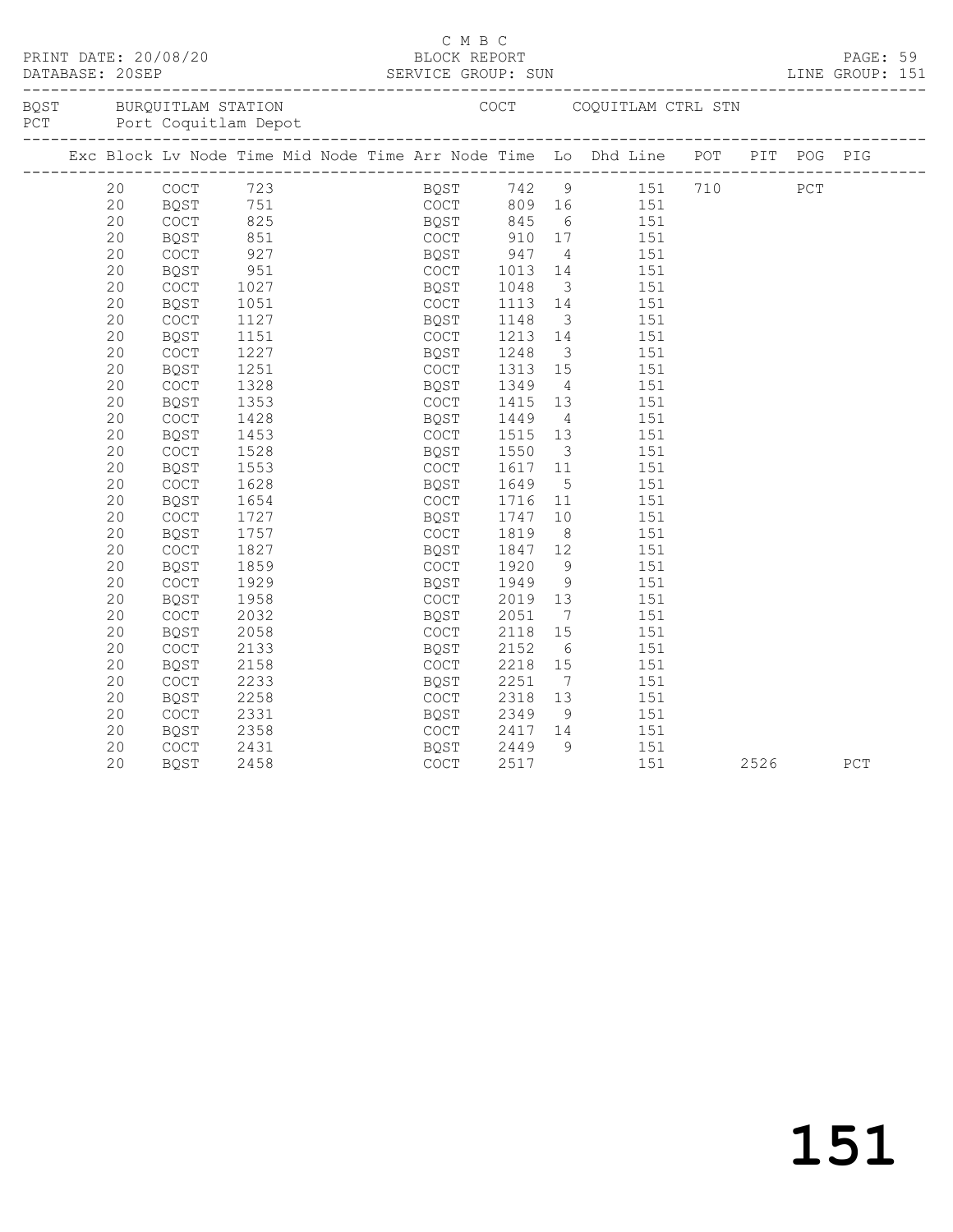C M B C

PRINT DATE: 20/08/20 BLOCK REPORT
DATABASE: 20SEP SERVICE GROUP: SUN LINE GROUP: 151

BQST BURQUITLAM STATION COCT COQUITLAM CTRL STN
PCT Port Coquitlam Depot

| Exc | Block | Lv Node | Time | Mid Node | Time | Arr Node | Time | Lo | Dhd Line | POT | PIT | POG | PIG |
|---|---|---|---|---|---|---|---|---|---|---|---|---|---|
| | 20 | COCT | 723 | | | BQST | 742 | 9 | 151 | 710 | | PCT | |
| | 20 | BQST | 751 | | | COCT | 809 | 16 | 151 | | | | |
| | 20 | COCT | 825 | | | BQST | 845 | 6 | 151 | | | | |
| | 20 | BQST | 851 | | | COCT | 910 | 17 | 151 | | | | |
| | 20 | COCT | 927 | | | BQST | 947 | 4 | 151 | | | | |
| | 20 | BQST | 951 | | | COCT | 1013 | 14 | 151 | | | | |
| | 20 | COCT | 1027 | | | BQST | 1048 | 3 | 151 | | | | |
| | 20 | BQST | 1051 | | | COCT | 1113 | 14 | 151 | | | | |
| | 20 | COCT | 1127 | | | BQST | 1148 | 3 | 151 | | | | |
| | 20 | BQST | 1151 | | | COCT | 1213 | 14 | 151 | | | | |
| | 20 | COCT | 1227 | | | BQST | 1248 | 3 | 151 | | | | |
| | 20 | BQST | 1251 | | | COCT | 1313 | 15 | 151 | | | | |
| | 20 | COCT | 1328 | | | BQST | 1349 | 4 | 151 | | | | |
| | 20 | BQST | 1353 | | | COCT | 1415 | 13 | 151 | | | | |
| | 20 | COCT | 1428 | | | BQST | 1449 | 4 | 151 | | | | |
| | 20 | BQST | 1453 | | | COCT | 1515 | 13 | 151 | | | | |
| | 20 | COCT | 1528 | | | BQST | 1550 | 3 | 151 | | | | |
| | 20 | BQST | 1553 | | | COCT | 1617 | 11 | 151 | | | | |
| | 20 | COCT | 1628 | | | BQST | 1649 | 5 | 151 | | | | |
| | 20 | BQST | 1654 | | | COCT | 1716 | 11 | 151 | | | | |
| | 20 | COCT | 1727 | | | BQST | 1747 | 10 | 151 | | | | |
| | 20 | BQST | 1757 | | | COCT | 1819 | 8 | 151 | | | | |
| | 20 | COCT | 1827 | | | BQST | 1847 | 12 | 151 | | | | |
| | 20 | BQST | 1859 | | | COCT | 1920 | 9 | 151 | | | | |
| | 20 | COCT | 1929 | | | BQST | 1949 | 9 | 151 | | | | |
| | 20 | BQST | 1958 | | | COCT | 2019 | 13 | 151 | | | | |
| | 20 | COCT | 2032 | | | BQST | 2051 | 7 | 151 | | | | |
| | 20 | BQST | 2058 | | | COCT | 2118 | 15 | 151 | | | | |
| | 20 | COCT | 2133 | | | BQST | 2152 | 6 | 151 | | | | |
| | 20 | BQST | 2158 | | | COCT | 2218 | 15 | 151 | | | | |
| | 20 | COCT | 2233 | | | BQST | 2251 | 7 | 151 | | | | |
| | 20 | BQST | 2258 | | | COCT | 2318 | 13 | 151 | | | | |
| | 20 | COCT | 2331 | | | BQST | 2349 | 9 | 151 | | | | |
| | 20 | BQST | 2358 | | | COCT | 2417 | 14 | 151 | | | | |
| | 20 | COCT | 2431 | | | BQST | 2449 | 9 | 151 | | | | |
| | 20 | BQST | 2458 | | | COCT | 2517 | | 151 | | 2526 | | PCT |

151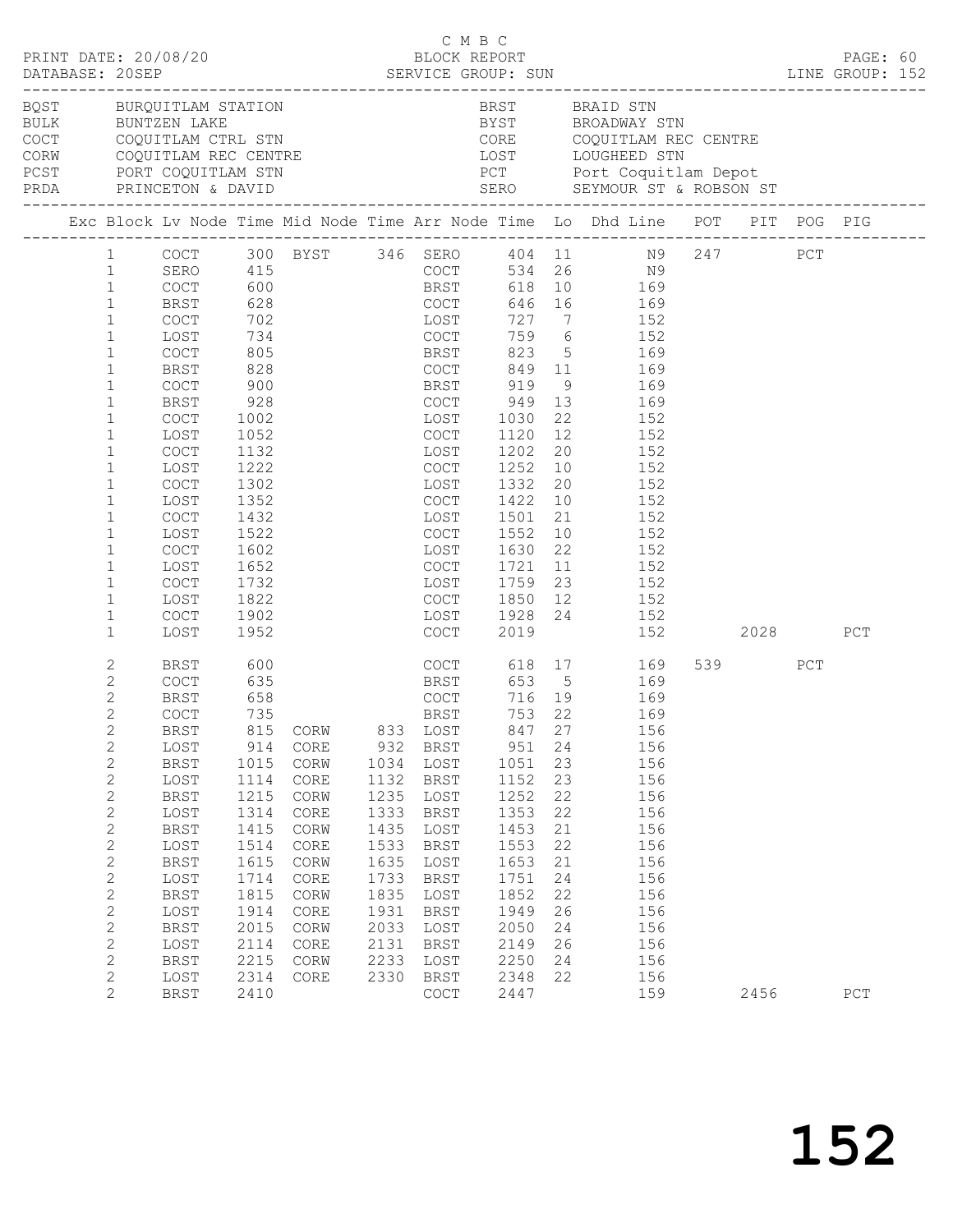C M B C

PRINT DATE: 20/08/20 BLOCK REPORT

DATABASE: 20SEP SERVICE GROUP: SUN LINE GROUP: 152

| Code | Name | Code | Name |
|---|---|---|---|
| BQST | BURQUITLAM STATION | BRST | BRAID STN |
| BULK | BUNTZEN LAKE | BYST | BROADWAY STN |
| COCT | COQUITLAM CTRL STN | CORE | COQUITLAM REC CENTRE |
| CORW | COQUITLAM REC CENTRE | LOST | LOUGHEED STN |
| PCST | PORT COQUITLAM STN | PCT | Port Coquitlam Depot |
| PRDA | PRINCETON & DAVID | SERO | SEYMOUR ST & ROBSON ST |

| Exc | Block | Lv Node | Time | Mid Node | Time | Arr Node | Time | Lo | Dhd Line | POT | PIT | POG | PIG |
|---|---|---|---|---|---|---|---|---|---|---|---|---|---|
| | 1 | COCT | 300 | BYST | 346 | SERO | 404 | 11 | N9 | 247 | | PCT | |
| | 1 | SERO | 415 | | | COCT | 534 | 26 | N9 | | | | |
| | 1 | COCT | 600 | | | BRST | 618 | 10 | 169 | | | | |
| | 1 | BRST | 628 | | | COCT | 646 | 16 | 169 | | | | |
| | 1 | COCT | 702 | | | LOST | 727 | 7 | 152 | | | | |
| | 1 | LOST | 734 | | | COCT | 759 | 6 | 152 | | | | |
| | 1 | COCT | 805 | | | BRST | 823 | 5 | 169 | | | | |
| | 1 | BRST | 828 | | | COCT | 849 | 11 | 169 | | | | |
| | 1 | COCT | 900 | | | BRST | 919 | 9 | 169 | | | | |
| | 1 | BRST | 928 | | | COCT | 949 | 13 | 169 | | | | |
| | 1 | COCT | 1002 | | | LOST | 1030 | 22 | 152 | | | | |
| | 1 | LOST | 1052 | | | COCT | 1120 | 12 | 152 | | | | |
| | 1 | COCT | 1132 | | | LOST | 1202 | 20 | 152 | | | | |
| | 1 | LOST | 1222 | | | COCT | 1252 | 10 | 152 | | | | |
| | 1 | COCT | 1302 | | | LOST | 1332 | 20 | 152 | | | | |
| | 1 | LOST | 1352 | | | COCT | 1422 | 10 | 152 | | | | |
| | 1 | COCT | 1432 | | | LOST | 1501 | 21 | 152 | | | | |
| | 1 | LOST | 1522 | | | COCT | 1552 | 10 | 152 | | | | |
| | 1 | COCT | 1602 | | | LOST | 1630 | 22 | 152 | | | | |
| | 1 | LOST | 1652 | | | COCT | 1721 | 11 | 152 | | | | |
| | 1 | COCT | 1732 | | | LOST | 1759 | 23 | 152 | | | | |
| | 1 | LOST | 1822 | | | COCT | 1850 | 12 | 152 | | | | |
| | 1 | COCT | 1902 | | | LOST | 1928 | 24 | 152 | | | | |
| | 1 | LOST | 1952 | | | COCT | 2019 | | 152 | | 2028 | | PCT |
| | 2 | BRST | 600 | | | COCT | 618 | 17 | 169 | 539 | | PCT | |
| | 2 | COCT | 635 | | | BRST | 653 | 5 | 169 | | | | |
| | 2 | BRST | 658 | | | COCT | 716 | 19 | 169 | | | | |
| | 2 | COCT | 735 | | | BRST | 753 | 22 | 169 | | | | |
| | 2 | BRST | 815 | CORW | 833 | LOST | 847 | 27 | 156 | | | | |
| | 2 | LOST | 914 | CORE | 932 | BRST | 951 | 24 | 156 | | | | |
| | 2 | BRST | 1015 | CORW | 1034 | LOST | 1051 | 23 | 156 | | | | |
| | 2 | LOST | 1114 | CORE | 1132 | BRST | 1152 | 23 | 156 | | | | |
| | 2 | BRST | 1215 | CORW | 1235 | LOST | 1252 | 22 | 156 | | | | |
| | 2 | LOST | 1314 | CORE | 1333 | BRST | 1353 | 22 | 156 | | | | |
| | 2 | BRST | 1415 | CORW | 1435 | LOST | 1453 | 21 | 156 | | | | |
| | 2 | LOST | 1514 | CORE | 1533 | BRST | 1553 | 22 | 156 | | | | |
| | 2 | BRST | 1615 | CORW | 1635 | LOST | 1653 | 21 | 156 | | | | |
| | 2 | LOST | 1714 | CORE | 1733 | BRST | 1751 | 24 | 156 | | | | |
| | 2 | BRST | 1815 | CORW | 1835 | LOST | 1852 | 22 | 156 | | | | |
| | 2 | LOST | 1914 | CORE | 1931 | BRST | 1949 | 26 | 156 | | | | |
| | 2 | BRST | 2015 | CORW | 2033 | LOST | 2050 | 24 | 156 | | | | |
| | 2 | LOST | 2114 | CORE | 2131 | BRST | 2149 | 26 | 156 | | | | |
| | 2 | BRST | 2215 | CORW | 2233 | LOST | 2250 | 24 | 156 | | | | |
| | 2 | LOST | 2314 | CORE | 2330 | BRST | 2348 | 22 | 156 | | | | |
| | 2 | BRST | 2410 | | | COCT | 2447 | | 159 | | 2456 | | PCT |

# 152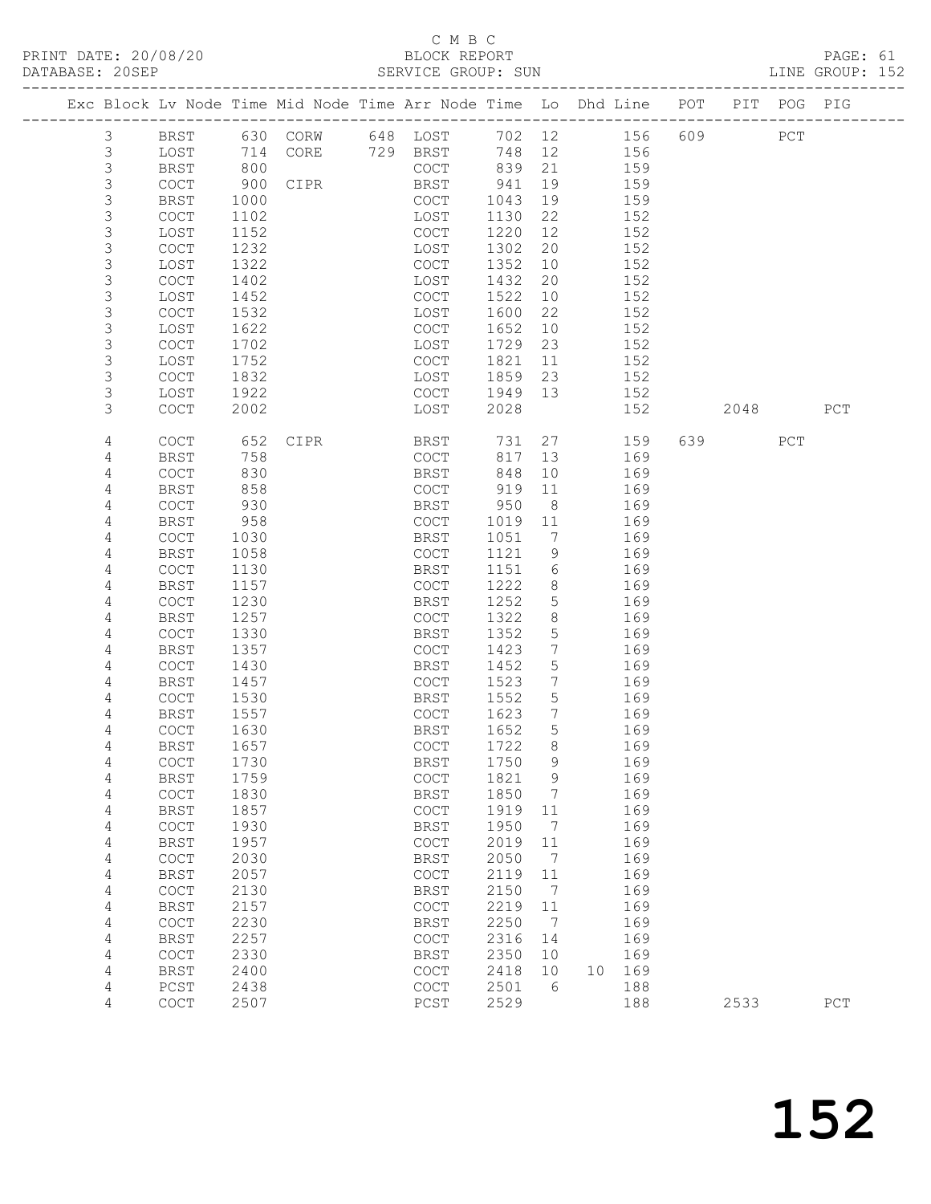C M B C

BLOCK REPORT

SERVICE GROUP: SUN

PRINT DATE: 20/08/20
DATABASE: 20SEP
LINE GROUP: 152

| Exc | Block | Lv | Node | Time | Mid Node | Time | Arr Node | Time | Lo | Dhd Line | POT | PIT | POG | PIG |
|---|---|---|---|---|---|---|---|---|---|---|---|---|---|---|
| | 3 | | BRST | 630 | CORW | 648 | LOST | 702 | 12 | 156 | 609 | | PCT | |
| | 3 | | LOST | 714 | CORE | 729 | BRST | 748 | 12 | 156 | | | | |
| | 3 | | BRST | 800 | | | COCT | 839 | 21 | 159 | | | | |
| | 3 | | COCT | 900 | CIPR | | BRST | 941 | 19 | 159 | | | | |
| | 3 | | BRST | 1000 | | | COCT | 1043 | 19 | 159 | | | | |
| | 3 | | COCT | 1102 | | | LOST | 1130 | 22 | 152 | | | | |
| | 3 | | LOST | 1152 | | | COCT | 1220 | 12 | 152 | | | | |
| | 3 | | COCT | 1232 | | | LOST | 1302 | 20 | 152 | | | | |
| | 3 | | LOST | 1322 | | | COCT | 1352 | 10 | 152 | | | | |
| | 3 | | COCT | 1402 | | | LOST | 1432 | 20 | 152 | | | | |
| | 3 | | LOST | 1452 | | | COCT | 1522 | 10 | 152 | | | | |
| | 3 | | COCT | 1532 | | | LOST | 1600 | 22 | 152 | | | | |
| | 3 | | LOST | 1622 | | | COCT | 1652 | 10 | 152 | | | | |
| | 3 | | COCT | 1702 | | | LOST | 1729 | 23 | 152 | | | | |
| | 3 | | LOST | 1752 | | | COCT | 1821 | 11 | 152 | | | | |
| | 3 | | COCT | 1832 | | | LOST | 1859 | 23 | 152 | | | | |
| | 3 | | LOST | 1922 | | | COCT | 1949 | 13 | 152 | | | | |
| | 3 | | COCT | 2002 | | | LOST | 2028 | | 152 | | 2048 | | PCT |
| | 4 | | COCT | 652 | CIPR | | BRST | 731 | 27 | 159 | 639 | | PCT | |
| | 4 | | BRST | 758 | | | COCT | 817 | 13 | 169 | | | | |
| | 4 | | COCT | 830 | | | BRST | 848 | 10 | 169 | | | | |
| | 4 | | BRST | 858 | | | COCT | 919 | 11 | 169 | | | | |
| | 4 | | COCT | 930 | | | BRST | 950 | 8 | 169 | | | | |
| | 4 | | BRST | 958 | | | COCT | 1019 | 11 | 169 | | | | |
| | 4 | | COCT | 1030 | | | BRST | 1051 | 7 | 169 | | | | |
| | 4 | | BRST | 1058 | | | COCT | 1121 | 9 | 169 | | | | |
| | 4 | | COCT | 1130 | | | BRST | 1151 | 6 | 169 | | | | |
| | 4 | | BRST | 1157 | | | COCT | 1222 | 8 | 169 | | | | |
| | 4 | | COCT | 1230 | | | BRST | 1252 | 5 | 169 | | | | |
| | 4 | | BRST | 1257 | | | COCT | 1322 | 8 | 169 | | | | |
| | 4 | | COCT | 1330 | | | BRST | 1352 | 5 | 169 | | | | |
| | 4 | | BRST | 1357 | | | COCT | 1423 | 7 | 169 | | | | |
| | 4 | | COCT | 1430 | | | BRST | 1452 | 5 | 169 | | | | |
| | 4 | | BRST | 1457 | | | COCT | 1523 | 7 | 169 | | | | |
| | 4 | | COCT | 1530 | | | BRST | 1552 | 5 | 169 | | | | |
| | 4 | | BRST | 1557 | | | COCT | 1623 | 7 | 169 | | | | |
| | 4 | | COCT | 1630 | | | BRST | 1652 | 5 | 169 | | | | |
| | 4 | | BRST | 1657 | | | COCT | 1722 | 8 | 169 | | | | |
| | 4 | | COCT | 1730 | | | BRST | 1750 | 9 | 169 | | | | |
| | 4 | | BRST | 1759 | | | COCT | 1821 | 9 | 169 | | | | |
| | 4 | | COCT | 1830 | | | BRST | 1850 | 7 | 169 | | | | |
| | 4 | | BRST | 1857 | | | COCT | 1919 | 11 | 169 | | | | |
| | 4 | | COCT | 1930 | | | BRST | 1950 | 7 | 169 | | | | |
| | 4 | | BRST | 1957 | | | COCT | 2019 | 11 | 169 | | | | |
| | 4 | | COCT | 2030 | | | BRST | 2050 | 7 | 169 | | | | |
| | 4 | | BRST | 2057 | | | COCT | 2119 | 11 | 169 | | | | |
| | 4 | | COCT | 2130 | | | BRST | 2150 | 7 | 169 | | | | |
| | 4 | | BRST | 2157 | | | COCT | 2219 | 11 | 169 | | | | |
| | 4 | | COCT | 2230 | | | BRST | 2250 | 7 | 169 | | | | |
| | 4 | | BRST | 2257 | | | COCT | 2316 | 14 | 169 | | | | |
| | 4 | | COCT | 2330 | | | BRST | 2350 | 10 | 169 | | | | |
| | 4 | | BRST | 2400 | | | COCT | 2418 | 10 | 10 169 | | | | |
| | 4 | | PCST | 2438 | | | COCT | 2501 | 6 | 188 | | | | |
| | 4 | | COCT | 2507 | | | PCST | 2529 | | 188 | | 2533 | | PCT |

# 152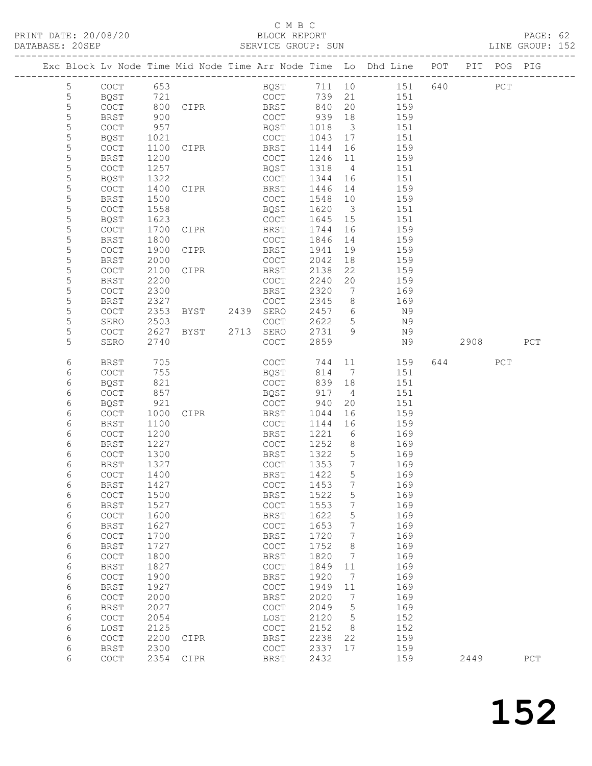C M B C

PRINT DATE: 20/08/20 BLOCK REPORT

DATABASE: 20SEP SERVICE GROUP: SUN LINE GROUP: 152

| Exc | Block | Lv | Node | Time | Mid Node | Time | Arr Node | Time | Lo | Dhd Line | POT | PIT | POG | PIG |
|---|---|---|---|---|---|---|---|---|---|---|---|---|---|---|
| | 5 | | COCT | 653 | | | BQST | 711 | 10 | 151 | 640 | | PCT | |
| | 5 | | BQST | 721 | | | COCT | 739 | 21 | 151 | | | | |
| | 5 | | COCT | 800 | CIPR | | BRST | 840 | 20 | 159 | | | | |
| | 5 | | BRST | 900 | | | COCT | 939 | 18 | 159 | | | | |
| | 5 | | COCT | 957 | | | BQST | 1018 | 3 | 151 | | | | |
| | 5 | | BQST | 1021 | | | COCT | 1043 | 17 | 151 | | | | |
| | 5 | | COCT | 1100 | CIPR | | BRST | 1144 | 16 | 159 | | | | |
| | 5 | | BRST | 1200 | | | COCT | 1246 | 11 | 159 | | | | |
| | 5 | | COCT | 1257 | | | BQST | 1318 | 4 | 151 | | | | |
| | 5 | | BQST | 1322 | | | COCT | 1344 | 16 | 151 | | | | |
| | 5 | | COCT | 1400 | CIPR | | BRST | 1446 | 14 | 159 | | | | |
| | 5 | | BRST | 1500 | | | COCT | 1548 | 10 | 159 | | | | |
| | 5 | | COCT | 1558 | | | BQST | 1620 | 3 | 151 | | | | |
| | 5 | | BQST | 1623 | | | COCT | 1645 | 15 | 151 | | | | |
| | 5 | | COCT | 1700 | CIPR | | BRST | 1744 | 16 | 159 | | | | |
| | 5 | | BRST | 1800 | | | COCT | 1846 | 14 | 159 | | | | |
| | 5 | | COCT | 1900 | CIPR | | BRST | 1941 | 19 | 159 | | | | |
| | 5 | | BRST | 2000 | | | COCT | 2042 | 18 | 159 | | | | |
| | 5 | | COCT | 2100 | CIPR | | BRST | 2138 | 22 | 159 | | | | |
| | 5 | | BRST | 2200 | | | COCT | 2240 | 20 | 159 | | | | |
| | 5 | | COCT | 2300 | | | BRST | 2320 | 7 | 169 | | | | |
| | 5 | | BRST | 2327 | | | COCT | 2345 | 8 | 169 | | | | |
| | 5 | | COCT | 2353 | BYST | 2439 | SERO | 2457 | 6 | N9 | | | | |
| | 5 | | SERO | 2503 | | | COCT | 2622 | 5 | N9 | | | | |
| | 5 | | COCT | 2627 | BYST | 2713 | SERO | 2731 | 9 | N9 | | | | |
| | 5 | | SERO | 2740 | | | COCT | 2859 | | N9 | | 2908 | | PCT |
| | 6 | | BRST | 705 | | | COCT | 744 | 11 | 159 | 644 | | PCT | |
| | 6 | | COCT | 755 | | | BQST | 814 | 7 | 151 | | | | |
| | 6 | | BQST | 821 | | | COCT | 839 | 18 | 151 | | | | |
| | 6 | | COCT | 857 | | | BQST | 917 | 4 | 151 | | | | |
| | 6 | | BQST | 921 | | | COCT | 940 | 20 | 151 | | | | |
| | 6 | | COCT | 1000 | CIPR | | BRST | 1044 | 16 | 159 | | | | |
| | 6 | | BRST | 1100 | | | COCT | 1144 | 16 | 159 | | | | |
| | 6 | | COCT | 1200 | | | BRST | 1221 | 6 | 169 | | | | |
| | 6 | | BRST | 1227 | | | COCT | 1252 | 8 | 169 | | | | |
| | 6 | | COCT | 1300 | | | BRST | 1322 | 5 | 169 | | | | |
| | 6 | | BRST | 1327 | | | COCT | 1353 | 7 | 169 | | | | |
| | 6 | | COCT | 1400 | | | BRST | 1422 | 5 | 169 | | | | |
| | 6 | | BRST | 1427 | | | COCT | 1453 | 7 | 169 | | | | |
| | 6 | | COCT | 1500 | | | BRST | 1522 | 5 | 169 | | | | |
| | 6 | | BRST | 1527 | | | COCT | 1553 | 7 | 169 | | | | |
| | 6 | | COCT | 1600 | | | BRST | 1622 | 5 | 169 | | | | |
| | 6 | | BRST | 1627 | | | COCT | 1653 | 7 | 169 | | | | |
| | 6 | | COCT | 1700 | | | BRST | 1720 | 7 | 169 | | | | |
| | 6 | | BRST | 1727 | | | COCT | 1752 | 8 | 169 | | | | |
| | 6 | | COCT | 1800 | | | BRST | 1820 | 7 | 169 | | | | |
| | 6 | | BRST | 1827 | | | COCT | 1849 | 11 | 169 | | | | |
| | 6 | | COCT | 1900 | | | BRST | 1920 | 7 | 169 | | | | |
| | 6 | | BRST | 1927 | | | COCT | 1949 | 11 | 169 | | | | |
| | 6 | | COCT | 2000 | | | BRST | 2020 | 7 | 169 | | | | |
| | 6 | | BRST | 2027 | | | COCT | 2049 | 5 | 169 | | | | |
| | 6 | | COCT | 2054 | | | LOST | 2120 | 5 | 152 | | | | |
| | 6 | | LOST | 2125 | | | COCT | 2152 | 8 | 152 | | | | |
| | 6 | | COCT | 2200 | CIPR | | BRST | 2238 | 22 | 159 | | | | |
| | 6 | | BRST | 2300 | | | COCT | 2337 | 17 | 159 | | | | |
| | 6 | | COCT | 2354 | CIPR | | BRST | 2432 | | 159 | | 2449 | | PCT |

152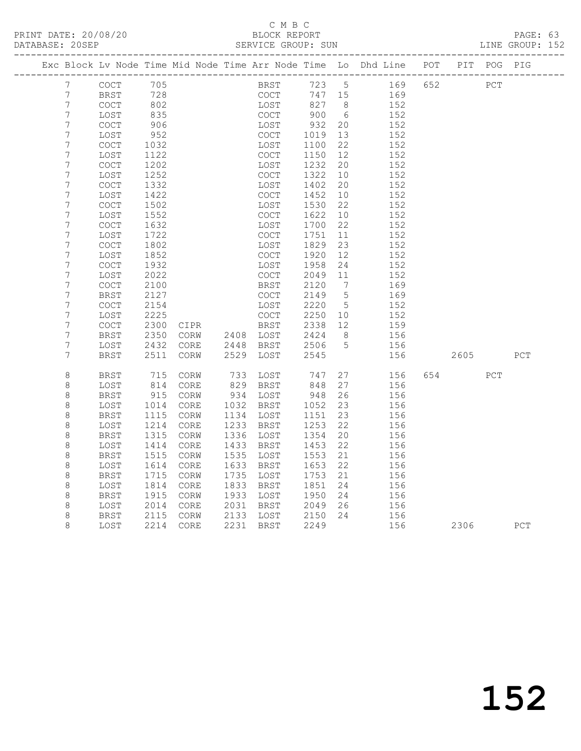C M B C

PRINT DATE: 20/08/20 BLOCK REPORT PAGE: 63
DATABASE: 20SEP SERVICE GROUP: SUN LINE GROUP: 152

| Exc | Block | Lv | Node | Time | Mid Node | Time | Arr Node | Time | Lo | Dhd Line | POT | PIT | POG | PIG |
|---|---|---|---|---|---|---|---|---|---|---|---|---|---|---|
| | 7 | | COCT | 705 | | | BRST | 723 | 5 | 169 | 652 | | PCT | |
| | 7 | | BRST | 728 | | | COCT | 747 | 15 | 169 | | | | |
| | 7 | | COCT | 802 | | | LOST | 827 | 8 | 152 | | | | |
| | 7 | | LOST | 835 | | | COCT | 900 | 6 | 152 | | | | |
| | 7 | | COCT | 906 | | | LOST | 932 | 20 | 152 | | | | |
| | 7 | | LOST | 952 | | | COCT | 1019 | 13 | 152 | | | | |
| | 7 | | COCT | 1032 | | | LOST | 1100 | 22 | 152 | | | | |
| | 7 | | LOST | 1122 | | | COCT | 1150 | 12 | 152 | | | | |
| | 7 | | COCT | 1202 | | | LOST | 1232 | 20 | 152 | | | | |
| | 7 | | LOST | 1252 | | | COCT | 1322 | 10 | 152 | | | | |
| | 7 | | COCT | 1332 | | | LOST | 1402 | 20 | 152 | | | | |
| | 7 | | LOST | 1422 | | | COCT | 1452 | 10 | 152 | | | | |
| | 7 | | COCT | 1502 | | | LOST | 1530 | 22 | 152 | | | | |
| | 7 | | LOST | 1552 | | | COCT | 1622 | 10 | 152 | | | | |
| | 7 | | COCT | 1632 | | | LOST | 1700 | 22 | 152 | | | | |
| | 7 | | LOST | 1722 | | | COCT | 1751 | 11 | 152 | | | | |
| | 7 | | COCT | 1802 | | | LOST | 1829 | 23 | 152 | | | | |
| | 7 | | LOST | 1852 | | | COCT | 1920 | 12 | 152 | | | | |
| | 7 | | COCT | 1932 | | | LOST | 1958 | 24 | 152 | | | | |
| | 7 | | LOST | 2022 | | | COCT | 2049 | 11 | 152 | | | | |
| | 7 | | COCT | 2100 | | | BRST | 2120 | 7 | 169 | | | | |
| | 7 | | BRST | 2127 | | | COCT | 2149 | 5 | 169 | | | | |
| | 7 | | COCT | 2154 | | | LOST | 2220 | 5 | 152 | | | | |
| | 7 | | LOST | 2225 | | | COCT | 2250 | 10 | 152 | | | | |
| | 7 | | COCT | 2300 | CIPR | | BRST | 2338 | 12 | 159 | | | | |
| | 7 | | BRST | 2350 | CORW | 2408 | LOST | 2424 | 8 | 156 | | | | |
| | 7 | | LOST | 2432 | CORE | 2448 | BRST | 2506 | 5 | 156 | | | | |
| | 7 | | BRST | 2511 | CORW | 2529 | LOST | 2545 | | 156 | | 2605 | | PCT |
| | 8 | | BRST | 715 | CORW | 733 | LOST | 747 | 27 | 156 | 654 | | PCT | |
| | 8 | | LOST | 814 | CORE | 829 | BRST | 848 | 27 | 156 | | | | |
| | 8 | | BRST | 915 | CORW | 934 | LOST | 948 | 26 | 156 | | | | |
| | 8 | | LOST | 1014 | CORE | 1032 | BRST | 1052 | 23 | 156 | | | | |
| | 8 | | BRST | 1115 | CORW | 1134 | LOST | 1151 | 23 | 156 | | | | |
| | 8 | | LOST | 1214 | CORE | 1233 | BRST | 1253 | 22 | 156 | | | | |
| | 8 | | BRST | 1315 | CORW | 1336 | LOST | 1354 | 20 | 156 | | | | |
| | 8 | | LOST | 1414 | CORE | 1433 | BRST | 1453 | 22 | 156 | | | | |
| | 8 | | BRST | 1515 | CORW | 1535 | LOST | 1553 | 21 | 156 | | | | |
| | 8 | | LOST | 1614 | CORE | 1633 | BRST | 1653 | 22 | 156 | | | | |
| | 8 | | BRST | 1715 | CORW | 1735 | LOST | 1753 | 21 | 156 | | | | |
| | 8 | | LOST | 1814 | CORE | 1833 | BRST | 1851 | 24 | 156 | | | | |
| | 8 | | BRST | 1915 | CORW | 1933 | LOST | 1950 | 24 | 156 | | | | |
| | 8 | | LOST | 2014 | CORE | 2031 | BRST | 2049 | 26 | 156 | | | | |
| | 8 | | BRST | 2115 | CORW | 2133 | LOST | 2150 | 24 | 156 | | | | |
| | 8 | | LOST | 2214 | CORE | 2231 | BRST | 2249 | | 156 | | 2306 | | PCT |

152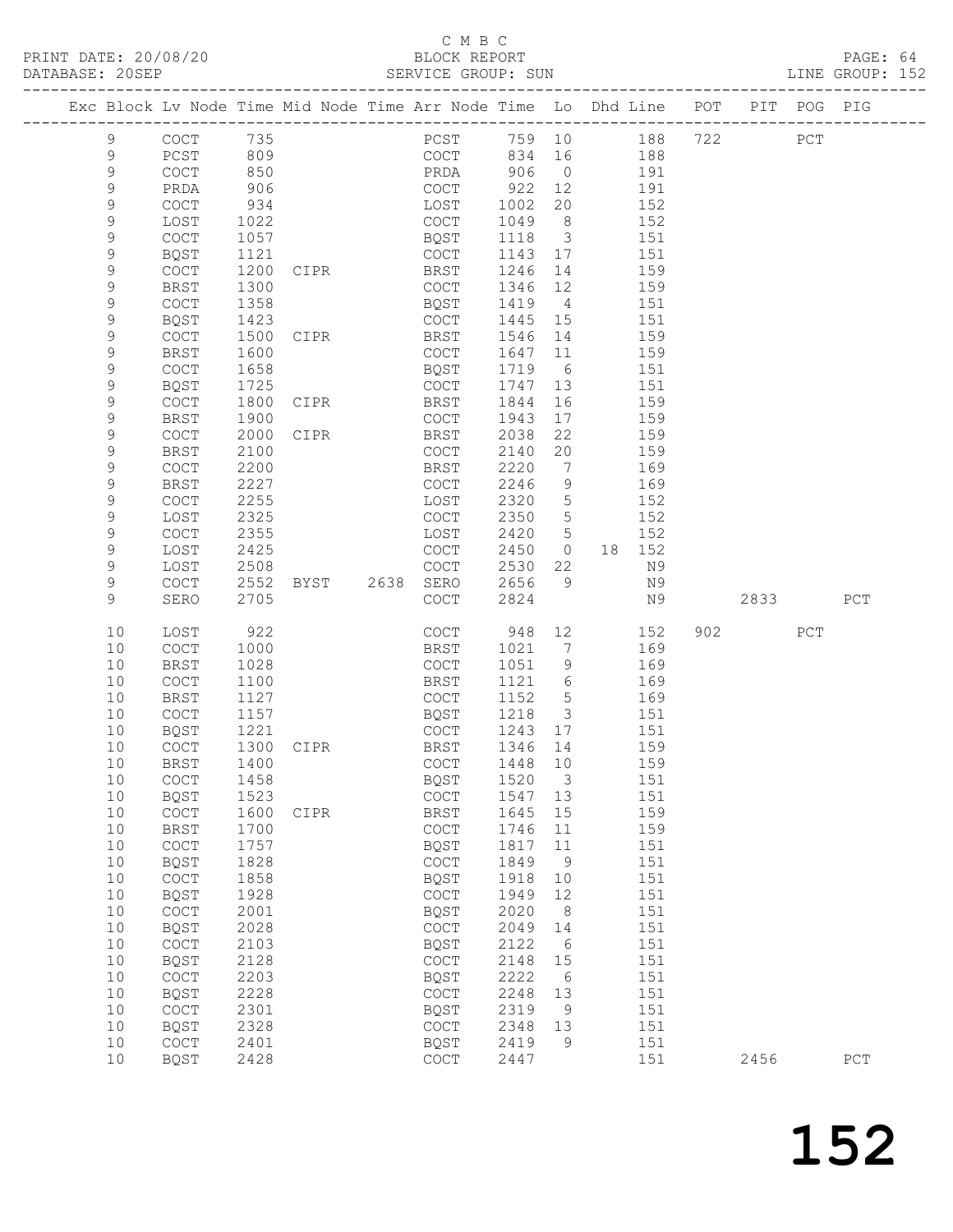C M B C

BLOCK REPORT

PRINT DATE: 20/08/20 DATABASE: 20SEP SERVICE GROUP: SUN LINE GROUP: 152

| Exc | Block | Lv | Node | Time | Mid Node | Time | Arr Node | Time | Lo | Dhd Line | POT | PIT | POG | PIG |
|---|---|---|---|---|---|---|---|---|---|---|---|---|---|---|
| | 9 | | COCT | 735 | | | PCST | 759 | 10 | 188 | 722 | | PCT | |
| | 9 | | PCST | 809 | | | COCT | 834 | 16 | 188 | | | | |
| | 9 | | COCT | 850 | | | PRDA | 906 | 0 | 191 | | | | |
| | 9 | | PRDA | 906 | | | COCT | 922 | 12 | 191 | | | | |
| | 9 | | COCT | 934 | | | LOST | 1002 | 20 | 152 | | | | |
| | 9 | | LOST | 1022 | | | COCT | 1049 | 8 | 152 | | | | |
| | 9 | | COCT | 1057 | | | BQST | 1118 | 3 | 151 | | | | |
| | 9 | | BQST | 1121 | | | COCT | 1143 | 17 | 151 | | | | |
| | 9 | | COCT | 1200 | CIPR | | BRST | 1246 | 14 | 159 | | | | |
| | 9 | | BRST | 1300 | | | COCT | 1346 | 12 | 159 | | | | |
| | 9 | | COCT | 1358 | | | BQST | 1419 | 4 | 151 | | | | |
| | 9 | | BQST | 1423 | | | COCT | 1445 | 15 | 151 | | | | |
| | 9 | | COCT | 1500 | CIPR | | BRST | 1546 | 14 | 159 | | | | |
| | 9 | | BRST | 1600 | | | COCT | 1647 | 11 | 159 | | | | |
| | 9 | | COCT | 1658 | | | BQST | 1719 | 6 | 151 | | | | |
| | 9 | | BQST | 1725 | | | COCT | 1747 | 13 | 151 | | | | |
| | 9 | | COCT | 1800 | CIPR | | BRST | 1844 | 16 | 159 | | | | |
| | 9 | | BRST | 1900 | | | COCT | 1943 | 17 | 159 | | | | |
| | 9 | | COCT | 2000 | CIPR | | BRST | 2038 | 22 | 159 | | | | |
| | 9 | | BRST | 2100 | | | COCT | 2140 | 20 | 159 | | | | |
| | 9 | | COCT | 2200 | | | BRST | 2220 | 7 | 169 | | | | |
| | 9 | | BRST | 2227 | | | COCT | 2246 | 9 | 169 | | | | |
| | 9 | | COCT | 2255 | | | LOST | 2320 | 5 | 152 | | | | |
| | 9 | | LOST | 2325 | | | COCT | 2350 | 5 | 152 | | | | |
| | 9 | | COCT | 2355 | | | LOST | 2420 | 5 | 152 | | | | |
| | 9 | | LOST | 2425 | | | COCT | 2450 | 0 | 18 152 | | | | |
| | 9 | | LOST | 2508 | | | COCT | 2530 | 22 | N9 | | | | |
| | 9 | | COCT | 2552 | BYST | 2638 | SERO | 2656 | 9 | N9 | | | | |
| | 9 | | SERO | 2705 | | | COCT | 2824 | | N9 | | 2833 | | PCT |
| | 10 | | LOST | 922 | | | COCT | 948 | 12 | 152 | 902 | | PCT | |
| | 10 | | COCT | 1000 | | | BRST | 1021 | 7 | 169 | | | | |
| | 10 | | BRST | 1028 | | | COCT | 1051 | 9 | 169 | | | | |
| | 10 | | COCT | 1100 | | | BRST | 1121 | 6 | 169 | | | | |
| | 10 | | BRST | 1127 | | | COCT | 1152 | 5 | 169 | | | | |
| | 10 | | COCT | 1157 | | | BQST | 1218 | 3 | 151 | | | | |
| | 10 | | BQST | 1221 | | | COCT | 1243 | 17 | 151 | | | | |
| | 10 | | COCT | 1300 | CIPR | | BRST | 1346 | 14 | 159 | | | | |
| | 10 | | BRST | 1400 | | | COCT | 1448 | 10 | 159 | | | | |
| | 10 | | COCT | 1458 | | | BQST | 1520 | 3 | 151 | | | | |
| | 10 | | BQST | 1523 | | | COCT | 1547 | 13 | 151 | | | | |
| | 10 | | COCT | 1600 | CIPR | | BRST | 1645 | 15 | 159 | | | | |
| | 10 | | BRST | 1700 | | | COCT | 1746 | 11 | 159 | | | | |
| | 10 | | COCT | 1757 | | | BQST | 1817 | 11 | 151 | | | | |
| | 10 | | BQST | 1828 | | | COCT | 1849 | 9 | 151 | | | | |
| | 10 | | COCT | 1858 | | | BQST | 1918 | 10 | 151 | | | | |
| | 10 | | BQST | 1928 | | | COCT | 1949 | 12 | 151 | | | | |
| | 10 | | COCT | 2001 | | | BQST | 2020 | 8 | 151 | | | | |
| | 10 | | BQST | 2028 | | | COCT | 2049 | 14 | 151 | | | | |
| | 10 | | COCT | 2103 | | | BQST | 2122 | 6 | 151 | | | | |
| | 10 | | BQST | 2128 | | | COCT | 2148 | 15 | 151 | | | | |
| | 10 | | COCT | 2203 | | | BQST | 2222 | 6 | 151 | | | | |
| | 10 | | BQST | 2228 | | | COCT | 2248 | 13 | 151 | | | | |
| | 10 | | COCT | 2301 | | | BQST | 2319 | 9 | 151 | | | | |
| | 10 | | BQST | 2328 | | | COCT | 2348 | 13 | 151 | | | | |
| | 10 | | COCT | 2401 | | | BQST | 2419 | 9 | 151 | | | | |
| | 10 | | BQST | 2428 | | | COCT | 2447 | | 151 | | 2456 | | PCT |

152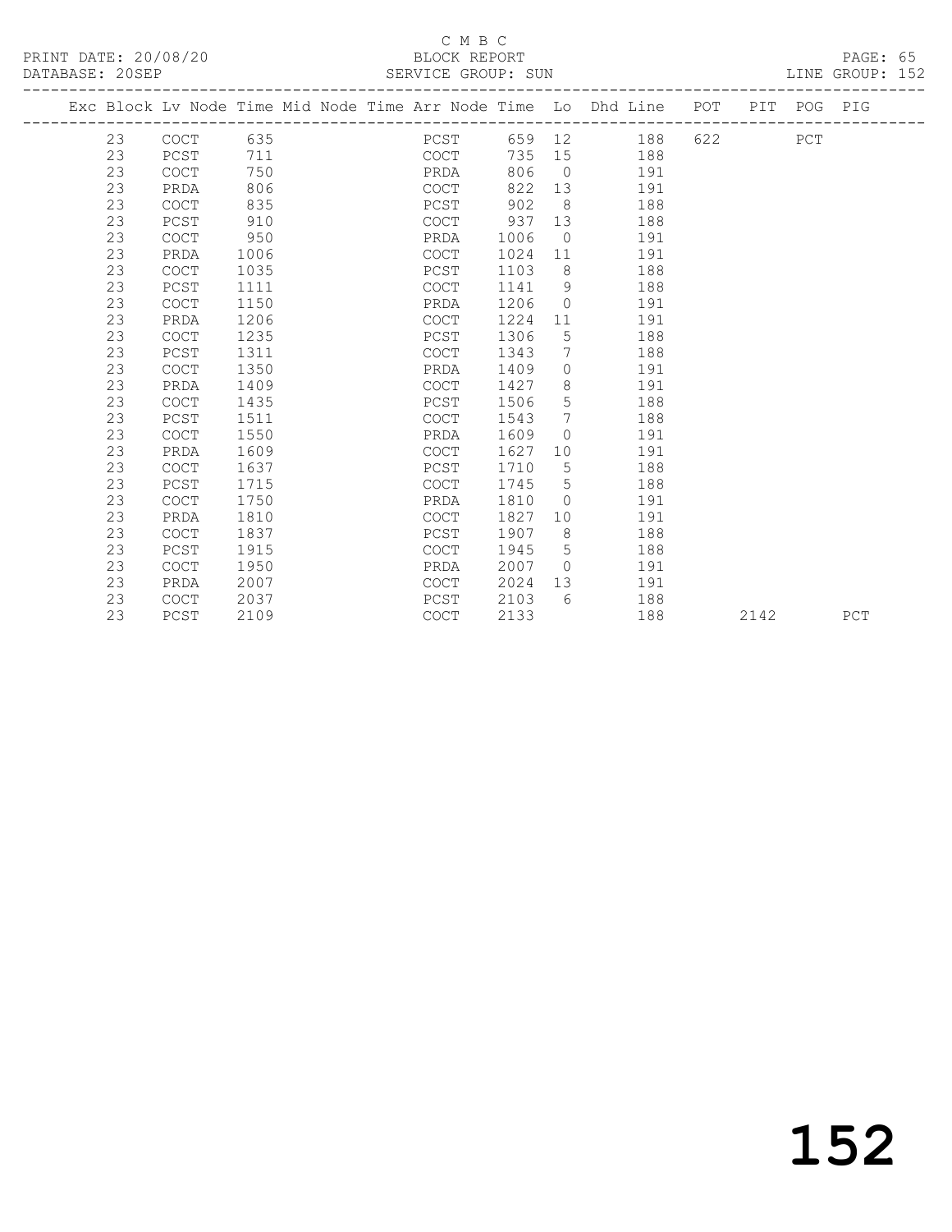C M B C

BLOCK REPORT

SERVICE GROUP: SUN

PRINT DATE: 20/08/20

DATABASE: 20SEP

LINE GROUP: 152

| Exc | Block | Lv | Node | Time | Mid Node | Time | Arr Node | Time | Lo | Dhd Line | POT | PIT | POG | PIG |
|---|---|---|---|---|---|---|---|---|---|---|---|---|---|---|
| | 23 | | COCT | 635 | | | PCST | 659 | 12 | 188 | 622 | | PCT | |
| | 23 | | PCST | 711 | | | COCT | 735 | 15 | 188 | | | | |
| | 23 | | COCT | 750 | | | PRDA | 806 | 0 | 191 | | | | |
| | 23 | | PRDA | 806 | | | COCT | 822 | 13 | 191 | | | | |
| | 23 | | COCT | 835 | | | PCST | 902 | 8 | 188 | | | | |
| | 23 | | PCST | 910 | | | COCT | 937 | 13 | 188 | | | | |
| | 23 | | COCT | 950 | | | PRDA | 1006 | 0 | 191 | | | | |
| | 23 | | PRDA | 1006 | | | COCT | 1024 | 11 | 191 | | | | |
| | 23 | | COCT | 1035 | | | PCST | 1103 | 8 | 188 | | | | |
| | 23 | | PCST | 1111 | | | COCT | 1141 | 9 | 188 | | | | |
| | 23 | | COCT | 1150 | | | PRDA | 1206 | 0 | 191 | | | | |
| | 23 | | PRDA | 1206 | | | COCT | 1224 | 11 | 191 | | | | |
| | 23 | | COCT | 1235 | | | PCST | 1306 | 5 | 188 | | | | |
| | 23 | | PCST | 1311 | | | COCT | 1343 | 7 | 188 | | | | |
| | 23 | | COCT | 1350 | | | PRDA | 1409 | 0 | 191 | | | | |
| | 23 | | PRDA | 1409 | | | COCT | 1427 | 8 | 191 | | | | |
| | 23 | | COCT | 1435 | | | PCST | 1506 | 5 | 188 | | | | |
| | 23 | | PCST | 1511 | | | COCT | 1543 | 7 | 188 | | | | |
| | 23 | | COCT | 1550 | | | PRDA | 1609 | 0 | 191 | | | | |
| | 23 | | PRDA | 1609 | | | COCT | 1627 | 10 | 191 | | | | |
| | 23 | | COCT | 1637 | | | PCST | 1710 | 5 | 188 | | | | |
| | 23 | | PCST | 1715 | | | COCT | 1745 | 5 | 188 | | | | |
| | 23 | | COCT | 1750 | | | PRDA | 1810 | 0 | 191 | | | | |
| | 23 | | PRDA | 1810 | | | COCT | 1827 | 10 | 191 | | | | |
| | 23 | | COCT | 1837 | | | PCST | 1907 | 8 | 188 | | | | |
| | 23 | | PCST | 1915 | | | COCT | 1945 | 5 | 188 | | | | |
| | 23 | | COCT | 1950 | | | PRDA | 2007 | 0 | 191 | | | | |
| | 23 | | PRDA | 2007 | | | COCT | 2024 | 13 | 191 | | | | |
| | 23 | | COCT | 2037 | | | PCST | 2103 | 6 | 188 | | | | |
| | 23 | | PCST | 2109 | | | COCT | 2133 | | 188 | | 2142 | | PCT |

152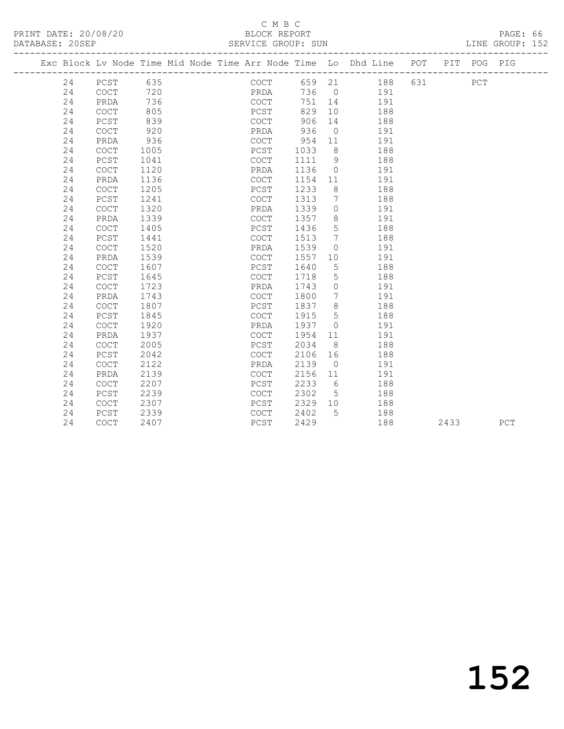C M B C

BLOCK REPORT

SERVICE GROUP: SUN

PRINT DATE: 20/08/20

DATABASE: 20SEP

LINE GROUP: 152

| Exc | Block | Lv | Node | Time | Mid Node | Time | Arr Node | Time | Lo | Dhd Line | POT | PIT | POG | PIG |
|---|---|---|---|---|---|---|---|---|---|---|---|---|---|---|
| | 24 | | PCST | 635 | | | COCT | 659 | 21 | 188 | 631 | | PCT | |
| | 24 | | COCT | 720 | | | PRDA | 736 | 0 | 191 | | | | |
| | 24 | | PRDA | 736 | | | COCT | 751 | 14 | 191 | | | | |
| | 24 | | COCT | 805 | | | PCST | 829 | 10 | 188 | | | | |
| | 24 | | PCST | 839 | | | COCT | 906 | 14 | 188 | | | | |
| | 24 | | COCT | 920 | | | PRDA | 936 | 0 | 191 | | | | |
| | 24 | | PRDA | 936 | | | COCT | 954 | 11 | 191 | | | | |
| | 24 | | COCT | 1005 | | | PCST | 1033 | 8 | 188 | | | | |
| | 24 | | PCST | 1041 | | | COCT | 1111 | 9 | 188 | | | | |
| | 24 | | COCT | 1120 | | | PRDA | 1136 | 0 | 191 | | | | |
| | 24 | | PRDA | 1136 | | | COCT | 1154 | 11 | 191 | | | | |
| | 24 | | COCT | 1205 | | | PCST | 1233 | 8 | 188 | | | | |
| | 24 | | PCST | 1241 | | | COCT | 1313 | 7 | 188 | | | | |
| | 24 | | COCT | 1320 | | | PRDA | 1339 | 0 | 191 | | | | |
| | 24 | | PRDA | 1339 | | | COCT | 1357 | 8 | 191 | | | | |
| | 24 | | COCT | 1405 | | | PCST | 1436 | 5 | 188 | | | | |
| | 24 | | PCST | 1441 | | | COCT | 1513 | 7 | 188 | | | | |
| | 24 | | COCT | 1520 | | | PRDA | 1539 | 0 | 191 | | | | |
| | 24 | | PRDA | 1539 | | | COCT | 1557 | 10 | 191 | | | | |
| | 24 | | COCT | 1607 | | | PCST | 1640 | 5 | 188 | | | | |
| | 24 | | PCST | 1645 | | | COCT | 1718 | 5 | 188 | | | | |
| | 24 | | COCT | 1723 | | | PRDA | 1743 | 0 | 191 | | | | |
| | 24 | | PRDA | 1743 | | | COCT | 1800 | 7 | 191 | | | | |
| | 24 | | COCT | 1807 | | | PCST | 1837 | 8 | 188 | | | | |
| | 24 | | PCST | 1845 | | | COCT | 1915 | 5 | 188 | | | | |
| | 24 | | COCT | 1920 | | | PRDA | 1937 | 0 | 191 | | | | |
| | 24 | | PRDA | 1937 | | | COCT | 1954 | 11 | 191 | | | | |
| | 24 | | COCT | 2005 | | | PCST | 2034 | 8 | 188 | | | | |
| | 24 | | PCST | 2042 | | | COCT | 2106 | 16 | 188 | | | | |
| | 24 | | COCT | 2122 | | | PRDA | 2139 | 0 | 191 | | | | |
| | 24 | | PRDA | 2139 | | | COCT | 2156 | 11 | 191 | | | | |
| | 24 | | COCT | 2207 | | | PCST | 2233 | 6 | 188 | | | | |
| | 24 | | PCST | 2239 | | | COCT | 2302 | 5 | 188 | | | | |
| | 24 | | COCT | 2307 | | | PCST | 2329 | 10 | 188 | | | | |
| | 24 | | PCST | 2339 | | | COCT | 2402 | 5 | 188 | | | | |
| | 24 | | COCT | 2407 | | | PCST | 2429 | | 188 | | 2433 | | PCT |

152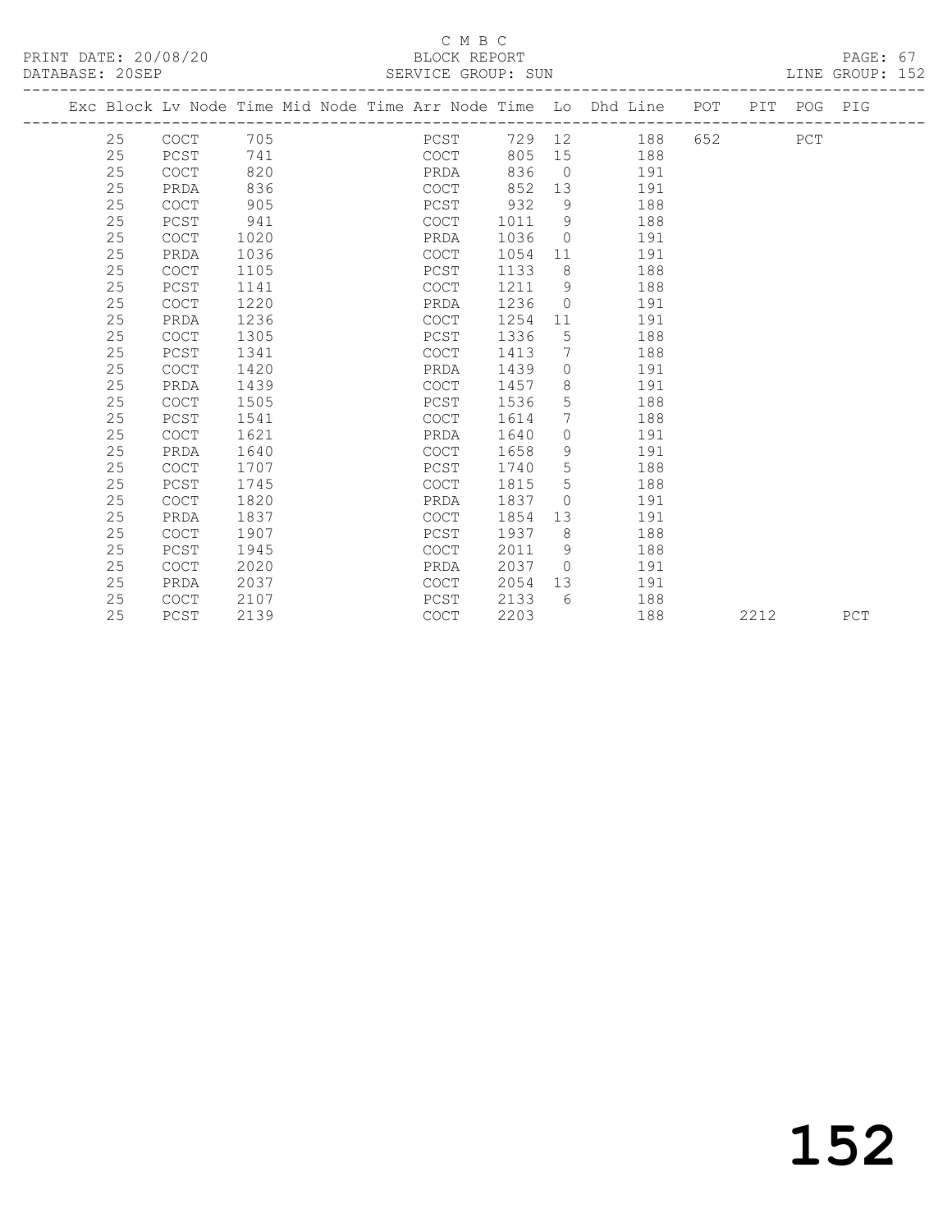C M B C

BLOCK REPORT

SERVICE GROUP: SUN

PRINT DATE: 20/08/20

DATABASE: 20SEP

LINE GROUP: 152

| Exc | Block | Lv | Node | Time | Mid Node | Time | Arr Node | Time | Lo | Dhd Line | POT | PIT | POG | PIG |
|---|---|---|---|---|---|---|---|---|---|---|---|---|---|---|
| | 25 | | COCT | 705 | | | PCST | 729 | 12 | 188 | 652 | | PCT | |
| | 25 | | PCST | 741 | | | COCT | 805 | 15 | 188 | | | | |
| | 25 | | COCT | 820 | | | PRDA | 836 | 0 | 191 | | | | |
| | 25 | | PRDA | 836 | | | COCT | 852 | 13 | 191 | | | | |
| | 25 | | COCT | 905 | | | PCST | 932 | 9 | 188 | | | | |
| | 25 | | PCST | 941 | | | COCT | 1011 | 9 | 188 | | | | |
| | 25 | | COCT | 1020 | | | PRDA | 1036 | 0 | 191 | | | | |
| | 25 | | PRDA | 1036 | | | COCT | 1054 | 11 | 191 | | | | |
| | 25 | | COCT | 1105 | | | PCST | 1133 | 8 | 188 | | | | |
| | 25 | | PCST | 1141 | | | COCT | 1211 | 9 | 188 | | | | |
| | 25 | | COCT | 1220 | | | PRDA | 1236 | 0 | 191 | | | | |
| | 25 | | PRDA | 1236 | | | COCT | 1254 | 11 | 191 | | | | |
| | 25 | | COCT | 1305 | | | PCST | 1336 | 5 | 188 | | | | |
| | 25 | | PCST | 1341 | | | COCT | 1413 | 7 | 188 | | | | |
| | 25 | | COCT | 1420 | | | PRDA | 1439 | 0 | 191 | | | | |
| | 25 | | PRDA | 1439 | | | COCT | 1457 | 8 | 191 | | | | |
| | 25 | | COCT | 1505 | | | PCST | 1536 | 5 | 188 | | | | |
| | 25 | | PCST | 1541 | | | COCT | 1614 | 7 | 188 | | | | |
| | 25 | | COCT | 1621 | | | PRDA | 1640 | 0 | 191 | | | | |
| | 25 | | PRDA | 1640 | | | COCT | 1658 | 9 | 191 | | | | |
| | 25 | | COCT | 1707 | | | PCST | 1740 | 5 | 188 | | | | |
| | 25 | | PCST | 1745 | | | COCT | 1815 | 5 | 188 | | | | |
| | 25 | | COCT | 1820 | | | PRDA | 1837 | 0 | 191 | | | | |
| | 25 | | PRDA | 1837 | | | COCT | 1854 | 13 | 191 | | | | |
| | 25 | | COCT | 1907 | | | PCST | 1937 | 8 | 188 | | | | |
| | 25 | | PCST | 1945 | | | COCT | 2011 | 9 | 188 | | | | |
| | 25 | | COCT | 2020 | | | PRDA | 2037 | 0 | 191 | | | | |
| | 25 | | PRDA | 2037 | | | COCT | 2054 | 13 | 191 | | | | |
| | 25 | | COCT | 2107 | | | PCST | 2133 | 6 | 188 | | | | |
| | 25 | | PCST | 2139 | | | COCT | 2203 | | 188 | | 2212 | | PCT |

152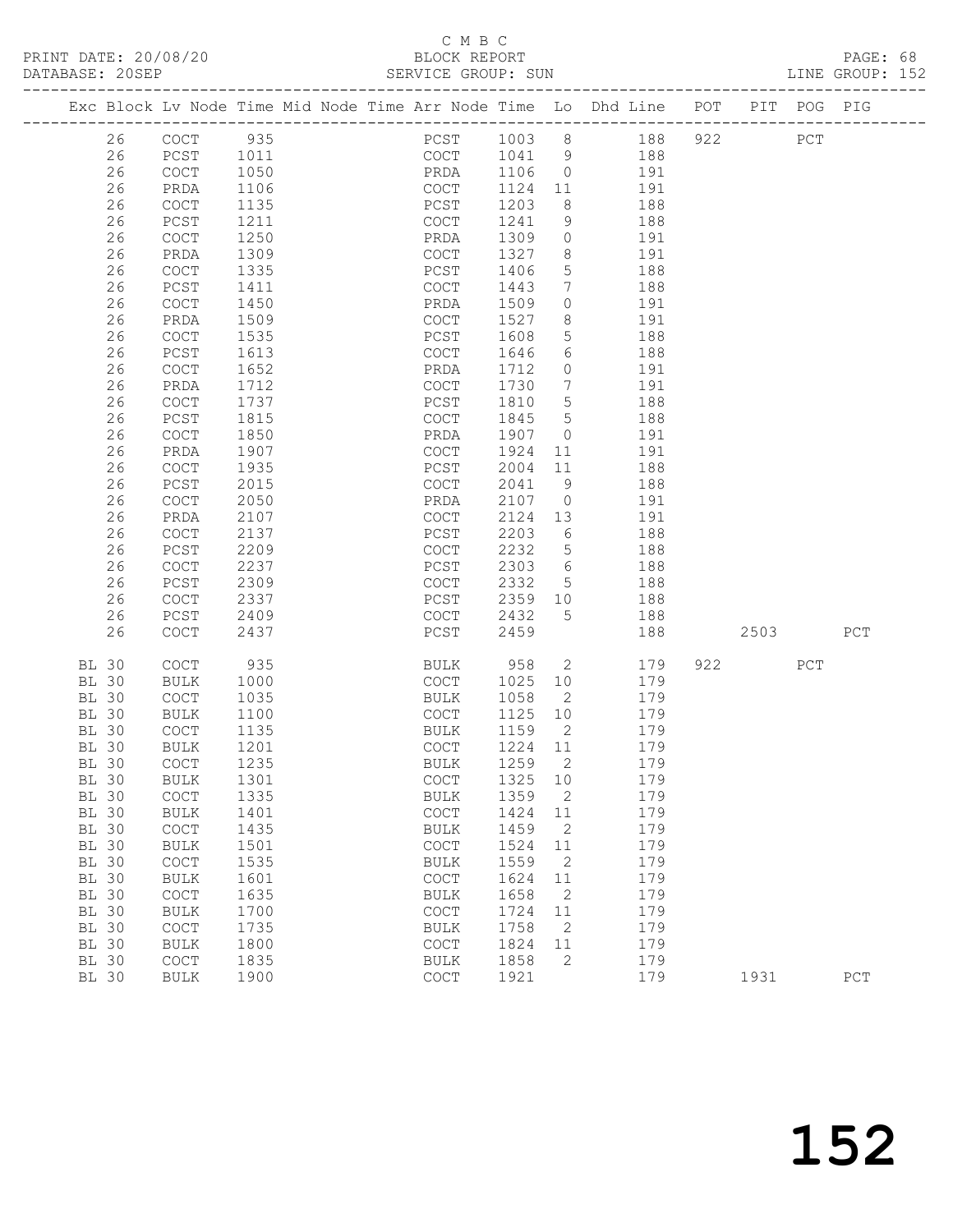C M B C

PRINT DATE: 20/08/20 BLOCK REPORT PAGE: 68
DATABASE: 20SEP SERVICE GROUP: SUN LINE GROUP: 152

| Exc | Block | Lv | Node | Time | Mid Node | Time | Arr Node | Time | Lo | Dhd Line | POT | PIT | POG | PIG |
|---|---|---|---|---|---|---|---|---|---|---|---|---|---|---|
| | 26 | | COCT | 935 | | | PCST | 1003 | 8 | 188 | 922 | | PCT | |
| | 26 | | PCST | 1011 | | | COCT | 1041 | 9 | 188 | | | | |
| | 26 | | COCT | 1050 | | | PRDA | 1106 | 0 | 191 | | | | |
| | 26 | | PRDA | 1106 | | | COCT | 1124 | 11 | 191 | | | | |
| | 26 | | COCT | 1135 | | | PCST | 1203 | 8 | 188 | | | | |
| | 26 | | PCST | 1211 | | | COCT | 1241 | 9 | 188 | | | | |
| | 26 | | COCT | 1250 | | | PRDA | 1309 | 0 | 191 | | | | |
| | 26 | | PRDA | 1309 | | | COCT | 1327 | 8 | 191 | | | | |
| | 26 | | COCT | 1335 | | | PCST | 1406 | 5 | 188 | | | | |
| | 26 | | PCST | 1411 | | | COCT | 1443 | 7 | 188 | | | | |
| | 26 | | COCT | 1450 | | | PRDA | 1509 | 0 | 191 | | | | |
| | 26 | | PRDA | 1509 | | | COCT | 1527 | 8 | 191 | | | | |
| | 26 | | COCT | 1535 | | | PCST | 1608 | 5 | 188 | | | | |
| | 26 | | PCST | 1613 | | | COCT | 1646 | 6 | 188 | | | | |
| | 26 | | COCT | 1652 | | | PRDA | 1712 | 0 | 191 | | | | |
| | 26 | | PRDA | 1712 | | | COCT | 1730 | 7 | 191 | | | | |
| | 26 | | COCT | 1737 | | | PCST | 1810 | 5 | 188 | | | | |
| | 26 | | PCST | 1815 | | | COCT | 1845 | 5 | 188 | | | | |
| | 26 | | COCT | 1850 | | | PRDA | 1907 | 0 | 191 | | | | |
| | 26 | | PRDA | 1907 | | | COCT | 1924 | 11 | 191 | | | | |
| | 26 | | COCT | 1935 | | | PCST | 2004 | 11 | 188 | | | | |
| | 26 | | PCST | 2015 | | | COCT | 2041 | 9 | 188 | | | | |
| | 26 | | COCT | 2050 | | | PRDA | 2107 | 0 | 191 | | | | |
| | 26 | | PRDA | 2107 | | | COCT | 2124 | 13 | 191 | | | | |
| | 26 | | COCT | 2137 | | | PCST | 2203 | 6 | 188 | | | | |
| | 26 | | PCST | 2209 | | | COCT | 2232 | 5 | 188 | | | | |
| | 26 | | COCT | 2237 | | | PCST | 2303 | 6 | 188 | | | | |
| | 26 | | PCST | 2309 | | | COCT | 2332 | 5 | 188 | | | | |
| | 26 | | COCT | 2337 | | | PCST | 2359 | 10 | 188 | | | | |
| | 26 | | PCST | 2409 | | | COCT | 2432 | 5 | 188 | | | | |
| | 26 | | COCT | 2437 | | | PCST | 2459 | | 188 | | 2503 | | PCT |
| BL | 30 | | COCT | 935 | | | BULK | 958 | 2 | 179 | 922 | | PCT | |
| BL | 30 | | BULK | 1000 | | | COCT | 1025 | 10 | 179 | | | | |
| BL | 30 | | COCT | 1035 | | | BULK | 1058 | 2 | 179 | | | | |
| BL | 30 | | BULK | 1100 | | | COCT | 1125 | 10 | 179 | | | | |
| BL | 30 | | COCT | 1135 | | | BULK | 1159 | 2 | 179 | | | | |
| BL | 30 | | BULK | 1201 | | | COCT | 1224 | 11 | 179 | | | | |
| BL | 30 | | COCT | 1235 | | | BULK | 1259 | 2 | 179 | | | | |
| BL | 30 | | BULK | 1301 | | | COCT | 1325 | 10 | 179 | | | | |
| BL | 30 | | COCT | 1335 | | | BULK | 1359 | 2 | 179 | | | | |
| BL | 30 | | BULK | 1401 | | | COCT | 1424 | 11 | 179 | | | | |
| BL | 30 | | COCT | 1435 | | | BULK | 1459 | 2 | 179 | | | | |
| BL | 30 | | BULK | 1501 | | | COCT | 1524 | 11 | 179 | | | | |
| BL | 30 | | COCT | 1535 | | | BULK | 1559 | 2 | 179 | | | | |
| BL | 30 | | BULK | 1601 | | | COCT | 1624 | 11 | 179 | | | | |
| BL | 30 | | COCT | 1635 | | | BULK | 1658 | 2 | 179 | | | | |
| BL | 30 | | BULK | 1700 | | | COCT | 1724 | 11 | 179 | | | | |
| BL | 30 | | COCT | 1735 | | | BULK | 1758 | 2 | 179 | | | | |
| BL | 30 | | BULK | 1800 | | | COCT | 1824 | 11 | 179 | | | | |
| BL | 30 | | COCT | 1835 | | | BULK | 1858 | 2 | 179 | | | | |
| BL | 30 | | BULK | 1900 | | | COCT | 1921 | | 179 | | 1931 | | PCT |

152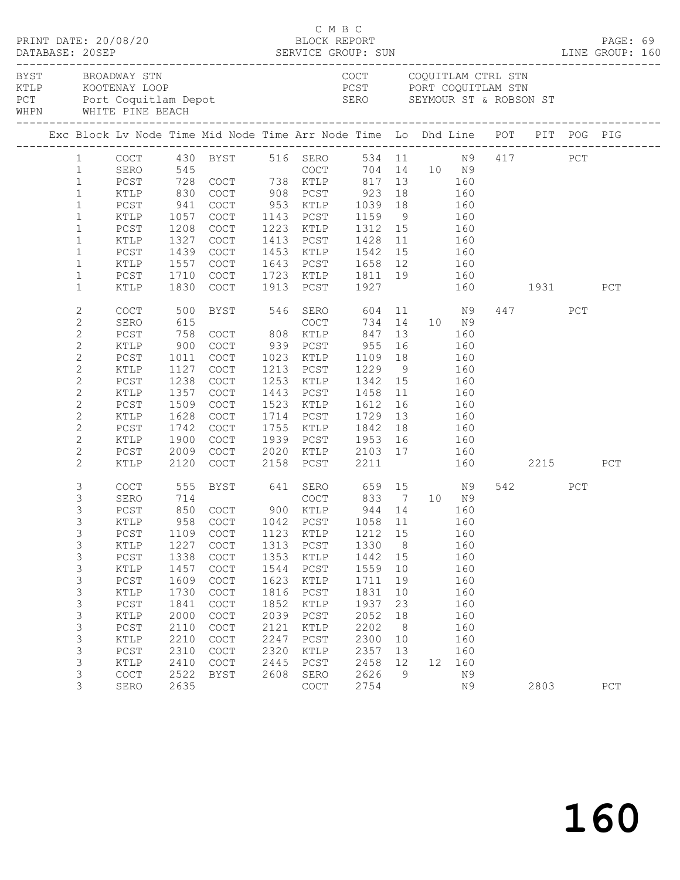C M B C

PRINT DATE: 20/08/20 BLOCK REPORT

DATABASE: 20SEP SERVICE GROUP: SUN LINE GROUP: 160

| | | | |
|---|---|---|---|
| BYST | BROADWAY STN | COCT | COQUITLAM CTRL STN |
| KTLP | KOOTENAY LOOP | PCST | PORT COQUITLAM STN |
| PCT | Port Coquitlam Depot | SERO | SEYMOUR ST & ROBSON ST |
| WHPN | WHITE PINE BEACH | | |

| Exc | Block | Lv Node | Time | Mid Node | Time | Arr Node | Time | Lo | Dhd | Line | POT | PIT | POG | PIG |
|---|---|---|---|---|---|---|---|---|---|---|---|---|---|---|
| | 1 | COCT | 430 | BYST | 516 | SERO | 534 | 11 | | N9 | 417 | | PCT | |
| | 1 | SERO | 545 | | | COCT | 704 | 14 | 10 | N9 | | | | |
| | 1 | PCST | 728 | COCT | 738 | KTLP | 817 | 13 | | 160 | | | | |
| | 1 | KTLP | 830 | COCT | 908 | PCST | 923 | 18 | | 160 | | | | |
| | 1 | PCST | 941 | COCT | 953 | KTLP | 1039 | 18 | | 160 | | | | |
| | 1 | KTLP | 1057 | COCT | 1143 | PCST | 1159 | 9 | | 160 | | | | |
| | 1 | PCST | 1208 | COCT | 1223 | KTLP | 1312 | 15 | | 160 | | | | |
| | 1 | KTLP | 1327 | COCT | 1413 | PCST | 1428 | 11 | | 160 | | | | |
| | 1 | PCST | 1439 | COCT | 1453 | KTLP | 1542 | 15 | | 160 | | | | |
| | 1 | KTLP | 1557 | COCT | 1643 | PCST | 1658 | 12 | | 160 | | | | |
| | 1 | PCST | 1710 | COCT | 1723 | KTLP | 1811 | 19 | | 160 | | | | |
| | 1 | KTLP | 1830 | COCT | 1913 | PCST | 1927 | | | 160 | | 1931 | | PCT |
| | 2 | COCT | 500 | BYST | 546 | SERO | 604 | 11 | | N9 | 447 | | PCT | |
| | 2 | SERO | 615 | | | COCT | 734 | 14 | 10 | N9 | | | | |
| | 2 | PCST | 758 | COCT | 808 | KTLP | 847 | 13 | | 160 | | | | |
| | 2 | KTLP | 900 | COCT | 939 | PCST | 955 | 16 | | 160 | | | | |
| | 2 | PCST | 1011 | COCT | 1023 | KTLP | 1109 | 18 | | 160 | | | | |
| | 2 | KTLP | 1127 | COCT | 1213 | PCST | 1229 | 9 | | 160 | | | | |
| | 2 | PCST | 1238 | COCT | 1253 | KTLP | 1342 | 15 | | 160 | | | | |
| | 2 | KTLP | 1357 | COCT | 1443 | PCST | 1458 | 11 | | 160 | | | | |
| | 2 | PCST | 1509 | COCT | 1523 | KTLP | 1612 | 16 | | 160 | | | | |
| | 2 | KTLP | 1628 | COCT | 1714 | PCST | 1729 | 13 | | 160 | | | | |
| | 2 | PCST | 1742 | COCT | 1755 | KTLP | 1842 | 18 | | 160 | | | | |
| | 2 | KTLP | 1900 | COCT | 1939 | PCST | 1953 | 16 | | 160 | | | | |
| | 2 | PCST | 2009 | COCT | 2020 | KTLP | 2103 | 17 | | 160 | | | | |
| | 2 | KTLP | 2120 | COCT | 2158 | PCST | 2211 | | | 160 | | 2215 | | PCT |
| | 3 | COCT | 555 | BYST | 641 | SERO | 659 | 15 | | N9 | 542 | | PCT | |
| | 3 | SERO | 714 | | | COCT | 833 | 7 | 10 | N9 | | | | |
| | 3 | PCST | 850 | COCT | 900 | KTLP | 944 | 14 | | 160 | | | | |
| | 3 | KTLP | 958 | COCT | 1042 | PCST | 1058 | 11 | | 160 | | | | |
| | 3 | PCST | 1109 | COCT | 1123 | KTLP | 1212 | 15 | | 160 | | | | |
| | 3 | KTLP | 1227 | COCT | 1313 | PCST | 1330 | 8 | | 160 | | | | |
| | 3 | PCST | 1338 | COCT | 1353 | KTLP | 1442 | 15 | | 160 | | | | |
| | 3 | KTLP | 1457 | COCT | 1544 | PCST | 1559 | 10 | | 160 | | | | |
| | 3 | PCST | 1609 | COCT | 1623 | KTLP | 1711 | 19 | | 160 | | | | |
| | 3 | KTLP | 1730 | COCT | 1816 | PCST | 1831 | 10 | | 160 | | | | |
| | 3 | PCST | 1841 | COCT | 1852 | KTLP | 1937 | 23 | | 160 | | | | |
| | 3 | KTLP | 2000 | COCT | 2039 | PCST | 2052 | 18 | | 160 | | | | |
| | 3 | PCST | 2110 | COCT | 2121 | KTLP | 2202 | 8 | | 160 | | | | |
| | 3 | KTLP | 2210 | COCT | 2247 | PCST | 2300 | 10 | | 160 | | | | |
| | 3 | PCST | 2310 | COCT | 2320 | KTLP | 2357 | 13 | | 160 | | | | |
| | 3 | KTLP | 2410 | COCT | 2445 | PCST | 2458 | 12 | 12 | 160 | | | | |
| | 3 | COCT | 2522 | BYST | 2608 | SERO | 2626 | 9 | | N9 | | | | |
| | 3 | SERO | 2635 | | | COCT | 2754 | | | N9 | | 2803 | | PCT |

160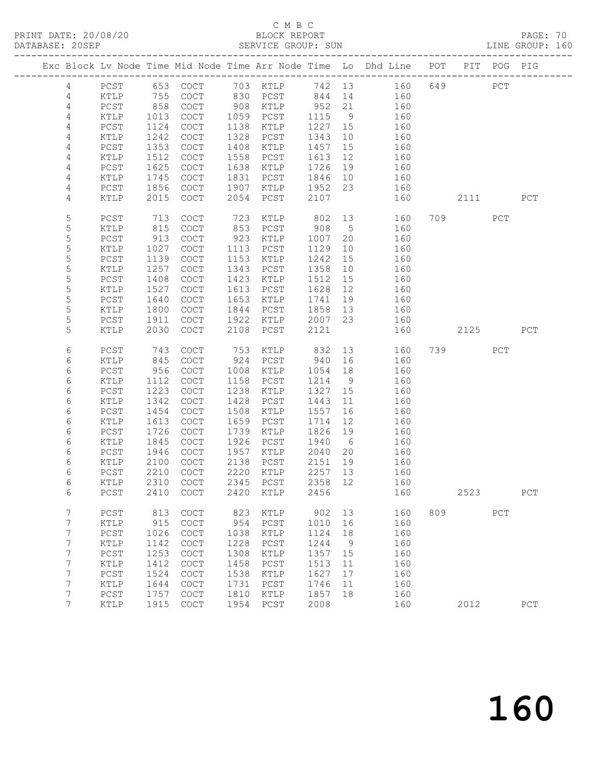C M B C

PRINT DATE: 20/08/20 BLOCK REPORT

DATABASE: 20SEP SERVICE GROUP: SUN LINE GROUP: 160

| Exc | Block | Lv | Node | Time | Mid Node | Time | Arr Node | Time | Lo | Dhd Line | POT | PIT | POG | PIG |
|---|---|---|---|---|---|---|---|---|---|---|---|---|---|---|
| | 4 | | PCST | 653 | COCT | 703 | KTLP | 742 | 13 | 160 | 649 | | PCT | |
| | 4 | | KTLP | 755 | COCT | 830 | PCST | 844 | 14 | 160 | | | | |
| | 4 | | PCST | 858 | COCT | 908 | KTLP | 952 | 21 | 160 | | | | |
| | 4 | | KTLP | 1013 | COCT | 1059 | PCST | 1115 | 9 | 160 | | | | |
| | 4 | | PCST | 1124 | COCT | 1138 | KTLP | 1227 | 15 | 160 | | | | |
| | 4 | | KTLP | 1242 | COCT | 1328 | PCST | 1343 | 10 | 160 | | | | |
| | 4 | | PCST | 1353 | COCT | 1408 | KTLP | 1457 | 15 | 160 | | | | |
| | 4 | | KTLP | 1512 | COCT | 1558 | PCST | 1613 | 12 | 160 | | | | |
| | 4 | | PCST | 1625 | COCT | 1638 | KTLP | 1726 | 19 | 160 | | | | |
| | 4 | | KTLP | 1745 | COCT | 1831 | PCST | 1846 | 10 | 160 | | | | |
| | 4 | | PCST | 1856 | COCT | 1907 | KTLP | 1952 | 23 | 160 | | | | |
| | 4 | | KTLP | 2015 | COCT | 2054 | PCST | 2107 | | 160 | | 2111 | | PCT |
| | 5 | | PCST | 713 | COCT | 723 | KTLP | 802 | 13 | 160 | 709 | | PCT | |
| | 5 | | KTLP | 815 | COCT | 853 | PCST | 908 | 5 | 160 | | | | |
| | 5 | | PCST | 913 | COCT | 923 | KTLP | 1007 | 20 | 160 | | | | |
| | 5 | | KTLP | 1027 | COCT | 1113 | PCST | 1129 | 10 | 160 | | | | |
| | 5 | | PCST | 1139 | COCT | 1153 | KTLP | 1242 | 15 | 160 | | | | |
| | 5 | | KTLP | 1257 | COCT | 1343 | PCST | 1358 | 10 | 160 | | | | |
| | 5 | | PCST | 1408 | COCT | 1423 | KTLP | 1512 | 15 | 160 | | | | |
| | 5 | | KTLP | 1527 | COCT | 1613 | PCST | 1628 | 12 | 160 | | | | |
| | 5 | | PCST | 1640 | COCT | 1653 | KTLP | 1741 | 19 | 160 | | | | |
| | 5 | | KTLP | 1800 | COCT | 1844 | PCST | 1858 | 13 | 160 | | | | |
| | 5 | | PCST | 1911 | COCT | 1922 | KTLP | 2007 | 23 | 160 | | | | |
| | 5 | | KTLP | 2030 | COCT | 2108 | PCST | 2121 | | 160 | | 2125 | | PCT |
| | 6 | | PCST | 743 | COCT | 753 | KTLP | 832 | 13 | 160 | 739 | | PCT | |
| | 6 | | KTLP | 845 | COCT | 924 | PCST | 940 | 16 | 160 | | | | |
| | 6 | | PCST | 956 | COCT | 1008 | KTLP | 1054 | 18 | 160 | | | | |
| | 6 | | KTLP | 1112 | COCT | 1158 | PCST | 1214 | 9 | 160 | | | | |
| | 6 | | PCST | 1223 | COCT | 1238 | KTLP | 1327 | 15 | 160 | | | | |
| | 6 | | KTLP | 1342 | COCT | 1428 | PCST | 1443 | 11 | 160 | | | | |
| | 6 | | PCST | 1454 | COCT | 1508 | KTLP | 1557 | 16 | 160 | | | | |
| | 6 | | KTLP | 1613 | COCT | 1659 | PCST | 1714 | 12 | 160 | | | | |
| | 6 | | PCST | 1726 | COCT | 1739 | KTLP | 1826 | 19 | 160 | | | | |
| | 6 | | KTLP | 1845 | COCT | 1926 | PCST | 1940 | 6 | 160 | | | | |
| | 6 | | PCST | 1946 | COCT | 1957 | KTLP | 2040 | 20 | 160 | | | | |
| | 6 | | KTLP | 2100 | COCT | 2138 | PCST | 2151 | 19 | 160 | | | | |
| | 6 | | PCST | 2210 | COCT | 2220 | KTLP | 2257 | 13 | 160 | | | | |
| | 6 | | KTLP | 2310 | COCT | 2345 | PCST | 2358 | 12 | 160 | | | | |
| | 6 | | PCST | 2410 | COCT | 2420 | KTLP | 2456 | | 160 | | 2523 | | PCT |
| | 7 | | PCST | 813 | COCT | 823 | KTLP | 902 | 13 | 160 | 809 | | PCT | |
| | 7 | | KTLP | 915 | COCT | 954 | PCST | 1010 | 16 | 160 | | | | |
| | 7 | | PCST | 1026 | COCT | 1038 | KTLP | 1124 | 18 | 160 | | | | |
| | 7 | | KTLP | 1142 | COCT | 1228 | PCST | 1244 | 9 | 160 | | | | |
| | 7 | | PCST | 1253 | COCT | 1308 | KTLP | 1357 | 15 | 160 | | | | |
| | 7 | | KTLP | 1412 | COCT | 1458 | PCST | 1513 | 11 | 160 | | | | |
| | 7 | | PCST | 1524 | COCT | 1538 | KTLP | 1627 | 17 | 160 | | | | |
| | 7 | | KTLP | 1644 | COCT | 1731 | PCST | 1746 | 11 | 160 | | | | |
| | 7 | | PCST | 1757 | COCT | 1810 | KTLP | 1857 | 18 | 160 | | | | |
| | 7 | | KTLP | 1915 | COCT | 1954 | PCST | 2008 | | 160 | | 2012 | | PCT |

160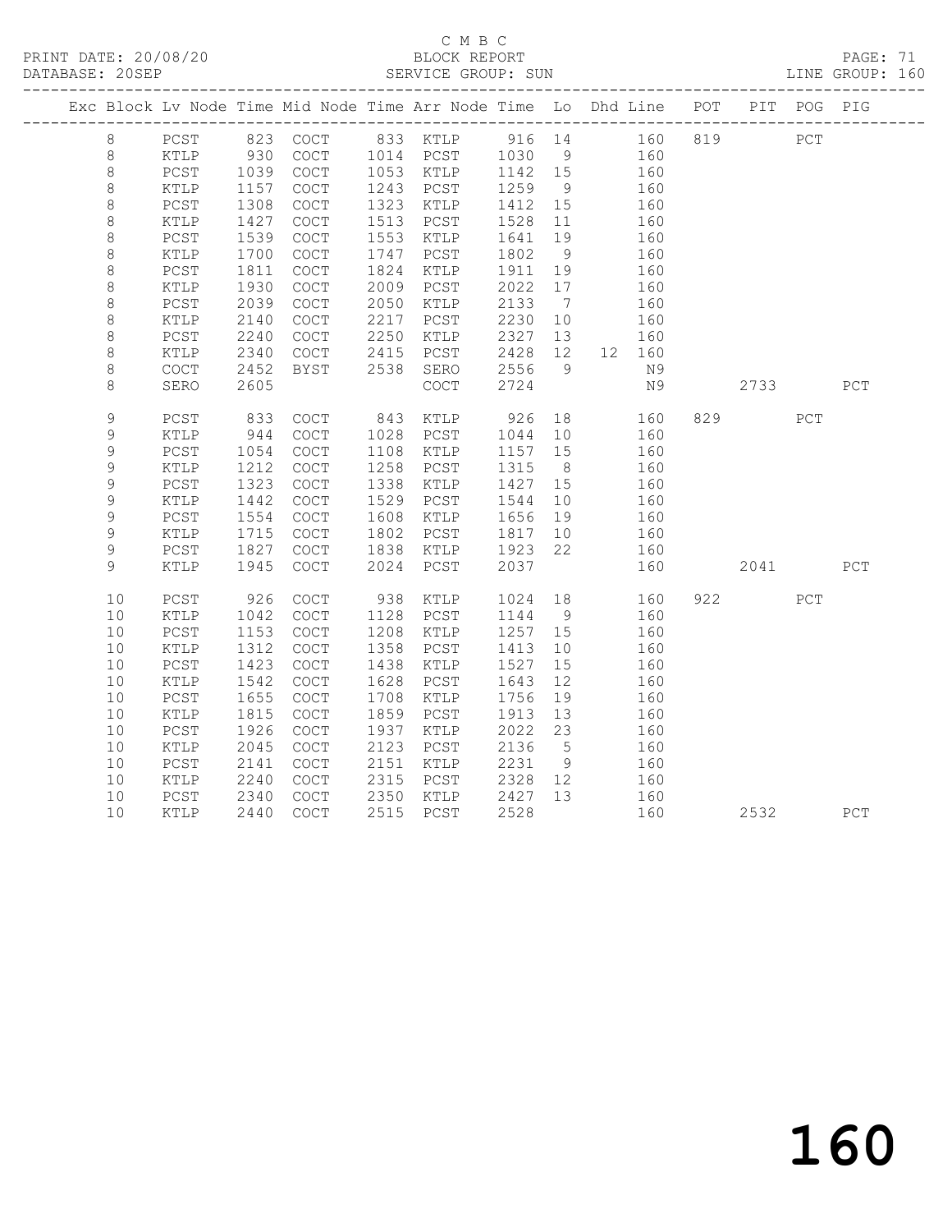C M B C

PRINT DATE: 20/08/20 BLOCK REPORT

DATABASE: 20SEP SERVICE GROUP: SUN LINE GROUP: 160

| Exc | Block | Lv Node | Time | Mid Node | Time | Arr Node | Time | Lo | Dhd | Line | POT | PIT | POG | PIG |
|---|---|---|---|---|---|---|---|---|---|---|---|---|---|---|
| | 8 | PCST | 823 | COCT | 833 | KTLP | 916 | 14 | | 160 | 819 | | PCT | |
| | 8 | KTLP | 930 | COCT | 1014 | PCST | 1030 | 9 | | 160 | | | | |
| | 8 | PCST | 1039 | COCT | 1053 | KTLP | 1142 | 15 | | 160 | | | | |
| | 8 | KTLP | 1157 | COCT | 1243 | PCST | 1259 | 9 | | 160 | | | | |
| | 8 | PCST | 1308 | COCT | 1323 | KTLP | 1412 | 15 | | 160 | | | | |
| | 8 | KTLP | 1427 | COCT | 1513 | PCST | 1528 | 11 | | 160 | | | | |
| | 8 | PCST | 1539 | COCT | 1553 | KTLP | 1641 | 19 | | 160 | | | | |
| | 8 | KTLP | 1700 | COCT | 1747 | PCST | 1802 | 9 | | 160 | | | | |
| | 8 | PCST | 1811 | COCT | 1824 | KTLP | 1911 | 19 | | 160 | | | | |
| | 8 | KTLP | 1930 | COCT | 2009 | PCST | 2022 | 17 | | 160 | | | | |
| | 8 | PCST | 2039 | COCT | 2050 | KTLP | 2133 | 7 | | 160 | | | | |
| | 8 | KTLP | 2140 | COCT | 2217 | PCST | 2230 | 10 | | 160 | | | | |
| | 8 | PCST | 2240 | COCT | 2250 | KTLP | 2327 | 13 | | 160 | | | | |
| | 8 | KTLP | 2340 | COCT | 2415 | PCST | 2428 | 12 | 12 | 160 | | | | |
| | 8 | COCT | 2452 | BYST | 2538 | SERO | 2556 | 9 | | N9 | | | | |
| | 8 | SERO | 2605 | | | COCT | 2724 | | | N9 | | 2733 | | PCT |
| | 9 | PCST | 833 | COCT | 843 | KTLP | 926 | 18 | | 160 | 829 | | PCT | |
| | 9 | KTLP | 944 | COCT | 1028 | PCST | 1044 | 10 | | 160 | | | | |
| | 9 | PCST | 1054 | COCT | 1108 | KTLP | 1157 | 15 | | 160 | | | | |
| | 9 | KTLP | 1212 | COCT | 1258 | PCST | 1315 | 8 | | 160 | | | | |
| | 9 | PCST | 1323 | COCT | 1338 | KTLP | 1427 | 15 | | 160 | | | | |
| | 9 | KTLP | 1442 | COCT | 1529 | PCST | 1544 | 10 | | 160 | | | | |
| | 9 | PCST | 1554 | COCT | 1608 | KTLP | 1656 | 19 | | 160 | | | | |
| | 9 | KTLP | 1715 | COCT | 1802 | PCST | 1817 | 10 | | 160 | | | | |
| | 9 | PCST | 1827 | COCT | 1838 | KTLP | 1923 | 22 | | 160 | | | | |
| | 9 | KTLP | 1945 | COCT | 2024 | PCST | 2037 | | | 160 | | 2041 | | PCT |
| | 10 | PCST | 926 | COCT | 938 | KTLP | 1024 | 18 | | 160 | 922 | | PCT | |
| | 10 | KTLP | 1042 | COCT | 1128 | PCST | 1144 | 9 | | 160 | | | | |
| | 10 | PCST | 1153 | COCT | 1208 | KTLP | 1257 | 15 | | 160 | | | | |
| | 10 | KTLP | 1312 | COCT | 1358 | PCST | 1413 | 10 | | 160 | | | | |
| | 10 | PCST | 1423 | COCT | 1438 | KTLP | 1527 | 15 | | 160 | | | | |
| | 10 | KTLP | 1542 | COCT | 1628 | PCST | 1643 | 12 | | 160 | | | | |
| | 10 | PCST | 1655 | COCT | 1708 | KTLP | 1756 | 19 | | 160 | | | | |
| | 10 | KTLP | 1815 | COCT | 1859 | PCST | 1913 | 13 | | 160 | | | | |
| | 10 | PCST | 1926 | COCT | 1937 | KTLP | 2022 | 23 | | 160 | | | | |
| | 10 | KTLP | 2045 | COCT | 2123 | PCST | 2136 | 5 | | 160 | | | | |
| | 10 | PCST | 2141 | COCT | 2151 | KTLP | 2231 | 9 | | 160 | | | | |
| | 10 | KTLP | 2240 | COCT | 2315 | PCST | 2328 | 12 | | 160 | | | | |
| | 10 | PCST | 2340 | COCT | 2350 | KTLP | 2427 | 13 | | 160 | | | | |
| | 10 | KTLP | 2440 | COCT | 2515 | PCST | 2528 | | | 160 | | 2532 | | PCT |

160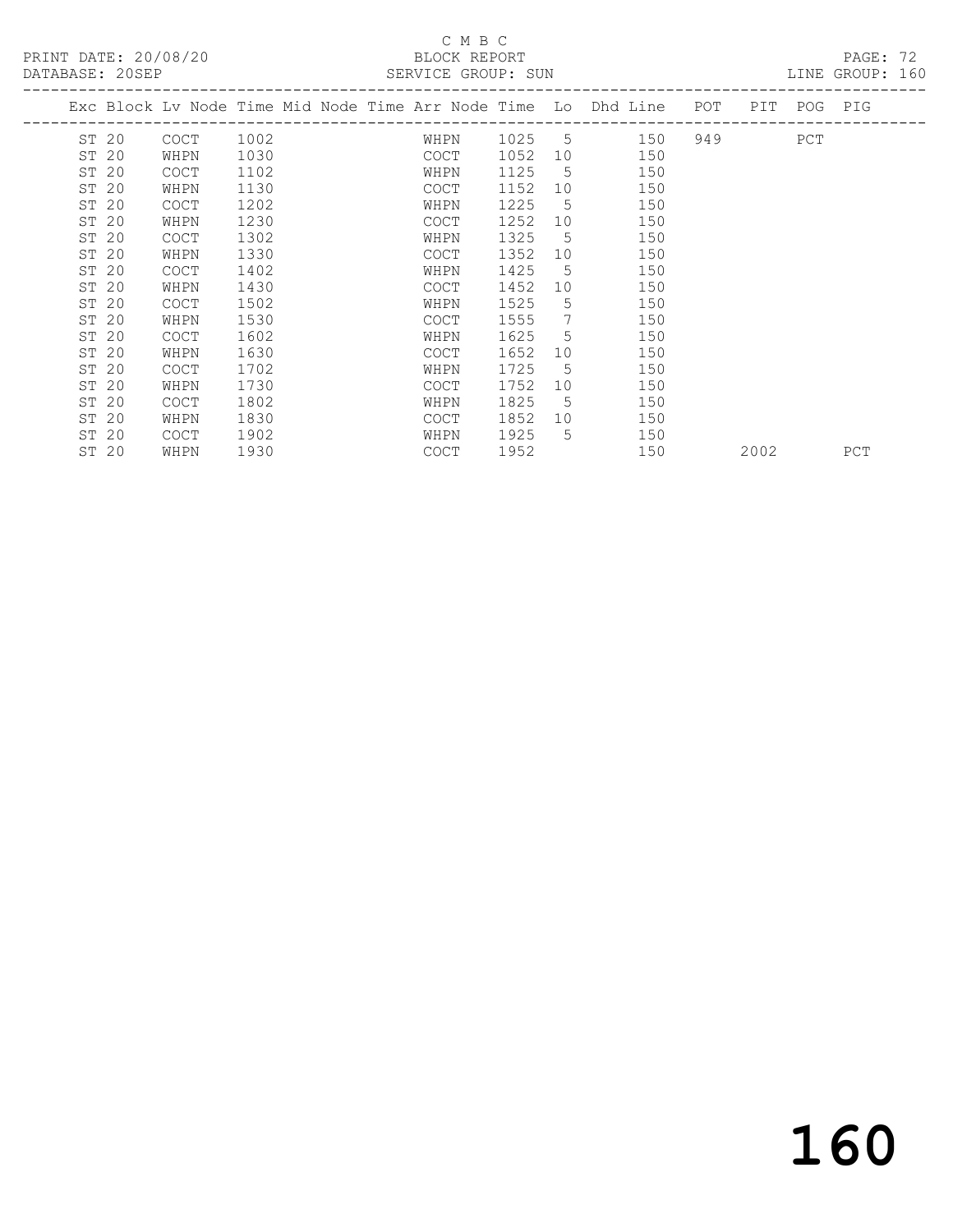C M B C

PRINT DATE: 20/08/20 BLOCK REPORT

DATABASE: 20SEP SERVICE GROUP: SUN LINE GROUP: 160

| Exc | Block | Lv | Node | Time | Mid Node | Time | Arr Node | Time | Lo | Dhd Line | POT | PIT | POG | PIG |
|---|---|---|---|---|---|---|---|---|---|---|---|---|---|---|
| ST | 20 | | COCT | 1002 | | | WHPN | 1025 | 5 | 150 | 949 | | PCT | |
| ST | 20 | | WHPN | 1030 | | | COCT | 1052 | 10 | 150 | | | | |
| ST | 20 | | COCT | 1102 | | | WHPN | 1125 | 5 | 150 | | | | |
| ST | 20 | | WHPN | 1130 | | | COCT | 1152 | 10 | 150 | | | | |
| ST | 20 | | COCT | 1202 | | | WHPN | 1225 | 5 | 150 | | | | |
| ST | 20 | | WHPN | 1230 | | | COCT | 1252 | 10 | 150 | | | | |
| ST | 20 | | COCT | 1302 | | | WHPN | 1325 | 5 | 150 | | | | |
| ST | 20 | | WHPN | 1330 | | | COCT | 1352 | 10 | 150 | | | | |
| ST | 20 | | COCT | 1402 | | | WHPN | 1425 | 5 | 150 | | | | |
| ST | 20 | | WHPN | 1430 | | | COCT | 1452 | 10 | 150 | | | | |
| ST | 20 | | COCT | 1502 | | | WHPN | 1525 | 5 | 150 | | | | |
| ST | 20 | | WHPN | 1530 | | | COCT | 1555 | 7 | 150 | | | | |
| ST | 20 | | COCT | 1602 | | | WHPN | 1625 | 5 | 150 | | | | |
| ST | 20 | | WHPN | 1630 | | | COCT | 1652 | 10 | 150 | | | | |
| ST | 20 | | COCT | 1702 | | | WHPN | 1725 | 5 | 150 | | | | |
| ST | 20 | | WHPN | 1730 | | | COCT | 1752 | 10 | 150 | | | | |
| ST | 20 | | COCT | 1802 | | | WHPN | 1825 | 5 | 150 | | | | |
| ST | 20 | | WHPN | 1830 | | | COCT | 1852 | 10 | 150 | | | | |
| ST | 20 | | COCT | 1902 | | | WHPN | 1925 | 5 | 150 | | | | |
| ST | 20 | | WHPN | 1930 | | | COCT | 1952 | | 150 | | 2002 | | PCT |

# 160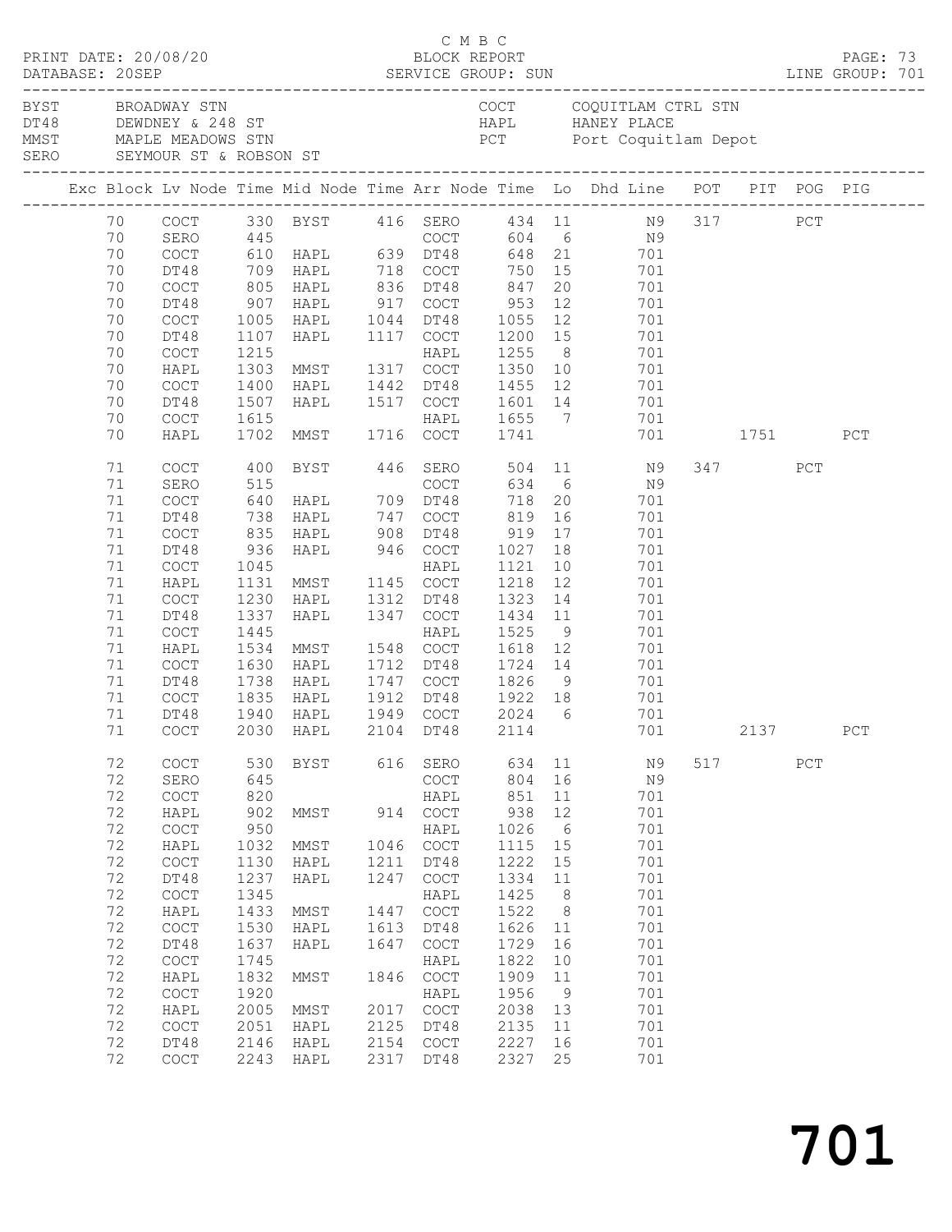C M B C

PRINT DATE: 20/08/20 BLOCK REPORT
DATABASE: 20SEP SERVICE GROUP: SUN LINE GROUP: 701

| | | | |
|---|---|---|---|
| BYST | BROADWAY STN | COCT | COQUITLAM CTRL STN |
| DT48 | DEWDNEY & 248 ST | HAPL | HANEY PLACE |
| MMST | MAPLE MEADOWS STN | PCT | Port Coquitlam Depot |
| SERO | SEYMOUR ST & ROBSON ST | | |

| Exc | Block | Lv Node | Time | Mid Node | Time | Arr Node | Time | Lo | Dhd Line | POT | PIT | POG | PIG |
|---|---|---|---|---|---|---|---|---|---|---|---|---|---|
| | 70 | COCT | 330 | BYST | 416 | SERO | 434 | 11 | N9 | 317 | | PCT | |
| | 70 | SERO | 445 | | | COCT | 604 | 6 | N9 | | | | |
| | 70 | COCT | 610 | HAPL | 639 | DT48 | 648 | 21 | 701 | | | | |
| | 70 | DT48 | 709 | HAPL | 718 | COCT | 750 | 15 | 701 | | | | |
| | 70 | COCT | 805 | HAPL | 836 | DT48 | 847 | 20 | 701 | | | | |
| | 70 | DT48 | 907 | HAPL | 917 | COCT | 953 | 12 | 701 | | | | |
| | 70 | COCT | 1005 | HAPL | 1044 | DT48 | 1055 | 12 | 701 | | | | |
| | 70 | DT48 | 1107 | HAPL | 1117 | COCT | 1200 | 15 | 701 | | | | |
| | 70 | COCT | 1215 | | | HAPL | 1255 | 8 | 701 | | | | |
| | 70 | HAPL | 1303 | MMST | 1317 | COCT | 1350 | 10 | 701 | | | | |
| | 70 | COCT | 1400 | HAPL | 1442 | DT48 | 1455 | 12 | 701 | | | | |
| | 70 | DT48 | 1507 | HAPL | 1517 | COCT | 1601 | 14 | 701 | | | | |
| | 70 | COCT | 1615 | | | HAPL | 1655 | 7 | 701 | | | | |
| | 70 | HAPL | 1702 | MMST | 1716 | COCT | 1741 | | 701 | | 1751 | | PCT |
| | 71 | COCT | 400 | BYST | 446 | SERO | 504 | 11 | N9 | 347 | | PCT | |
| | 71 | SERO | 515 | | | COCT | 634 | 6 | N9 | | | | |
| | 71 | COCT | 640 | HAPL | 709 | DT48 | 718 | 20 | 701 | | | | |
| | 71 | DT48 | 738 | HAPL | 747 | COCT | 819 | 16 | 701 | | | | |
| | 71 | COCT | 835 | HAPL | 908 | DT48 | 919 | 17 | 701 | | | | |
| | 71 | DT48 | 936 | HAPL | 946 | COCT | 1027 | 18 | 701 | | | | |
| | 71 | COCT | 1045 | | | HAPL | 1121 | 10 | 701 | | | | |
| | 71 | HAPL | 1131 | MMST | 1145 | COCT | 1218 | 12 | 701 | | | | |
| | 71 | COCT | 1230 | HAPL | 1312 | DT48 | 1323 | 14 | 701 | | | | |
| | 71 | DT48 | 1337 | HAPL | 1347 | COCT | 1434 | 11 | 701 | | | | |
| | 71 | COCT | 1445 | | | HAPL | 1525 | 9 | 701 | | | | |
| | 71 | HAPL | 1534 | MMST | 1548 | COCT | 1618 | 12 | 701 | | | | |
| | 71 | COCT | 1630 | HAPL | 1712 | DT48 | 1724 | 14 | 701 | | | | |
| | 71 | DT48 | 1738 | HAPL | 1747 | COCT | 1826 | 9 | 701 | | | | |
| | 71 | COCT | 1835 | HAPL | 1912 | DT48 | 1922 | 18 | 701 | | | | |
| | 71 | DT48 | 1940 | HAPL | 1949 | COCT | 2024 | 6 | 701 | | | | |
| | 71 | COCT | 2030 | HAPL | 2104 | DT48 | 2114 | | 701 | | 2137 | | PCT |
| | 72 | COCT | 530 | BYST | 616 | SERO | 634 | 11 | N9 | 517 | | PCT | |
| | 72 | SERO | 645 | | | COCT | 804 | 16 | N9 | | | | |
| | 72 | COCT | 820 | | | HAPL | 851 | 11 | 701 | | | | |
| | 72 | HAPL | 902 | MMST | 914 | COCT | 938 | 12 | 701 | | | | |
| | 72 | COCT | 950 | | | HAPL | 1026 | 6 | 701 | | | | |
| | 72 | HAPL | 1032 | MMST | 1046 | COCT | 1115 | 15 | 701 | | | | |
| | 72 | COCT | 1130 | HAPL | 1211 | DT48 | 1222 | 15 | 701 | | | | |
| | 72 | DT48 | 1237 | HAPL | 1247 | COCT | 1334 | 11 | 701 | | | | |
| | 72 | COCT | 1345 | | | HAPL | 1425 | 8 | 701 | | | | |
| | 72 | HAPL | 1433 | MMST | 1447 | COCT | 1522 | 8 | 701 | | | | |
| | 72 | COCT | 1530 | HAPL | 1613 | DT48 | 1626 | 11 | 701 | | | | |
| | 72 | DT48 | 1637 | HAPL | 1647 | COCT | 1729 | 16 | 701 | | | | |
| | 72 | COCT | 1745 | | | HAPL | 1822 | 10 | 701 | | | | |
| | 72 | HAPL | 1832 | MMST | 1846 | COCT | 1909 | 11 | 701 | | | | |
| | 72 | COCT | 1920 | | | HAPL | 1956 | 9 | 701 | | | | |
| | 72 | HAPL | 2005 | MMST | 2017 | COCT | 2038 | 13 | 701 | | | | |
| | 72 | COCT | 2051 | HAPL | 2125 | DT48 | 2135 | 11 | 701 | | | | |
| | 72 | DT48 | 2146 | HAPL | 2154 | COCT | 2227 | 16 | 701 | | | | |
| | 72 | COCT | 2243 | HAPL | 2317 | DT48 | 2327 | 25 | 701 | | | | |

701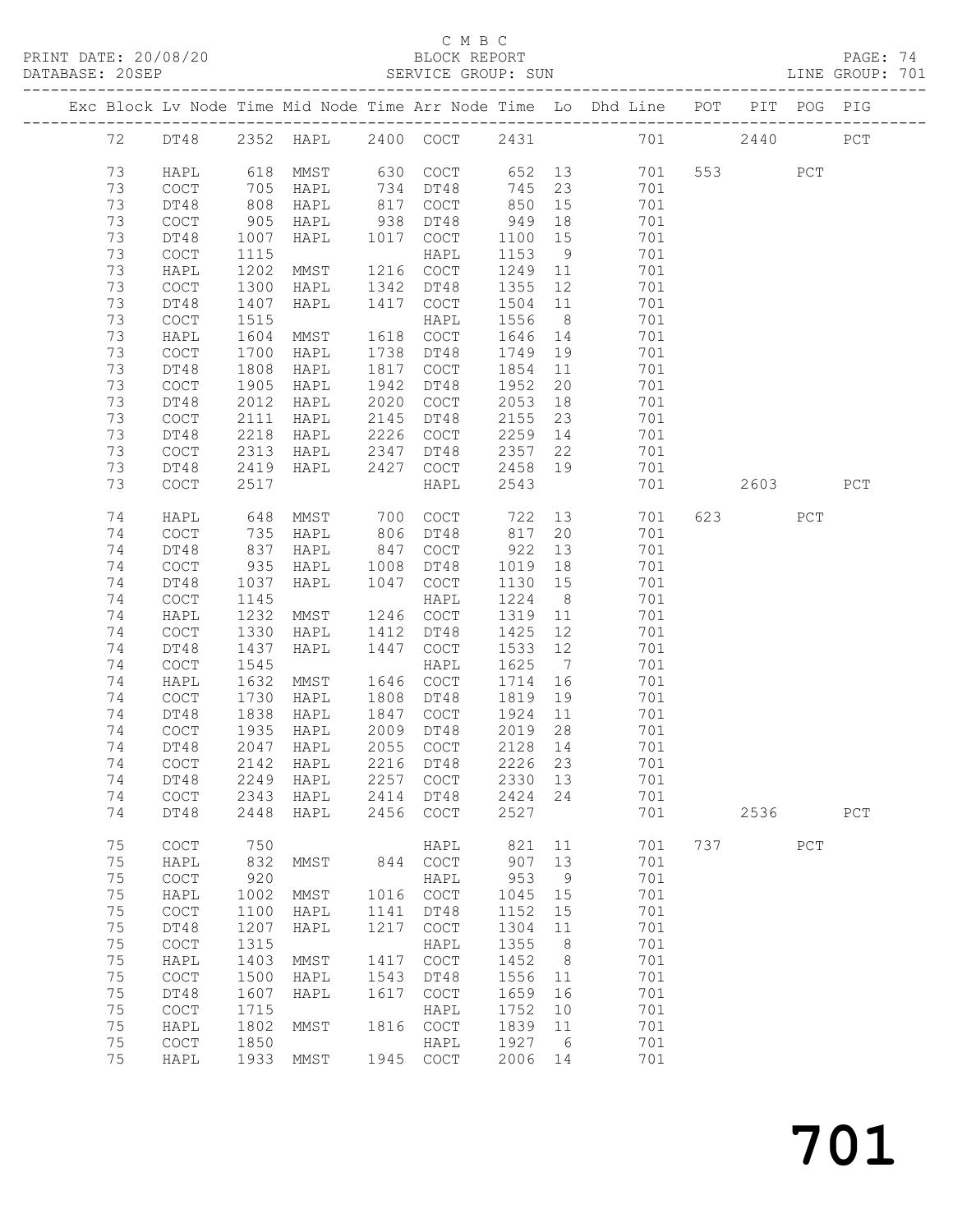C M B C

PRINT DATE: 20/08/20 BLOCK REPORT PAGE: 74
DATABASE: 20SEP SERVICE GROUP: SUN LINE GROUP: 701

| Exc | Block | Lv | Node | Time | Mid Node | Time | Arr Node | Time | Lo | Dhd Line | POT | PIT | POG | PIG |
|---|---|---|---|---|---|---|---|---|---|---|---|---|---|---|
| | 72 | | DT48 | 2352 | HAPL | 2400 | COCT | 2431 | | 701 | | 2440 | | PCT |
| | 73 | | HAPL | 618 | MMST | 630 | COCT | 652 | 13 | 701 | 553 | | PCT | |
| | 73 | | COCT | 705 | HAPL | 734 | DT48 | 745 | 23 | 701 | | | | |
| | 73 | | DT48 | 808 | HAPL | 817 | COCT | 850 | 15 | 701 | | | | |
| | 73 | | COCT | 905 | HAPL | 938 | DT48 | 949 | 18 | 701 | | | | |
| | 73 | | DT48 | 1007 | HAPL | 1017 | COCT | 1100 | 15 | 701 | | | | |
| | 73 | | COCT | 1115 | | | HAPL | 1153 | 9 | 701 | | | | |
| | 73 | | HAPL | 1202 | MMST | 1216 | COCT | 1249 | 11 | 701 | | | | |
| | 73 | | COCT | 1300 | HAPL | 1342 | DT48 | 1355 | 12 | 701 | | | | |
| | 73 | | DT48 | 1407 | HAPL | 1417 | COCT | 1504 | 11 | 701 | | | | |
| | 73 | | COCT | 1515 | | | HAPL | 1556 | 8 | 701 | | | | |
| | 73 | | HAPL | 1604 | MMST | 1618 | COCT | 1646 | 14 | 701 | | | | |
| | 73 | | COCT | 1700 | HAPL | 1738 | DT48 | 1749 | 19 | 701 | | | | |
| | 73 | | DT48 | 1808 | HAPL | 1817 | COCT | 1854 | 11 | 701 | | | | |
| | 73 | | COCT | 1905 | HAPL | 1942 | DT48 | 1952 | 20 | 701 | | | | |
| | 73 | | DT48 | 2012 | HAPL | 2020 | COCT | 2053 | 18 | 701 | | | | |
| | 73 | | COCT | 2111 | HAPL | 2145 | DT48 | 2155 | 23 | 701 | | | | |
| | 73 | | DT48 | 2218 | HAPL | 2226 | COCT | 2259 | 14 | 701 | | | | |
| | 73 | | COCT | 2313 | HAPL | 2347 | DT48 | 2357 | 22 | 701 | | | | |
| | 73 | | DT48 | 2419 | HAPL | 2427 | COCT | 2458 | 19 | 701 | | | | |
| | 73 | | COCT | 2517 | | | HAPL | 2543 | | 701 | | 2603 | | PCT |
| | 74 | | HAPL | 648 | MMST | 700 | COCT | 722 | 13 | 701 | 623 | | PCT | |
| | 74 | | COCT | 735 | HAPL | 806 | DT48 | 817 | 20 | 701 | | | | |
| | 74 | | DT48 | 837 | HAPL | 847 | COCT | 922 | 13 | 701 | | | | |
| | 74 | | COCT | 935 | HAPL | 1008 | DT48 | 1019 | 18 | 701 | | | | |
| | 74 | | DT48 | 1037 | HAPL | 1047 | COCT | 1130 | 15 | 701 | | | | |
| | 74 | | COCT | 1145 | | | HAPL | 1224 | 8 | 701 | | | | |
| | 74 | | HAPL | 1232 | MMST | 1246 | COCT | 1319 | 11 | 701 | | | | |
| | 74 | | COCT | 1330 | HAPL | 1412 | DT48 | 1425 | 12 | 701 | | | | |
| | 74 | | DT48 | 1437 | HAPL | 1447 | COCT | 1533 | 12 | 701 | | | | |
| | 74 | | COCT | 1545 | | | HAPL | 1625 | 7 | 701 | | | | |
| | 74 | | HAPL | 1632 | MMST | 1646 | COCT | 1714 | 16 | 701 | | | | |
| | 74 | | COCT | 1730 | HAPL | 1808 | DT48 | 1819 | 19 | 701 | | | | |
| | 74 | | DT48 | 1838 | HAPL | 1847 | COCT | 1924 | 11 | 701 | | | | |
| | 74 | | COCT | 1935 | HAPL | 2009 | DT48 | 2019 | 28 | 701 | | | | |
| | 74 | | DT48 | 2047 | HAPL | 2055 | COCT | 2128 | 14 | 701 | | | | |
| | 74 | | COCT | 2142 | HAPL | 2216 | DT48 | 2226 | 23 | 701 | | | | |
| | 74 | | DT48 | 2249 | HAPL | 2257 | COCT | 2330 | 13 | 701 | | | | |
| | 74 | | COCT | 2343 | HAPL | 2414 | DT48 | 2424 | 24 | 701 | | | | |
| | 74 | | DT48 | 2448 | HAPL | 2456 | COCT | 2527 | | 701 | | 2536 | | PCT |
| | 75 | | COCT | 750 | | | HAPL | 821 | 11 | 701 | 737 | | PCT | |
| | 75 | | HAPL | 832 | MMST | 844 | COCT | 907 | 13 | 701 | | | | |
| | 75 | | COCT | 920 | | | HAPL | 953 | 9 | 701 | | | | |
| | 75 | | HAPL | 1002 | MMST | 1016 | COCT | 1045 | 15 | 701 | | | | |
| | 75 | | COCT | 1100 | HAPL | 1141 | DT48 | 1152 | 15 | 701 | | | | |
| | 75 | | DT48 | 1207 | HAPL | 1217 | COCT | 1304 | 11 | 701 | | | | |
| | 75 | | COCT | 1315 | | | HAPL | 1355 | 8 | 701 | | | | |
| | 75 | | HAPL | 1403 | MMST | 1417 | COCT | 1452 | 8 | 701 | | | | |
| | 75 | | COCT | 1500 | HAPL | 1543 | DT48 | 1556 | 11 | 701 | | | | |
| | 75 | | DT48 | 1607 | HAPL | 1617 | COCT | 1659 | 16 | 701 | | | | |
| | 75 | | COCT | 1715 | | | HAPL | 1752 | 10 | 701 | | | | |
| | 75 | | HAPL | 1802 | MMST | 1816 | COCT | 1839 | 11 | 701 | | | | |
| | 75 | | COCT | 1850 | | | HAPL | 1927 | 6 | 701 | | | | |
| | 75 | | HAPL | 1933 | MMST | 1945 | COCT | 2006 | 14 | 701 | | | | |

701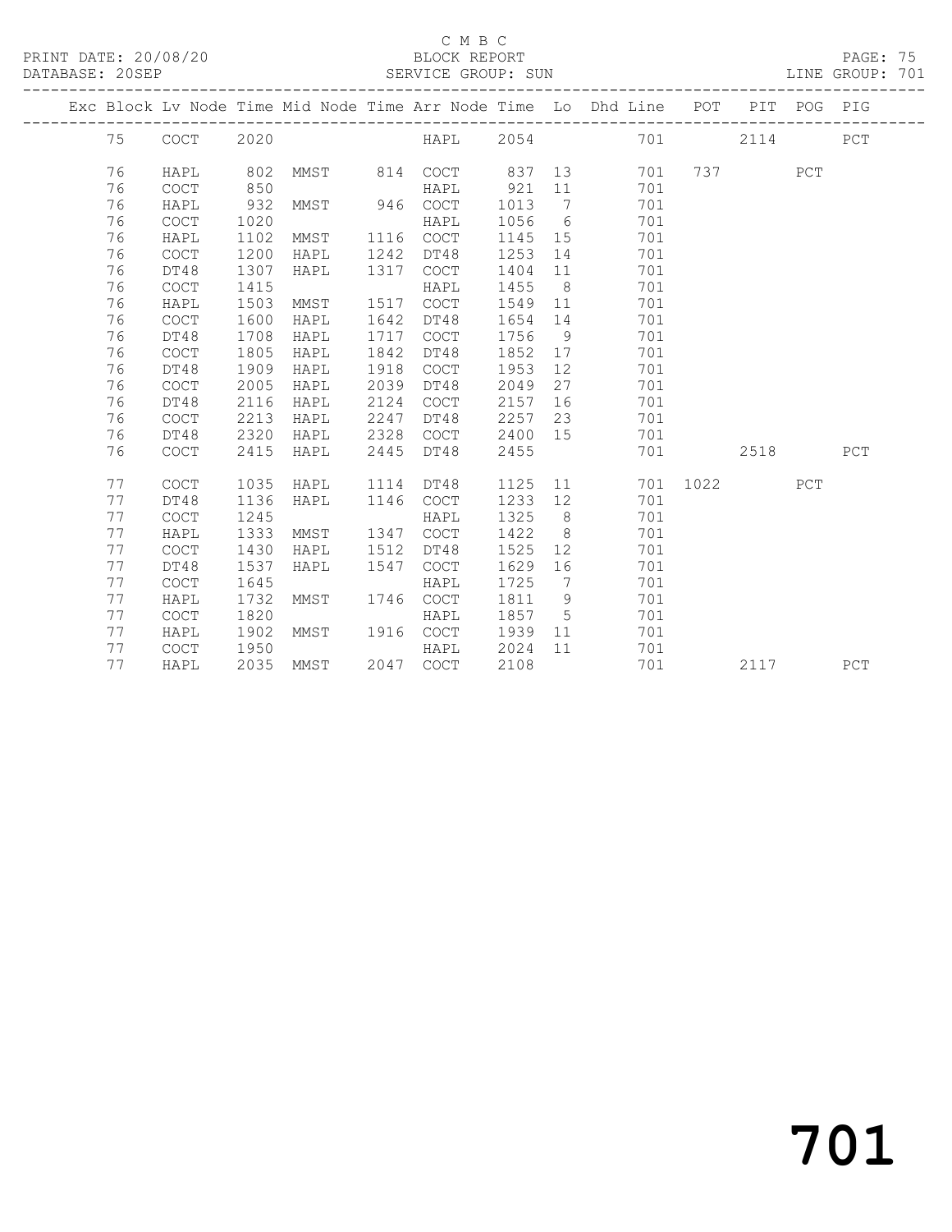C M B C
BLOCK REPORT
SERVICE GROUP: SUN

PRINT DATE: 20/08/20
DATABASE: 20SEP
LINE GROUP: 701

| Exc | Block | Lv | Node | Time | Mid Node | Time | Arr Node | Time | Lo | Dhd Line | POT | PIT | POG | PIG |
|---|---|---|---|---|---|---|---|---|---|---|---|---|---|---|
| | 75 | | COCT | 2020 | | | HAPL | 2054 | | 701 | | 2114 | | PCT |
| | 76 | | HAPL | 802 | MMST | 814 | COCT | 837 | 13 | 701 | 737 | | PCT | |
| | 76 | | COCT | 850 | | | HAPL | 921 | 11 | 701 | | | | |
| | 76 | | HAPL | 932 | MMST | 946 | COCT | 1013 | 7 | 701 | | | | |
| | 76 | | COCT | 1020 | | | HAPL | 1056 | 6 | 701 | | | | |
| | 76 | | HAPL | 1102 | MMST | 1116 | COCT | 1145 | 15 | 701 | | | | |
| | 76 | | COCT | 1200 | HAPL | 1242 | DT48 | 1253 | 14 | 701 | | | | |
| | 76 | | DT48 | 1307 | HAPL | 1317 | COCT | 1404 | 11 | 701 | | | | |
| | 76 | | COCT | 1415 | | | HAPL | 1455 | 8 | 701 | | | | |
| | 76 | | HAPL | 1503 | MMST | 1517 | COCT | 1549 | 11 | 701 | | | | |
| | 76 | | COCT | 1600 | HAPL | 1642 | DT48 | 1654 | 14 | 701 | | | | |
| | 76 | | DT48 | 1708 | HAPL | 1717 | COCT | 1756 | 9 | 701 | | | | |
| | 76 | | COCT | 1805 | HAPL | 1842 | DT48 | 1852 | 17 | 701 | | | | |
| | 76 | | DT48 | 1909 | HAPL | 1918 | COCT | 1953 | 12 | 701 | | | | |
| | 76 | | COCT | 2005 | HAPL | 2039 | DT48 | 2049 | 27 | 701 | | | | |
| | 76 | | DT48 | 2116 | HAPL | 2124 | COCT | 2157 | 16 | 701 | | | | |
| | 76 | | COCT | 2213 | HAPL | 2247 | DT48 | 2257 | 23 | 701 | | | | |
| | 76 | | DT48 | 2320 | HAPL | 2328 | COCT | 2400 | 15 | 701 | | | | |
| | 76 | | COCT | 2415 | HAPL | 2445 | DT48 | 2455 | | 701 | | 2518 | | PCT |
| | 77 | | COCT | 1035 | HAPL | 1114 | DT48 | 1125 | 11 | 701 | 1022 | | PCT | |
| | 77 | | DT48 | 1136 | HAPL | 1146 | COCT | 1233 | 12 | 701 | | | | |
| | 77 | | COCT | 1245 | | | HAPL | 1325 | 8 | 701 | | | | |
| | 77 | | HAPL | 1333 | MMST | 1347 | COCT | 1422 | 8 | 701 | | | | |
| | 77 | | COCT | 1430 | HAPL | 1512 | DT48 | 1525 | 12 | 701 | | | | |
| | 77 | | DT48 | 1537 | HAPL | 1547 | COCT | 1629 | 16 | 701 | | | | |
| | 77 | | COCT | 1645 | | | HAPL | 1725 | 7 | 701 | | | | |
| | 77 | | HAPL | 1732 | MMST | 1746 | COCT | 1811 | 9 | 701 | | | | |
| | 77 | | COCT | 1820 | | | HAPL | 1857 | 5 | 701 | | | | |
| | 77 | | HAPL | 1902 | MMST | 1916 | COCT | 1939 | 11 | 701 | | | | |
| | 77 | | COCT | 1950 | | | HAPL | 2024 | 11 | 701 | | | | |
| | 77 | | HAPL | 2035 | MMST | 2047 | COCT | 2108 | | 701 | | 2117 | | PCT |

701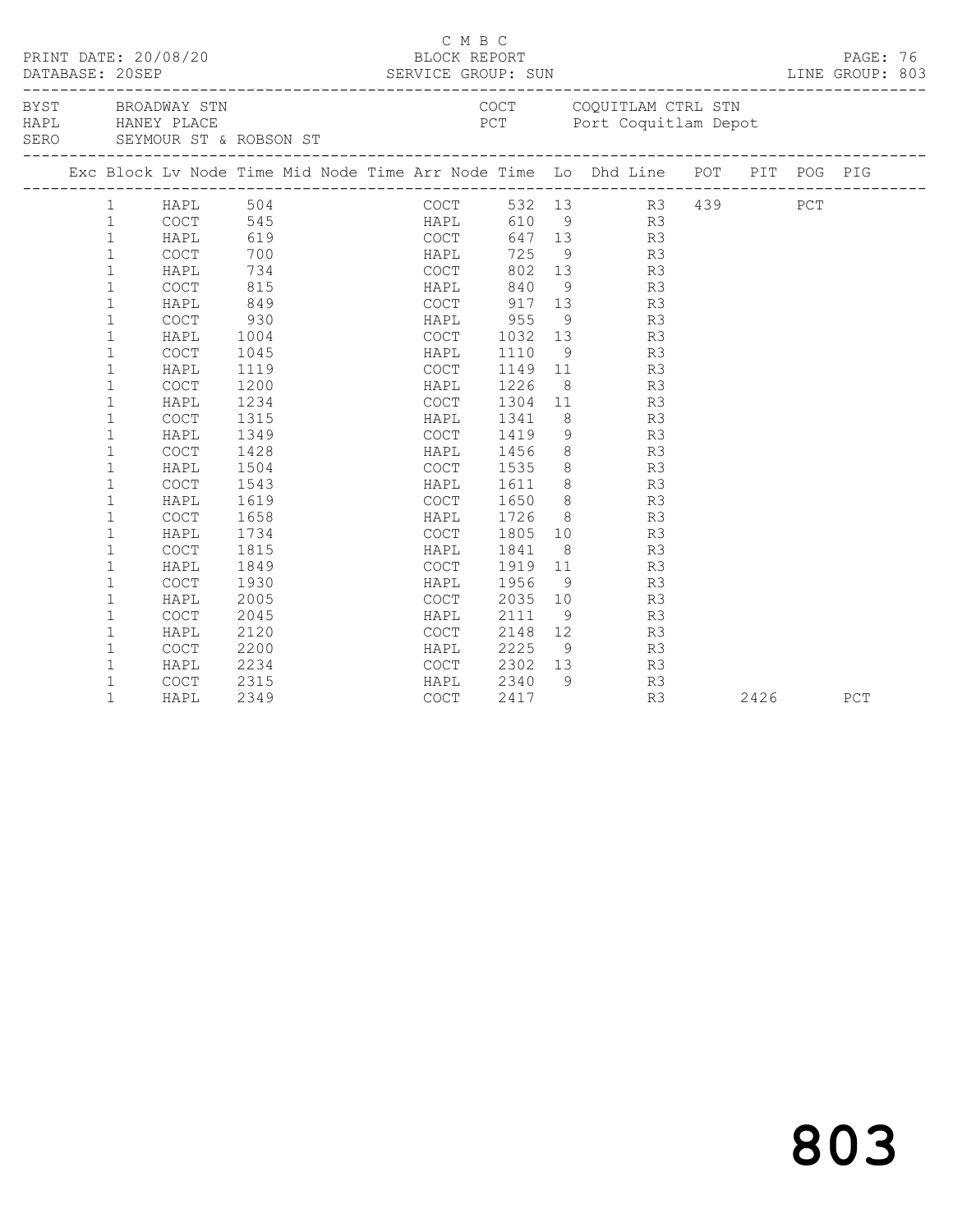C M B C

PRINT DATE: 20/08/20 BLOCK REPORT
DATABASE: 20SEP SERVICE GROUP: SUN LINE GROUP: 803

BYST BROADWAY STN COCT COQUITLAM CTRL STN
HAPL HANEY PLACE PCT Port Coquitlam Depot
SERO SEYMOUR ST & ROBSON ST

| Exc | Block | Lv | Node | Time | Mid Node | Time | Arr Node | Time | Lo | Dhd | Line | POT | PIT | POG | PIG |
|---|---|---|---|---|---|---|---|---|---|---|---|---|---|---|---|
| | 1 | | HAPL | 504 | | | COCT | 532 | 13 | | R3 | 439 | | PCT | |
| | 1 | | COCT | 545 | | | HAPL | 610 | 9 | | R3 | | | | |
| | 1 | | HAPL | 619 | | | COCT | 647 | 13 | | R3 | | | | |
| | 1 | | COCT | 700 | | | HAPL | 725 | 9 | | R3 | | | | |
| | 1 | | HAPL | 734 | | | COCT | 802 | 13 | | R3 | | | | |
| | 1 | | COCT | 815 | | | HAPL | 840 | 9 | | R3 | | | | |
| | 1 | | HAPL | 849 | | | COCT | 917 | 13 | | R3 | | | | |
| | 1 | | COCT | 930 | | | HAPL | 955 | 9 | | R3 | | | | |
| | 1 | | HAPL | 1004 | | | COCT | 1032 | 13 | | R3 | | | | |
| | 1 | | COCT | 1045 | | | HAPL | 1110 | 9 | | R3 | | | | |
| | 1 | | HAPL | 1119 | | | COCT | 1149 | 11 | | R3 | | | | |
| | 1 | | COCT | 1200 | | | HAPL | 1226 | 8 | | R3 | | | | |
| | 1 | | HAPL | 1234 | | | COCT | 1304 | 11 | | R3 | | | | |
| | 1 | | COCT | 1315 | | | HAPL | 1341 | 8 | | R3 | | | | |
| | 1 | | HAPL | 1349 | | | COCT | 1419 | 9 | | R3 | | | | |
| | 1 | | COCT | 1428 | | | HAPL | 1456 | 8 | | R3 | | | | |
| | 1 | | HAPL | 1504 | | | COCT | 1535 | 8 | | R3 | | | | |
| | 1 | | COCT | 1543 | | | HAPL | 1611 | 8 | | R3 | | | | |
| | 1 | | HAPL | 1619 | | | COCT | 1650 | 8 | | R3 | | | | |
| | 1 | | COCT | 1658 | | | HAPL | 1726 | 8 | | R3 | | | | |
| | 1 | | HAPL | 1734 | | | COCT | 1805 | 10 | | R3 | | | | |
| | 1 | | COCT | 1815 | | | HAPL | 1841 | 8 | | R3 | | | | |
| | 1 | | HAPL | 1849 | | | COCT | 1919 | 11 | | R3 | | | | |
| | 1 | | COCT | 1930 | | | HAPL | 1956 | 9 | | R3 | | | | |
| | 1 | | HAPL | 2005 | | | COCT | 2035 | 10 | | R3 | | | | |
| | 1 | | COCT | 2045 | | | HAPL | 2111 | 9 | | R3 | | | | |
| | 1 | | HAPL | 2120 | | | COCT | 2148 | 12 | | R3 | | | | |
| | 1 | | COCT | 2200 | | | HAPL | 2225 | 9 | | R3 | | | | |
| | 1 | | HAPL | 2234 | | | COCT | 2302 | 13 | | R3 | | | | |
| | 1 | | COCT | 2315 | | | HAPL | 2340 | 9 | | R3 | | | | |
| | 1 | | HAPL | 2349 | | | COCT | 2417 | | | R3 | | 2426 | | PCT |

803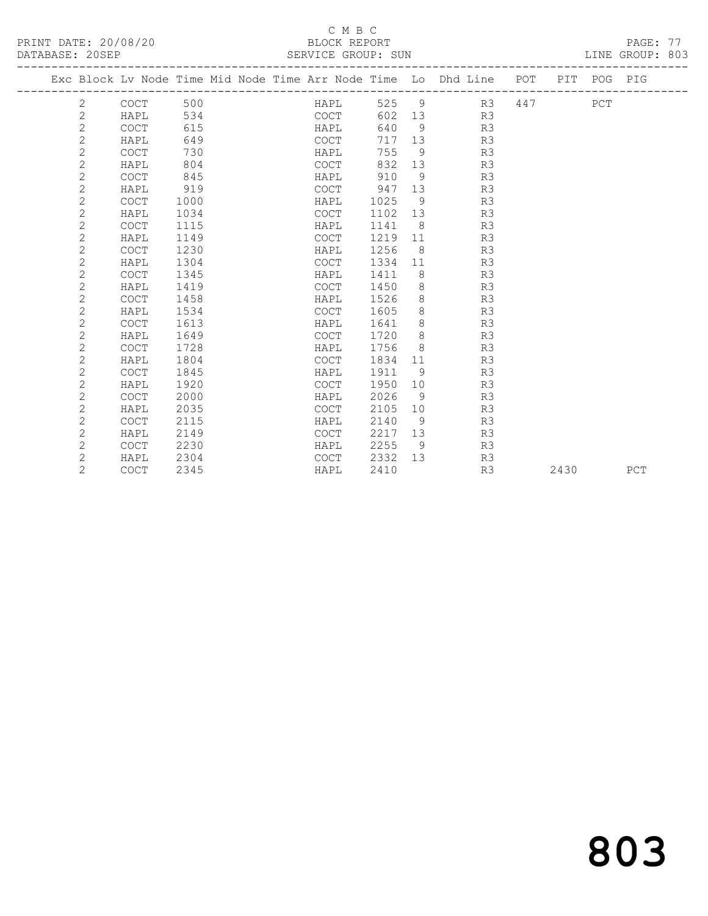C M B C

BLOCK REPORT

PRINT DATE: 20/08/20 DATABASE: 20SEP SERVICE GROUP: SUN LINE GROUP: 803

| Exc | Block | Lv Node | Time | Mid Node | Time | Arr Node | Time | Lo | Dhd Line | POT | PIT | POG | PIG |
|---|---|---|---|---|---|---|---|---|---|---|---|---|---|
| | 2 | COCT | 500 | | | HAPL | 525 | 9 | R3 | 447 | | PCT | |
| | 2 | HAPL | 534 | | | COCT | 602 | 13 | R3 | | | | |
| | 2 | COCT | 615 | | | HAPL | 640 | 9 | R3 | | | | |
| | 2 | HAPL | 649 | | | COCT | 717 | 13 | R3 | | | | |
| | 2 | COCT | 730 | | | HAPL | 755 | 9 | R3 | | | | |
| | 2 | HAPL | 804 | | | COCT | 832 | 13 | R3 | | | | |
| | 2 | COCT | 845 | | | HAPL | 910 | 9 | R3 | | | | |
| | 2 | HAPL | 919 | | | COCT | 947 | 13 | R3 | | | | |
| | 2 | COCT | 1000 | | | HAPL | 1025 | 9 | R3 | | | | |
| | 2 | HAPL | 1034 | | | COCT | 1102 | 13 | R3 | | | | |
| | 2 | COCT | 1115 | | | HAPL | 1141 | 8 | R3 | | | | |
| | 2 | HAPL | 1149 | | | COCT | 1219 | 11 | R3 | | | | |
| | 2 | COCT | 1230 | | | HAPL | 1256 | 8 | R3 | | | | |
| | 2 | HAPL | 1304 | | | COCT | 1334 | 11 | R3 | | | | |
| | 2 | COCT | 1345 | | | HAPL | 1411 | 8 | R3 | | | | |
| | 2 | HAPL | 1419 | | | COCT | 1450 | 8 | R3 | | | | |
| | 2 | COCT | 1458 | | | HAPL | 1526 | 8 | R3 | | | | |
| | 2 | HAPL | 1534 | | | COCT | 1605 | 8 | R3 | | | | |
| | 2 | COCT | 1613 | | | HAPL | 1641 | 8 | R3 | | | | |
| | 2 | HAPL | 1649 | | | COCT | 1720 | 8 | R3 | | | | |
| | 2 | COCT | 1728 | | | HAPL | 1756 | 8 | R3 | | | | |
| | 2 | HAPL | 1804 | | | COCT | 1834 | 11 | R3 | | | | |
| | 2 | COCT | 1845 | | | HAPL | 1911 | 9 | R3 | | | | |
| | 2 | HAPL | 1920 | | | COCT | 1950 | 10 | R3 | | | | |
| | 2 | COCT | 2000 | | | HAPL | 2026 | 9 | R3 | | | | |
| | 2 | HAPL | 2035 | | | COCT | 2105 | 10 | R3 | | | | |
| | 2 | COCT | 2115 | | | HAPL | 2140 | 9 | R3 | | | | |
| | 2 | HAPL | 2149 | | | COCT | 2217 | 13 | R3 | | | | |
| | 2 | COCT | 2230 | | | HAPL | 2255 | 9 | R3 | | | | |
| | 2 | HAPL | 2304 | | | COCT | 2332 | 13 | R3 | | | | |
| | 2 | COCT | 2345 | | | HAPL | 2410 | | R3 | | 2430 | | PCT |

803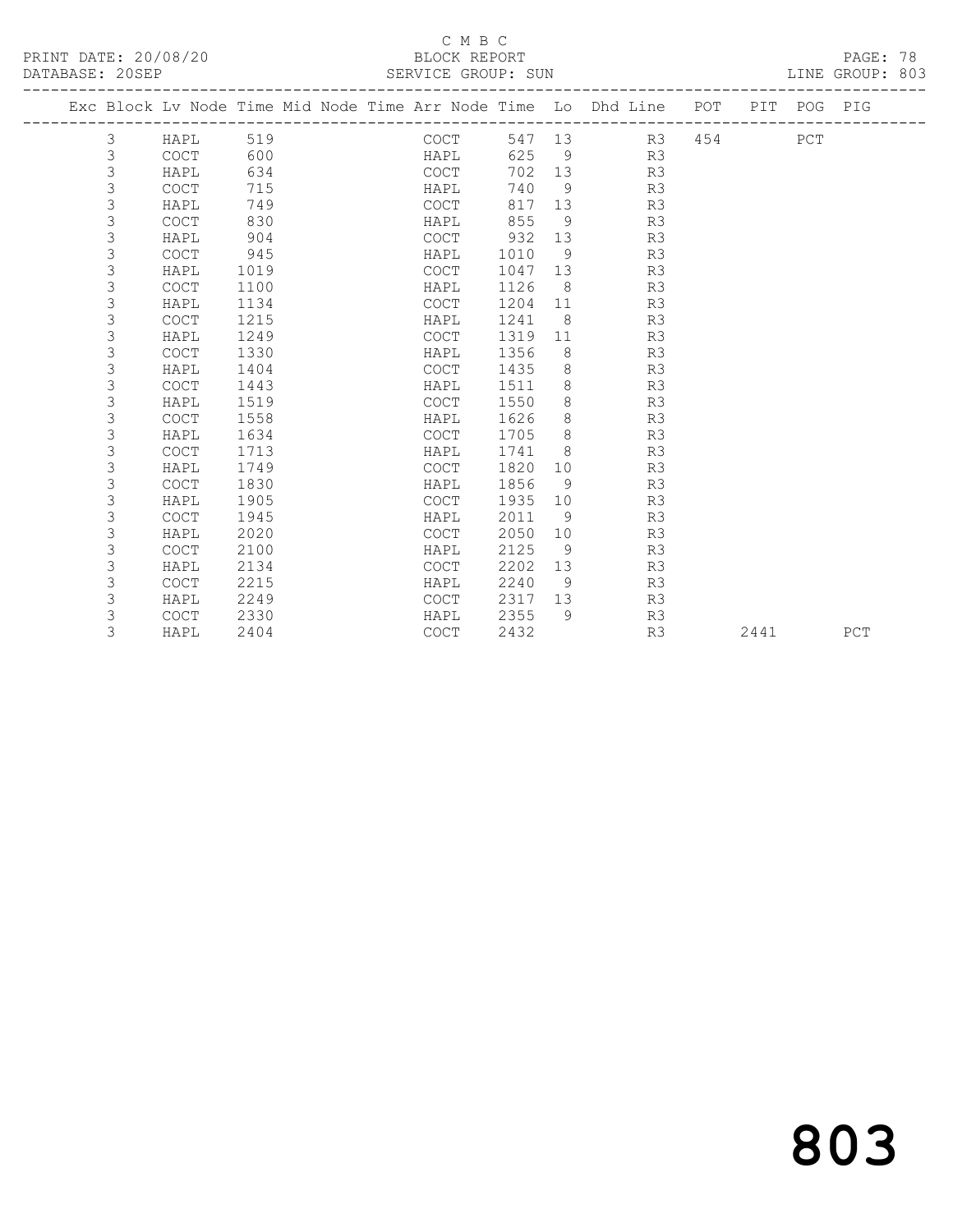C M B C

PRINT DATE: 20/08/20 BLOCK REPORT

DATABASE: 20SEP SERVICE GROUP: SUN LINE GROUP: 803

| Exc | Block | Lv | Node | Time | Mid Node | Time | Arr Node | Time | Lo | Dhd | Line | POT | PIT | POG | PIG |
|---|---|---|---|---|---|---|---|---|---|---|---|---|---|---|---|
| | 3 | | HAPL | 519 | | | COCT | 547 | 13 | | R3 | 454 | | PCT | |
| | 3 | | COCT | 600 | | | HAPL | 625 | 9 | | R3 | | | | |
| | 3 | | HAPL | 634 | | | COCT | 702 | 13 | | R3 | | | | |
| | 3 | | COCT | 715 | | | HAPL | 740 | 9 | | R3 | | | | |
| | 3 | | HAPL | 749 | | | COCT | 817 | 13 | | R3 | | | | |
| | 3 | | COCT | 830 | | | HAPL | 855 | 9 | | R3 | | | | |
| | 3 | | HAPL | 904 | | | COCT | 932 | 13 | | R3 | | | | |
| | 3 | | COCT | 945 | | | HAPL | 1010 | 9 | | R3 | | | | |
| | 3 | | HAPL | 1019 | | | COCT | 1047 | 13 | | R3 | | | | |
| | 3 | | COCT | 1100 | | | HAPL | 1126 | 8 | | R3 | | | | |
| | 3 | | HAPL | 1134 | | | COCT | 1204 | 11 | | R3 | | | | |
| | 3 | | COCT | 1215 | | | HAPL | 1241 | 8 | | R3 | | | | |
| | 3 | | HAPL | 1249 | | | COCT | 1319 | 11 | | R3 | | | | |
| | 3 | | COCT | 1330 | | | HAPL | 1356 | 8 | | R3 | | | | |
| | 3 | | HAPL | 1404 | | | COCT | 1435 | 8 | | R3 | | | | |
| | 3 | | COCT | 1443 | | | HAPL | 1511 | 8 | | R3 | | | | |
| | 3 | | HAPL | 1519 | | | COCT | 1550 | 8 | | R3 | | | | |
| | 3 | | COCT | 1558 | | | HAPL | 1626 | 8 | | R3 | | | | |
| | 3 | | HAPL | 1634 | | | COCT | 1705 | 8 | | R3 | | | | |
| | 3 | | COCT | 1713 | | | HAPL | 1741 | 8 | | R3 | | | | |
| | 3 | | HAPL | 1749 | | | COCT | 1820 | 10 | | R3 | | | | |
| | 3 | | COCT | 1830 | | | HAPL | 1856 | 9 | | R3 | | | | |
| | 3 | | HAPL | 1905 | | | COCT | 1935 | 10 | | R3 | | | | |
| | 3 | | COCT | 1945 | | | HAPL | 2011 | 9 | | R3 | | | | |
| | 3 | | HAPL | 2020 | | | COCT | 2050 | 10 | | R3 | | | | |
| | 3 | | COCT | 2100 | | | HAPL | 2125 | 9 | | R3 | | | | |
| | 3 | | HAPL | 2134 | | | COCT | 2202 | 13 | | R3 | | | | |
| | 3 | | COCT | 2215 | | | HAPL | 2240 | 9 | | R3 | | | | |
| | 3 | | HAPL | 2249 | | | COCT | 2317 | 13 | | R3 | | | | |
| | 3 | | COCT | 2330 | | | HAPL | 2355 | 9 | | R3 | | | | |
| | 3 | | HAPL | 2404 | | | COCT | 2432 | | | R3 | | 2441 | | PCT |

# 803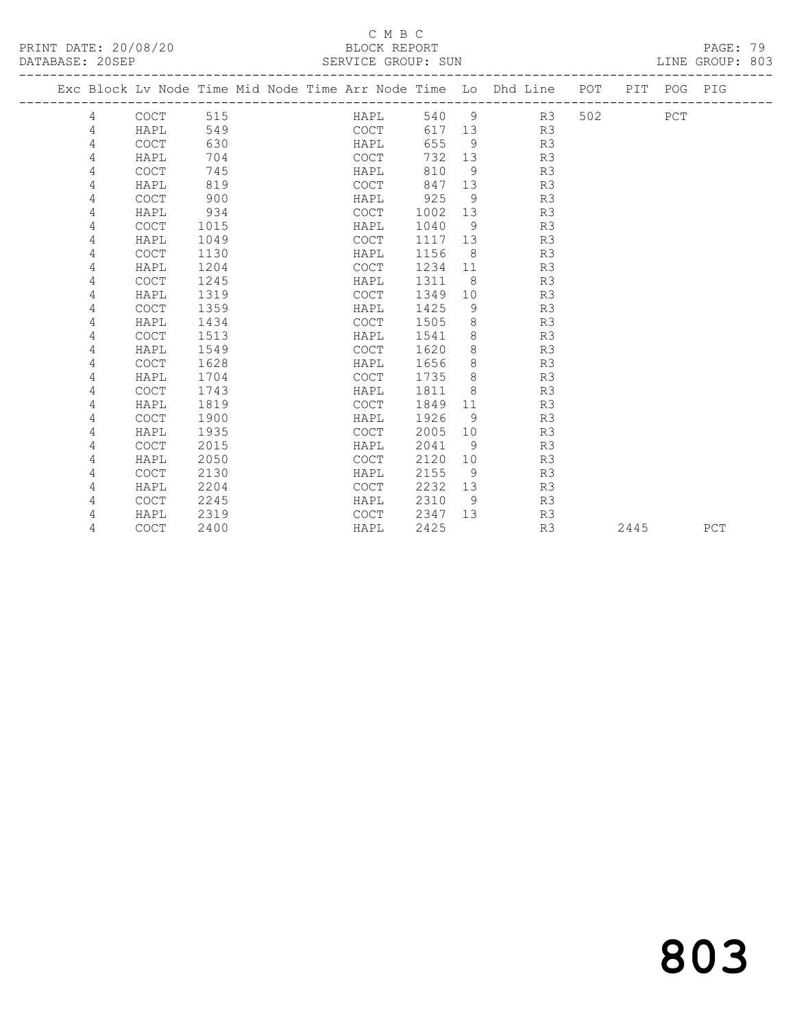C M B C

PRINT DATE: 20/08/20 BLOCK REPORT
DATABASE: 20SEP SERVICE GROUP: SUN LINE GROUP: 803

| Exc | Block | Lv | Node | Time | Mid | Node | Time | Arr | Node | Time | Lo | Dhd | Line | POT | PIT | POG | PIG |
|---|---|---|---|---|---|---|---|---|---|---|---|---|---|---|---|---|---|
| | 4 | | COCT | 515 | | | | | HAPL | 540 | 9 | | R3 | 502 | | PCT | |
| | 4 | | HAPL | 549 | | | | | COCT | 617 | 13 | | R3 | | | | |
| | 4 | | COCT | 630 | | | | | HAPL | 655 | 9 | | R3 | | | | |
| | 4 | | HAPL | 704 | | | | | COCT | 732 | 13 | | R3 | | | | |
| | 4 | | COCT | 745 | | | | | HAPL | 810 | 9 | | R3 | | | | |
| | 4 | | HAPL | 819 | | | | | COCT | 847 | 13 | | R3 | | | | |
| | 4 | | COCT | 900 | | | | | HAPL | 925 | 9 | | R3 | | | | |
| | 4 | | HAPL | 934 | | | | | COCT | 1002 | 13 | | R3 | | | | |
| | 4 | | COCT | 1015 | | | | | HAPL | 1040 | 9 | | R3 | | | | |
| | 4 | | HAPL | 1049 | | | | | COCT | 1117 | 13 | | R3 | | | | |
| | 4 | | COCT | 1130 | | | | | HAPL | 1156 | 8 | | R3 | | | | |
| | 4 | | HAPL | 1204 | | | | | COCT | 1234 | 11 | | R3 | | | | |
| | 4 | | COCT | 1245 | | | | | HAPL | 1311 | 8 | | R3 | | | | |
| | 4 | | HAPL | 1319 | | | | | COCT | 1349 | 10 | | R3 | | | | |
| | 4 | | COCT | 1359 | | | | | HAPL | 1425 | 9 | | R3 | | | | |
| | 4 | | HAPL | 1434 | | | | | COCT | 1505 | 8 | | R3 | | | | |
| | 4 | | COCT | 1513 | | | | | HAPL | 1541 | 8 | | R3 | | | | |
| | 4 | | HAPL | 1549 | | | | | COCT | 1620 | 8 | | R3 | | | | |
| | 4 | | COCT | 1628 | | | | | HAPL | 1656 | 8 | | R3 | | | | |
| | 4 | | HAPL | 1704 | | | | | COCT | 1735 | 8 | | R3 | | | | |
| | 4 | | COCT | 1743 | | | | | HAPL | 1811 | 8 | | R3 | | | | |
| | 4 | | HAPL | 1819 | | | | | COCT | 1849 | 11 | | R3 | | | | |
| | 4 | | COCT | 1900 | | | | | HAPL | 1926 | 9 | | R3 | | | | |
| | 4 | | HAPL | 1935 | | | | | COCT | 2005 | 10 | | R3 | | | | |
| | 4 | | COCT | 2015 | | | | | HAPL | 2041 | 9 | | R3 | | | | |
| | 4 | | HAPL | 2050 | | | | | COCT | 2120 | 10 | | R3 | | | | |
| | 4 | | COCT | 2130 | | | | | HAPL | 2155 | 9 | | R3 | | | | |
| | 4 | | HAPL | 2204 | | | | | COCT | 2232 | 13 | | R3 | | | | |
| | 4 | | COCT | 2245 | | | | | HAPL | 2310 | 9 | | R3 | | | | |
| | 4 | | HAPL | 2319 | | | | | COCT | 2347 | 13 | | R3 | | | | |
| | 4 | | COCT | 2400 | | | | | HAPL | 2425 | | | R3 | | 2445 | | PCT |

803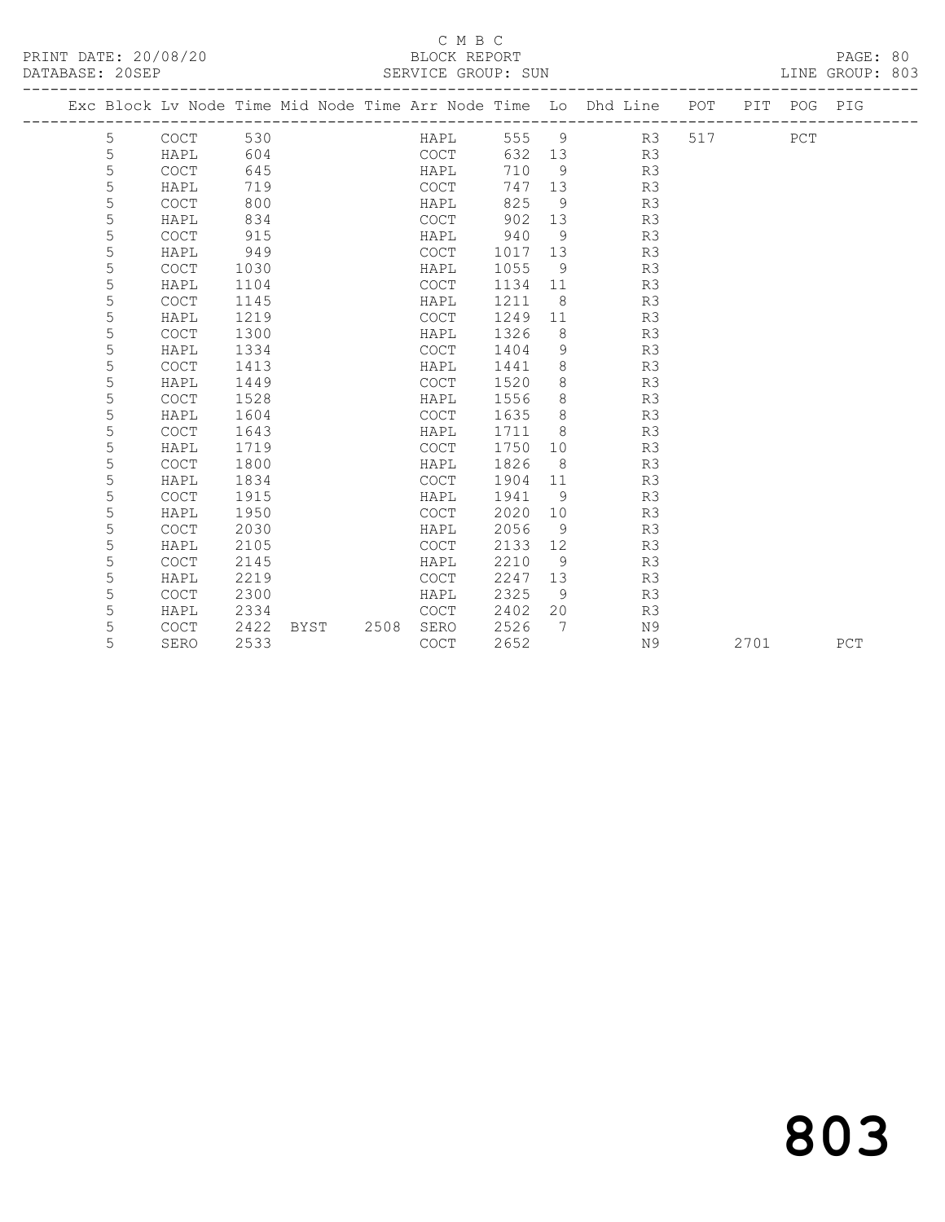C M B C

PRINT DATE: 20/08/20 BLOCK REPORT PAGE: 80
DATABASE: 20SEP SERVICE GROUP: SUN LINE GROUP: 803

| Exc | Block | Lv | Node | Time | Mid Node | Time | Arr Node | Time | Lo | Dhd | Line | POT | PIT | POG | PIG |
|---|---|---|---|---|---|---|---|---|---|---|---|---|---|---|---|
| | 5 | | COCT | 530 | | | HAPL | 555 | 9 | | R3 | 517 | | PCT | |
| | 5 | | HAPL | 604 | | | COCT | 632 | 13 | | R3 | | | | |
| | 5 | | COCT | 645 | | | HAPL | 710 | 9 | | R3 | | | | |
| | 5 | | HAPL | 719 | | | COCT | 747 | 13 | | R3 | | | | |
| | 5 | | COCT | 800 | | | HAPL | 825 | 9 | | R3 | | | | |
| | 5 | | HAPL | 834 | | | COCT | 902 | 13 | | R3 | | | | |
| | 5 | | COCT | 915 | | | HAPL | 940 | 9 | | R3 | | | | |
| | 5 | | HAPL | 949 | | | COCT | 1017 | 13 | | R3 | | | | |
| | 5 | | COCT | 1030 | | | HAPL | 1055 | 9 | | R3 | | | | |
| | 5 | | HAPL | 1104 | | | COCT | 1134 | 11 | | R3 | | | | |
| | 5 | | COCT | 1145 | | | HAPL | 1211 | 8 | | R3 | | | | |
| | 5 | | HAPL | 1219 | | | COCT | 1249 | 11 | | R3 | | | | |
| | 5 | | COCT | 1300 | | | HAPL | 1326 | 8 | | R3 | | | | |
| | 5 | | HAPL | 1334 | | | COCT | 1404 | 9 | | R3 | | | | |
| | 5 | | COCT | 1413 | | | HAPL | 1441 | 8 | | R3 | | | | |
| | 5 | | HAPL | 1449 | | | COCT | 1520 | 8 | | R3 | | | | |
| | 5 | | COCT | 1528 | | | HAPL | 1556 | 8 | | R3 | | | | |
| | 5 | | HAPL | 1604 | | | COCT | 1635 | 8 | | R3 | | | | |
| | 5 | | COCT | 1643 | | | HAPL | 1711 | 8 | | R3 | | | | |
| | 5 | | HAPL | 1719 | | | COCT | 1750 | 10 | | R3 | | | | |
| | 5 | | COCT | 1800 | | | HAPL | 1826 | 8 | | R3 | | | | |
| | 5 | | HAPL | 1834 | | | COCT | 1904 | 11 | | R3 | | | | |
| | 5 | | COCT | 1915 | | | HAPL | 1941 | 9 | | R3 | | | | |
| | 5 | | HAPL | 1950 | | | COCT | 2020 | 10 | | R3 | | | | |
| | 5 | | COCT | 2030 | | | HAPL | 2056 | 9 | | R3 | | | | |
| | 5 | | HAPL | 2105 | | | COCT | 2133 | 12 | | R3 | | | | |
| | 5 | | COCT | 2145 | | | HAPL | 2210 | 9 | | R3 | | | | |
| | 5 | | HAPL | 2219 | | | COCT | 2247 | 13 | | R3 | | | | |
| | 5 | | COCT | 2300 | | | HAPL | 2325 | 9 | | R3 | | | | |
| | 5 | | HAPL | 2334 | | | COCT | 2402 | 20 | | R3 | | | | |
| | 5 | | COCT | 2422 | BYST | 2508 | SERO | 2526 | 7 | | N9 | | | | |
| | 5 | | SERO | 2533 | | | COCT | 2652 | | | N9 | | 2701 | | PCT |

803